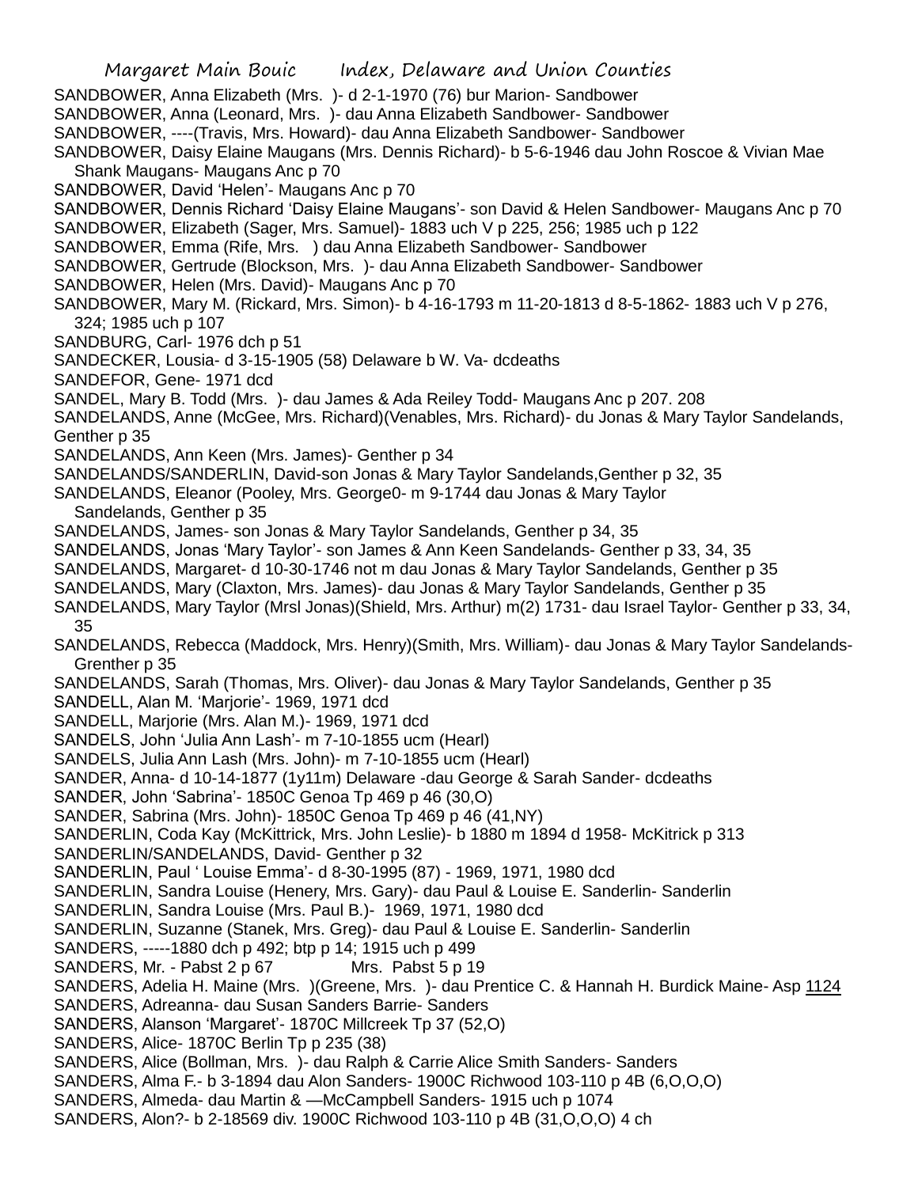SANDBOWER, Anna Elizabeth (Mrs. )- d 2-1-1970 (76) bur Marion- Sandbower
SANDBOWER, Anna (Leonard, Mrs. )- dau Anna Elizabeth Sandbower- Sandbower
SANDBOWER, ----(Travis, Mrs. Howard)- dau Anna Elizabeth Sandbower- Sandbower
SANDBOWER, Daisy Elaine Maugans (Mrs. Dennis Richard)- b 5-6-1946 dau John Roscoe & Vivian Mae Shank Maugans- Maugans Anc p 70
SANDBOWER, David 'Helen'- Maugans Anc p 70
SANDBOWER, Dennis Richard 'Daisy Elaine Maugans'- son David & Helen Sandbower- Maugans Anc p 70
SANDBOWER, Elizabeth (Sager, Mrs. Samuel)- 1883 uch V p 225, 256; 1985 uch p 122
SANDBOWER, Emma (Rife, Mrs. ) dau Anna Elizabeth Sandbower- Sandbower
SANDBOWER, Gertrude (Blockson, Mrs. )- dau Anna Elizabeth Sandbower- Sandbower
SANDBOWER, Helen (Mrs. David)- Maugans Anc p 70
SANDBOWER, Mary M. (Rickard, Mrs. Simon)- b 4-16-1793 m 11-20-1813 d 8-5-1862- 1883 uch V p 276, 324; 1985 uch p 107
SANDBURG, Carl- 1976 dch p 51
SANDECKER, Lousia- d 3-15-1905 (58) Delaware b W. Va- dcdeaths
SANDEFOR, Gene- 1971 dcd
SANDEL, Mary B. Todd (Mrs. )- dau James & Ada Reiley Todd- Maugans Anc p 207. 208
SANDELANDS, Anne (McGee, Mrs. Richard)(Venables, Mrs. Richard)- du Jonas & Mary Taylor Sandelands, Genther p 35
SANDELANDS, Ann Keen (Mrs. James)- Genther p 34
SANDELANDS/SANDERLIN, David-son Jonas & Mary Taylor Sandelands,Genther p 32, 35
SANDELANDS, Eleanor (Pooley, Mrs. George0- m 9-1744 dau Jonas & Mary Taylor Sandelands, Genther p 35
SANDELANDS, James- son Jonas & Mary Taylor Sandelands, Genther p 34, 35
SANDELANDS, Jonas 'Mary Taylor'- son James & Ann Keen Sandelands- Genther p 33, 34, 35
SANDELANDS, Margaret- d 10-30-1746 not m dau Jonas & Mary Taylor Sandelands, Genther p 35
SANDELANDS, Mary (Claxton, Mrs. James)- dau Jonas & Mary Taylor Sandelands, Genther p 35
SANDELANDS, Mary Taylor (Mrsl Jonas)(Shield, Mrs. Arthur) m(2) 1731- dau Israel Taylor- Genther p 33, 34, 35
SANDELANDS, Rebecca (Maddock, Mrs. Henry)(Smith, Mrs. William)- dau Jonas & Mary Taylor Sandelands- Grenther p 35
SANDELANDS, Sarah (Thomas, Mrs. Oliver)- dau Jonas & Mary Taylor Sandelands, Genther p 35
SANDELL, Alan M. 'Marjorie'- 1969, 1971 dcd
SANDELL, Marjorie (Mrs. Alan M.)- 1969, 1971 dcd
SANDELS, John 'Julia Ann Lash'- m 7-10-1855 ucm (Hearl)
SANDELS, Julia Ann Lash (Mrs. John)- m 7-10-1855 ucm (Hearl)
SANDER, Anna- d 10-14-1877 (1y11m) Delaware -dau George & Sarah Sander- dcdeaths
SANDER, John 'Sabrina'- 1850C Genoa Tp 469 p 46 (30,O)
SANDER, Sabrina (Mrs. John)- 1850C Genoa Tp 469 p 46 (41,NY)
SANDERLIN, Coda Kay (McKittrick, Mrs. John Leslie)- b 1880 m 1894 d 1958- McKitrick p 313
SANDERLIN/SANDELANDS, David- Genther p 32
SANDERLIN, Paul ' Louise Emma'- d 8-30-1995 (87) - 1969, 1971, 1980 dcd
SANDERLIN, Sandra Louise (Henery, Mrs. Gary)- dau Paul & Louise E. Sanderlin- Sanderlin
SANDERLIN, Sandra Louise (Mrs. Paul B.)- 1969, 1971, 1980 dcd
SANDERLIN, Suzanne (Stanek, Mrs. Greg)- dau Paul & Louise E. Sanderlin- Sanderlin
SANDERS, -----1880 dch p 492; btp p 14; 1915 uch p 499
SANDERS, Mr. - Pabst 2 p 67 Mrs. Pabst 5 p 19
SANDERS, Adelia H. Maine (Mrs. )(Greene, Mrs. )- dau Prentice C. & Hannah H. Burdick Maine- Asp 1124
SANDERS, Adreanna- dau Susan Sanders Barrie- Sanders
SANDERS, Alanson 'Margaret'- 1870C Millcreek Tp 37 (52,O)
SANDERS, Alice- 1870C Berlin Tp p 235 (38)
SANDERS, Alice (Bollman, Mrs. )- dau Ralph & Carrie Alice Smith Sanders- Sanders
SANDERS, Alma F.- b 3-1894 dau Alon Sanders- 1900C Richwood 103-110 p 4B (6,O,O,O)
SANDERS, Almeda- dau Martin & —McCampbell Sanders- 1915 uch p 1074
SANDERS, Alon?- b 2-18569 div. 1900C Richwood 103-110 p 4B (31,O,O,O) 4 ch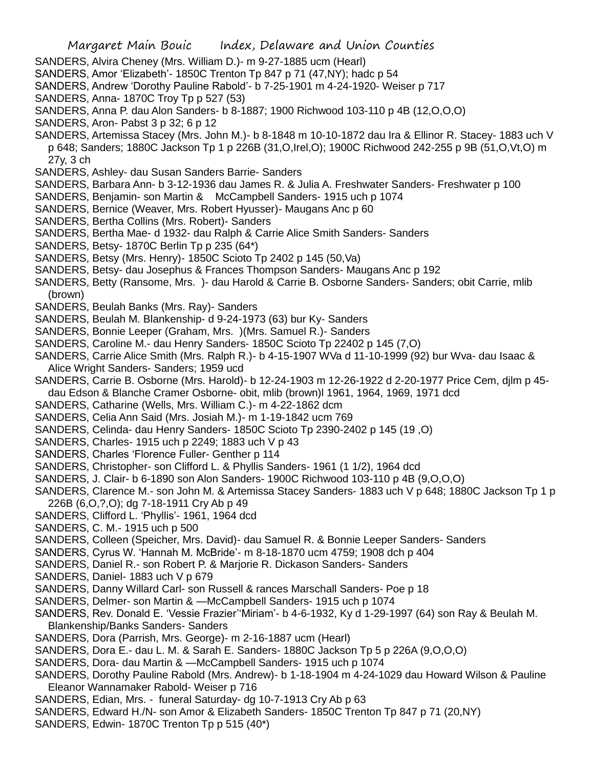SANDERS, Alvira Cheney (Mrs. William D.)- m 9-27-1885 ucm (Hearl)

SANDERS, Amor 'Elizabeth'- 1850C Trenton Tp 847 p 71 (47,NY); hadc p 54

SANDERS, Andrew 'Dorothy Pauline Rabold'- b 7-25-1901 m 4-24-1920- Weiser p 717

SANDERS, Anna- 1870C Troy Tp p 527 (53)

SANDERS, Anna P. dau Alon Sanders- b 8-1887; 1900 Richwood 103-110 p 4B (12,O,O,O)

SANDERS, Aron- Pabst 3 p 32; 6 p 12

SANDERS, Artemissa Stacey (Mrs. John M.)- b 8-1848 m 10-10-1872 dau Ira & Ellinor R. Stacey- 1883 uch V p 648; Sanders; 1880C Jackson Tp 1 p 226B (31,O,Irel,O); 1900C Richwood 242-255 p 9B (51,O,Vt,O) m 27y, 3 ch

SANDERS, Ashley- dau Susan Sanders Barrie- Sanders

SANDERS, Barbara Ann- b 3-12-1936 dau James R. & Julia A. Freshwater Sanders- Freshwater p 100

SANDERS, Benjamin- son Martin & McCampbell Sanders- 1915 uch p 1074

SANDERS, Bernice (Weaver, Mrs. Robert Hyusser)- Maugans Anc p 60

SANDERS, Bertha Collins (Mrs. Robert)- Sanders

SANDERS, Bertha Mae- d 1932- dau Ralph & Carrie Alice Smith Sanders- Sanders

SANDERS, Betsy- 1870C Berlin Tp p 235 (64*)

SANDERS, Betsy (Mrs. Henry)- 1850C Scioto Tp 2402 p 145 (50,Va)

SANDERS, Betsy- dau Josephus & Frances Thompson Sanders- Maugans Anc p 192

SANDERS, Betty (Ransome, Mrs. )- dau Harold & Carrie B. Osborne Sanders- Sanders; obit Carrie, mlib (brown)

SANDERS, Beulah Banks (Mrs. Ray)- Sanders

SANDERS, Beulah M. Blankenship- d 9-24-1973 (63) bur Ky- Sanders

SANDERS, Bonnie Leeper (Graham, Mrs. )(Mrs. Samuel R.)- Sanders

SANDERS, Caroline M.- dau Henry Sanders- 1850C Scioto Tp 22402 p 145 (7,O)

SANDERS, Carrie Alice Smith (Mrs. Ralph R.)- b 4-15-1907 WVa d 11-10-1999 (92) bur Wva- dau Isaac & Alice Wright Sanders- Sanders; 1959 ucd

SANDERS, Carrie B. Osborne (Mrs. Harold)- b 12-24-1903 m 12-26-1922 d 2-20-1977 Price Cem, djlm p 45- dau Edson & Blanche Cramer Osborne- obit, mlib (brown)l 1961, 1964, 1969, 1971 dcd

SANDERS, Catharine (Wells, Mrs. William C.)- m 4-22-1862 dcm

SANDERS, Celia Ann Said (Mrs. Josiah M.)- m 1-19-1842 ucm 769

SANDERS, Celinda- dau Henry Sanders- 1850C Scioto Tp 2390-2402 p 145 (19 ,O)

SANDERS, Charles- 1915 uch p 2249; 1883 uch V p 43

SANDERS, Charles 'Florence Fuller- Genther p 114

SANDERS, Christopher- son Clifford L. & Phyllis Sanders- 1961 (1 1/2), 1964 dcd

SANDERS, J. Clair- b 6-1890 son Alon M. Sanders- 1900C Richwood 103-110 p 4B (9,O,O,O)

SANDERS, Clarence M.- son John M. & Artemissa Stacey Sanders- 1883 uch V p 648; 1880C Jackson Tp 1 p 226B (6,O,?,O); dg 7-18-1911 Cry Ab p 49

SANDERS, Clifford L. 'Phyllis'- 1961, 1964 dcd

SANDERS, C. M.- 1915 uch p 500

SANDERS, Colleen (Speicher, Mrs. David)- dau Samuel R. & Bonnie Leeper Sanders- Sanders

SANDERS, Cyrus W. 'Hannah M. McBride'- m 8-18-1870 ucm 4759; 1908 dch p 404

SANDERS, Daniel R.- son Robert P. & Marjorie R. Dickason Sanders- Sanders

SANDERS, Daniel- 1883 uch V p 679

SANDERS, Danny Willard Carl- son Russell & rances Marschall Sanders- Poe p 18

SANDERS, Delmer- son Martin & —McCampbell Sanders- 1915 uch p 1074

SANDERS, Rev. Donald E. 'Vessie Frazier''Miriam'- b 4-6-1932, Ky d 1-29-1997 (64) son Ray & Beulah M. Blankenship/Banks Sanders- Sanders

SANDERS, Dora (Parrish, Mrs. George)- m 2-16-1887 ucm (Hearl)

SANDERS, Dora E.- dau L. M. & Sarah E. Sanders- 1880C Jackson Tp 5 p 226A (9,O,O,O)

SANDERS, Dora- dau Martin & —McCampbell Sanders- 1915 uch p 1074

SANDERS, Dorothy Pauline Rabold (Mrs. Andrew)- b 1-18-1904 m 4-24-1029 dau Howard Wilson & Pauline Eleanor Wannamaker Rabold- Weiser p 716

SANDERS, Edian, Mrs. - funeral Saturday- dg 10-7-1913 Cry Ab p 63

SANDERS, Edward H./N- son Amor & Elizabeth Sanders- 1850C Trenton Tp 847 p 71 (20,NY)

SANDERS, Edwin- 1870C Trenton Tp p 515 (40*)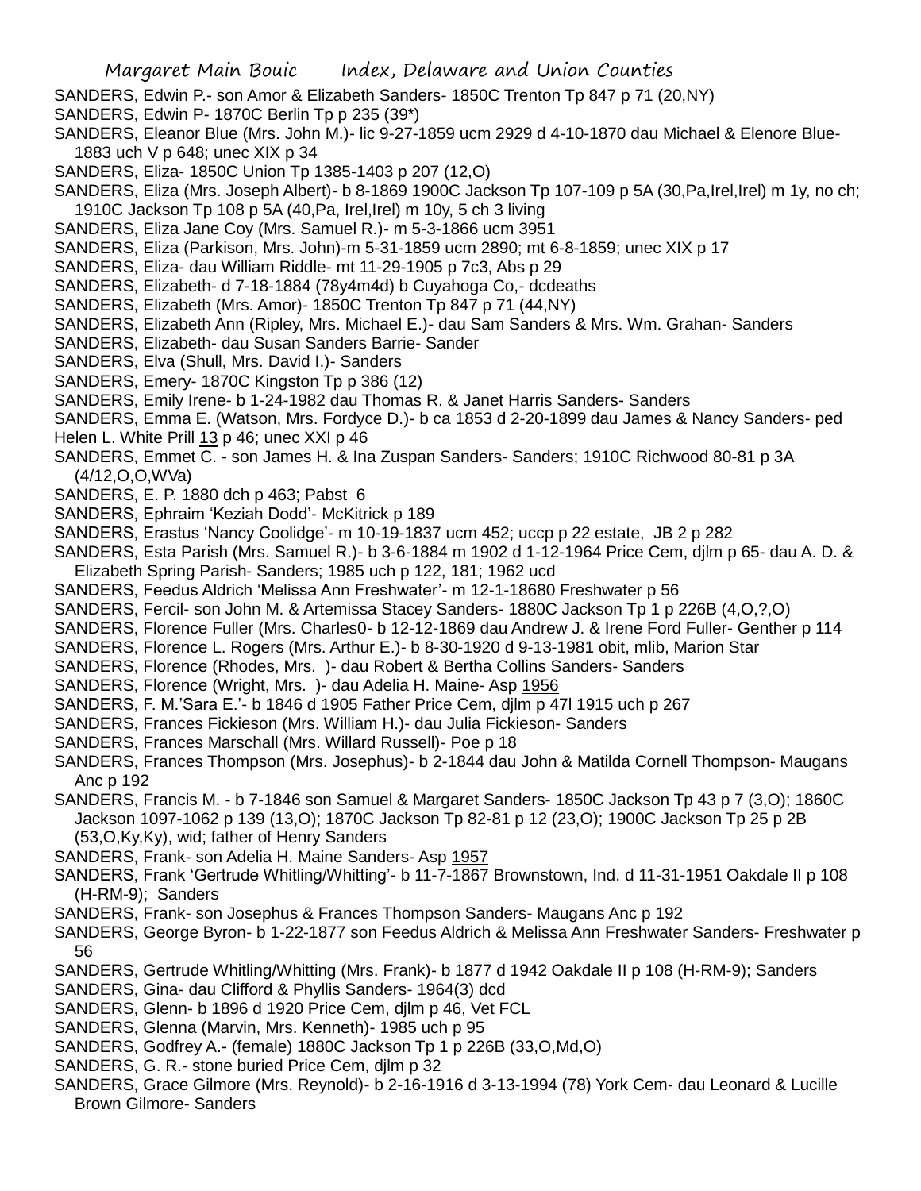SANDERS, Edwin P.- son Amor & Elizabeth Sanders- 1850C Trenton Tp 847 p 71 (20,NY)

SANDERS, Edwin P- 1870C Berlin Tp p 235 (39*)

SANDERS, Eleanor Blue (Mrs. John M.)- lic 9-27-1859 ucm 2929 d 4-10-1870 dau Michael & Elenore Blue- 1883 uch V p 648; unec XIX p 34

SANDERS, Eliza- 1850C Union Tp 1385-1403 p 207 (12,O)

SANDERS, Eliza (Mrs. Joseph Albert)- b 8-1869 1900C Jackson Tp 107-109 p 5A (30,Pa,Irel,Irel) m 1y, no ch; 1910C Jackson Tp 108 p 5A (40,Pa, Irel,Irel) m 10y, 5 ch 3 living

SANDERS, Eliza Jane Coy (Mrs. Samuel R.)- m 5-3-1866 ucm 3951

SANDERS, Eliza (Parkison, Mrs. John)-m 5-31-1859 ucm 2890; mt 6-8-1859; unec XIX p 17

SANDERS, Eliza- dau William Riddle- mt 11-29-1905 p 7c3, Abs p 29

SANDERS, Elizabeth- d 7-18-1884 (78y4m4d) b Cuyahoga Co,- dcdeaths

SANDERS, Elizabeth (Mrs. Amor)- 1850C Trenton Tp 847 p 71 (44,NY)

SANDERS, Elizabeth Ann (Ripley, Mrs. Michael E.)- dau Sam Sanders & Mrs. Wm. Grahan- Sanders

SANDERS, Elizabeth- dau Susan Sanders Barrie- Sander

SANDERS, Elva (Shull, Mrs. David I.)- Sanders

SANDERS, Emery- 1870C Kingston Tp p 386 (12)

SANDERS, Emily Irene- b 1-24-1982 dau Thomas R. & Janet Harris Sanders- Sanders

SANDERS, Emma E. (Watson, Mrs. Fordyce D.)- b ca 1853 d 2-20-1899 dau James & Nancy Sanders- ped Helen L. White Prill 13 p 46; unec XXI p 46

SANDERS, Emmet C. - son James H. & Ina Zuspan Sanders- Sanders; 1910C Richwood 80-81 p 3A (4/12,O,O,WVa)

SANDERS, E. P. 1880 dch p 463; Pabst 6

SANDERS, Ephraim 'Keziah Dodd'- McKitrick p 189

SANDERS, Erastus 'Nancy Coolidge'- m 10-19-1837 ucm 452; uccp p 22 estate, JB 2 p 282

SANDERS, Esta Parish (Mrs. Samuel R.)- b 3-6-1884 m 1902 d 1-12-1964 Price Cem, djlm p 65- dau A. D. & Elizabeth Spring Parish- Sanders; 1985 uch p 122, 181; 1962 ucd

SANDERS, Feedus Aldrich 'Melissa Ann Freshwater'- m 12-1-18680 Freshwater p 56

SANDERS, Fercil- son John M. & Artemissa Stacey Sanders- 1880C Jackson Tp 1 p 226B (4,O,?,O)

SANDERS, Florence Fuller (Mrs. Charles0- b 12-12-1869 dau Andrew J. & Irene Ford Fuller- Genther p 114

SANDERS, Florence L. Rogers (Mrs. Arthur E.)- b 8-30-1920 d 9-13-1981 obit, mlib, Marion Star

SANDERS, Florence (Rhodes, Mrs. )- dau Robert & Bertha Collins Sanders- Sanders

SANDERS, Florence (Wright, Mrs. )- dau Adelia H. Maine- Asp 1956

SANDERS, F. M.'Sara E.'- b 1846 d 1905 Father Price Cem, djlm p 47l 1915 uch p 267

SANDERS, Frances Fickieson (Mrs. William H.)- dau Julia Fickieson- Sanders

SANDERS, Frances Marschall (Mrs. Willard Russell)- Poe p 18

SANDERS, Frances Thompson (Mrs. Josephus)- b 2-1844 dau John & Matilda Cornell Thompson- Maugans Anc p 192

SANDERS, Francis M. - b 7-1846 son Samuel & Margaret Sanders- 1850C Jackson Tp 43 p 7 (3,O); 1860C Jackson 1097-1062 p 139 (13,O); 1870C Jackson Tp 82-81 p 12 (23,O); 1900C Jackson Tp 25 p 2B (53,O,Ky,Ky), wid; father of Henry Sanders

SANDERS, Frank- son Adelia H. Maine Sanders- Asp 1957

SANDERS, Frank 'Gertrude Whitling/Whitting'- b 11-7-1867 Brownstown, Ind. d 11-31-1951 Oakdale II p 108 (H-RM-9); Sanders

SANDERS, Frank- son Josephus & Frances Thompson Sanders- Maugans Anc p 192

SANDERS, George Byron- b 1-22-1877 son Feedus Aldrich & Melissa Ann Freshwater Sanders- Freshwater p 56

SANDERS, Gertrude Whitling/Whitting (Mrs. Frank)- b 1877 d 1942 Oakdale II p 108 (H-RM-9); Sanders

SANDERS, Gina- dau Clifford & Phyllis Sanders- 1964(3) dcd

SANDERS, Glenn- b 1896 d 1920 Price Cem, djlm p 46, Vet FCL

SANDERS, Glenna (Marvin, Mrs. Kenneth)- 1985 uch p 95

SANDERS, Godfrey A.- (female) 1880C Jackson Tp 1 p 226B (33,O,Md,O)

SANDERS, G. R.- stone buried Price Cem, djlm p 32

SANDERS, Grace Gilmore (Mrs. Reynold)- b 2-16-1916 d 3-13-1994 (78) York Cem- dau Leonard & Lucille Brown Gilmore- Sanders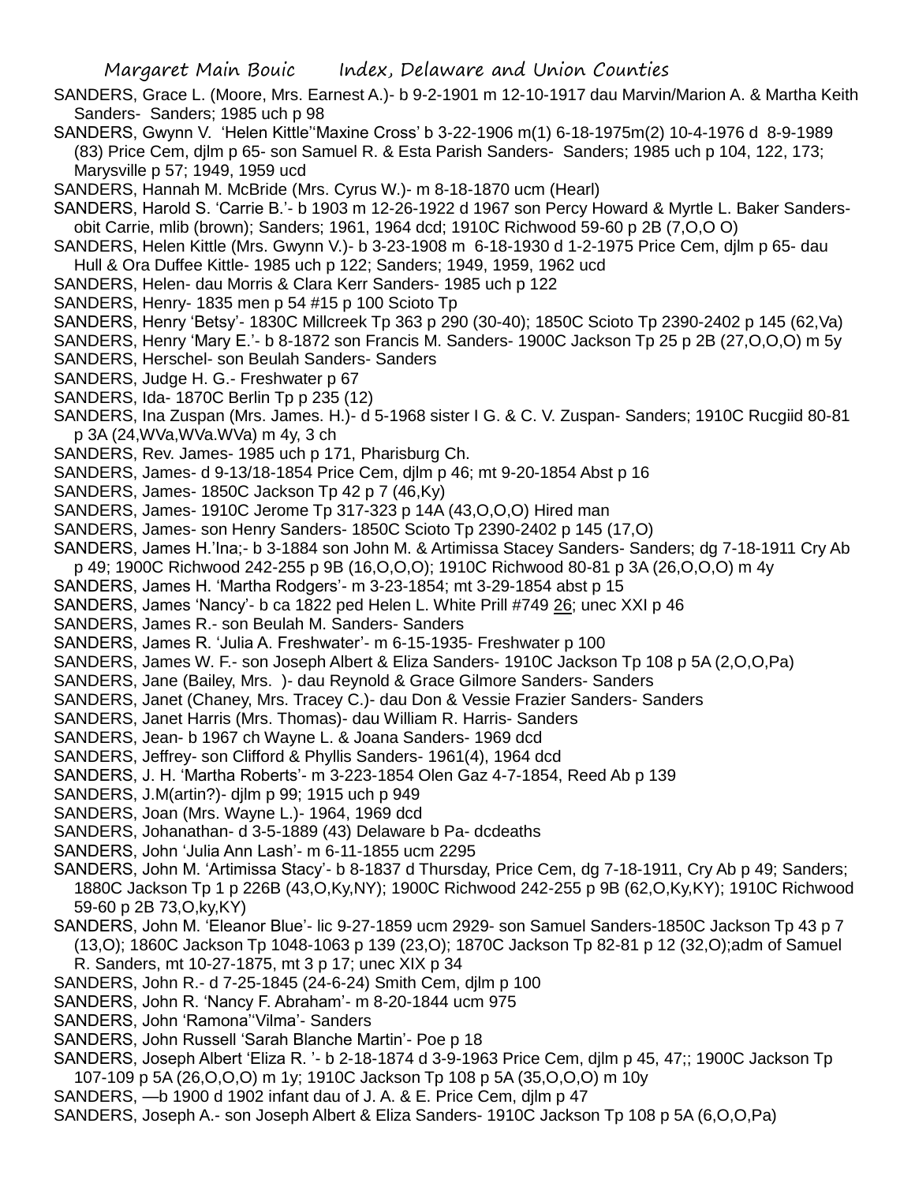SANDERS, Grace L. (Moore, Mrs. Earnest A.)- b 9-2-1901 m 12-10-1917 dau Marvin/Marion A. & Martha Keith Sanders- Sanders; 1985 uch p 98

SANDERS, Gwynn V. 'Helen Kittle''Maxine Cross' b 3-22-1906 m(1) 6-18-1975m(2) 10-4-1976 d 8-9-1989 (83) Price Cem, djlm p 65- son Samuel R. & Esta Parish Sanders- Sanders; 1985 uch p 104, 122, 173; Marysville p 57; 1949, 1959 ucd

SANDERS, Hannah M. McBride (Mrs. Cyrus W.)- m 8-18-1870 ucm (Hearl)

SANDERS, Harold S. 'Carrie B.'- b 1903 m 12-26-1922 d 1967 son Percy Howard & Myrtle L. Baker Sanders- obit Carrie, mlib (brown); Sanders; 1961, 1964 dcd; 1910C Richwood 59-60 p 2B (7,O,O O)

SANDERS, Helen Kittle (Mrs. Gwynn V.)- b 3-23-1908 m 6-18-1930 d 1-2-1975 Price Cem, djlm p 65- dau Hull & Ora Duffee Kittle- 1985 uch p 122; Sanders; 1949, 1959, 1962 ucd

SANDERS, Helen- dau Morris & Clara Kerr Sanders- 1985 uch p 122

SANDERS, Henry- 1835 men p 54 #15 p 100 Scioto Tp

SANDERS, Henry 'Betsy'- 1830C Millcreek Tp 363 p 290 (30-40); 1850C Scioto Tp 2390-2402 p 145 (62,Va)

SANDERS, Henry 'Mary E.'- b 8-1872 son Francis M. Sanders- 1900C Jackson Tp 25 p 2B (27,O,O,O) m 5y

SANDERS, Herschel- son Beulah Sanders- Sanders

SANDERS, Judge H. G.- Freshwater p 67

SANDERS, Ida- 1870C Berlin Tp p 235 (12)

SANDERS, Ina Zuspan (Mrs. James. H.)- d 5-1968 sister I G. & C. V. Zuspan- Sanders; 1910C Rucgiid 80-81 p 3A (24,WVa,WVa.WVa) m 4y, 3 ch

SANDERS, Rev. James- 1985 uch p 171, Pharisburg Ch.

SANDERS, James- d 9-13/18-1854 Price Cem, djlm p 46; mt 9-20-1854 Abst p 16

SANDERS, James- 1850C Jackson Tp 42 p 7 (46,Ky)

SANDERS, James- 1910C Jerome Tp 317-323 p 14A (43,O,O,O) Hired man

SANDERS, James- son Henry Sanders- 1850C Scioto Tp 2390-2402 p 145 (17,O)

SANDERS, James H.'Ina;- b 3-1884 son John M. & Artimissa Stacey Sanders- Sanders; dg 7-18-1911 Cry Ab p 49; 1900C Richwood 242-255 p 9B (16,O,O,O); 1910C Richwood 80-81 p 3A (26,O,O,O) m 4y

SANDERS, James H. 'Martha Rodgers'- m 3-23-1854; mt 3-29-1854 abst p 15

SANDERS, James 'Nancy'- b ca 1822 ped Helen L. White Prill #749 26; unec XXI p 46

SANDERS, James R.- son Beulah M. Sanders- Sanders

SANDERS, James R. 'Julia A. Freshwater'- m 6-15-1935- Freshwater p 100

SANDERS, James W. F.- son Joseph Albert & Eliza Sanders- 1910C Jackson Tp 108 p 5A (2,O,O,Pa)

SANDERS, Jane (Bailey, Mrs. )- dau Reynold & Grace Gilmore Sanders- Sanders

SANDERS, Janet (Chaney, Mrs. Tracey C.)- dau Don & Vessie Frazier Sanders- Sanders

SANDERS, Janet Harris (Mrs. Thomas)- dau William R. Harris- Sanders

SANDERS, Jean- b 1967 ch Wayne L. & Joana Sanders- 1969 dcd

SANDERS, Jeffrey- son Clifford & Phyllis Sanders- 1961(4), 1964 dcd

SANDERS, J. H. 'Martha Roberts'- m 3-223-1854 Olen Gaz 4-7-1854, Reed Ab p 139

SANDERS, J.M(artin?)- djlm p 99; 1915 uch p 949

SANDERS, Joan (Mrs. Wayne L.)- 1964, 1969 dcd

SANDERS, Johanathan- d 3-5-1889 (43) Delaware b Pa- dcdeaths

SANDERS, John 'Julia Ann Lash'- m 6-11-1855 ucm 2295

SANDERS, John M. 'Artimissa Stacy'- b 8-1837 d Thursday, Price Cem, dg 7-18-1911, Cry Ab p 49; Sanders; 1880C Jackson Tp 1 p 226B (43,O,Ky,NY); 1900C Richwood 242-255 p 9B (62,O,Ky,KY); 1910C Richwood 59-60 p 2B 73,O,ky,KY)

SANDERS, John M. 'Eleanor Blue'- lic 9-27-1859 ucm 2929- son Samuel Sanders-1850C Jackson Tp 43 p 7 (13,O); 1860C Jackson Tp 1048-1063 p 139 (23,O); 1870C Jackson Tp 82-81 p 12 (32,O);adm of Samuel R. Sanders, mt 10-27-1875, mt 3 p 17; unec XIX p 34

SANDERS, John R.- d 7-25-1845 (24-6-24) Smith Cem, djlm p 100

SANDERS, John R. 'Nancy F. Abraham'- m 8-20-1844 ucm 975

SANDERS, John 'Ramona''Vilma'- Sanders

SANDERS, John Russell 'Sarah Blanche Martin'- Poe p 18

SANDERS, Joseph Albert 'Eliza R. '- b 2-18-1874 d 3-9-1963 Price Cem, djlm p 45, 47;; 1900C Jackson Tp 107-109 p 5A (26,O,O,O) m 1y; 1910C Jackson Tp 108 p 5A (35,O,O,O) m 10y

SANDERS, —b 1900 d 1902 infant dau of J. A. & E. Price Cem, djlm p 47

SANDERS, Joseph A.- son Joseph Albert & Eliza Sanders- 1910C Jackson Tp 108 p 5A (6,O,O,Pa)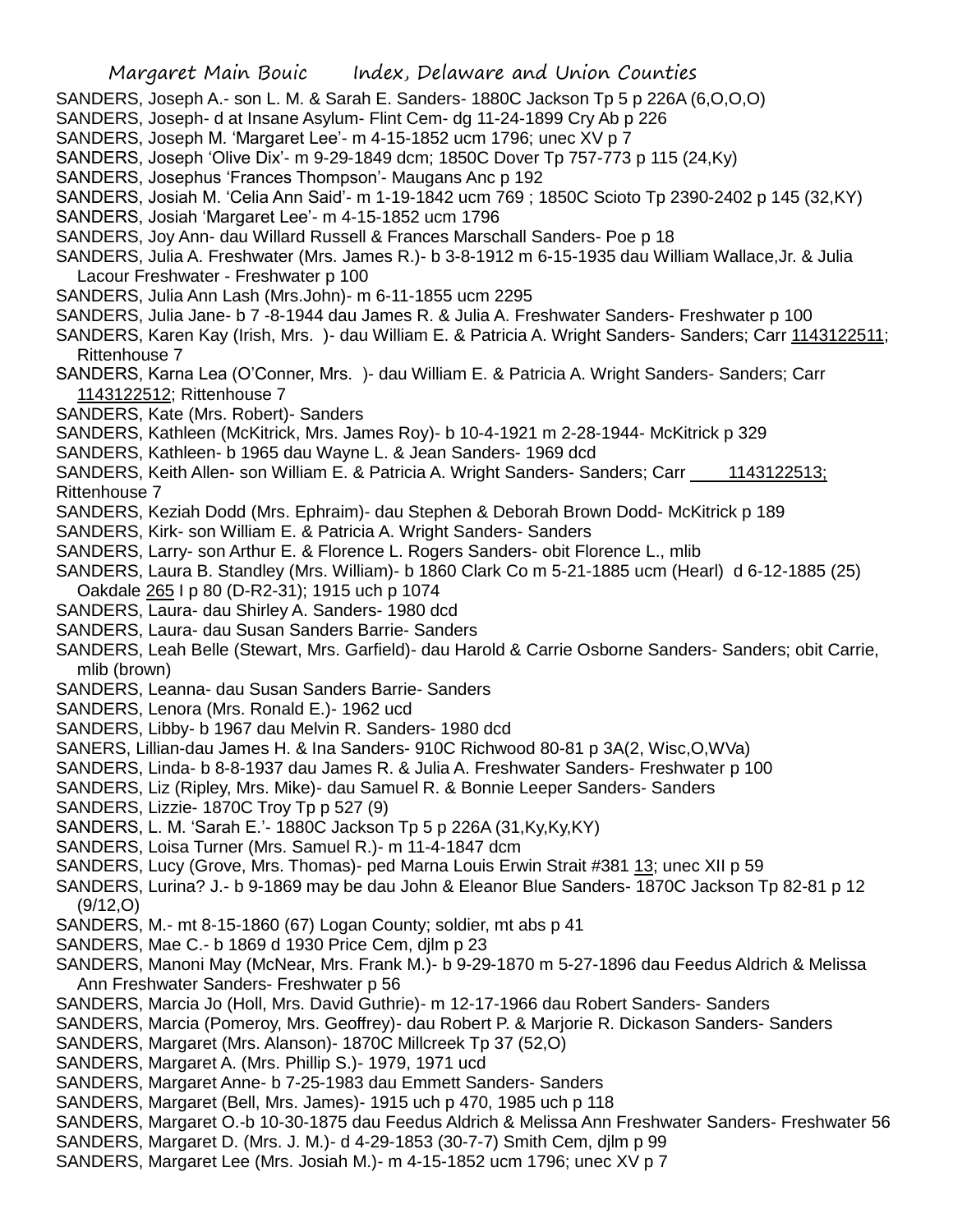SANDERS, Joseph A.- son L. M. & Sarah E. Sanders- 1880C Jackson Tp 5 p 226A (6,O,O,O)
SANDERS, Joseph- d at Insane Asylum- Flint Cem- dg 11-24-1899 Cry Ab p 226
SANDERS, Joseph M. 'Margaret Lee'- m 4-15-1852 ucm 1796; unec XV p 7
SANDERS, Joseph 'Olive Dix'- m 9-29-1849 dcm; 1850C Dover Tp 757-773 p 115 (24,Ky)
SANDERS, Josephus 'Frances Thompson'- Maugans Anc p 192
SANDERS, Josiah M. 'Celia Ann Said'- m 1-19-1842 ucm 769 ; 1850C Scioto Tp 2390-2402 p 145 (32,KY)
SANDERS, Josiah 'Margaret Lee'- m 4-15-1852 ucm 1796
SANDERS, Joy Ann- dau Willard Russell & Frances Marschall Sanders- Poe p 18
SANDERS, Julia A. Freshwater (Mrs. James R.)- b 3-8-1912 m 6-15-1935 dau William Wallace,Jr. & Julia Lacour Freshwater - Freshwater p 100
SANDERS, Julia Ann Lash (Mrs.John)- m 6-11-1855 ucm 2295
SANDERS, Julia Jane- b 7 -8-1944 dau James R. & Julia A. Freshwater Sanders- Freshwater p 100
SANDERS, Karen Kay (Irish, Mrs. )- dau William E. & Patricia A. Wright Sanders- Sanders; Carr 1143122511; Rittenhouse 7
SANDERS, Karna Lea (O'Conner, Mrs. )- dau William E. & Patricia A. Wright Sanders- Sanders; Carr 1143122512; Rittenhouse 7
SANDERS, Kate (Mrs. Robert)- Sanders
SANDERS, Kathleen (McKitrick, Mrs. James Roy)- b 10-4-1921 m 2-28-1944- McKitrick p 329
SANDERS, Kathleen- b 1965 dau Wayne L. & Jean Sanders- 1969 dcd
SANDERS, Keith Allen- son William E. & Patricia A. Wright Sanders- Sanders; Carr 1143122513; Rittenhouse 7
SANDERS, Keziah Dodd (Mrs. Ephraim)- dau Stephen & Deborah Brown Dodd- McKitrick p 189
SANDERS, Kirk- son William E. & Patricia A. Wright Sanders- Sanders
SANDERS, Larry- son Arthur E. & Florence L. Rogers Sanders- obit Florence L., mlib
SANDERS, Laura B. Standley (Mrs. William)- b 1860 Clark Co m 5-21-1885 ucm (Hearl) d 6-12-1885 (25) Oakdale 265 I p 80 (D-R2-31); 1915 uch p 1074
SANDERS, Laura- dau Shirley A. Sanders- 1980 dcd
SANDERS, Laura- dau Susan Sanders Barrie- Sanders
SANDERS, Leah Belle (Stewart, Mrs. Garfield)- dau Harold & Carrie Osborne Sanders- Sanders; obit Carrie, mlib (brown)
SANDERS, Leanna- dau Susan Sanders Barrie- Sanders
SANDERS, Lenora (Mrs. Ronald E.)- 1962 ucd
SANDERS, Libby- b 1967 dau Melvin R. Sanders- 1980 dcd
SANERS, Lillian-dau James H. & Ina Sanders- 910C Richwood 80-81 p 3A(2, Wisc,O,WVa)
SANDERS, Linda- b 8-8-1937 dau James R. & Julia A. Freshwater Sanders- Freshwater p 100
SANDERS, Liz (Ripley, Mrs. Mike)- dau Samuel R. & Bonnie Leeper Sanders- Sanders
SANDERS, Lizzie- 1870C Troy Tp p 527 (9)
SANDERS, L. M. 'Sarah E.'- 1880C Jackson Tp 5 p 226A (31,Ky,Ky,KY)
SANDERS, Loisa Turner (Mrs. Samuel R.)- m 11-4-1847 dcm
SANDERS, Lucy (Grove, Mrs. Thomas)- ped Marna Louis Erwin Strait #381 13; unec XII p 59
SANDERS, Lurina? J.- b 9-1869 may be dau John & Eleanor Blue Sanders- 1870C Jackson Tp 82-81 p 12 (9/12,O)
SANDERS, M.- mt 8-15-1860 (67) Logan County; soldier, mt abs p 41
SANDERS, Mae C.- b 1869 d 1930 Price Cem, djlm p 23
SANDERS, Manoni May (McNear, Mrs. Frank M.)- b 9-29-1870 m 5-27-1896 dau Feedus Aldrich & Melissa Ann Freshwater Sanders- Freshwater p 56
SANDERS, Marcia Jo (Holl, Mrs. David Guthrie)- m 12-17-1966 dau Robert Sanders- Sanders
SANDERS, Marcia (Pomeroy, Mrs. Geoffrey)- dau Robert P. & Marjorie R. Dickason Sanders- Sanders
SANDERS, Margaret (Mrs. Alanson)- 1870C Millcreek Tp 37 (52,O)
SANDERS, Margaret A. (Mrs. Phillip S.)- 1979, 1971 ucd
SANDERS, Margaret Anne- b 7-25-1983 dau Emmett Sanders- Sanders
SANDERS, Margaret (Bell, Mrs. James)- 1915 uch p 470, 1985 uch p 118
SANDERS, Margaret O.-b 10-30-1875 dau Feedus Aldrich & Melissa Ann Freshwater Sanders- Freshwater 56
SANDERS, Margaret D. (Mrs. J. M.)- d 4-29-1853 (30-7-7) Smith Cem, djlm p 99
SANDERS, Margaret Lee (Mrs. Josiah M.)- m 4-15-1852 ucm 1796; unec XV p 7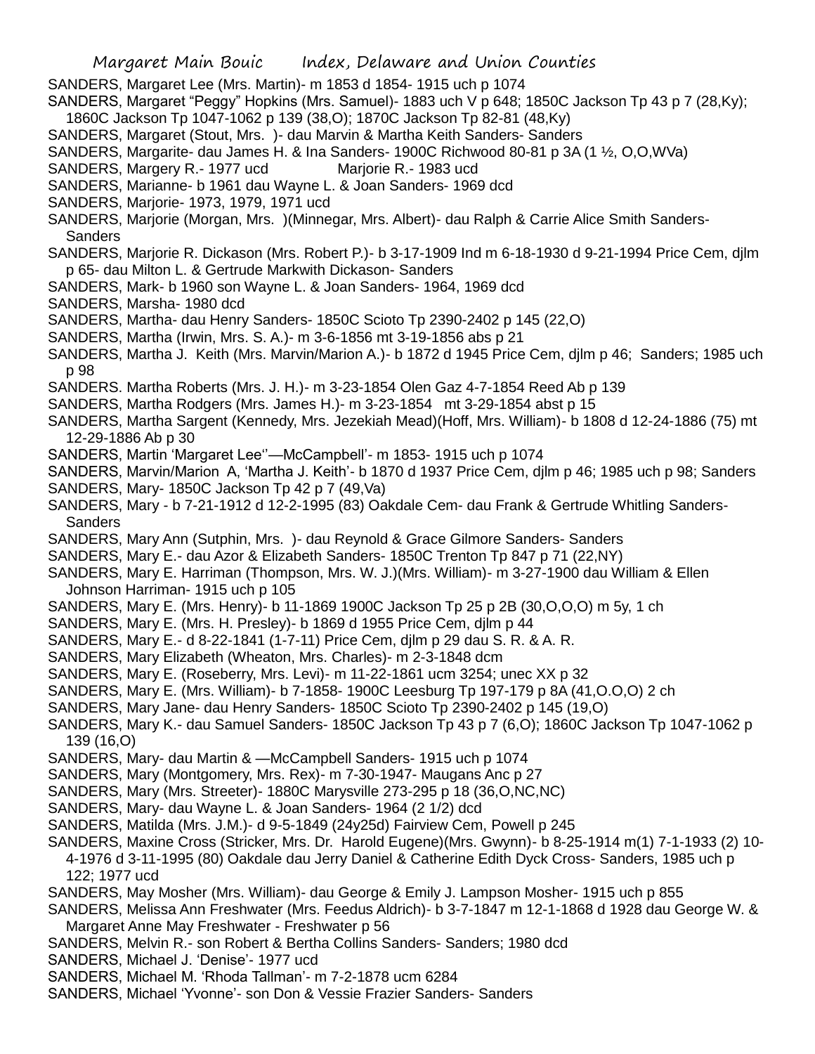SANDERS, Margaret Lee (Mrs. Martin)- m 1853 d 1854- 1915 uch p 1074

SANDERS, Margaret "Peggy" Hopkins (Mrs. Samuel)- 1883 uch V p 648; 1850C Jackson Tp 43 p 7 (28,Ky); 1860C Jackson Tp 1047-1062 p 139 (38,O); 1870C Jackson Tp 82-81 (48,Ky)

SANDERS, Margaret (Stout, Mrs. )- dau Marvin & Martha Keith Sanders- Sanders

SANDERS, Margarite- dau James H. & Ina Sanders- 1900C Richwood 80-81 p 3A (1 ½, O,O,WVa)

SANDERS, Margery R.- 1977 ucd Marjorie R.- 1983 ucd

SANDERS, Marianne- b 1961 dau Wayne L. & Joan Sanders- 1969 dcd

SANDERS, Marjorie- 1973, 1979, 1971 ucd

SANDERS, Marjorie (Morgan, Mrs. )(Minnegar, Mrs. Albert)- dau Ralph & Carrie Alice Smith Sanders- Sanders

SANDERS, Marjorie R. Dickason (Mrs. Robert P.)- b 3-17-1909 Ind m 6-18-1930 d 9-21-1994 Price Cem, djlm p 65- dau Milton L. & Gertrude Markwith Dickason- Sanders

SANDERS, Mark- b 1960 son Wayne L. & Joan Sanders- 1964, 1969 dcd

SANDERS, Marsha- 1980 dcd

SANDERS, Martha- dau Henry Sanders- 1850C Scioto Tp 2390-2402 p 145 (22,O)

SANDERS, Martha (Irwin, Mrs. S. A.)- m 3-6-1856 mt 3-19-1856 abs p 21

SANDERS, Martha J. Keith (Mrs. Marvin/Marion A.)- b 1872 d 1945 Price Cem, djlm p 46; Sanders; 1985 uch p 98

SANDERS. Martha Roberts (Mrs. J. H.)- m 3-23-1854 Olen Gaz 4-7-1854 Reed Ab p 139

SANDERS, Martha Rodgers (Mrs. James H.)- m 3-23-1854 mt 3-29-1854 abst p 15

SANDERS, Martha Sargent (Kennedy, Mrs. Jezekiah Mead)(Hoff, Mrs. William)- b 1808 d 12-24-1886 (75) mt 12-29-1886 Ab p 30

SANDERS, Martin 'Margaret Lee''—McCampbell'- m 1853- 1915 uch p 1074

SANDERS, Marvin/Marion A, 'Martha J. Keith'- b 1870 d 1937 Price Cem, djlm p 46; 1985 uch p 98; Sanders

SANDERS, Mary- 1850C Jackson Tp 42 p 7 (49,Va)

SANDERS, Mary - b 7-21-1912 d 12-2-1995 (83) Oakdale Cem- dau Frank & Gertrude Whitling Sanders- Sanders

SANDERS, Mary Ann (Sutphin, Mrs. )- dau Reynold & Grace Gilmore Sanders- Sanders

SANDERS, Mary E.- dau Azor & Elizabeth Sanders- 1850C Trenton Tp 847 p 71 (22,NY)

SANDERS, Mary E. Harriman (Thompson, Mrs. W. J.)(Mrs. William)- m 3-27-1900 dau William & Ellen Johnson Harriman- 1915 uch p 105

SANDERS, Mary E. (Mrs. Henry)- b 11-1869 1900C Jackson Tp 25 p 2B (30,O,O,O) m 5y, 1 ch

SANDERS, Mary E. (Mrs. H. Presley)- b 1869 d 1955 Price Cem, djlm p 44

SANDERS, Mary E.- d 8-22-1841 (1-7-11) Price Cem, djlm p 29 dau S. R. & A. R.

SANDERS, Mary Elizabeth (Wheaton, Mrs. Charles)- m 2-3-1848 dcm

SANDERS, Mary E. (Roseberry, Mrs. Levi)- m 11-22-1861 ucm 3254; unec XX p 32

SANDERS, Mary E. (Mrs. William)- b 7-1858- 1900C Leesburg Tp 197-179 p 8A (41,O.O,O) 2 ch

SANDERS, Mary Jane- dau Henry Sanders- 1850C Scioto Tp 2390-2402 p 145 (19,O)

SANDERS, Mary K.- dau Samuel Sanders- 1850C Jackson Tp 43 p 7 (6,O); 1860C Jackson Tp 1047-1062 p 139 (16,O)

SANDERS, Mary- dau Martin & —McCampbell Sanders- 1915 uch p 1074

SANDERS, Mary (Montgomery, Mrs. Rex)- m 7-30-1947- Maugans Anc p 27

SANDERS, Mary (Mrs. Streeter)- 1880C Marysville 273-295 p 18 (36,O,NC,NC)

SANDERS, Mary- dau Wayne L. & Joan Sanders- 1964 (2 1/2) dcd

SANDERS, Matilda (Mrs. J.M.)- d 9-5-1849 (24y25d) Fairview Cem, Powell p 245

SANDERS, Maxine Cross (Stricker, Mrs. Dr. Harold Eugene)(Mrs. Gwynn)- b 8-25-1914 m(1) 7-1-1933 (2) 10-4-1976 d 3-11-1995 (80) Oakdale dau Jerry Daniel & Catherine Edith Dyck Cross- Sanders, 1985 uch p 122; 1977 ucd

SANDERS, May Mosher (Mrs. William)- dau George & Emily J. Lampson Mosher- 1915 uch p 855

SANDERS, Melissa Ann Freshwater (Mrs. Feedus Aldrich)- b 3-7-1847 m 12-1-1868 d 1928 dau George W. & Margaret Anne May Freshwater - Freshwater p 56

SANDERS, Melvin R.- son Robert & Bertha Collins Sanders- Sanders; 1980 dcd

SANDERS, Michael J. 'Denise'- 1977 ucd

SANDERS, Michael M. 'Rhoda Tallman'- m 7-2-1878 ucm 6284

SANDERS, Michael 'Yvonne'- son Don & Vessie Frazier Sanders- Sanders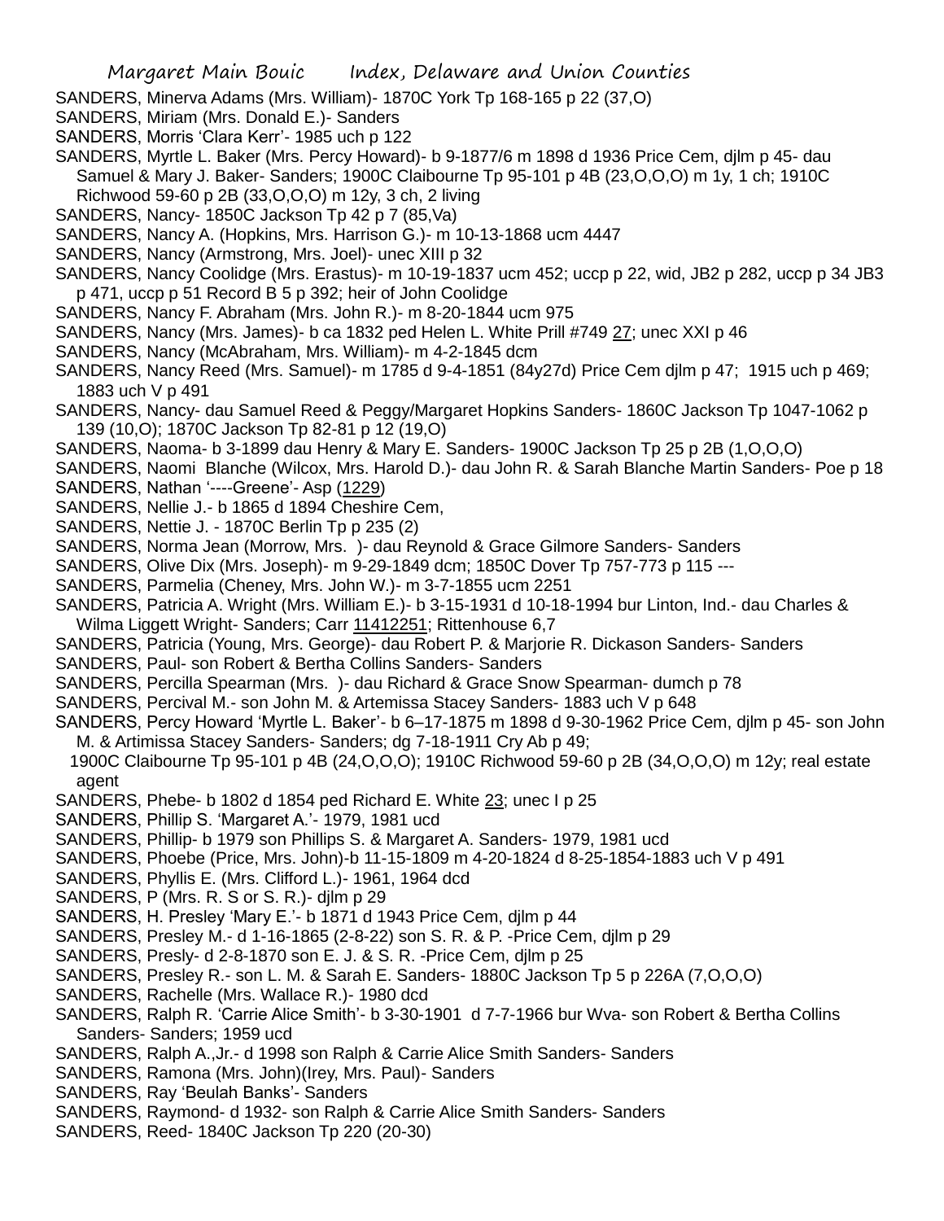SANDERS, Minerva Adams (Mrs. William)- 1870C York Tp 168-165 p 22 (37,O)
SANDERS, Miriam (Mrs. Donald E.)- Sanders
SANDERS, Morris 'Clara Kerr'- 1985 uch p 122
SANDERS, Myrtle L. Baker (Mrs. Percy Howard)- b 9-1877/6 m 1898 d 1936 Price Cem, djlm p 45- dau Samuel & Mary J. Baker- Sanders; 1900C Claibourne Tp 95-101 p 4B (23,O,O,O) m 1y, 1 ch; 1910C Richwood 59-60 p 2B (33,O,O,O) m 12y, 3 ch, 2 living
SANDERS, Nancy- 1850C Jackson Tp 42 p 7 (85,Va)
SANDERS, Nancy A. (Hopkins, Mrs. Harrison G.)- m 10-13-1868 ucm 4447
SANDERS, Nancy (Armstrong, Mrs. Joel)- unec XIII p 32
SANDERS, Nancy Coolidge (Mrs. Erastus)- m 10-19-1837 ucm 452; uccp p 22, wid, JB2 p 282, uccp p 34 JB3 p 471, uccp p 51 Record B 5 p 392; heir of John Coolidge
SANDERS, Nancy F. Abraham (Mrs. John R.)- m 8-20-1844 ucm 975
SANDERS, Nancy (Mrs. James)- b ca 1832 ped Helen L. White Prill #749 27; unec XXI p 46
SANDERS, Nancy (McAbraham, Mrs. William)- m 4-2-1845 dcm
SANDERS, Nancy Reed (Mrs. Samuel)- m 1785 d 9-4-1851 (84y27d) Price Cem djlm p 47; 1915 uch p 469; 1883 uch V p 491
SANDERS, Nancy- dau Samuel Reed & Peggy/Margaret Hopkins Sanders- 1860C Jackson Tp 1047-1062 p 139 (10,O); 1870C Jackson Tp 82-81 p 12 (19,O)
SANDERS, Naoma- b 3-1899 dau Henry & Mary E. Sanders- 1900C Jackson Tp 25 p 2B (1,O,O,O)
SANDERS, Naomi Blanche (Wilcox, Mrs. Harold D.)- dau John R. & Sarah Blanche Martin Sanders- Poe p 18
SANDERS, Nathan '----Greene'- Asp (1229)
SANDERS, Nellie J.- b 1865 d 1894 Cheshire Cem,
SANDERS, Nettie J. - 1870C Berlin Tp p 235 (2)
SANDERS, Norma Jean (Morrow, Mrs. )- dau Reynold & Grace Gilmore Sanders- Sanders
SANDERS, Olive Dix (Mrs. Joseph)- m 9-29-1849 dcm; 1850C Dover Tp 757-773 p 115 ---
SANDERS, Parmelia (Cheney, Mrs. John W.)- m 3-7-1855 ucm 2251
SANDERS, Patricia A. Wright (Mrs. William E.)- b 3-15-1931 d 10-18-1994 bur Linton, Ind.- dau Charles & Wilma Liggett Wright- Sanders; Carr 11412251; Rittenhouse 6,7
SANDERS, Patricia (Young, Mrs. George)- dau Robert P. & Marjorie R. Dickason Sanders- Sanders
SANDERS, Paul- son Robert & Bertha Collins Sanders- Sanders
SANDERS, Percilla Spearman (Mrs. )- dau Richard & Grace Snow Spearman- dumch p 78
SANDERS, Percival M.- son John M. & Artemissa Stacey Sanders- 1883 uch V p 648
SANDERS, Percy Howard 'Myrtle L. Baker'- b 6–17-1875 m 1898 d 9-30-1962 Price Cem, djlm p 45- son John M. & Artimissa Stacey Sanders- Sanders; dg 7-18-1911 Cry Ab p 49; 1900C Claibourne Tp 95-101 p 4B (24,O,O,O); 1910C Richwood 59-60 p 2B (34,O,O,O) m 12y; real estate agent
SANDERS, Phebe- b 1802 d 1854 ped Richard E. White 23; unec I p 25
SANDERS, Phillip S. 'Margaret A.'- 1979, 1981 ucd
SANDERS, Phillip- b 1979 son Phillips S. & Margaret A. Sanders- 1979, 1981 ucd
SANDERS, Phoebe (Price, Mrs. John)-b 11-15-1809 m 4-20-1824 d 8-25-1854-1883 uch V p 491
SANDERS, Phyllis E. (Mrs. Clifford L.)- 1961, 1964 dcd
SANDERS, P (Mrs. R. S or S. R.)- djlm p 29
SANDERS, H. Presley 'Mary E.'- b 1871 d 1943 Price Cem, djlm p 44
SANDERS, Presley M.- d 1-16-1865 (2-8-22) son S. R. & P. -Price Cem, djlm p 29
SANDERS, Presly- d 2-8-1870 son E. J. & S. R. -Price Cem, djlm p 25
SANDERS, Presley R.- son L. M. & Sarah E. Sanders- 1880C Jackson Tp 5 p 226A (7,O,O,O)
SANDERS, Rachelle (Mrs. Wallace R.)- 1980 dcd
SANDERS, Ralph R. 'Carrie Alice Smith'- b 3-30-1901 d 7-7-1966 bur Wva- son Robert & Bertha Collins Sanders- Sanders; 1959 ucd
SANDERS, Ralph A.,Jr.- d 1998 son Ralph & Carrie Alice Smith Sanders- Sanders
SANDERS, Ramona (Mrs. John)(Irey, Mrs. Paul)- Sanders
SANDERS, Ray 'Beulah Banks'- Sanders
SANDERS, Raymond- d 1932- son Ralph & Carrie Alice Smith Sanders- Sanders
SANDERS, Reed- 1840C Jackson Tp 220 (20-30)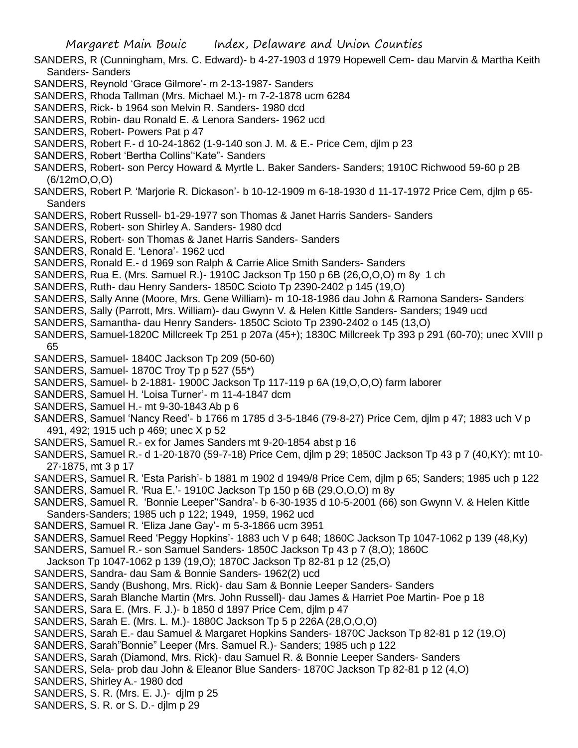SANDERS, R (Cunningham, Mrs. C. Edward)- b 4-27-1903 d 1979 Hopewell Cem- dau Marvin & Martha Keith Sanders- Sanders

SANDERS, Reynold 'Grace Gilmore'- m 2-13-1987- Sanders

SANDERS, Rhoda Tallman (Mrs. Michael M.)- m 7-2-1878 ucm 6284

SANDERS, Rick- b 1964 son Melvin R. Sanders- 1980 dcd

SANDERS, Robin- dau Ronald E. & Lenora Sanders- 1962 ucd

SANDERS, Robert- Powers Pat p 47

SANDERS, Robert F.- d 10-24-1862 (1-9-140 son J. M. & E.- Price Cem, djlm p 23

SANDERS, Robert 'Bertha Collins''Kate"- Sanders

SANDERS, Robert- son Percy Howard & Myrtle L. Baker Sanders- Sanders; 1910C Richwood 59-60 p 2B (6/12mO,O,O)

SANDERS, Robert P. 'Marjorie R. Dickason'- b 10-12-1909 m 6-18-1930 d 11-17-1972 Price Cem, djlm p 65- Sanders

SANDERS, Robert Russell- b1-29-1977 son Thomas & Janet Harris Sanders- Sanders

SANDERS, Robert- son Shirley A. Sanders- 1980 dcd

SANDERS, Robert- son Thomas & Janet Harris Sanders- Sanders

SANDERS, Ronald E. 'Lenora'- 1962 ucd

SANDERS, Ronald E.- d 1969 son Ralph & Carrie Alice Smith Sanders- Sanders

SANDERS, Rua E. (Mrs. Samuel R.)- 1910C Jackson Tp 150 p 6B (26,O,O,O) m 8y 1 ch

SANDERS, Ruth- dau Henry Sanders- 1850C Scioto Tp 2390-2402 p 145 (19,O)

SANDERS, Sally Anne (Moore, Mrs. Gene William)- m 10-18-1986 dau John & Ramona Sanders- Sanders

SANDERS, Sally (Parrott, Mrs. William)- dau Gwynn V. & Helen Kittle Sanders- Sanders; 1949 ucd

SANDERS, Samantha- dau Henry Sanders- 1850C Scioto Tp 2390-2402 o 145 (13,O)

SANDERS, Samuel-1820C Millcreek Tp 251 p 207a (45+); 1830C Millcreek Tp 393 p 291 (60-70); unec XVIII p 65

SANDERS, Samuel- 1840C Jackson Tp 209 (50-60)

SANDERS, Samuel- 1870C Troy Tp p 527 (55*)

SANDERS, Samuel- b 2-1881- 1900C Jackson Tp 117-119 p 6A (19,O,O,O) farm laborer

SANDERS, Samuel H. 'Loisa Turner'- m 11-4-1847 dcm

SANDERS, Samuel H.- mt 9-30-1843 Ab p 6

SANDERS, Samuel 'Nancy Reed'- b 1766 m 1785 d 3-5-1846 (79-8-27) Price Cem, djlm p 47; 1883 uch V p 491, 492; 1915 uch p 469; unec X p 52

SANDERS, Samuel R.- ex for James Sanders mt 9-20-1854 abst p 16

SANDERS, Samuel R.- d 1-20-1870 (59-7-18) Price Cem, djlm p 29; 1850C Jackson Tp 43 p 7 (40,KY); mt 10-27-1875, mt 3 p 17

SANDERS, Samuel R. 'Esta Parish'- b 1881 m 1902 d 1949/8 Price Cem, djlm p 65; Sanders; 1985 uch p 122

SANDERS, Samuel R. 'Rua E.'- 1910C Jackson Tp 150 p 6B (29,O,O,O) m 8y

SANDERS, Samuel R. 'Bonnie Leeper''Sandra'- b 6-30-1935 d 10-5-2001 (66) son Gwynn V. & Helen Kittle Sanders-Sanders; 1985 uch p 122; 1949, 1959, 1962 ucd

SANDERS, Samuel R. 'Eliza Jane Gay'- m 5-3-1866 ucm 3951

SANDERS, Samuel Reed 'Peggy Hopkins'- 1883 uch V p 648; 1860C Jackson Tp 1047-1062 p 139 (48,Ky)

SANDERS, Samuel R.- son Samuel Sanders- 1850C Jackson Tp 43 p 7 (8,O); 1860C Jackson Tp 1047-1062 p 139 (19,O); 1870C Jackson Tp 82-81 p 12 (25,O)

SANDERS, Sandra- dau Sam & Bonnie Sanders- 1962(2) ucd

SANDERS, Sandy (Bushong, Mrs. Rick)- dau Sam & Bonnie Leeper Sanders- Sanders

SANDERS, Sarah Blanche Martin (Mrs. John Russell)- dau James & Harriet Poe Martin- Poe p 18

SANDERS, Sara E. (Mrs. F. J.)- b 1850 d 1897 Price Cem, djlm p 47

SANDERS, Sarah E. (Mrs. L. M.)- 1880C Jackson Tp 5 p 226A (28,O,O,O)

SANDERS, Sarah E.- dau Samuel & Margaret Hopkins Sanders- 1870C Jackson Tp 82-81 p 12 (19,O)

SANDERS, Sarah"Bonnie" Leeper (Mrs. Samuel R.)- Sanders; 1985 uch p 122

SANDERS, Sarah (Diamond, Mrs. Rick)- dau Samuel R. & Bonnie Leeper Sanders- Sanders

SANDERS, Sela- prob dau John & Eleanor Blue Sanders- 1870C Jackson Tp 82-81 p 12 (4,O)

SANDERS, Shirley A.- 1980 dcd

SANDERS, S. R. (Mrs. E. J.)- djlm p 25

SANDERS, S. R. or S. D.- djlm p 29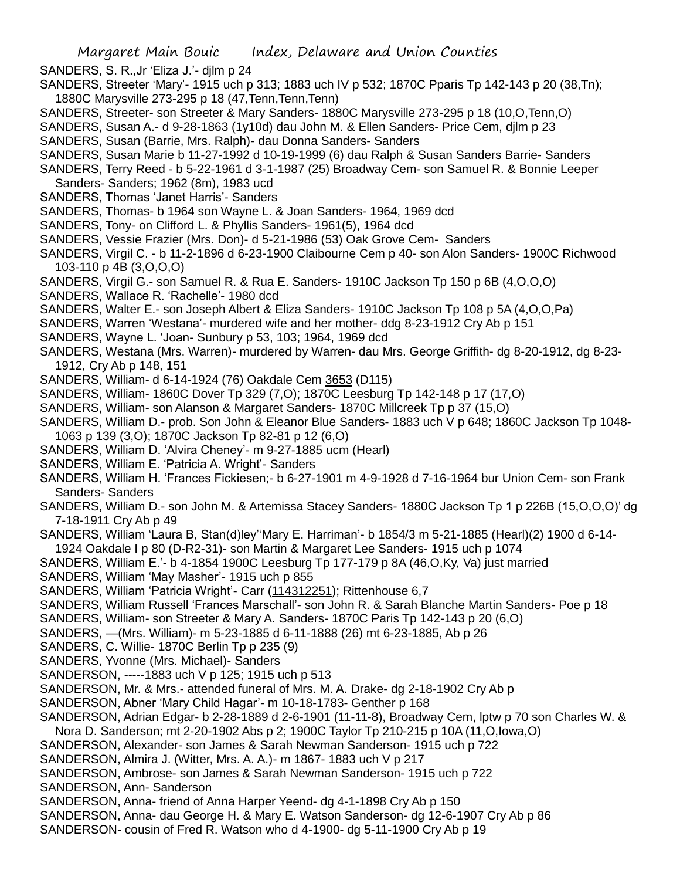SANDERS, S. R.,Jr 'Eliza J.'- djlm p 24

SANDERS, Streeter 'Mary'- 1915 uch p 313; 1883 uch IV p 532; 1870C Pparis Tp 142-143 p 20 (38,Tn); 1880C Marysville 273-295 p 18 (47,Tenn,Tenn,Tenn)

SANDERS, Streeter- son Streeter & Mary Sanders- 1880C Marysville 273-295 p 18 (10,O,Tenn,O)

SANDERS, Susan A.- d 9-28-1863 (1y10d) dau John M. & Ellen Sanders- Price Cem, djlm p 23

SANDERS, Susan (Barrie, Mrs. Ralph)- dau Donna Sanders- Sanders

SANDERS, Susan Marie b 11-27-1992 d 10-19-1999 (6) dau Ralph & Susan Sanders Barrie- Sanders

SANDERS, Terry Reed - b 5-22-1961 d 3-1-1987 (25) Broadway Cem- son Samuel R. & Bonnie Leeper Sanders- Sanders; 1962 (8m), 1983 ucd

SANDERS, Thomas 'Janet Harris'- Sanders

SANDERS, Thomas- b 1964 son Wayne L. & Joan Sanders- 1964, 1969 dcd

SANDERS, Tony- on Clifford L. & Phyllis Sanders- 1961(5), 1964 dcd

SANDERS, Vessie Frazier (Mrs. Don)- d 5-21-1986 (53) Oak Grove Cem- Sanders

SANDERS, Virgil C. - b 11-2-1896 d 6-23-1900 Claibourne Cem p 40- son Alon Sanders- 1900C Richwood 103-110 p 4B (3,O,O,O)

SANDERS, Virgil G.- son Samuel R. & Rua E. Sanders- 1910C Jackson Tp 150 p 6B (4,O,O,O)

SANDERS, Wallace R. 'Rachelle'- 1980 dcd

SANDERS, Walter E.- son Joseph Albert & Eliza Sanders- 1910C Jackson Tp 108 p 5A (4,O,O,Pa)

SANDERS, Warren 'Westana'- murdered wife and her mother- ddg 8-23-1912 Cry Ab p 151

SANDERS, Wayne L. 'Joan- Sunbury p 53, 103; 1964, 1969 dcd

SANDERS, Westana (Mrs. Warren)- murdered by Warren- dau Mrs. George Griffith- dg 8-20-1912, dg 8-23-1912, Cry Ab p 148, 151

SANDERS, William- d 6-14-1924 (76) Oakdale Cem 3653 (D115)

SANDERS, William- 1860C Dover Tp 329 (7,O); 1870C Leesburg Tp 142-148 p 17 (17,O)

SANDERS, William- son Alanson & Margaret Sanders- 1870C Millcreek Tp p 37 (15,O)

SANDERS, William D.- prob. Son John & Eleanor Blue Sanders- 1883 uch V p 648; 1860C Jackson Tp 1048-1063 p 139 (3,O); 1870C Jackson Tp 82-81 p 12 (6,O)

SANDERS, William D. 'Alvira Cheney'- m 9-27-1885 ucm (Hearl)

SANDERS, William E. 'Patricia A. Wright'- Sanders

SANDERS, William H. 'Frances Fickiesen;- b 6-27-1901 m 4-9-1928 d 7-16-1964 bur Union Cem- son Frank Sanders- Sanders

SANDERS, William D.- son John M. & Artemissa Stacey Sanders- 1880C Jackson Tp 1 p 226B (15,O,O,O)' dg 7-18-1911 Cry Ab p 49

SANDERS, William 'Laura B, Stan(d)ley''Mary E. Harriman'- b 1854/3 m 5-21-1885 (Hearl)(2) 1900 d 6-14-1924 Oakdale I p 80 (D-R2-31)- son Martin & Margaret Lee Sanders- 1915 uch p 1074

SANDERS, William E.'- b 4-1854 1900C Leesburg Tp 177-179 p 8A (46,O,Ky, Va) just married

SANDERS, William 'May Masher'- 1915 uch p 855

SANDERS, William 'Patricia Wright'- Carr (114312251); Rittenhouse 6,7

SANDERS, William Russell 'Frances Marschall'- son John R. & Sarah Blanche Martin Sanders- Poe p 18

SANDERS, William- son Streeter & Mary A. Sanders- 1870C Paris Tp 142-143 p 20 (6,O)

SANDERS, —(Mrs. William)- m 5-23-1885 d 6-11-1888 (26) mt 6-23-1885, Ab p 26

SANDERS, C. Willie- 1870C Berlin Tp p 235 (9)

SANDERS, Yvonne (Mrs. Michael)- Sanders

SANDERSON, -----1883 uch V p 125; 1915 uch p 513

SANDERSON, Mr. & Mrs.- attended funeral of Mrs. M. A. Drake- dg 2-18-1902 Cry Ab p

SANDERSON, Abner 'Mary Child Hagar'- m 10-18-1783- Genther p 168

SANDERSON, Adrian Edgar- b 2-28-1889 d 2-6-1901 (11-11-8), Broadway Cem, lptw p 70 son Charles W. & Nora D. Sanderson; mt 2-20-1902 Abs p 2; 1900C Taylor Tp 210-215 p 10A (11,O,Iowa,O)

SANDERSON, Alexander- son James & Sarah Newman Sanderson- 1915 uch p 722

SANDERSON, Almira J. (Witter, Mrs. A. A.)- m 1867- 1883 uch V p 217

SANDERSON, Ambrose- son James & Sarah Newman Sanderson- 1915 uch p 722

SANDERSON, Ann- Sanderson

SANDERSON, Anna- friend of Anna Harper Yeend- dg 4-1-1898 Cry Ab p 150

SANDERSON, Anna- dau George H. & Mary E. Watson Sanderson- dg 12-6-1907 Cry Ab p 86

SANDERSON- cousin of Fred R. Watson who d 4-1900- dg 5-11-1900 Cry Ab p 19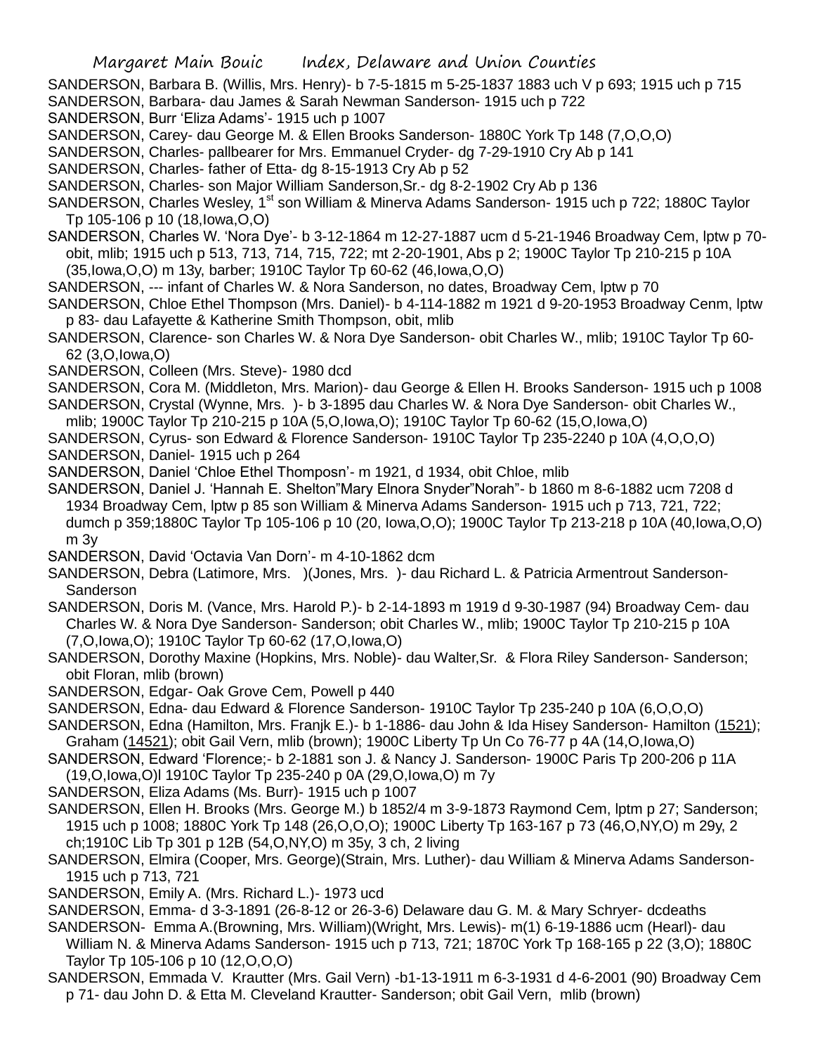SANDERSON, Barbara B. (Willis, Mrs. Henry)- b 7-5-1815 m 5-25-1837 1883 uch V p 693; 1915 uch p 715

SANDERSON, Barbara- dau James & Sarah Newman Sanderson- 1915 uch p 722

SANDERSON, Burr 'Eliza Adams'- 1915 uch p 1007

SANDERSON, Carey- dau George M. & Ellen Brooks Sanderson- 1880C York Tp 148 (7,O,O,O)

SANDERSON, Charles- pallbearer for Mrs. Emmanuel Cryder- dg 7-29-1910 Cry Ab p 141

SANDERSON, Charles- father of Etta- dg 8-15-1913 Cry Ab p 52

SANDERSON, Charles- son Major William Sanderson,Sr.- dg 8-2-1902 Cry Ab p 136

SANDERSON, Charles Wesley, 1st son William & Minerva Adams Sanderson- 1915 uch p 722; 1880C Taylor Tp 105-106 p 10 (18,Iowa,O,O)

SANDERSON, Charles W. 'Nora Dye'- b 3-12-1864 m 12-27-1887 ucm d 5-21-1946 Broadway Cem, lptw p 70- obit, mlib; 1915 uch p 513, 713, 714, 715, 722; mt 2-20-1901, Abs p 2; 1900C Taylor Tp 210-215 p 10A (35,Iowa,O,O) m 13y, barber; 1910C Taylor Tp 60-62 (46,Iowa,O,O)

SANDERSON, --- infant of Charles W. & Nora Sanderson, no dates, Broadway Cem, lptw p 70

SANDERSON, Chloe Ethel Thompson (Mrs. Daniel)- b 4-114-1882 m 1921 d 9-20-1953 Broadway Cenm, lptw p 83- dau Lafayette & Katherine Smith Thompson, obit, mlib

SANDERSON, Clarence- son Charles W. & Nora Dye Sanderson- obit Charles W., mlib; 1910C Taylor Tp 60-62 (3,O,Iowa,O)

SANDERSON, Colleen (Mrs. Steve)- 1980 dcd

SANDERSON, Cora M. (Middleton, Mrs. Marion)- dau George & Ellen H. Brooks Sanderson- 1915 uch p 1008

SANDERSON, Crystal (Wynne, Mrs. )- b 3-1895 dau Charles W. & Nora Dye Sanderson- obit Charles W., mlib; 1900C Taylor Tp 210-215 p 10A (5,O,Iowa,O); 1910C Taylor Tp 60-62 (15,O,Iowa,O)

SANDERSON, Cyrus- son Edward & Florence Sanderson- 1910C Taylor Tp 235-2240 p 10A (4,O,O,O)

SANDERSON, Daniel- 1915 uch p 264

SANDERSON, Daniel 'Chloe Ethel Thomposn'- m 1921, d 1934, obit Chloe, mlib

SANDERSON, Daniel J. 'Hannah E. Shelton''Mary Elnora Snyder''Norah'- b 1860 m 8-6-1882 ucm 7208 d 1934 Broadway Cem, lptw p 85 son William & Minerva Adams Sanderson- 1915 uch p 713, 721, 722; dumch p 359;1880C Taylor Tp 105-106 p 10 (20, Iowa,O,O); 1900C Taylor Tp 213-218 p 10A (40,Iowa,O,O) m 3y

SANDERSON, David 'Octavia Van Dorn'- m 4-10-1862 dcm

SANDERSON, Debra (Latimore, Mrs. )(Jones, Mrs. )- dau Richard L. & Patricia Armentrout Sanderson- Sanderson

SANDERSON, Doris M. (Vance, Mrs. Harold P.)- b 2-14-1893 m 1919 d 9-30-1987 (94) Broadway Cem- dau Charles W. & Nora Dye Sanderson- Sanderson; obit Charles W., mlib; 1900C Taylor Tp 210-215 p 10A (7,O,Iowa,O); 1910C Taylor Tp 60-62 (17,O,Iowa,O)

SANDERSON, Dorothy Maxine (Hopkins, Mrs. Noble)- dau Walter,Sr. & Flora Riley Sanderson- Sanderson; obit Floran, mlib (brown)

SANDERSON, Edgar- Oak Grove Cem, Powell p 440

SANDERSON, Edna- dau Edward & Florence Sanderson- 1910C Taylor Tp 235-240 p 10A (6,O,O,O)

SANDERSON, Edna (Hamilton, Mrs. Franjk E.)- b 1-1886- dau John & Ida Hisey Sanderson- Hamilton (1521); Graham (14521); obit Gail Vern, mlib (brown); 1900C Liberty Tp Un Co 76-77 p 4A (14,O,Iowa,O)

SANDERSON, Edward 'Florence;- b 2-1881 son J. & Nancy J. Sanderson- 1900C Paris Tp 200-206 p 11A (19,O,Iowa,O)l 1910C Taylor Tp 235-240 p 0A (29,O,Iowa,O) m 7y

SANDERSON, Eliza Adams (Ms. Burr)- 1915 uch p 1007

SANDERSON, Ellen H. Brooks (Mrs. George M.) b 1852/4 m 3-9-1873 Raymond Cem, lptm p 27; Sanderson; 1915 uch p 1008; 1880C York Tp 148 (26,O,O,O); 1900C Liberty Tp 163-167 p 73 (46,O,NY,O) m 29y, 2 ch;1910C Lib Tp 301 p 12B (54,O,NY,O) m 35y, 3 ch, 2 living

SANDERSON, Elmira (Cooper, Mrs. George)(Strain, Mrs. Luther)- dau William & Minerva Adams Sanderson- 1915 uch p 713, 721

SANDERSON, Emily A. (Mrs. Richard L.)- 1973 ucd

SANDERSON, Emma- d 3-3-1891 (26-8-12 or 26-3-6) Delaware dau G. M. & Mary Schryer- dcdeaths

SANDERSON- Emma A.(Browning, Mrs. William)(Wright, Mrs. Lewis)- m(1) 6-19-1886 ucm (Hearl)- dau William N. & Minerva Adams Sanderson- 1915 uch p 713, 721; 1870C York Tp 168-165 p 22 (3,O); 1880C Taylor Tp 105-106 p 10 (12,O,O,O)

SANDERSON, Emmada V. Krautter (Mrs. Gail Vern) -b1-13-1911 m 6-3-1931 d 4-6-2001 (90) Broadway Cem p 71- dau John D. & Etta M. Cleveland Krautter- Sanderson; obit Gail Vern, mlib (brown)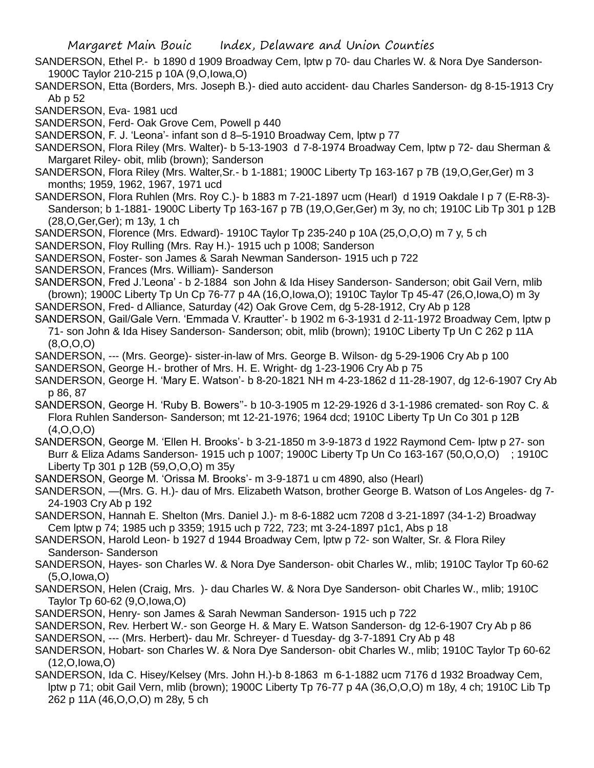SANDERSON, Ethel P.- b 1890 d 1909 Broadway Cem, lptw p 70- dau Charles W. & Nora Dye Sanderson- 1900C Taylor 210-215 p 10A (9,O,Iowa,O)

SANDERSON, Etta (Borders, Mrs. Joseph B.)- died auto accident- dau Charles Sanderson- dg 8-15-1913 Cry Ab p 52

SANDERSON, Eva- 1981 ucd

SANDERSON, Ferd- Oak Grove Cem, Powell p 440

SANDERSON, F. J. 'Leona'- infant son d 8–5-1910 Broadway Cem, lptw p 77

SANDERSON, Flora Riley (Mrs. Walter)- b 5-13-1903 d 7-8-1974 Broadway Cem, lptw p 72- dau Sherman & Margaret Riley- obit, mlib (brown); Sanderson

SANDERSON, Flora Riley (Mrs. Walter,Sr.- b 1-1881; 1900C Liberty Tp 163-167 p 7B (19,O,Ger,Ger) m 3 months; 1959, 1962, 1967, 1971 ucd

SANDERSON, Flora Ruhlen (Mrs. Roy C.)- b 1883 m 7-21-1897 ucm (Hearl) d 1919 Oakdale I p 7 (E-R8-3)- Sanderson; b 1-1881- 1900C Liberty Tp 163-167 p 7B (19,O,Ger,Ger) m 3y, no ch; 1910C Lib Tp 301 p 12B (28,O,Ger,Ger); m 13y, 1 ch

SANDERSON, Florence (Mrs. Edward)- 1910C Taylor Tp 235-240 p 10A (25,O,O,O) m 7 y, 5 ch

SANDERSON, Floy Rulling (Mrs. Ray H.)- 1915 uch p 1008; Sanderson

SANDERSON, Foster- son James & Sarah Newman Sanderson- 1915 uch p 722

SANDERSON, Frances (Mrs. William)- Sanderson

SANDERSON, Fred J.'Leona' - b 2-1884 son John & Ida Hisey Sanderson- Sanderson; obit Gail Vern, mlib (brown); 1900C Liberty Tp Un Cp 76-77 p 4A (16,O,Iowa,O); 1910C Taylor Tp 45-47 (26,O,Iowa,O) m 3y

SANDERSON, Fred- d Alliance, Saturday (42) Oak Grove Cem, dg 5-28-1912, Cry Ab p 128

SANDERSON, Gail/Gale Vern. 'Emmada V. Krautter'- b 1902 m 6-3-1931 d 2-11-1972 Broadway Cem, lptw p 71- son John & Ida Hisey Sanderson- Sanderson; obit, mlib (brown); 1910C Liberty Tp Un C 262 p 11A (8,O,O,O)

SANDERSON, --- (Mrs. George)- sister-in-law of Mrs. George B. Wilson- dg 5-29-1906 Cry Ab p 100

SANDERSON, George H.- brother of Mrs. H. E. Wright- dg 1-23-1906 Cry Ab p 75

SANDERSON, George H. 'Mary E. Watson'- b 8-20-1821 NH m 4-23-1862 d 11-28-1907, dg 12-6-1907 Cry Ab p 86, 87

SANDERSON, George H. 'Ruby B. Bowers''- b 10-3-1905 m 12-29-1926 d 3-1-1986 cremated- son Roy C. & Flora Ruhlen Sanderson- Sanderson; mt 12-21-1976; 1964 dcd; 1910C Liberty Tp Un Co 301 p 12B (4,O,O,O)

SANDERSON, George M. 'Ellen H. Brooks'- b 3-21-1850 m 3-9-1873 d 1922 Raymond Cem- lptw p 27- son Burr & Eliza Adams Sanderson- 1915 uch p 1007; 1900C Liberty Tp Un Co 163-167 (50,O,O,O) ; 1910C Liberty Tp 301 p 12B (59,O,O,O) m 35y

SANDERSON, George M. 'Orissa M. Brooks'- m 3-9-1871 u cm 4890, also (Hearl)

SANDERSON, —(Mrs. G. H.)- dau of Mrs. Elizabeth Watson, brother George B. Watson of Los Angeles- dg 7-24-1903 Cry Ab p 192

SANDERSON, Hannah E. Shelton (Mrs. Daniel J.)- m 8-6-1882 ucm 7208 d 3-21-1897 (34-1-2) Broadway Cem lptw p 74; 1985 uch p 3359; 1915 uch p 722, 723; mt 3-24-1897 p1c1, Abs p 18

SANDERSON, Harold Leon- b 1927 d 1944 Broadway Cem, lptw p 72- son Walter, Sr. & Flora Riley Sanderson- Sanderson

SANDERSON, Hayes- son Charles W. & Nora Dye Sanderson- obit Charles W., mlib; 1910C Taylor Tp 60-62 (5,O,Iowa,O)

SANDERSON, Helen (Craig, Mrs. )- dau Charles W. & Nora Dye Sanderson- obit Charles W., mlib; 1910C Taylor Tp 60-62 (9,O,Iowa,O)

SANDERSON, Henry- son James & Sarah Newman Sanderson- 1915 uch p 722

SANDERSON, Rev. Herbert W.- son George H. & Mary E. Watson Sanderson- dg 12-6-1907 Cry Ab p 86

SANDERSON, --- (Mrs. Herbert)- dau Mr. Schreyer- d Tuesday- dg 3-7-1891 Cry Ab p 48

SANDERSON, Hobart- son Charles W. & Nora Dye Sanderson- obit Charles W., mlib; 1910C Taylor Tp 60-62 (12,O,Iowa,O)

SANDERSON, Ida C. Hisey/Kelsey (Mrs. John H.)-b 8-1863 m 6-1-1882 ucm 7176 d 1932 Broadway Cem, lptw p 71; obit Gail Vern, mlib (brown); 1900C Liberty Tp 76-77 p 4A (36,O,O,O) m 18y, 4 ch; 1910C Lib Tp 262 p 11A (46,O,O,O) m 28y, 5 ch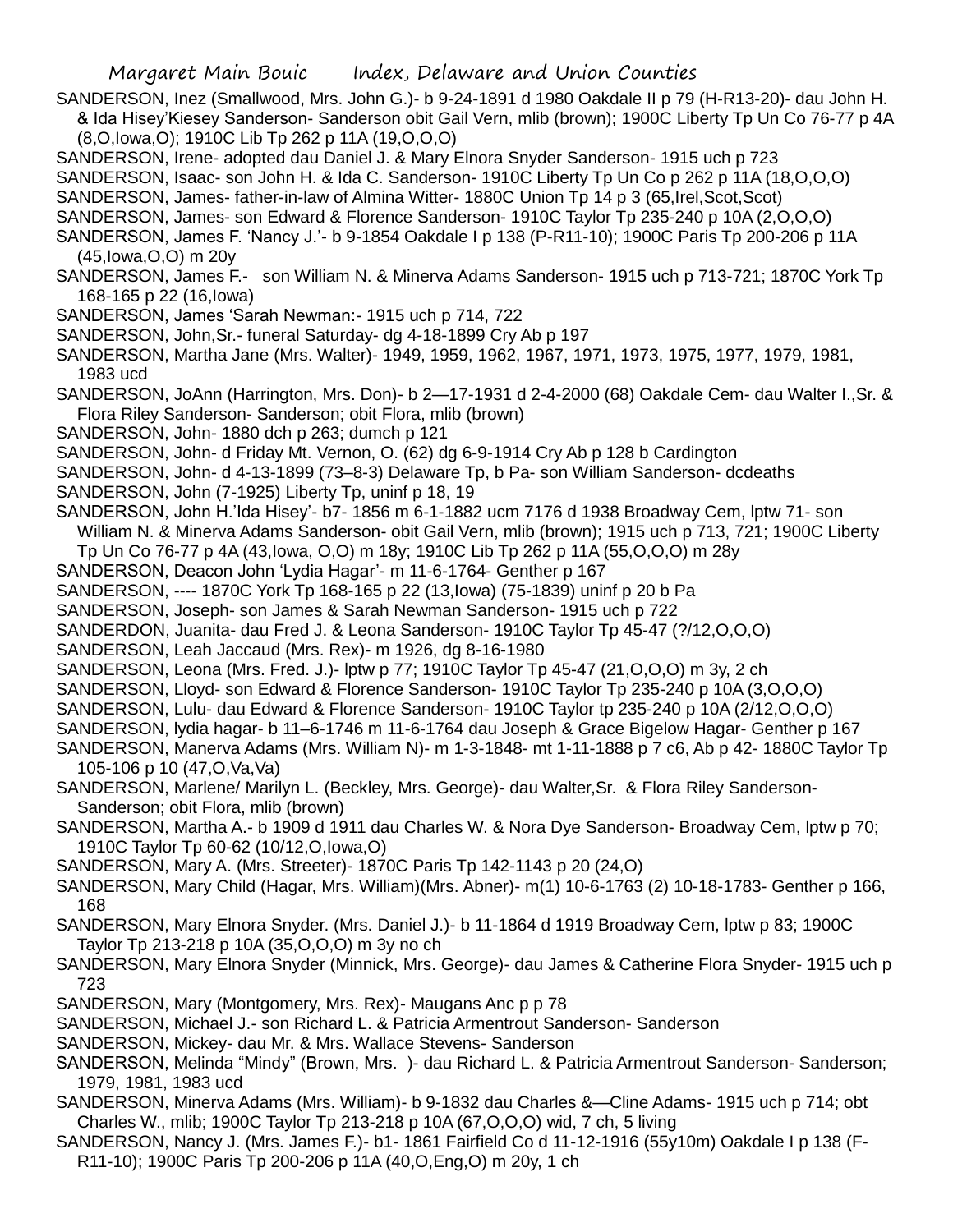SANDERSON, Inez (Smallwood, Mrs. John G.)- b 9-24-1891 d 1980 Oakdale II p 79 (H-R13-20)- dau John H. & Ida Hisey'Kiesey Sanderson- Sanderson obit Gail Vern, mlib (brown); 1900C Liberty Tp Un Co 76-77 p 4A (8,O,Iowa,O); 1910C Lib Tp 262 p 11A (19,O,O,O)

SANDERSON, Irene- adopted dau Daniel J. & Mary Elnora Snyder Sanderson- 1915 uch p 723

SANDERSON, Isaac- son John H. & Ida C. Sanderson- 1910C Liberty Tp Un Co p 262 p 11A (18,O,O,O)

SANDERSON, James- father-in-law of Almina Witter- 1880C Union Tp 14 p 3 (65,Irel,Scot,Scot)

SANDERSON, James- son Edward & Florence Sanderson- 1910C Taylor Tp 235-240 p 10A (2,O,O,O)

SANDERSON, James F. 'Nancy J.'- b 9-1854 Oakdale I p 138 (P-R11-10); 1900C Paris Tp 200-206 p 11A (45,Iowa,O,O) m 20y

SANDERSON, James F.- son William N. & Minerva Adams Sanderson- 1915 uch p 713-721; 1870C York Tp 168-165 p 22 (16,Iowa)

SANDERSON, James 'Sarah Newman:- 1915 uch p 714, 722

SANDERSON, John,Sr.- funeral Saturday- dg 4-18-1899 Cry Ab p 197

SANDERSON, Martha Jane (Mrs. Walter)- 1949, 1959, 1962, 1967, 1971, 1973, 1975, 1977, 1979, 1981, 1983 ucd

SANDERSON, JoAnn (Harrington, Mrs. Don)- b 2—17-1931 d 2-4-2000 (68) Oakdale Cem- dau Walter I.,Sr. & Flora Riley Sanderson- Sanderson; obit Flora, mlib (brown)

SANDERSON, John- 1880 dch p 263; dumch p 121

SANDERSON, John- d Friday Mt. Vernon, O. (62) dg 6-9-1914 Cry Ab p 128 b Cardington

SANDERSON, John- d 4-13-1899 (73–8-3) Delaware Tp, b Pa- son William Sanderson- dcdeaths

SANDERSON, John (7-1925) Liberty Tp, uninf p 18, 19

SANDERSON, John H.'Ida Hisey'- b7- 1856 m 6-1-1882 ucm 7176 d 1938 Broadway Cem, lptw 71- son William N. & Minerva Adams Sanderson- obit Gail Vern, mlib (brown); 1915 uch p 713, 721; 1900C Liberty Tp Un Co 76-77 p 4A (43,Iowa, O,O) m 18y; 1910C Lib Tp 262 p 11A (55,O,O,O) m 28y

SANDERSON, Deacon John 'Lydia Hagar'- m 11-6-1764- Genther p 167

SANDERSON, ---- 1870C York Tp 168-165 p 22 (13,Iowa) (75-1839) uninf p 20 b Pa

SANDERSON, Joseph- son James & Sarah Newman Sanderson- 1915 uch p 722

SANDERDON, Juanita- dau Fred J. & Leona Sanderson- 1910C Taylor Tp 45-47 (?/12,O,O,O)

SANDERSON, Leah Jaccaud (Mrs. Rex)- m 1926, dg 8-16-1980

SANDERSON, Leona (Mrs. Fred. J.)- lptw p 77; 1910C Taylor Tp 45-47 (21,O,O,O) m 3y, 2 ch

SANDERSON, Lloyd- son Edward & Florence Sanderson- 1910C Taylor Tp 235-240 p 10A (3,O,O,O)

SANDERSON, Lulu- dau Edward & Florence Sanderson- 1910C Taylor tp 235-240 p 10A (2/12,O,O,O)

SANDERSON, lydia hagar- b 11–6-1746 m 11-6-1764 dau Joseph & Grace Bigelow Hagar- Genther p 167

SANDERSON, Manerva Adams (Mrs. William N)- m 1-3-1848- mt 1-11-1888 p 7 c6, Ab p 42- 1880C Taylor Tp 105-106 p 10 (47,O,Va,Va)

SANDERSON, Marlene/ Marilyn L. (Beckley, Mrs. George)- dau Walter,Sr. & Flora Riley Sanderson- Sanderson; obit Flora, mlib (brown)

SANDERSON, Martha A.- b 1909 d 1911 dau Charles W. & Nora Dye Sanderson- Broadway Cem, lptw p 70; 1910C Taylor Tp 60-62 (10/12,O,Iowa,O)

SANDERSON, Mary A. (Mrs. Streeter)- 1870C Paris Tp 142-1143 p 20 (24,O)

SANDERSON, Mary Child (Hagar, Mrs. William)(Mrs. Abner)- m(1) 10-6-1763 (2) 10-18-1783- Genther p 166, 168

SANDERSON, Mary Elnora Snyder. (Mrs. Daniel J.)- b 11-1864 d 1919 Broadway Cem, lptw p 83; 1900C Taylor Tp 213-218 p 10A (35,O,O,O) m 3y no ch

SANDERSON, Mary Elnora Snyder (Minnick, Mrs. George)- dau James & Catherine Flora Snyder- 1915 uch p 723

SANDERSON, Mary (Montgomery, Mrs. Rex)- Maugans Anc p p 78

SANDERSON, Michael J.- son Richard L. & Patricia Armentrout Sanderson- Sanderson

SANDERSON, Mickey- dau Mr. & Mrs. Wallace Stevens- Sanderson

SANDERSON, Melinda "Mindy" (Brown, Mrs. )- dau Richard L. & Patricia Armentrout Sanderson- Sanderson; 1979, 1981, 1983 ucd

SANDERSON, Minerva Adams (Mrs. William)- b 9-1832 dau Charles &—Cline Adams- 1915 uch p 714; obt Charles W., mlib; 1900C Taylor Tp 213-218 p 10A (67,O,O,O) wid, 7 ch, 5 living

SANDERSON, Nancy J. (Mrs. James F.)- b1- 1861 Fairfield Co d 11-12-1916 (55y10m) Oakdale I p 138 (F-R11-10); 1900C Paris Tp 200-206 p 11A (40,O,Eng,O) m 20y, 1 ch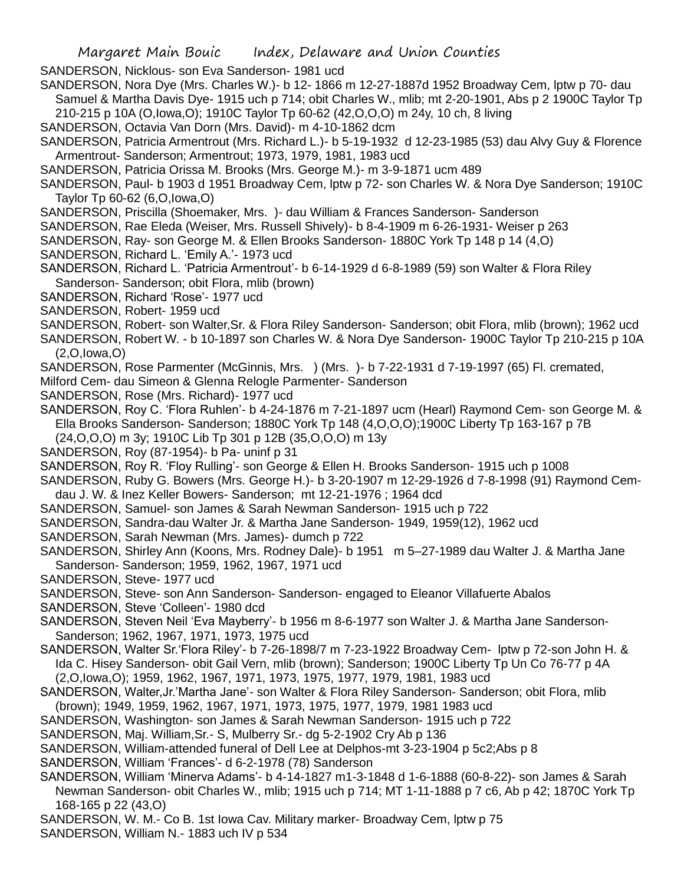SANDERSON, Nicklous- son Eva Sanderson- 1981 ucd

SANDERSON, Nora Dye (Mrs. Charles W.)- b 12- 1866 m 12-27-1887d 1952 Broadway Cem, lptw p 70- dau Samuel & Martha Davis Dye- 1915 uch p 714; obit Charles W., mlib; mt 2-20-1901, Abs p 2 1900C Taylor Tp 210-215 p 10A (O,Iowa,O); 1910C Taylor Tp 60-62 (42,O,O,O) m 24y, 10 ch, 8 living

SANDERSON, Octavia Van Dorn (Mrs. David)- m 4-10-1862 dcm

SANDERSON, Patricia Armentrout (Mrs. Richard L.)- b 5-19-1932 d 12-23-1985 (53) dau Alvy Guy & Florence Armentrout- Sanderson; Armentrout; 1973, 1979, 1981, 1983 ucd

SANDERSON, Patricia Orissa M. Brooks (Mrs. George M.)- m 3-9-1871 ucm 489

SANDERSON, Paul- b 1903 d 1951 Broadway Cem, lptw p 72- son Charles W. & Nora Dye Sanderson; 1910C Taylor Tp 60-62 (6,O,Iowa,O)

SANDERSON, Priscilla (Shoemaker, Mrs. )- dau William & Frances Sanderson- Sanderson

SANDERSON, Rae Eleda (Weiser, Mrs. Russell Shively)- b 8-4-1909 m 6-26-1931- Weiser p 263

SANDERSON, Ray- son George M. & Ellen Brooks Sanderson- 1880C York Tp 148 p 14 (4,O)

SANDERSON, Richard L. 'Emily A.'- 1973 ucd

SANDERSON, Richard L. 'Patricia Armentrout'- b 6-14-1929 d 6-8-1989 (59) son Walter & Flora Riley Sanderson- Sanderson; obit Flora, mlib (brown)

SANDERSON, Richard 'Rose'- 1977 ucd

SANDERSON, Robert- 1959 ucd

SANDERSON, Robert- son Walter,Sr. & Flora Riley Sanderson- Sanderson; obit Flora, mlib (brown); 1962 ucd

SANDERSON, Robert W. - b 10-1897 son Charles W. & Nora Dye Sanderson- 1900C Taylor Tp 210-215 p 10A (2,O,Iowa,O)

SANDERSON, Rose Parmenter (McGinnis, Mrs. ) (Mrs. )- b 7-22-1931 d 7-19-1997 (65) Fl. cremated, Milford Cem- dau Simeon & Glenna Relogle Parmenter- Sanderson

SANDERSON, Rose (Mrs. Richard)- 1977 ucd

SANDERSON, Roy C. 'Flora Ruhlen'- b 4-24-1876 m 7-21-1897 ucm (Hearl) Raymond Cem- son George M. & Ella Brooks Sanderson- Sanderson; 1880C York Tp 148 (4,O,O,O);1900C Liberty Tp 163-167 p 7B (24,O,O,O) m 3y; 1910C Lib Tp 301 p 12B (35,O,O,O) m 13y

SANDERSON, Roy (87-1954)- b Pa- uninf p 31

SANDERSON, Roy R. 'Floy Rulling'- son George & Ellen H. Brooks Sanderson- 1915 uch p 1008

SANDERSON, Ruby G. Bowers (Mrs. George H.)- b 3-20-1907 m 12-29-1926 d 7-8-1998 (91) Raymond Cem- dau J. W. & Inez Keller Bowers- Sanderson; mt 12-21-1976 ; 1964 dcd

SANDERSON, Samuel- son James & Sarah Newman Sanderson- 1915 uch p 722

SANDERSON, Sandra-dau Walter Jr. & Martha Jane Sanderson- 1949, 1959(12), 1962 ucd

SANDERSON, Sarah Newman (Mrs. James)- dumch p 722

SANDERSON, Shirley Ann (Koons, Mrs. Rodney Dale)- b 1951 m 5–27-1989 dau Walter J. & Martha Jane Sanderson- Sanderson; 1959, 1962, 1967, 1971 ucd

SANDERSON, Steve- 1977 ucd

SANDERSON, Steve- son Ann Sanderson- Sanderson- engaged to Eleanor Villafuerte Abalos

SANDERSON, Steve 'Colleen'- 1980 dcd

SANDERSON, Steven Neil 'Eva Mayberry'- b 1956 m 8-6-1977 son Walter J. & Martha Jane Sanderson- Sanderson; 1962, 1967, 1971, 1973, 1975 ucd

SANDERSON, Walter Sr.'Flora Riley'- b 7-26-1898/7 m 7-23-1922 Broadway Cem- lptw p 72-son John H. & Ida C. Hisey Sanderson- obit Gail Vern, mlib (brown); Sanderson; 1900C Liberty Tp Un Co 76-77 p 4A (2,O,Iowa,O); 1959, 1962, 1967, 1971, 1973, 1975, 1977, 1979, 1981, 1983 ucd

SANDERSON, Walter,Jr.'Martha Jane'- son Walter & Flora Riley Sanderson- Sanderson; obit Flora, mlib (brown); 1949, 1959, 1962, 1967, 1971, 1973, 1975, 1977, 1979, 1981 1983 ucd

SANDERSON, Washington- son James & Sarah Newman Sanderson- 1915 uch p 722

SANDERSON, Maj. William,Sr.- S, Mulberry Sr.- dg 5-2-1902 Cry Ab p 136

SANDERSON, William-attended funeral of Dell Lee at Delphos-mt 3-23-1904 p 5c2;Abs p 8

SANDERSON, William 'Frances'- d 6-2-1978 (78) Sanderson

SANDERSON, William 'Minerva Adams'- b 4-14-1827 m1-3-1848 d 1-6-1888 (60-8-22)- son James & Sarah Newman Sanderson- obit Charles W., mlib; 1915 uch p 714; MT 1-11-1888 p 7 c6, Ab p 42; 1870C York Tp 168-165 p 22 (43,O)

SANDERSON, W. M.- Co B. 1st Iowa Cav. Military marker- Broadway Cem, lptw p 75

SANDERSON, William N.- 1883 uch IV p 534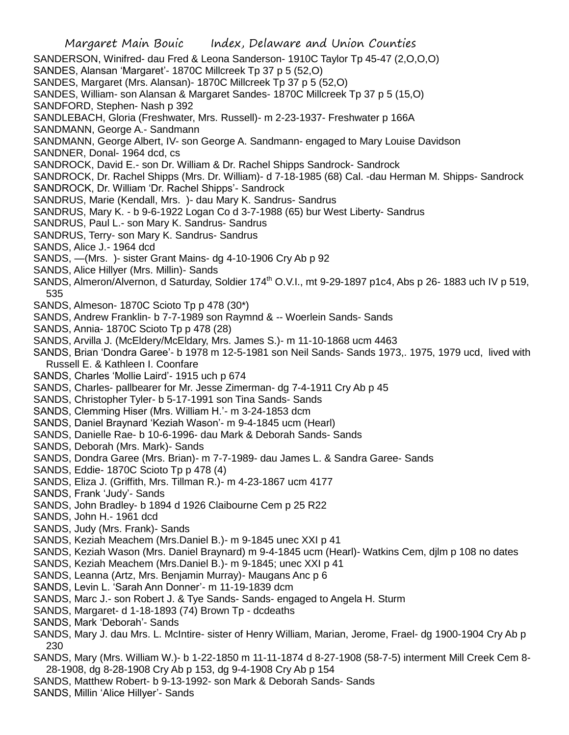SANDERSON, Winifred- dau Fred & Leona Sanderson- 1910C Taylor Tp 45-47 (2,O,O,O)

SANDES, Alansan 'Margaret'- 1870C Millcreek Tp 37 p 5 (52,O)

SANDES, Margaret (Mrs. Alansan)- 1870C Millcreek Tp 37 p 5 (52,O)

SANDES, William- son Alansan & Margaret Sandes- 1870C Millcreek Tp 37 p 5 (15,O)

SANDFORD, Stephen- Nash p 392

SANDLEBACH, Gloria (Freshwater, Mrs. Russell)- m 2-23-1937- Freshwater p 166A

SANDMANN, George A.- Sandmann

SANDMANN, George Albert, IV- son George A. Sandmann- engaged to Mary Louise Davidson

SANDNER, Donal- 1964 dcd, cs

SANDROCK, David E.- son Dr. William & Dr. Rachel Shipps Sandrock- Sandrock

SANDROCK, Dr. Rachel Shipps (Mrs. Dr. William)- d 7-18-1985 (68) Cal. -dau Herman M. Shipps- Sandrock

SANDROCK, Dr. William 'Dr. Rachel Shipps'- Sandrock

SANDRUS, Marie (Kendall, Mrs. )- dau Mary K. Sandrus- Sandrus

SANDRUS, Mary K. - b 9-6-1922 Logan Co d 3-7-1988 (65) bur West Liberty- Sandrus

SANDRUS, Paul L.- son Mary K. Sandrus- Sandrus

SANDRUS, Terry- son Mary K. Sandrus- Sandrus

SANDS, Alice J.- 1964 dcd

SANDS, —(Mrs. )- sister Grant Mains- dg 4-10-1906 Cry Ab p 92

SANDS, Alice Hillyer (Mrs. Millin)- Sands

SANDS, Almeron/Alvernon, d Saturday, Soldier 174th O.V.I., mt 9-29-1897 p1c4, Abs p 26- 1883 uch IV p 519, 535

SANDS, Almeson- 1870C Scioto Tp p 478 (30*)

SANDS, Andrew Franklin- b 7-7-1989 son Raymnd & -- Woerlein Sands- Sands

SANDS, Annia- 1870C Scioto Tp p 478 (28)

SANDS, Arvilla J. (McEldery/McEldary, Mrs. James S.)- m 11-10-1868 ucm 4463

SANDS, Brian 'Dondra Garee'- b 1978 m 12-5-1981 son Neil Sands- Sands 1973,. 1975, 1979 ucd, lived with Russell E. & Kathleen I. Coonfare

SANDS, Charles 'Mollie Laird'- 1915 uch p 674

SANDS, Charles- pallbearer for Mr. Jesse Zimerman- dg 7-4-1911 Cry Ab p 45

SANDS, Christopher Tyler- b 5-17-1991 son Tina Sands- Sands

SANDS, Clemming Hiser (Mrs. William H.'- m 3-24-1853 dcm

SANDS, Daniel Braynard 'Keziah Wason'- m 9-4-1845 ucm (Hearl)

SANDS, Danielle Rae- b 10-6-1996- dau Mark & Deborah Sands- Sands

SANDS, Deborah (Mrs. Mark)- Sands

SANDS, Dondra Garee (Mrs. Brian)- m 7-7-1989- dau James L. & Sandra Garee- Sands

SANDS, Eddie- 1870C Scioto Tp p 478 (4)

SANDS, Eliza J. (Griffith, Mrs. Tillman R.)- m 4-23-1867 ucm 4177

SANDS, Frank 'Judy'- Sands

SANDS, John Bradley- b 1894 d 1926 Claibourne Cem p 25 R22

SANDS, John H.- 1961 dcd

SANDS, Judy (Mrs. Frank)- Sands

SANDS, Keziah Meachem (Mrs.Daniel B.)- m 9-1845 unec XXI p 41

SANDS, Keziah Wason (Mrs. Daniel Braynard) m 9-4-1845 ucm (Hearl)- Watkins Cem, djlm p 108 no dates

SANDS, Keziah Meachem (Mrs.Daniel B.)- m 9-1845; unec XXI p 41

SANDS, Leanna (Artz, Mrs. Benjamin Murray)- Maugans Anc p 6

SANDS, Levin L. 'Sarah Ann Donner'- m 11-19-1839 dcm

SANDS, Marc J.- son Robert J. & Tye Sands- Sands- engaged to Angela H. Sturm

SANDS, Margaret- d 1-18-1893 (74) Brown Tp - dcdeaths

SANDS, Mark 'Deborah'- Sands

SANDS, Mary J. dau Mrs. L. McIntire- sister of Henry William, Marian, Jerome, Frael- dg 1900-1904 Cry Ab p 230

SANDS, Mary (Mrs. William W.)- b 1-22-1850 m 11-11-1874 d 8-27-1908 (58-7-5) interment Mill Creek Cem 8-28-1908, dg 8-28-1908 Cry Ab p 153, dg 9-4-1908 Cry Ab p 154

SANDS, Matthew Robert- b 9-13-1992- son Mark & Deborah Sands- Sands

SANDS, Millin 'Alice Hillyer'- Sands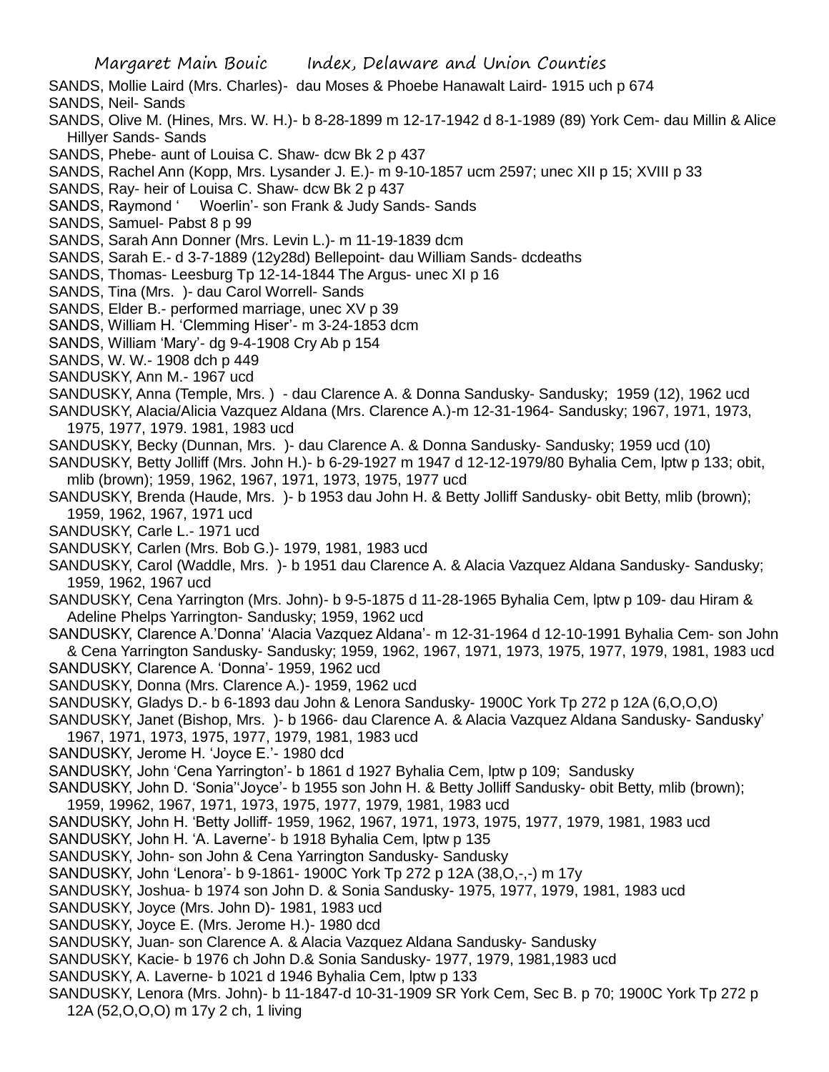SANDS, Mollie Laird (Mrs. Charles)- dau Moses & Phoebe Hanawalt Laird- 1915 uch p 674
SANDS, Neil- Sands
SANDS, Olive M. (Hines, Mrs. W. H.)- b 8-28-1899 m 12-17-1942 d 8-1-1989 (89) York Cem- dau Millin & Alice Hillyer Sands- Sands
SANDS, Phebe- aunt of Louisa C. Shaw- dcw Bk 2 p 437
SANDS, Rachel Ann (Kopp, Mrs. Lysander J. E.)- m 9-10-1857 ucm 2597; unec XII p 15; XVIII p 33
SANDS, Ray- heir of Louisa C. Shaw- dcw Bk 2 p 437
SANDS, Raymond ' Woerlin'- son Frank & Judy Sands- Sands
SANDS, Samuel- Pabst 8 p 99
SANDS, Sarah Ann Donner (Mrs. Levin L.)- m 11-19-1839 dcm
SANDS, Sarah E.- d 3-7-1889 (12y28d) Bellepoint- dau William Sands- dcdeaths
SANDS, Thomas- Leesburg Tp 12-14-1844 The Argus- unec XI p 16
SANDS, Tina (Mrs. )- dau Carol Worrell- Sands
SANDS, Elder B.- performed marriage, unec XV p 39
SANDS, William H. 'Clemming Hiser'- m 3-24-1853 dcm
SANDS, William 'Mary'- dg 9-4-1908 Cry Ab p 154
SANDS, W. W.- 1908 dch p 449
SANDUSKY, Ann M.- 1967 ucd
SANDUSKY, Anna (Temple, Mrs. ) - dau Clarence A. & Donna Sandusky- Sandusky; 1959 (12), 1962 ucd
SANDUSKY, Alacia/Alicia Vazquez Aldana (Mrs. Clarence A.)-m 12-31-1964- Sandusky; 1967, 1971, 1973, 1975, 1977, 1979. 1981, 1983 ucd
SANDUSKY, Becky (Dunnan, Mrs. )- dau Clarence A. & Donna Sandusky- Sandusky; 1959 ucd (10)
SANDUSKY, Betty Jolliff (Mrs. John H.)- b 6-29-1927 m 1947 d 12-12-1979/80 Byhalia Cem, lptw p 133; obit, mlib (brown); 1959, 1962, 1967, 1971, 1973, 1975, 1977 ucd
SANDUSKY, Brenda (Haude, Mrs. )- b 1953 dau John H. & Betty Jolliff Sandusky- obit Betty, mlib (brown); 1959, 1962, 1967, 1971 ucd
SANDUSKY, Carle L.- 1971 ucd
SANDUSKY, Carlen (Mrs. Bob G.)- 1979, 1981, 1983 ucd
SANDUSKY, Carol (Waddle, Mrs. )- b 1951 dau Clarence A. & Alacia Vazquez Aldana Sandusky- Sandusky; 1959, 1962, 1967 ucd
SANDUSKY, Cena Yarrington (Mrs. John)- b 9-5-1875 d 11-28-1965 Byhalia Cem, lptw p 109- dau Hiram & Adeline Phelps Yarrington- Sandusky; 1959, 1962 ucd
SANDUSKY, Clarence A.'Donna' 'Alacia Vazquez Aldana'- m 12-31-1964 d 12-10-1991 Byhalia Cem- son John & Cena Yarrington Sandusky- Sandusky; 1959, 1962, 1967, 1971, 1973, 1975, 1977, 1979, 1981, 1983 ucd
SANDUSKY, Clarence A. 'Donna'- 1959, 1962 ucd
SANDUSKY, Donna (Mrs. Clarence A.)- 1959, 1962 ucd
SANDUSKY, Gladys D.- b 6-1893 dau John & Lenora Sandusky- 1900C York Tp 272 p 12A (6,O,O,O)
SANDUSKY, Janet (Bishop, Mrs. )- b 1966- dau Clarence A. & Alacia Vazquez Aldana Sandusky- Sandusky' 1967, 1971, 1973, 1975, 1977, 1979, 1981, 1983 ucd
SANDUSKY, Jerome H. 'Joyce E.'- 1980 dcd
SANDUSKY, John 'Cena Yarrington'- b 1861 d 1927 Byhalia Cem, lptw p 109; Sandusky
SANDUSKY, John D. 'Sonia''Joyce'- b 1955 son John H. & Betty Jolliff Sandusky- obit Betty, mlib (brown); 1959, 19962, 1967, 1971, 1973, 1975, 1977, 1979, 1981, 1983 ucd
SANDUSKY, John H. 'Betty Jolliff- 1959, 1962, 1967, 1971, 1973, 1975, 1977, 1979, 1981, 1983 ucd
SANDUSKY, John H. 'A. Laverne'- b 1918 Byhalia Cem, lptw p 135
SANDUSKY, John- son John & Cena Yarrington Sandusky- Sandusky
SANDUSKY, John 'Lenora'- b 9-1861- 1900C York Tp 272 p 12A (38,O,-,-) m 17y
SANDUSKY, Joshua- b 1974 son John D. & Sonia Sandusky- 1975, 1977, 1979, 1981, 1983 ucd
SANDUSKY, Joyce (Mrs. John D)- 1981, 1983 ucd
SANDUSKY, Joyce E. (Mrs. Jerome H.)- 1980 dcd
SANDUSKY, Juan- son Clarence A. & Alacia Vazquez Aldana Sandusky- Sandusky
SANDUSKY, Kacie- b 1976 ch John D.& Sonia Sandusky- 1977, 1979, 1981,1983 ucd
SANDUSKY, A. Laverne- b 1021 d 1946 Byhalia Cem, lptw p 133
SANDUSKY, Lenora (Mrs. John)- b 11-1847-d 10-31-1909 SR York Cem, Sec B. p 70; 1900C York Tp 272 p 12A (52,O,O,O) m 17y 2 ch, 1 living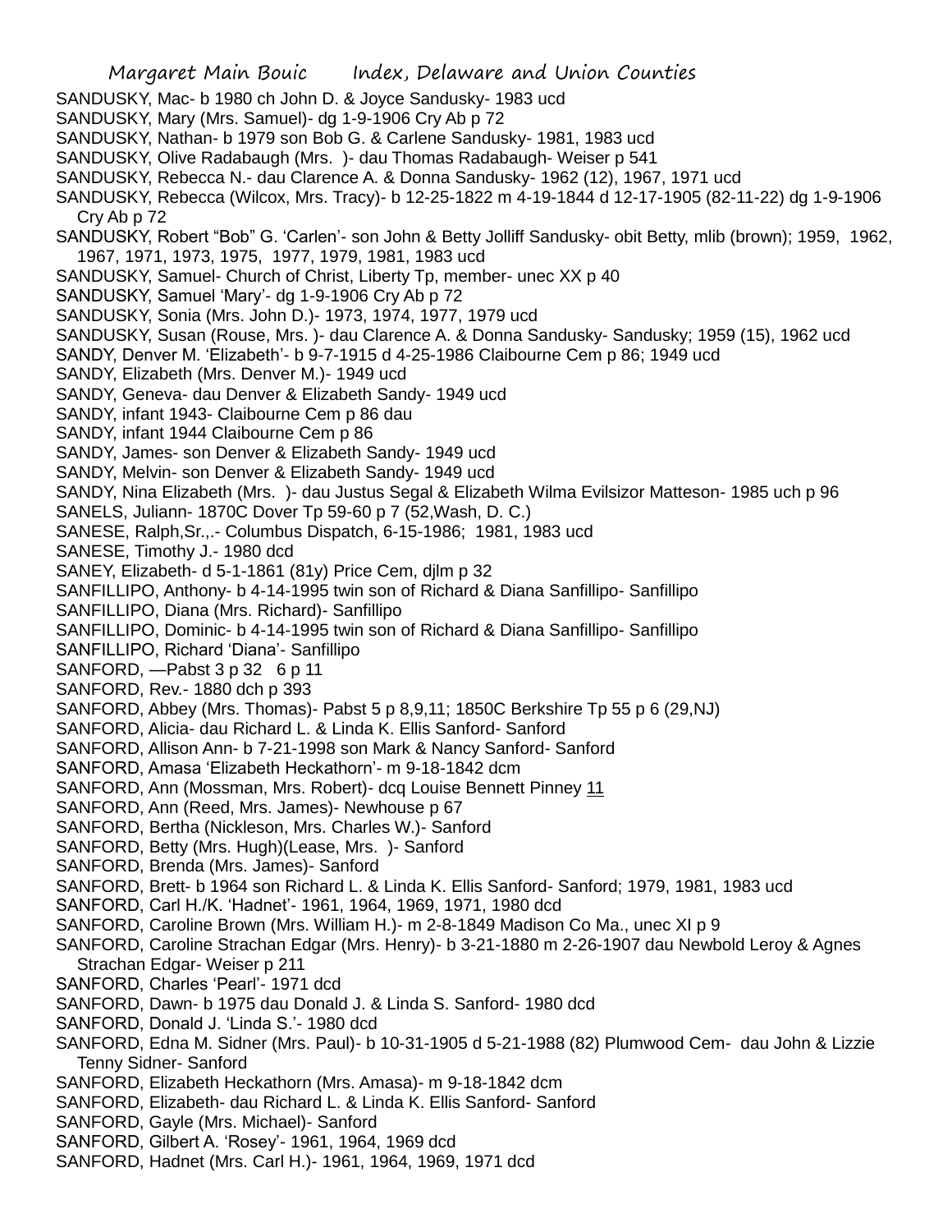SANDUSKY, Mac- b 1980 ch John D. & Joyce Sandusky- 1983 ucd
SANDUSKY, Mary (Mrs. Samuel)- dg 1-9-1906 Cry Ab p 72
SANDUSKY, Nathan- b 1979 son Bob G. & Carlene Sandusky- 1981, 1983 ucd
SANDUSKY, Olive Radabaugh (Mrs. )- dau Thomas Radabaugh- Weiser p 541
SANDUSKY, Rebecca N.- dau Clarence A. & Donna Sandusky- 1962 (12), 1967, 1971 ucd
SANDUSKY, Rebecca (Wilcox, Mrs. Tracy)- b 12-25-1822 m 4-19-1844 d 12-17-1905 (82-11-22) dg 1-9-1906 Cry Ab p 72
SANDUSKY, Robert "Bob" G. 'Carlen'- son John & Betty Jolliff Sandusky- obit Betty, mlib (brown); 1959, 1962, 1967, 1971, 1973, 1975, 1977, 1979, 1981, 1983 ucd
SANDUSKY, Samuel- Church of Christ, Liberty Tp, member- unec XX p 40
SANDUSKY, Samuel 'Mary'- dg 1-9-1906 Cry Ab p 72
SANDUSKY, Sonia (Mrs. John D.)- 1973, 1974, 1977, 1979 ucd
SANDUSKY, Susan (Rouse, Mrs. )- dau Clarence A. & Donna Sandusky- Sandusky; 1959 (15), 1962 ucd
SANDY, Denver M. 'Elizabeth'- b 9-7-1915 d 4-25-1986 Claibourne Cem p 86; 1949 ucd
SANDY, Elizabeth (Mrs. Denver M.)- 1949 ucd
SANDY, Geneva- dau Denver & Elizabeth Sandy- 1949 ucd
SANDY, infant 1943- Claibourne Cem p 86 dau
SANDY, infant 1944 Claibourne Cem p 86
SANDY, James- son Denver & Elizabeth Sandy- 1949 ucd
SANDY, Melvin- son Denver & Elizabeth Sandy- 1949 ucd
SANDY, Nina Elizabeth (Mrs. )- dau Justus Segal & Elizabeth Wilma Evilsizor Matteson- 1985 uch p 96
SANELS, Juliann- 1870C Dover Tp 59-60 p 7 (52,Wash, D. C.)
SANESE, Ralph,Sr.,.- Columbus Dispatch, 6-15-1986; 1981, 1983 ucd
SANESE, Timothy J.- 1980 dcd
SANEY, Elizabeth- d 5-1-1861 (81y) Price Cem, djlm p 32
SANFILLIPO, Anthony- b 4-14-1995 twin son of Richard & Diana Sanfillipo- Sanfillipo
SANFILLIPO, Diana (Mrs. Richard)- Sanfillipo
SANFILLIPO, Dominic- b 4-14-1995 twin son of Richard & Diana Sanfillipo- Sanfillipo
SANFILLIPO, Richard 'Diana'- Sanfillipo
SANFORD, —Pabst 3 p 32 6 p 11
SANFORD, Rev.- 1880 dch p 393
SANFORD, Abbey (Mrs. Thomas)- Pabst 5 p 8,9,11; 1850C Berkshire Tp 55 p 6 (29,NJ)
SANFORD, Alicia- dau Richard L. & Linda K. Ellis Sanford- Sanford
SANFORD, Allison Ann- b 7-21-1998 son Mark & Nancy Sanford- Sanford
SANFORD, Amasa 'Elizabeth Heckathorn'- m 9-18-1842 dcm
SANFORD, Ann (Mossman, Mrs. Robert)- dcq Louise Bennett Pinney 11
SANFORD, Ann (Reed, Mrs. James)- Newhouse p 67
SANFORD, Bertha (Nickleson, Mrs. Charles W.)- Sanford
SANFORD, Betty (Mrs. Hugh)(Lease, Mrs. )- Sanford
SANFORD, Brenda (Mrs. James)- Sanford
SANFORD, Brett- b 1964 son Richard L. & Linda K. Ellis Sanford- Sanford; 1979, 1981, 1983 ucd
SANFORD, Carl H./K. 'Hadnet'- 1961, 1964, 1969, 1971, 1980 dcd
SANFORD, Caroline Brown (Mrs. William H.)- m 2-8-1849 Madison Co Ma., unec XI p 9
SANFORD, Caroline Strachan Edgar (Mrs. Henry)- b 3-21-1880 m 2-26-1907 dau Newbold Leroy & Agnes Strachan Edgar- Weiser p 211
SANFORD, Charles 'Pearl'- 1971 dcd
SANFORD, Dawn- b 1975 dau Donald J. & Linda S. Sanford- 1980 dcd
SANFORD, Donald J. 'Linda S.'- 1980 dcd
SANFORD, Edna M. Sidner (Mrs. Paul)- b 10-31-1905 d 5-21-1988 (82) Plumwood Cem- dau John & Lizzie Tenny Sidner- Sanford
SANFORD, Elizabeth Heckathorn (Mrs. Amasa)- m 9-18-1842 dcm
SANFORD, Elizabeth- dau Richard L. & Linda K. Ellis Sanford- Sanford
SANFORD, Gayle (Mrs. Michael)- Sanford
SANFORD, Gilbert A. 'Rosey'- 1961, 1964, 1969 dcd
SANFORD, Hadnet (Mrs. Carl H.)- 1961, 1964, 1969, 1971 dcd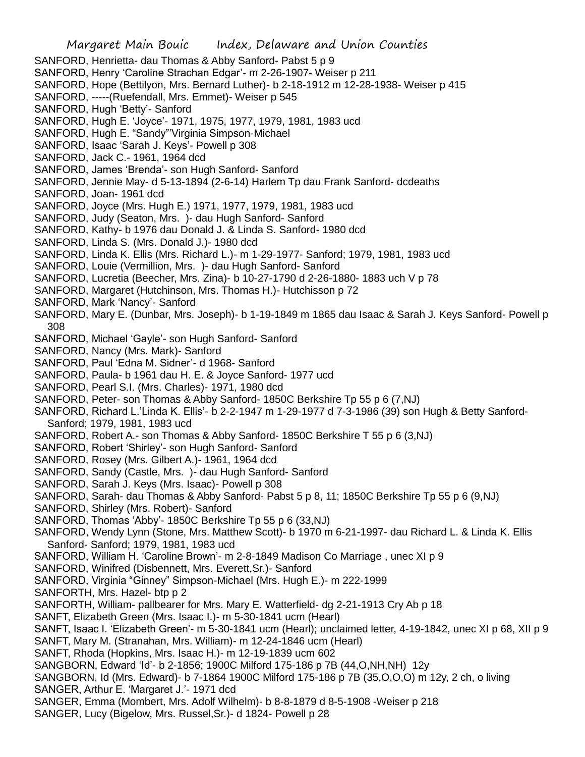SANFORD, Henrietta- dau Thomas & Abby Sanford- Pabst 5 p 9
SANFORD, Henry 'Caroline Strachan Edgar'- m 2-26-1907- Weiser p 211
SANFORD, Hope (Bettilyon, Mrs. Bernard Luther)- b 2-18-1912 m 12-28-1938- Weiser p 415
SANFORD, -----(Ruefendall, Mrs. Emmet)- Weiser p 545
SANFORD, Hugh 'Betty'- Sanford
SANFORD, Hugh E. 'Joyce'- 1971, 1975, 1977, 1979, 1981, 1983 ucd
SANFORD, Hugh E. "Sandy"'Virginia Simpson-Michael
SANFORD, Isaac 'Sarah J. Keys'- Powell p 308
SANFORD, Jack C.- 1961, 1964 dcd
SANFORD, James 'Brenda'- son Hugh Sanford- Sanford
SANFORD, Jennie May- d 5-13-1894 (2-6-14) Harlem Tp dau Frank Sanford- dcdeaths
SANFORD, Joan- 1961 dcd
SANFORD, Joyce (Mrs. Hugh E.) 1971, 1977, 1979, 1981, 1983 ucd
SANFORD, Judy (Seaton, Mrs. )- dau Hugh Sanford- Sanford
SANFORD, Kathy- b 1976 dau Donald J. & Linda S. Sanford- 1980 dcd
SANFORD, Linda S. (Mrs. Donald J.)- 1980 dcd
SANFORD, Linda K. Ellis (Mrs. Richard L.)- m 1-29-1977- Sanford; 1979, 1981, 1983 ucd
SANFORD, Louie (Vermillion, Mrs. )- dau Hugh Sanford- Sanford
SANFORD, Lucretia (Beecher, Mrs. Zina)- b 10-27-1790 d 2-26-1880- 1883 uch V p 78
SANFORD, Margaret (Hutchinson, Mrs. Thomas H.)- Hutchisson p 72
SANFORD, Mark 'Nancy'- Sanford
SANFORD, Mary E. (Dunbar, Mrs. Joseph)- b 1-19-1849 m 1865 dau Isaac & Sarah J. Keys Sanford- Powell p 308
SANFORD, Michael 'Gayle'- son Hugh Sanford- Sanford
SANFORD, Nancy (Mrs. Mark)- Sanford
SANFORD, Paul 'Edna M. Sidner'- d 1968- Sanford
SANFORD, Paula- b 1961 dau H. E. & Joyce Sanford- 1977 ucd
SANFORD, Pearl S.I. (Mrs. Charles)- 1971, 1980 dcd
SANFORD, Peter- son Thomas & Abby Sanford- 1850C Berkshire Tp 55 p 6 (7,NJ)
SANFORD, Richard L.'Linda K. Ellis'- b 2-2-1947 m 1-29-1977 d 7-3-1986 (39) son Hugh & Betty Sanford- Sanford; 1979, 1981, 1983 ucd
SANFORD, Robert A.- son Thomas & Abby Sanford- 1850C Berkshire T 55 p 6 (3,NJ)
SANFORD, Robert 'Shirley'- son Hugh Sanford- Sanford
SANFORD, Rosey (Mrs. Gilbert A.)- 1961, 1964 dcd
SANFORD, Sandy (Castle, Mrs. )- dau Hugh Sanford- Sanford
SANFORD, Sarah J. Keys (Mrs. Isaac)- Powell p 308
SANFORD, Sarah- dau Thomas & Abby Sanford- Pabst 5 p 8, 11; 1850C Berkshire Tp 55 p 6 (9,NJ)
SANFORD, Shirley (Mrs. Robert)- Sanford
SANFORD, Thomas 'Abby'- 1850C Berkshire Tp 55 p 6 (33,NJ)
SANFORD, Wendy Lynn (Stone, Mrs. Matthew Scott)- b 1970 m 6-21-1997- dau Richard L. & Linda K. Ellis Sanford- Sanford; 1979, 1981, 1983 ucd
SANFORD, William H. 'Caroline Brown'- m 2-8-1849 Madison Co Marriage , unec XI p 9
SANFORD, Winifred (Disbennett, Mrs. Everett,Sr.)- Sanford
SANFORD, Virginia "Ginney" Simpson-Michael (Mrs. Hugh E.)- m 222-1999
SANFORTH, Mrs. Hazel- btp p 2
SANFORTH, William- pallbearer for Mrs. Mary E. Watterfield- dg 2-21-1913 Cry Ab p 18
SANFT, Elizabeth Green (Mrs. Isaac I.)- m 5-30-1841 ucm (Hearl)
SANFT, Isaac I. 'Elizabeth Green'- m 5-30-1841 ucm (Hearl); unclaimed letter, 4-19-1842, unec XI p 68, XII p 9
SANFT, Mary M. (Stranahan, Mrs. William)- m 12-24-1846 ucm (Hearl)
SANFT, Rhoda (Hopkins, Mrs. Isaac H.)- m 12-19-1839 ucm 602
SANGBORN, Edward 'Id'- b 2-1856; 1900C Milford 175-186 p 7B (44,O,NH,NH) 12y
SANGBORN, Id (Mrs. Edward)- b 7-1864 1900C Milford 175-186 p 7B (35,O,O,O) m 12y, 2 ch, o living
SANGER, Arthur E. 'Margaret J.'- 1971 dcd
SANGER, Emma (Mombert, Mrs. Adolf Wilhelm)- b 8-8-1879 d 8-5-1908 -Weiser p 218
SANGER, Lucy (Bigelow, Mrs. Russel,Sr.)- d 1824- Powell p 28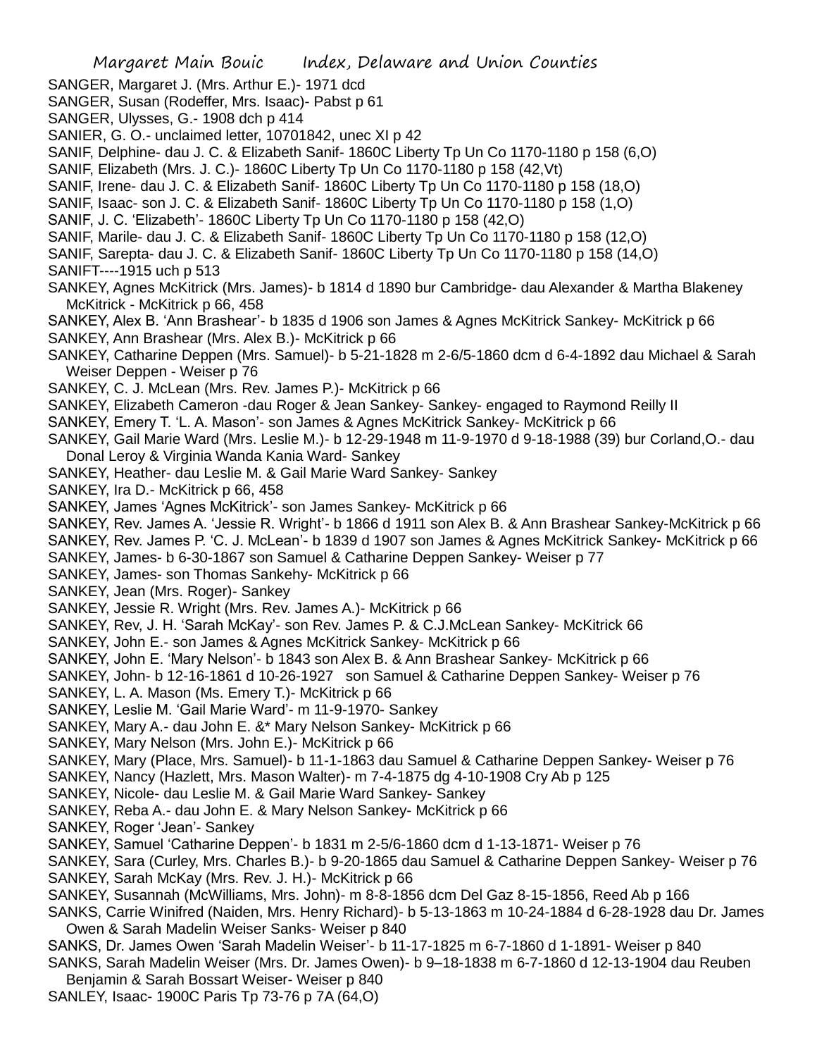SANGER, Margaret J. (Mrs. Arthur E.)- 1971 dcd
SANGER, Susan (Rodeffer, Mrs. Isaac)- Pabst p 61
SANGER, Ulysses, G.- 1908 dch p 414
SANIER, G. O.- unclaimed letter, 10701842, unec XI p 42
SANIF, Delphine- dau J. C. & Elizabeth Sanif- 1860C Liberty Tp Un Co 1170-1180 p 158 (6,O)
SANIF, Elizabeth (Mrs. J. C.)- 1860C Liberty Tp Un Co 1170-1180 p 158 (42,Vt)
SANIF, Irene- dau J. C. & Elizabeth Sanif- 1860C Liberty Tp Un Co 1170-1180 p 158 (18,O)
SANIF, Isaac- son J. C. & Elizabeth Sanif- 1860C Liberty Tp Un Co 1170-1180 p 158 (1,O)
SANIF, J. C. 'Elizabeth'- 1860C Liberty Tp Un Co 1170-1180 p 158 (42,O)
SANIF, Marile- dau J. C. & Elizabeth Sanif- 1860C Liberty Tp Un Co 1170-1180 p 158 (12,O)
SANIF, Sarepta- dau J. C. & Elizabeth Sanif- 1860C Liberty Tp Un Co 1170-1180 p 158 (14,O)
SANIFT----1915 uch p 513
SANKEY, Agnes McKitrick (Mrs. James)- b 1814 d 1890 bur Cambridge- dau Alexander & Martha Blakeney McKitrick - McKitrick p 66, 458
SANKEY, Alex B. 'Ann Brashear'- b 1835 d 1906 son James & Agnes McKitrick Sankey- McKitrick p 66
SANKEY, Ann Brashear (Mrs. Alex B.)- McKitrick p 66
SANKEY, Catharine Deppen (Mrs. Samuel)- b 5-21-1828 m 2-6/5-1860 dcm d 6-4-1892 dau Michael & Sarah Weiser Deppen - Weiser p 76
SANKEY, C. J. McLean (Mrs. Rev. James P.)- McKitrick p 66
SANKEY, Elizabeth Cameron -dau Roger & Jean Sankey- Sankey- engaged to Raymond Reilly II
SANKEY, Emery T. 'L. A. Mason'- son James & Agnes McKitrick Sankey- McKitrick p 66
SANKEY, Gail Marie Ward (Mrs. Leslie M.)- b 12-29-1948 m 11-9-1970 d 9-18-1988 (39) bur Corland,O.- dau Donal Leroy & Virginia Wanda Kania Ward- Sankey
SANKEY, Heather- dau Leslie M. & Gail Marie Ward Sankey- Sankey
SANKEY, Ira D.- McKitrick p 66, 458
SANKEY, James 'Agnes McKitrick'- son James Sankey- McKitrick p 66
SANKEY, Rev. James A. 'Jessie R. Wright'- b 1866 d 1911 son Alex B. & Ann Brashear Sankey-McKitrick p 66
SANKEY, Rev. James P. 'C. J. McLean'- b 1839 d 1907 son James & Agnes McKitrick Sankey- McKitrick p 66
SANKEY, James- b 6-30-1867 son Samuel & Catharine Deppen Sankey- Weiser p 77
SANKEY, James- son Thomas Sankehy- McKitrick p 66
SANKEY, Jean (Mrs. Roger)- Sankey
SANKEY, Jessie R. Wright (Mrs. Rev. James A.)- McKitrick p 66
SANKEY, Rev, J. H. 'Sarah McKay'- son Rev. James P. & C.J.McLean Sankey- McKitrick 66
SANKEY, John E.- son James & Agnes McKitrick Sankey- McKitrick p 66
SANKEY, John E. 'Mary Nelson'- b 1843 son Alex B. & Ann Brashear Sankey- McKitrick p 66
SANKEY, John- b 12-16-1861 d 10-26-1927 son Samuel & Catharine Deppen Sankey- Weiser p 76
SANKEY, L. A. Mason (Ms. Emery T.)- McKitrick p 66
SANKEY, Leslie M. 'Gail Marie Ward'- m 11-9-1970- Sankey
SANKEY, Mary A.- dau John E. &* Mary Nelson Sankey- McKitrick p 66
SANKEY, Mary Nelson (Mrs. John E.)- McKitrick p 66
SANKEY, Mary (Place, Mrs. Samuel)- b 11-1-1863 dau Samuel & Catharine Deppen Sankey- Weiser p 76
SANKEY, Nancy (Hazlett, Mrs. Mason Walter)- m 7-4-1875 dg 4-10-1908 Cry Ab p 125
SANKEY, Nicole- dau Leslie M. & Gail Marie Ward Sankey- Sankey
SANKEY, Reba A.- dau John E. & Mary Nelson Sankey- McKitrick p 66
SANKEY, Roger 'Jean'- Sankey
SANKEY, Samuel 'Catharine Deppen'- b 1831 m 2-5/6-1860 dcm d 1-13-1871- Weiser p 76
SANKEY, Sara (Curley, Mrs. Charles B.)- b 9-20-1865 dau Samuel & Catharine Deppen Sankey- Weiser p 76
SANKEY, Sarah McKay (Mrs. Rev. J. H.)- McKitrick p 66
SANKEY, Susannah (McWilliams, Mrs. John)- m 8-8-1856 dcm Del Gaz 8-15-1856, Reed Ab p 166
SANKS, Carrie Winifred (Naiden, Mrs. Henry Richard)- b 5-13-1863 m 10-24-1884 d 6-28-1928 dau Dr. James Owen & Sarah Madelin Weiser Sanks- Weiser p 840
SANKS, Dr. James Owen 'Sarah Madelin Weiser'- b 11-17-1825 m 6-7-1860 d 1-1891- Weiser p 840
SANKS, Sarah Madelin Weiser (Mrs. Dr. James Owen)- b 9–18-1838 m 6-7-1860 d 12-13-1904 dau Reuben Benjamin & Sarah Bossart Weiser- Weiser p 840
SANLEY, Isaac- 1900C Paris Tp 73-76 p 7A (64,O)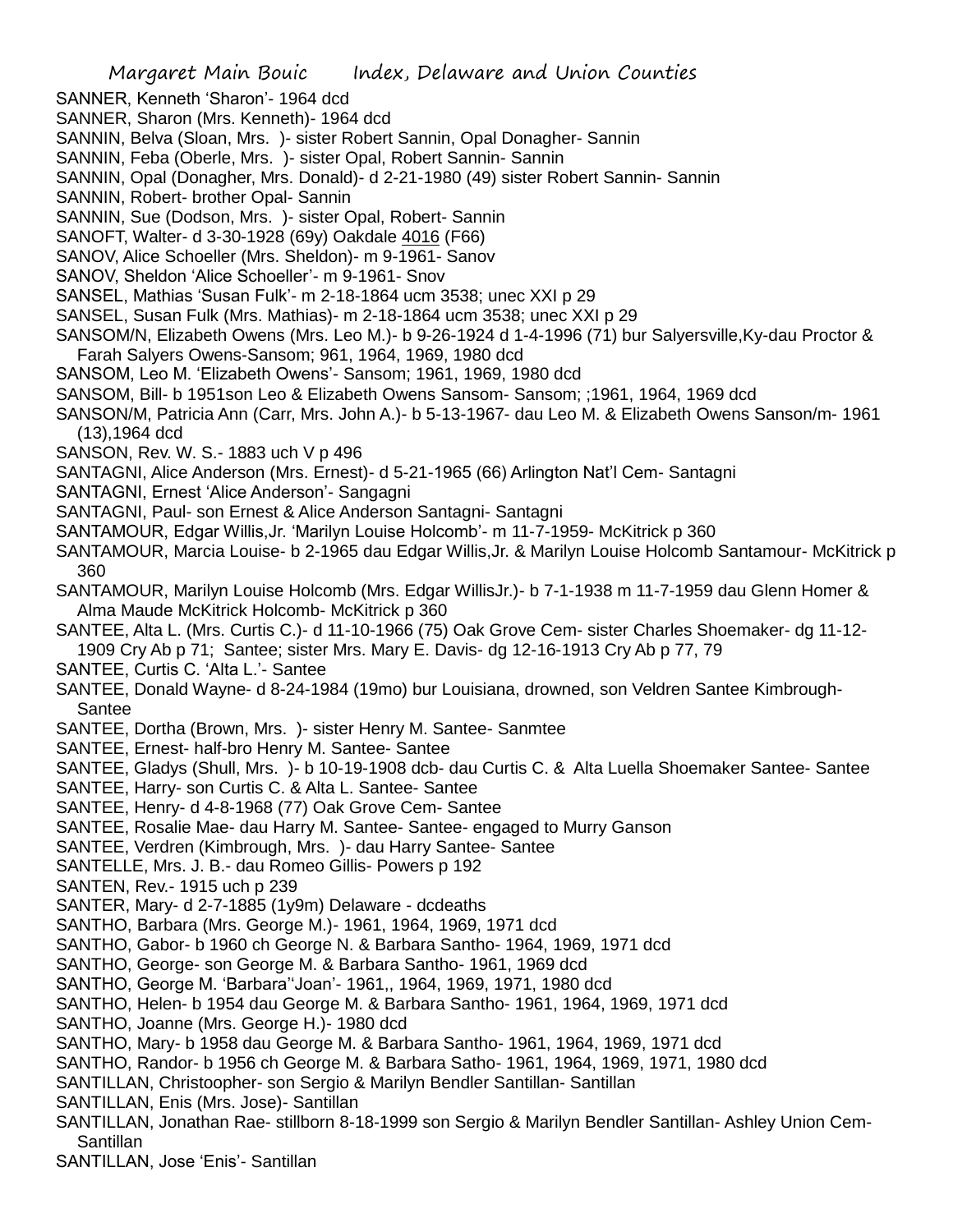SANNER, Kenneth 'Sharon'- 1964 dcd
SANNER, Sharon (Mrs. Kenneth)- 1964 dcd
SANNIN, Belva (Sloan, Mrs. )- sister Robert Sannin, Opal Donagher- Sannin
SANNIN, Feba (Oberle, Mrs. )- sister Opal, Robert Sannin- Sannin
SANNIN, Opal (Donagher, Mrs. Donald)- d 2-21-1980 (49) sister Robert Sannin- Sannin
SANNIN, Robert- brother Opal- Sannin
SANNIN, Sue (Dodson, Mrs. )- sister Opal, Robert- Sannin
SANOFT, Walter- d 3-30-1928 (69y) Oakdale 4016 (F66)
SANOV, Alice Schoeller (Mrs. Sheldon)- m 9-1961- Sanov
SANOV, Sheldon 'Alice Schoeller'- m 9-1961- Snov
SANSEL, Mathias 'Susan Fulk'- m 2-18-1864 ucm 3538; unec XXI p 29
SANSEL, Susan Fulk (Mrs. Mathias)- m 2-18-1864 ucm 3538; unec XXI p 29
SANSOM/N, Elizabeth Owens (Mrs. Leo M.)- b 9-26-1924 d 1-4-1996 (71) bur Salyersville,Ky-dau Proctor & Farah Salyers Owens-Sansom; 961, 1964, 1969, 1980 dcd
SANSOM, Leo M. 'Elizabeth Owens'- Sansom; 1961, 1969, 1980 dcd
SANSOM, Bill- b 1951son Leo & Elizabeth Owens Sansom- Sansom; ;1961, 1964, 1969 dcd
SANSON/M, Patricia Ann (Carr, Mrs. John A.)- b 5-13-1967- dau Leo M. & Elizabeth Owens Sanson/m- 1961 (13),1964 dcd
SANSON, Rev. W. S.- 1883 uch V p 496
SANTAGNI, Alice Anderson (Mrs. Ernest)- d 5-21-1965 (66) Arlington Nat'l Cem- Santagni
SANTAGNI, Ernest 'Alice Anderson'- Sangagni
SANTAGNI, Paul- son Ernest & Alice Anderson Santagni- Santagni
SANTAMOUR, Edgar Willis,Jr. 'Marilyn Louise Holcomb'- m 11-7-1959- McKitrick p 360
SANTAMOUR, Marcia Louise- b 2-1965 dau Edgar Willis,Jr. & Marilyn Louise Holcomb Santamour- McKitrick p 360
SANTAMOUR, Marilyn Louise Holcomb (Mrs. Edgar WillisJr.)- b 7-1-1938 m 11-7-1959 dau Glenn Homer & Alma Maude McKitrick Holcomb- McKitrick p 360
SANTEE, Alta L. (Mrs. Curtis C.)- d 11-10-1966 (75) Oak Grove Cem- sister Charles Shoemaker- dg 11-12-1909 Cry Ab p 71; Santee; sister Mrs. Mary E. Davis- dg 12-16-1913 Cry Ab p 77, 79
SANTEE, Curtis C. 'Alta L.'- Santee
SANTEE, Donald Wayne- d 8-24-1984 (19mo) bur Louisiana, drowned, son Veldren Santee Kimbrough-Santee
SANTEE, Dortha (Brown, Mrs. )- sister Henry M. Santee- Sanmtee
SANTEE, Ernest- half-bro Henry M. Santee- Santee
SANTEE, Gladys (Shull, Mrs. )- b 10-19-1908 dcb- dau Curtis C. & Alta Luella Shoemaker Santee- Santee
SANTEE, Harry- son Curtis C. & Alta L. Santee- Santee
SANTEE, Henry- d 4-8-1968 (77) Oak Grove Cem- Santee
SANTEE, Rosalie Mae- dau Harry M. Santee- Santee- engaged to Murry Ganson
SANTEE, Verdren (Kimbrough, Mrs. )- dau Harry Santee- Santee
SANTELLE, Mrs. J. B.- dau Romeo Gillis- Powers p 192
SANTEN, Rev.- 1915 uch p 239
SANTER, Mary- d 2-7-1885 (1y9m) Delaware - dcdeaths
SANTHO, Barbara (Mrs. George M.)- 1961, 1964, 1969, 1971 dcd
SANTHO, Gabor- b 1960 ch George N. & Barbara Santho- 1964, 1969, 1971 dcd
SANTHO, George- son George M. & Barbara Santho- 1961, 1969 dcd
SANTHO, George M. 'Barbara''Joan'- 1961,, 1964, 1969, 1971, 1980 dcd
SANTHO, Helen- b 1954 dau George M. & Barbara Santho- 1961, 1964, 1969, 1971 dcd
SANTHO, Joanne (Mrs. George H.)- 1980 dcd
SANTHO, Mary- b 1958 dau George M. & Barbara Santho- 1961, 1964, 1969, 1971 dcd
SANTHO, Randor- b 1956 ch George M. & Barbara Satho- 1961, 1964, 1969, 1971, 1980 dcd
SANTILLAN, Christoopher- son Sergio & Marilyn Bendler Santillan- Santillan
SANTILLAN, Enis (Mrs. Jose)- Santillan
SANTILLAN, Jonathan Rae- stillborn 8-18-1999 son Sergio & Marilyn Bendler Santillan- Ashley Union Cem-Santillan
SANTILLAN, Jose 'Enis'- Santillan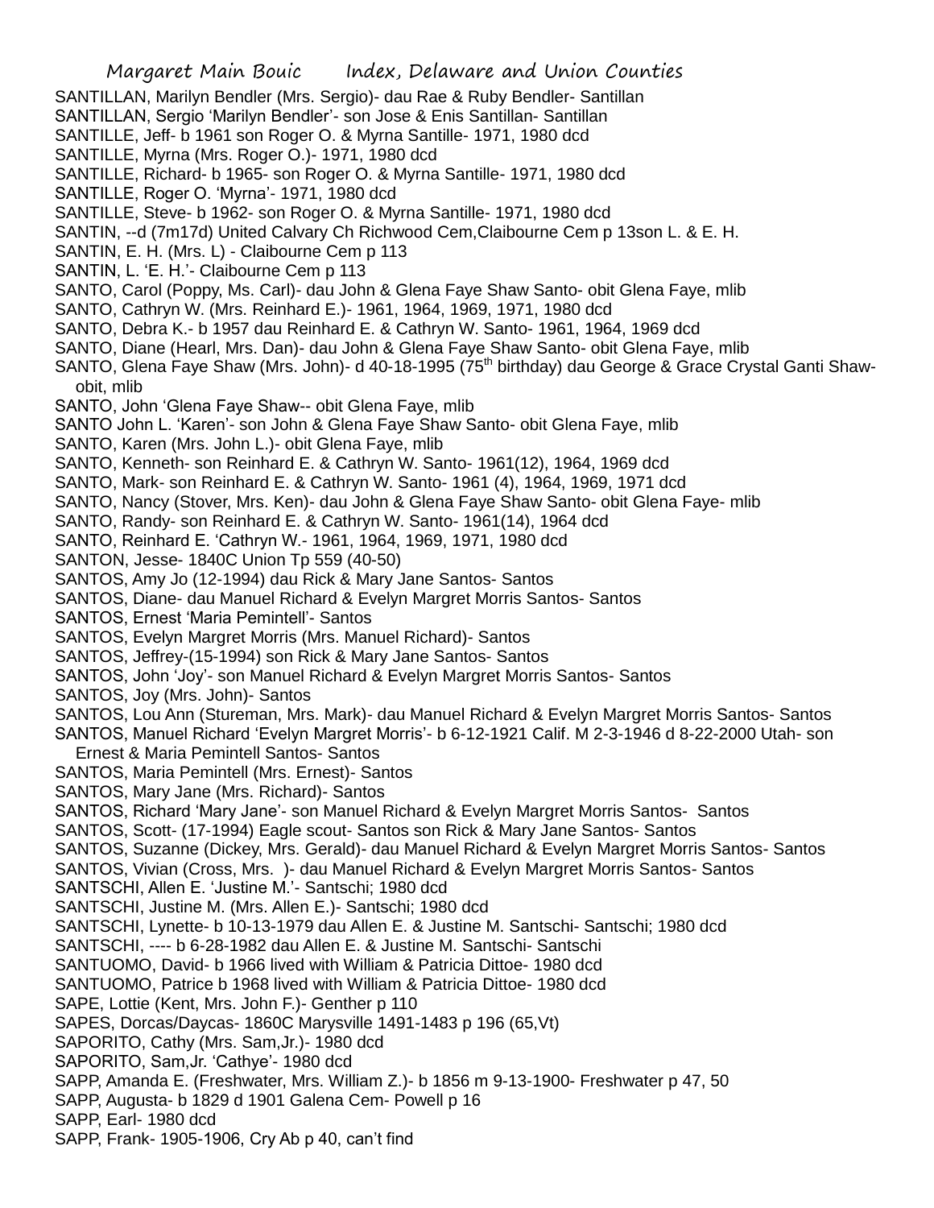SANTILLAN, Marilyn Bendler (Mrs. Sergio)- dau Rae & Ruby Bendler- Santillan
SANTILLAN, Sergio 'Marilyn Bendler'- son Jose & Enis Santillan- Santillan
SANTILLE, Jeff- b 1961 son Roger O. & Myrna Santille- 1971, 1980 dcd
SANTILLE, Myrna (Mrs. Roger O.)- 1971, 1980 dcd
SANTILLE, Richard- b 1965- son Roger O. & Myrna Santille- 1971, 1980 dcd
SANTILLE, Roger O. 'Myrna'- 1971, 1980 dcd
SANTILLE, Steve- b 1962- son Roger O. & Myrna Santille- 1971, 1980 dcd
SANTIN, --d (7m17d) United Calvary Ch Richwood Cem,Claibourne Cem p 13son L. & E. H.
SANTIN, E. H. (Mrs. L) - Claibourne Cem p 113
SANTIN, L. 'E. H.'- Claibourne Cem p 113
SANTO, Carol (Poppy, Ms. Carl)- dau John & Glena Faye Shaw Santo- obit Glena Faye, mlib
SANTO, Cathryn W. (Mrs. Reinhard E.)- 1961, 1964, 1969, 1971, 1980 dcd
SANTO, Debra K.- b 1957 dau Reinhard E. & Cathryn W. Santo- 1961, 1964, 1969 dcd
SANTO, Diane (Hearl, Mrs. Dan)- dau John & Glena Faye Shaw Santo- obit Glena Faye, mlib
SANTO, Glena Faye Shaw (Mrs. John)- d 40-18-1995 (75th birthday) dau George & Grace Crystal Ganti Shaw- obit, mlib
SANTO, John 'Glena Faye Shaw-- obit Glena Faye, mlib
SANTO John L. 'Karen'- son John & Glena Faye Shaw Santo- obit Glena Faye, mlib
SANTO, Karen (Mrs. John L.)- obit Glena Faye, mlib
SANTO, Kenneth- son Reinhard E. & Cathryn W. Santo- 1961(12), 1964, 1969 dcd
SANTO, Mark- son Reinhard E. & Cathryn W. Santo- 1961 (4), 1964, 1969, 1971 dcd
SANTO, Nancy (Stover, Mrs. Ken)- dau John & Glena Faye Shaw Santo- obit Glena Faye- mlib
SANTO, Randy- son Reinhard E. & Cathryn W. Santo- 1961(14), 1964 dcd
SANTO, Reinhard E. 'Cathryn W.- 1961, 1964, 1969, 1971, 1980 dcd
SANTON, Jesse- 1840C Union Tp 559 (40-50)
SANTOS, Amy Jo (12-1994) dau Rick & Mary Jane Santos- Santos
SANTOS, Diane- dau Manuel Richard & Evelyn Margret Morris Santos- Santos
SANTOS, Ernest 'Maria Pemintell'- Santos
SANTOS, Evelyn Margret Morris (Mrs. Manuel Richard)- Santos
SANTOS, Jeffrey-(15-1994) son Rick & Mary Jane Santos- Santos
SANTOS, John 'Joy'- son Manuel Richard & Evelyn Margret Morris Santos- Santos
SANTOS, Joy (Mrs. John)- Santos
SANTOS, Lou Ann (Stureman, Mrs. Mark)- dau Manuel Richard & Evelyn Margret Morris Santos- Santos
SANTOS, Manuel Richard 'Evelyn Margret Morris'- b 6-12-1921 Calif. M 2-3-1946 d 8-22-2000 Utah- son Ernest & Maria Pemintell Santos- Santos
SANTOS, Maria Pemintell (Mrs. Ernest)- Santos
SANTOS, Mary Jane (Mrs. Richard)- Santos
SANTOS, Richard 'Mary Jane'- son Manuel Richard & Evelyn Margret Morris Santos- Santos
SANTOS, Scott- (17-1994) Eagle scout- Santos son Rick & Mary Jane Santos- Santos
SANTOS, Suzanne (Dickey, Mrs. Gerald)- dau Manuel Richard & Evelyn Margret Morris Santos- Santos
SANTOS, Vivian (Cross, Mrs. )- dau Manuel Richard & Evelyn Margret Morris Santos- Santos
SANTSCHI, Allen E. 'Justine M.'- Santschi; 1980 dcd
SANTSCHI, Justine M. (Mrs. Allen E.)- Santschi; 1980 dcd
SANTSCHI, Lynette- b 10-13-1979 dau Allen E. & Justine M. Santschi- Santschi; 1980 dcd
SANTSCHI, ---- b 6-28-1982 dau Allen E. & Justine M. Santschi- Santschi
SANTUOMO, David- b 1966 lived with William & Patricia Dittoe- 1980 dcd
SANTUOMO, Patrice b 1968 lived with William & Patricia Dittoe- 1980 dcd
SAPE, Lottie (Kent, Mrs. John F.)- Genther p 110
SAPES, Dorcas/Daycas- 1860C Marysville 1491-1483 p 196 (65,Vt)
SAPORITO, Cathy (Mrs. Sam,Jr.)- 1980 dcd
SAPORITO, Sam,Jr. 'Cathye'- 1980 dcd
SAPP, Amanda E. (Freshwater, Mrs. William Z.)- b 1856 m 9-13-1900- Freshwater p 47, 50
SAPP, Augusta- b 1829 d 1901 Galena Cem- Powell p 16
SAPP, Earl- 1980 dcd
SAPP, Frank- 1905-1906, Cry Ab p 40, can't find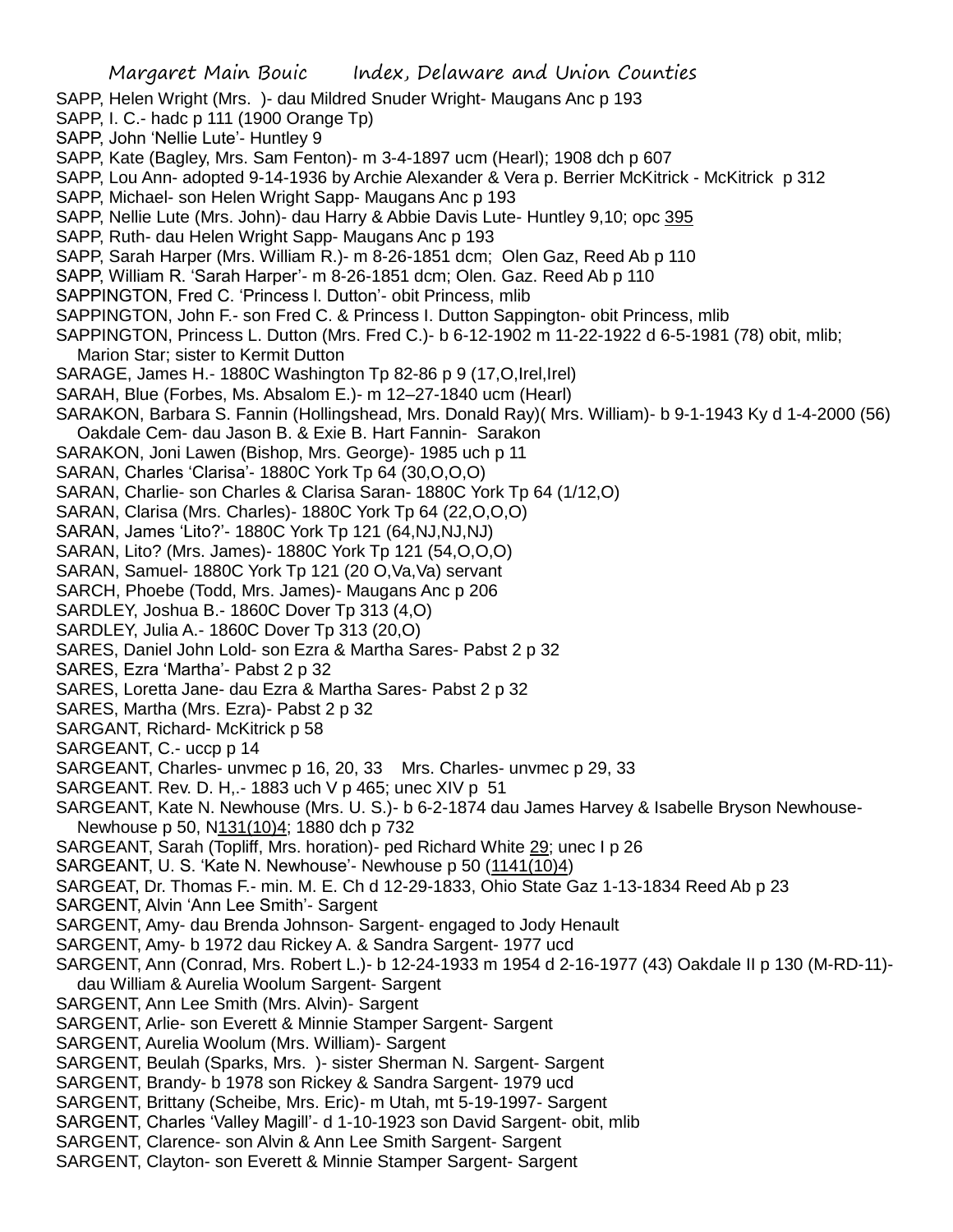SAPP, Helen Wright (Mrs. )- dau Mildred Snuder Wright- Maugans Anc p 193
SAPP, I. C.- hadc p 111 (1900 Orange Tp)
SAPP, John 'Nellie Lute'- Huntley 9
SAPP, Kate (Bagley, Mrs. Sam Fenton)- m 3-4-1897 ucm (Hearl); 1908 dch p 607
SAPP, Lou Ann- adopted 9-14-1936 by Archie Alexander & Vera p. Berrier McKitrick - McKitrick p 312
SAPP, Michael- son Helen Wright Sapp- Maugans Anc p 193
SAPP, Nellie Lute (Mrs. John)- dau Harry & Abbie Davis Lute- Huntley 9,10; opc 395
SAPP, Ruth- dau Helen Wright Sapp- Maugans Anc p 193
SAPP, Sarah Harper (Mrs. William R.)- m 8-26-1851 dcm; Olen Gaz, Reed Ab p 110
SAPP, William R. 'Sarah Harper'- m 8-26-1851 dcm; Olen. Gaz. Reed Ab p 110
SAPPINGTON, Fred C. 'Princess l. Dutton'- obit Princess, mlib
SAPPINGTON, John F.- son Fred C. & Princess I. Dutton Sappington- obit Princess, mlib
SAPPINGTON, Princess L. Dutton (Mrs. Fred C.)- b 6-12-1902 m 11-22-1922 d 6-5-1981 (78) obit, mlib; Marion Star; sister to Kermit Dutton
SARAGE, James H.- 1880C Washington Tp 82-86 p 9 (17,O,Irel,Irel)
SARAH, Blue (Forbes, Ms. Absalom E.)- m 12–27-1840 ucm (Hearl)
SARAKON, Barbara S. Fannin (Hollingshead, Mrs. Donald Ray)( Mrs. William)- b 9-1-1943 Ky d 1-4-2000 (56) Oakdale Cem- dau Jason B. & Exie B. Hart Fannin- Sarakon
SARAKON, Joni Lawen (Bishop, Mrs. George)- 1985 uch p 11
SARAN, Charles 'Clarisa'- 1880C York Tp 64 (30,O,O,O)
SARAN, Charlie- son Charles & Clarisa Saran- 1880C York Tp 64 (1/12,O)
SARAN, Clarisa (Mrs. Charles)- 1880C York Tp 64 (22,O,O,O)
SARAN, James 'Lito?'- 1880C York Tp 121 (64,NJ,NJ,NJ)
SARAN, Lito? (Mrs. James)- 1880C York Tp 121 (54,O,O,O)
SARAN, Samuel- 1880C York Tp 121 (20 O,Va,Va) servant
SARCH, Phoebe (Todd, Mrs. James)- Maugans Anc p 206
SARDLEY, Joshua B.- 1860C Dover Tp 313 (4,O)
SARDLEY, Julia A.- 1860C Dover Tp 313 (20,O)
SARES, Daniel John Lold- son Ezra & Martha Sares- Pabst 2 p 32
SARES, Ezra 'Martha'- Pabst 2 p 32
SARES, Loretta Jane- dau Ezra & Martha Sares- Pabst 2 p 32
SARES, Martha (Mrs. Ezra)- Pabst 2 p 32
SARGANT, Richard- McKitrick p 58
SARGEANT, C.- uccp p 14
SARGEANT, Charles- unvmec p 16, 20, 33 Mrs. Charles- unvmec p 29, 33
SARGEANT. Rev. D. H,.- 1883 uch V p 465; unec XIV p 51
SARGEANT, Kate N. Newhouse (Mrs. U. S.)- b 6-2-1874 dau James Harvey & Isabelle Bryson Newhouse- Newhouse p 50, N131(10)4; 1880 dch p 732
SARGEANT, Sarah (Topliff, Mrs. horation)- ped Richard White 29; unec I p 26
SARGEANT, U. S. 'Kate N. Newhouse'- Newhouse p 50 (1141(10)4)
SARGEAT, Dr. Thomas F.- min. M. E. Ch d 12-29-1833, Ohio State Gaz 1-13-1834 Reed Ab p 23
SARGENT, Alvin 'Ann Lee Smith'- Sargent
SARGENT, Amy- dau Brenda Johnson- Sargent- engaged to Jody Henault
SARGENT, Amy- b 1972 dau Rickey A. & Sandra Sargent- 1977 ucd
SARGENT, Ann (Conrad, Mrs. Robert L.)- b 12-24-1933 m 1954 d 2-16-1977 (43) Oakdale II p 130 (M-RD-11)- dau William & Aurelia Woolum Sargent- Sargent
SARGENT, Ann Lee Smith (Mrs. Alvin)- Sargent
SARGENT, Arlie- son Everett & Minnie Stamper Sargent- Sargent
SARGENT, Aurelia Woolum (Mrs. William)- Sargent
SARGENT, Beulah (Sparks, Mrs. )- sister Sherman N. Sargent- Sargent
SARGENT, Brandy- b 1978 son Rickey & Sandra Sargent- 1979 ucd
SARGENT, Brittany (Scheibe, Mrs. Eric)- m Utah, mt 5-19-1997- Sargent
SARGENT, Charles 'Valley Magill'- d 1-10-1923 son David Sargent- obit, mlib
SARGENT, Clarence- son Alvin & Ann Lee Smith Sargent- Sargent
SARGENT, Clayton- son Everett & Minnie Stamper Sargent- Sargent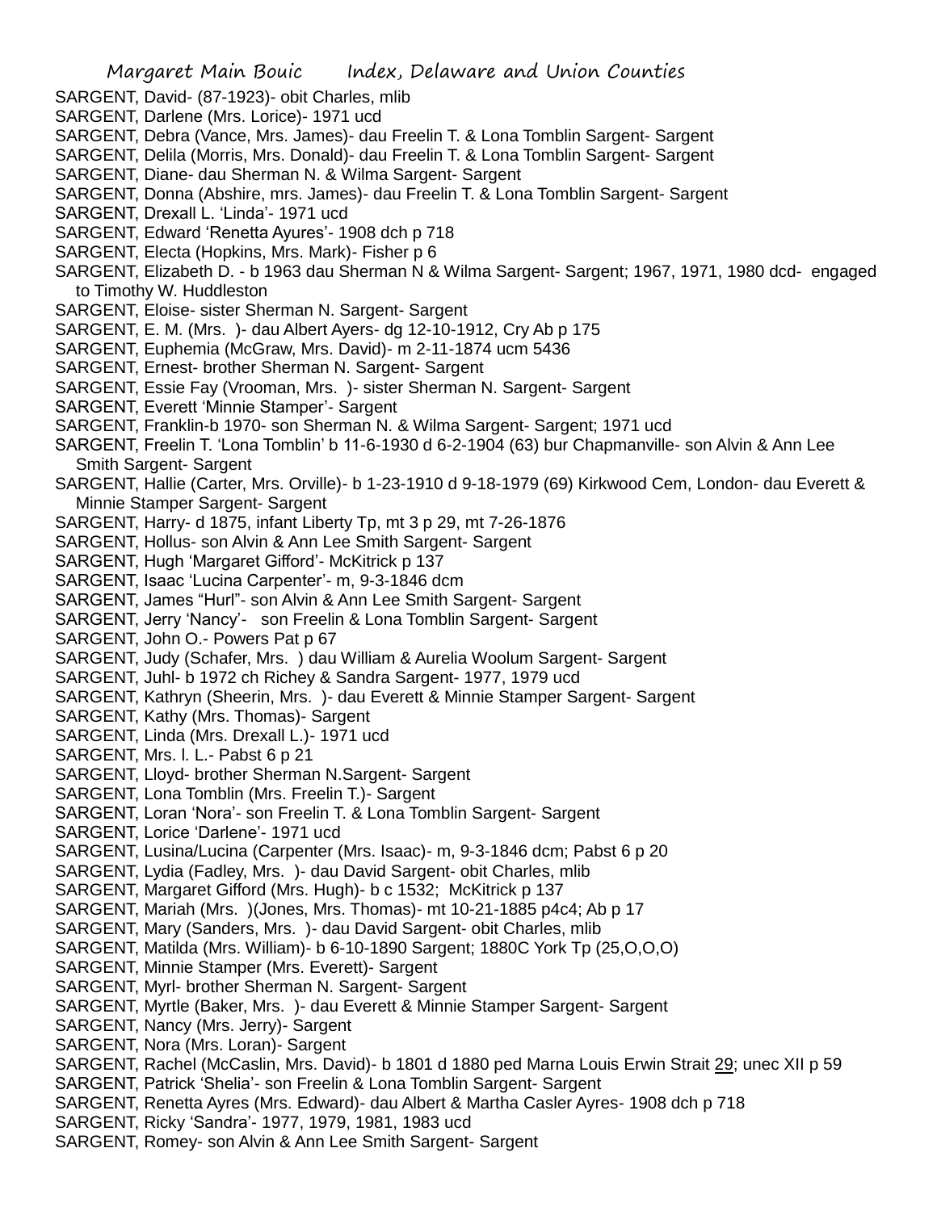SARGENT, David- (87-1923)- obit Charles, mlib
SARGENT, Darlene (Mrs. Lorice)- 1971 ucd
SARGENT, Debra (Vance, Mrs. James)- dau Freelin T. & Lona Tomblin Sargent- Sargent
SARGENT, Delila (Morris, Mrs. Donald)- dau Freelin T. & Lona Tomblin Sargent- Sargent
SARGENT, Diane- dau Sherman N. & Wilma Sargent- Sargent
SARGENT, Donna (Abshire, mrs. James)- dau Freelin T. & Lona Tomblin Sargent- Sargent
SARGENT, Drexall L. 'Linda'- 1971 ucd
SARGENT, Edward 'Renetta Ayures'- 1908 dch p 718
SARGENT, Electa (Hopkins, Mrs. Mark)- Fisher p 6
SARGENT, Elizabeth D. - b 1963 dau Sherman N & Wilma Sargent- Sargent; 1967, 1971, 1980 dcd- engaged to Timothy W. Huddleston
SARGENT, Eloise- sister Sherman N. Sargent- Sargent
SARGENT, E. M. (Mrs. )- dau Albert Ayers- dg 12-10-1912, Cry Ab p 175
SARGENT, Euphemia (McGraw, Mrs. David)- m 2-11-1874 ucm 5436
SARGENT, Ernest- brother Sherman N. Sargent- Sargent
SARGENT, Essie Fay (Vrooman, Mrs. )- sister Sherman N. Sargent- Sargent
SARGENT, Everett 'Minnie Stamper'- Sargent
SARGENT, Franklin-b 1970- son Sherman N. & Wilma Sargent- Sargent; 1971 ucd
SARGENT, Freelin T. 'Lona Tomblin' b 11-6-1930 d 6-2-1904 (63) bur Chapmanville- son Alvin & Ann Lee Smith Sargent- Sargent
SARGENT, Hallie (Carter, Mrs. Orville)- b 1-23-1910 d 9-18-1979 (69) Kirkwood Cem, London- dau Everett & Minnie Stamper Sargent- Sargent
SARGENT, Harry- d 1875, infant Liberty Tp, mt 3 p 29, mt 7-26-1876
SARGENT, Hollus- son Alvin & Ann Lee Smith Sargent- Sargent
SARGENT, Hugh 'Margaret Gifford'- McKitrick p 137
SARGENT, Isaac 'Lucina Carpenter'- m, 9-3-1846 dcm
SARGENT, James "Hurl"- son Alvin & Ann Lee Smith Sargent- Sargent
SARGENT, Jerry 'Nancy'- son Freelin & Lona Tomblin Sargent- Sargent
SARGENT, John O.- Powers Pat p 67
SARGENT, Judy (Schafer, Mrs. ) dau William & Aurelia Woolum Sargent- Sargent
SARGENT, Juhl- b 1972 ch Richey & Sandra Sargent- 1977, 1979 ucd
SARGENT, Kathryn (Sheerin, Mrs. )- dau Everett & Minnie Stamper Sargent- Sargent
SARGENT, Kathy (Mrs. Thomas)- Sargent
SARGENT, Linda (Mrs. Drexall L.)- 1971 ucd
SARGENT, Mrs. l. L.- Pabst 6 p 21
SARGENT, Lloyd- brother Sherman N.Sargent- Sargent
SARGENT, Lona Tomblin (Mrs. Freelin T.)- Sargent
SARGENT, Loran 'Nora'- son Freelin T. & Lona Tomblin Sargent- Sargent
SARGENT, Lorice 'Darlene'- 1971 ucd
SARGENT, Lusina/Lucina (Carpenter (Mrs. Isaac)- m, 9-3-1846 dcm; Pabst 6 p 20
SARGENT, Lydia (Fadley, Mrs. )- dau David Sargent- obit Charles, mlib
SARGENT, Margaret Gifford (Mrs. Hugh)- b c 1532; McKitrick p 137
SARGENT, Mariah (Mrs. )(Jones, Mrs. Thomas)- mt 10-21-1885 p4c4; Ab p 17
SARGENT, Mary (Sanders, Mrs. )- dau David Sargent- obit Charles, mlib
SARGENT, Matilda (Mrs. William)- b 6-10-1890 Sargent; 1880C York Tp (25,O,O,O)
SARGENT, Minnie Stamper (Mrs. Everett)- Sargent
SARGENT, Myrl- brother Sherman N. Sargent- Sargent
SARGENT, Myrtle (Baker, Mrs. )- dau Everett & Minnie Stamper Sargent- Sargent
SARGENT, Nancy (Mrs. Jerry)- Sargent
SARGENT, Nora (Mrs. Loran)- Sargent
SARGENT, Rachel (McCaslin, Mrs. David)- b 1801 d 1880 ped Marna Louis Erwin Strait 29; unec XII p 59
SARGENT, Patrick 'Shelia'- son Freelin & Lona Tomblin Sargent- Sargent
SARGENT, Renetta Ayres (Mrs. Edward)- dau Albert & Martha Casler Ayres- 1908 dch p 718
SARGENT, Ricky 'Sandra'- 1977, 1979, 1981, 1983 ucd
SARGENT, Romey- son Alvin & Ann Lee Smith Sargent- Sargent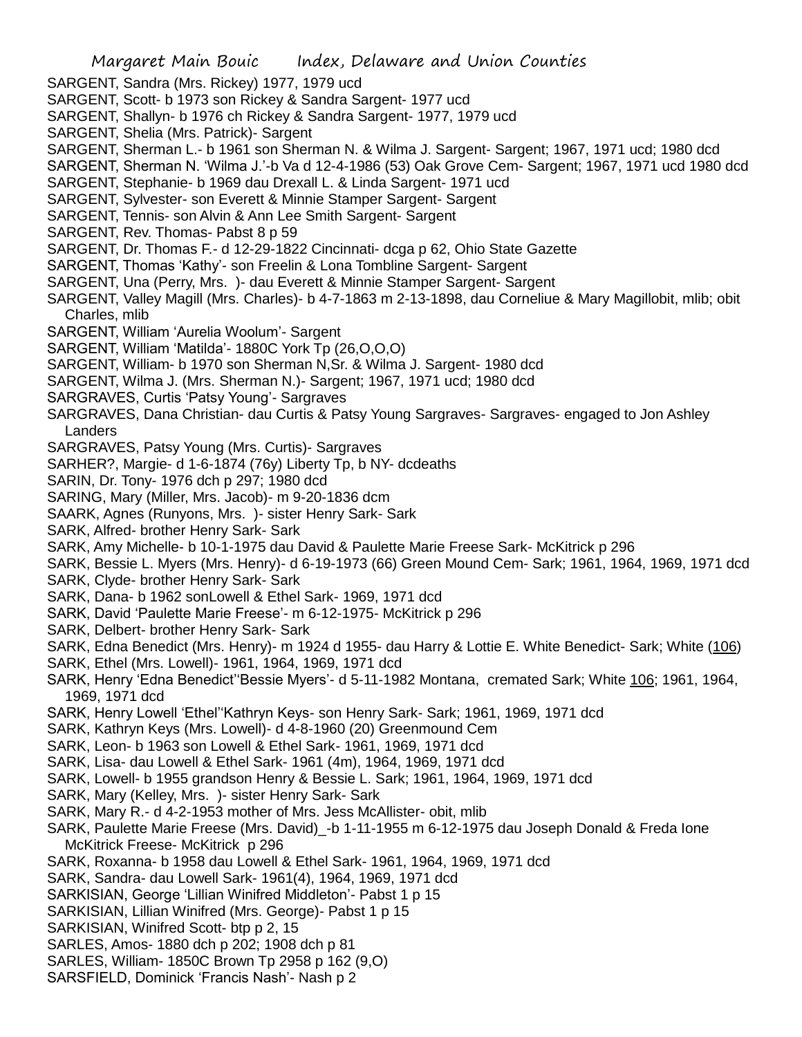SARGENT, Sandra (Mrs. Rickey) 1977, 1979 ucd

SARGENT, Scott- b 1973 son Rickey & Sandra Sargent- 1977 ucd

SARGENT, Shallyn- b 1976 ch Rickey & Sandra Sargent- 1977, 1979 ucd

SARGENT, Shelia (Mrs. Patrick)- Sargent

SARGENT, Sherman L.- b 1961 son Sherman N. & Wilma J. Sargent- Sargent; 1967, 1971 ucd; 1980 dcd

SARGENT, Sherman N. 'Wilma J.'-b Va d 12-4-1986 (53) Oak Grove Cem- Sargent; 1967, 1971 ucd 1980 dcd

SARGENT, Stephanie- b 1969 dau Drexall L. & Linda Sargent- 1971 ucd

SARGENT, Sylvester- son Everett & Minnie Stamper Sargent- Sargent

SARGENT, Tennis- son Alvin & Ann Lee Smith Sargent- Sargent

SARGENT, Rev. Thomas- Pabst 8 p 59

SARGENT, Dr. Thomas F.- d 12-29-1822 Cincinnati- dcga p 62, Ohio State Gazette

SARGENT, Thomas 'Kathy'- son Freelin & Lona Tombline Sargent- Sargent

SARGENT, Una (Perry, Mrs. )- dau Everett & Minnie Stamper Sargent- Sargent

SARGENT, Valley Magill (Mrs. Charles)- b 4-7-1863 m 2-13-1898, dau Corneliue & Mary Magillobit, mlib; obit Charles, mlib

SARGENT, William 'Aurelia Woolum'- Sargent

SARGENT, William 'Matilda'- 1880C York Tp (26,O,O,O)

SARGENT, William- b 1970 son Sherman N,Sr. & Wilma J. Sargent- 1980 dcd

SARGENT, Wilma J. (Mrs. Sherman N.)- Sargent; 1967, 1971 ucd; 1980 dcd

SARGRAVES, Curtis 'Patsy Young'- Sargraves

SARGRAVES, Dana Christian- dau Curtis & Patsy Young Sargraves- Sargraves- engaged to Jon Ashley Landers

SARGRAVES, Patsy Young (Mrs. Curtis)- Sargraves

SARHER?, Margie- d 1-6-1874 (76y) Liberty Tp, b NY- dcdeaths

SARIN, Dr. Tony- 1976 dch p 297; 1980 dcd

SARING, Mary (Miller, Mrs. Jacob)- m 9-20-1836 dcm

SAARK, Agnes (Runyons, Mrs. )- sister Henry Sark- Sark

SARK, Alfred- brother Henry Sark- Sark

SARK, Amy Michelle- b 10-1-1975 dau David & Paulette Marie Freese Sark- McKitrick p 296

SARK, Bessie L. Myers (Mrs. Henry)- d 6-19-1973 (66) Green Mound Cem- Sark; 1961, 1964, 1969, 1971 dcd

SARK, Clyde- brother Henry Sark- Sark

SARK, Dana- b 1962 sonLowell & Ethel Sark- 1969, 1971 dcd

SARK, David 'Paulette Marie Freese'- m 6-12-1975- McKitrick p 296

SARK, Delbert- brother Henry Sark- Sark

SARK, Edna Benedict (Mrs. Henry)- m 1924 d 1955- dau Harry & Lottie E. White Benedict- Sark; White (106)

SARK, Ethel (Mrs. Lowell)- 1961, 1964, 1969, 1971 dcd

SARK, Henry 'Edna Benedict''Bessie Myers'- d 5-11-1982 Montana, cremated Sark; White 106; 1961, 1964, 1969, 1971 dcd

SARK, Henry Lowell 'Ethel''Kathryn Keys- son Henry Sark- Sark; 1961, 1969, 1971 dcd

SARK, Kathryn Keys (Mrs. Lowell)- d 4-8-1960 (20) Greenmound Cem

SARK, Leon- b 1963 son Lowell & Ethel Sark- 1961, 1969, 1971 dcd

SARK, Lisa- dau Lowell & Ethel Sark- 1961 (4m), 1964, 1969, 1971 dcd

SARK, Lowell- b 1955 grandson Henry & Bessie L. Sark; 1961, 1964, 1969, 1971 dcd

SARK, Mary (Kelley, Mrs. )- sister Henry Sark- Sark

SARK, Mary R.- d 4-2-1953 mother of Mrs. Jess McAllister- obit, mlib

SARK, Paulette Marie Freese (Mrs. David)_-b 1-11-1955 m 6-12-1975 dau Joseph Donald & Freda Ione McKitrick Freese- McKitrick p 296

SARK, Roxanna- b 1958 dau Lowell & Ethel Sark- 1961, 1964, 1969, 1971 dcd

SARK, Sandra- dau Lowell Sark- 1961(4), 1964, 1969, 1971 dcd

SARKISIAN, George 'Lillian Winifred Middleton'- Pabst 1 p 15

SARKISIAN, Lillian Winifred (Mrs. George)- Pabst 1 p 15

SARKISIAN, Winifred Scott- btp p 2, 15

SARLES, Amos- 1880 dch p 202; 1908 dch p 81

SARLES, William- 1850C Brown Tp 2958 p 162 (9,O)

SARSFIELD, Dominick 'Francis Nash'- Nash p 2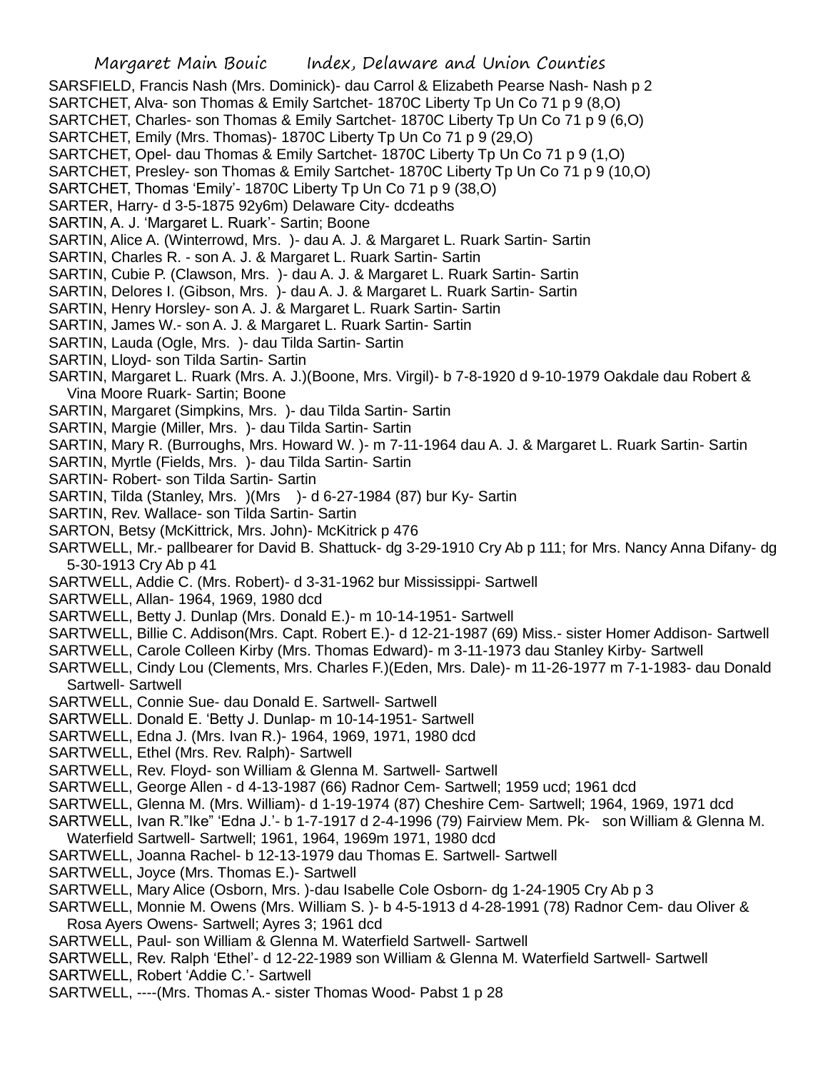SARSFIELD, Francis Nash (Mrs. Dominick)- dau Carrol & Elizabeth Pearse Nash- Nash p 2
SARTCHET, Alva- son Thomas & Emily Sartchet- 1870C Liberty Tp Un Co 71 p 9 (8,O)
SARTCHET, Charles- son Thomas & Emily Sartchet- 1870C Liberty Tp Un Co 71 p 9 (6,O)
SARTCHET, Emily (Mrs. Thomas)- 1870C Liberty Tp Un Co 71 p 9 (29,O)
SARTCHET, Opel- dau Thomas & Emily Sartchet- 1870C Liberty Tp Un Co 71 p 9 (1,O)
SARTCHET, Presley- son Thomas & Emily Sartchet- 1870C Liberty Tp Un Co 71 p 9 (10,O)
SARTCHET, Thomas 'Emily'- 1870C Liberty Tp Un Co 71 p 9 (38,O)
SARTER, Harry- d 3-5-1875 92y6m) Delaware City- dcdeaths
SARTIN, A. J. 'Margaret L. Ruark'- Sartin; Boone
SARTIN, Alice A. (Winterrowd, Mrs. )- dau A. J. & Margaret L. Ruark Sartin- Sartin
SARTIN, Charles R. - son A. J. & Margaret L. Ruark Sartin- Sartin
SARTIN, Cubie P. (Clawson, Mrs. )- dau A. J. & Margaret L. Ruark Sartin- Sartin
SARTIN, Delores I. (Gibson, Mrs. )- dau A. J. & Margaret L. Ruark Sartin- Sartin
SARTIN, Henry Horsley- son A. J. & Margaret L. Ruark Sartin- Sartin
SARTIN, James W.- son A. J. & Margaret L. Ruark Sartin- Sartin
SARTIN, Lauda (Ogle, Mrs. )- dau Tilda Sartin- Sartin
SARTIN, Lloyd- son Tilda Sartin- Sartin
SARTIN, Margaret L. Ruark (Mrs. A. J.)(Boone, Mrs. Virgil)- b 7-8-1920 d 9-10-1979 Oakdale dau Robert & Vina Moore Ruark- Sartin; Boone
SARTIN, Margaret (Simpkins, Mrs. )- dau Tilda Sartin- Sartin
SARTIN, Margie (Miller, Mrs. )- dau Tilda Sartin- Sartin
SARTIN, Mary R. (Burroughs, Mrs. Howard W. )- m 7-11-1964 dau A. J. & Margaret L. Ruark Sartin- Sartin
SARTIN, Myrtle (Fields, Mrs. )- dau Tilda Sartin- Sartin
SARTIN- Robert- son Tilda Sartin- Sartin
SARTIN, Tilda (Stanley, Mrs. )(Mrs )- d 6-27-1984 (87) bur Ky- Sartin
SARTIN, Rev. Wallace- son Tilda Sartin- Sartin
SARTON, Betsy (McKittrick, Mrs. John)- McKitrick p 476
SARTWELL, Mr.- pallbearer for David B. Shattuck- dg 3-29-1910 Cry Ab p 111; for Mrs. Nancy Anna Difany- dg 5-30-1913 Cry Ab p 41
SARTWELL, Addie C. (Mrs. Robert)- d 3-31-1962 bur Mississippi- Sartwell
SARTWELL, Allan- 1964, 1969, 1980 dcd
SARTWELL, Betty J. Dunlap (Mrs. Donald E.)- m 10-14-1951- Sartwell
SARTWELL, Billie C. Addison(Mrs. Capt. Robert E.)- d 12-21-1987 (69) Miss.- sister Homer Addison- Sartwell
SARTWELL, Carole Colleen Kirby (Mrs. Thomas Edward)- m 3-11-1973 dau Stanley Kirby- Sartwell
SARTWELL, Cindy Lou (Clements, Mrs. Charles F.)(Eden, Mrs. Dale)- m 11-26-1977 m 7-1-1983- dau Donald Sartwell- Sartwell
SARTWELL, Connie Sue- dau Donald E. Sartwell- Sartwell
SARTWELL. Donald E. 'Betty J. Dunlap- m 10-14-1951- Sartwell
SARTWELL, Edna J. (Mrs. Ivan R.)- 1964, 1969, 1971, 1980 dcd
SARTWELL, Ethel (Mrs. Rev. Ralph)- Sartwell
SARTWELL, Rev. Floyd- son William & Glenna M. Sartwell- Sartwell
SARTWELL, George Allen - d 4-13-1987 (66) Radnor Cem- Sartwell; 1959 ucd; 1961 dcd
SARTWELL, Glenna M. (Mrs. William)- d 1-19-1974 (87) Cheshire Cem- Sartwell; 1964, 1969, 1971 dcd
SARTWELL, Ivan R."Ike" 'Edna J.'- b 1-7-1917 d 2-4-1996 (79) Fairview Mem. Pk- son William & Glenna M. Waterfield Sartwell- Sartwell; 1961, 1964, 1969m 1971, 1980 dcd
SARTWELL, Joanna Rachel- b 12-13-1979 dau Thomas E. Sartwell- Sartwell
SARTWELL, Joyce (Mrs. Thomas E.)- Sartwell
SARTWELL, Mary Alice (Osborn, Mrs. )-dau Isabelle Cole Osborn- dg 1-24-1905 Cry Ab p 3
SARTWELL, Monnie M. Owens (Mrs. William S. )- b 4-5-1913 d 4-28-1991 (78) Radnor Cem- dau Oliver & Rosa Ayers Owens- Sartwell; Ayres 3; 1961 dcd
SARTWELL, Paul- son William & Glenna M. Waterfield Sartwell- Sartwell
SARTWELL, Rev. Ralph 'Ethel'- d 12-22-1989 son William & Glenna M. Waterfield Sartwell- Sartwell
SARTWELL, Robert 'Addie C.'- Sartwell
SARTWELL, ----(Mrs. Thomas A.- sister Thomas Wood- Pabst 1 p 28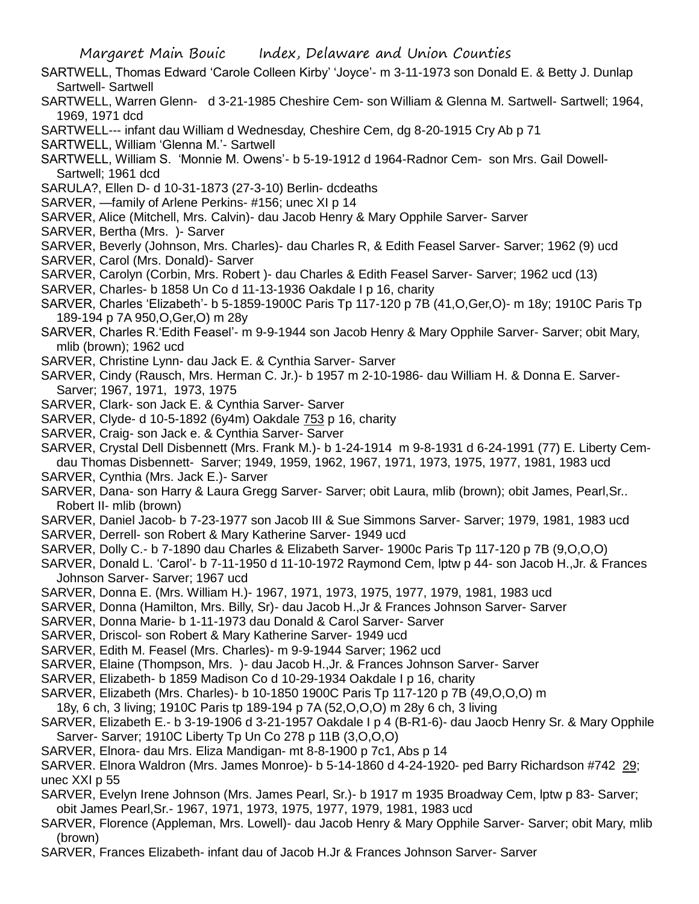SARTWELL, Thomas Edward 'Carole Colleen Kirby' 'Joyce'- m 3-11-1973 son Donald E. & Betty J. Dunlap Sartwell- Sartwell

SARTWELL, Warren Glenn- d 3-21-1985 Cheshire Cem- son William & Glenna M. Sartwell- Sartwell; 1964, 1969, 1971 dcd

SARTWELL--- infant dau William d Wednesday, Cheshire Cem, dg 8-20-1915 Cry Ab p 71

SARTWELL, William 'Glenna M.'- Sartwell

SARTWELL, William S. 'Monnie M. Owens'- b 5-19-1912 d 1964-Radnor Cem- son Mrs. Gail Dowell-Sartwell; 1961 dcd

SARULA?, Ellen D- d 10-31-1873 (27-3-10) Berlin- dcdeaths

SARVER, —family of Arlene Perkins- #156; unec XI p 14

SARVER, Alice (Mitchell, Mrs. Calvin)- dau Jacob Henry & Mary Opphile Sarver- Sarver

SARVER, Bertha (Mrs. )- Sarver

SARVER, Beverly (Johnson, Mrs. Charles)- dau Charles R, & Edith Feasel Sarver- Sarver; 1962 (9) ucd

SARVER, Carol (Mrs. Donald)- Sarver

SARVER, Carolyn (Corbin, Mrs. Robert )- dau Charles & Edith Feasel Sarver- Sarver; 1962 ucd (13)

SARVER, Charles- b 1858 Un Co d 11-13-1936 Oakdale I p 16, charity

SARVER, Charles 'Elizabeth'- b 5-1859-1900C Paris Tp 117-120 p 7B (41,O,Ger,O)- m 18y; 1910C Paris Tp 189-194 p 7A 950,O,Ger,O) m 28y

SARVER, Charles R.'Edith Feasel'- m 9-9-1944 son Jacob Henry & Mary Opphile Sarver- Sarver; obit Mary, mlib (brown); 1962 ucd

SARVER, Christine Lynn- dau Jack E. & Cynthia Sarver- Sarver

SARVER, Cindy (Rausch, Mrs. Herman C. Jr.)- b 1957 m 2-10-1986- dau William H. & Donna E. Sarver-Sarver; 1967, 1971, 1973, 1975

SARVER, Clark- son Jack E. & Cynthia Sarver- Sarver

SARVER, Clyde- d 10-5-1892 (6y4m) Oakdale 753 p 16, charity

SARVER, Craig- son Jack e. & Cynthia Sarver- Sarver

SARVER, Crystal Dell Disbennett (Mrs. Frank M.)- b 1-24-1914 m 9-8-1931 d 6-24-1991 (77) E. Liberty Cem- dau Thomas Disbennett- Sarver; 1949, 1959, 1962, 1967, 1971, 1973, 1975, 1977, 1981, 1983 ucd

SARVER, Cynthia (Mrs. Jack E.)- Sarver

SARVER, Dana- son Harry & Laura Gregg Sarver- Sarver; obit Laura, mlib (brown); obit James, Pearl,Sr.. Robert II- mlib (brown)

SARVER, Daniel Jacob- b 7-23-1977 son Jacob III & Sue Simmons Sarver- Sarver; 1979, 1981, 1983 ucd

SARVER, Derrell- son Robert & Mary Katherine Sarver- 1949 ucd

SARVER, Dolly C.- b 7-1890 dau Charles & Elizabeth Sarver- 1900c Paris Tp 117-120 p 7B (9,O,O,O)

SARVER, Donald L. 'Carol'- b 7-11-1950 d 11-10-1972 Raymond Cem, lptw p 44- son Jacob H.,Jr. & Frances Johnson Sarver- Sarver; 1967 ucd

SARVER, Donna E. (Mrs. William H.)- 1967, 1971, 1973, 1975, 1977, 1979, 1981, 1983 ucd

SARVER, Donna (Hamilton, Mrs. Billy, Sr)- dau Jacob H.,Jr & Frances Johnson Sarver- Sarver

SARVER, Donna Marie- b 1-11-1973 dau Donald & Carol Sarver- Sarver

SARVER, Driscol- son Robert & Mary Katherine Sarver- 1949 ucd

SARVER, Edith M. Feasel (Mrs. Charles)- m 9-9-1944 Sarver; 1962 ucd

SARVER, Elaine (Thompson, Mrs. )- dau Jacob H.,Jr. & Frances Johnson Sarver- Sarver

SARVER, Elizabeth- b 1859 Madison Co d 10-29-1934 Oakdale I p 16, charity

SARVER, Elizabeth (Mrs. Charles)- b 10-1850 1900C Paris Tp 117-120 p 7B (49,O,O,O) m 18y, 6 ch, 3 living; 1910C Paris tp 189-194 p 7A (52,O,O,O) m 28y 6 ch, 3 living

SARVER, Elizabeth E.- b 3-19-1906 d 3-21-1957 Oakdale I p 4 (B-R1-6)- dau Jaocb Henry Sr. & Mary Opphile Sarver- Sarver; 1910C Liberty Tp Un Co 278 p 11B (3,O,O,O)

SARVER, Elnora- dau Mrs. Eliza Mandigan- mt 8-8-1900 p 7c1, Abs p 14

SARVER. Elnora Waldron (Mrs. James Monroe)- b 5-14-1860 d 4-24-1920- ped Barry Richardson #742 29; unec XXI p 55

SARVER, Evelyn Irene Johnson (Mrs. James Pearl, Sr.)- b 1917 m 1935 Broadway Cem, lptw p 83- Sarver; obit James Pearl,Sr.- 1967, 1971, 1973, 1975, 1977, 1979, 1981, 1983 ucd

SARVER, Florence (Appleman, Mrs. Lowell)- dau Jacob Henry & Mary Opphile Sarver- Sarver; obit Mary, mlib (brown)

SARVER, Frances Elizabeth- infant dau of Jacob H.Jr & Frances Johnson Sarver- Sarver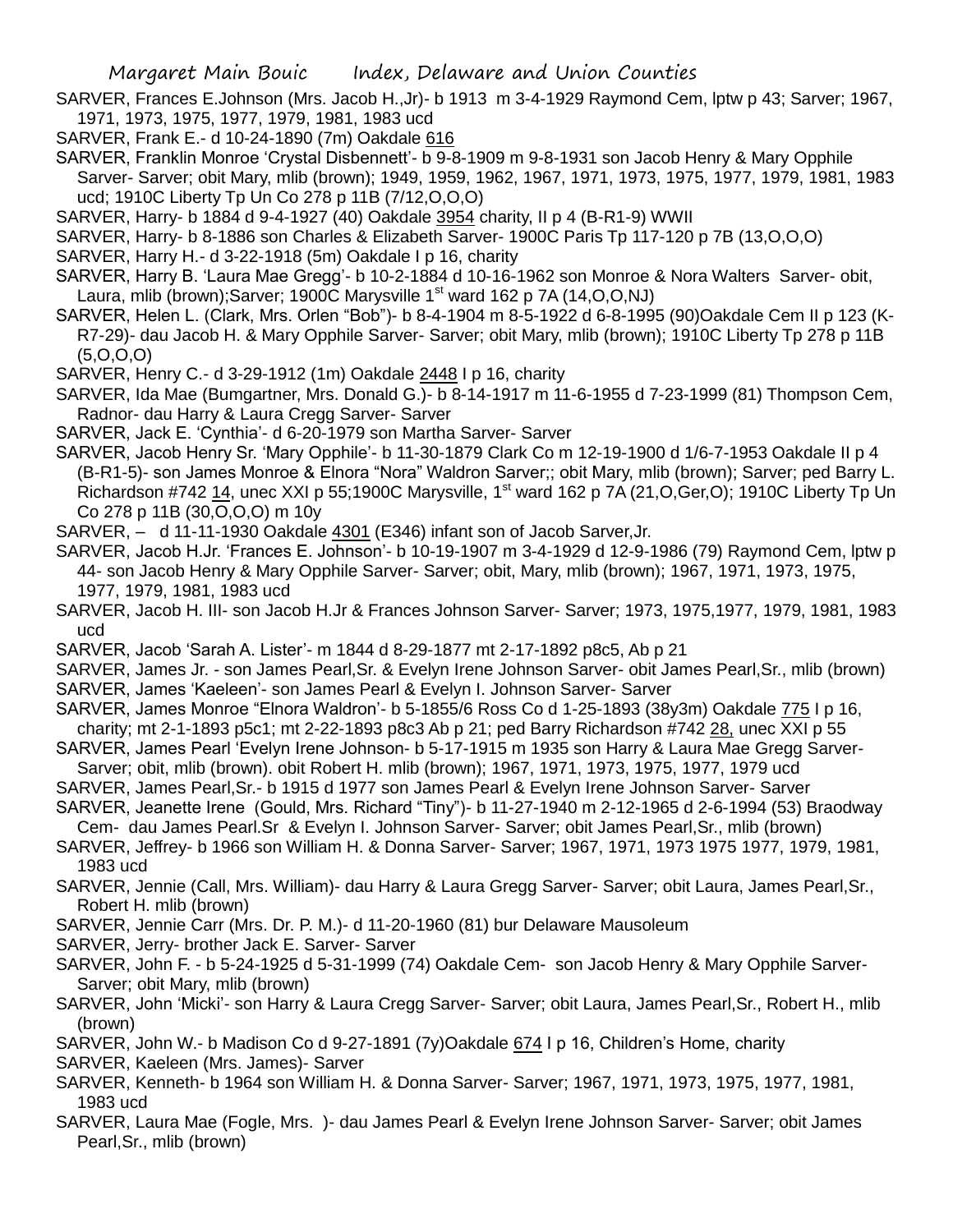SARVER, Frances E.Johnson (Mrs. Jacob H.,Jr)- b 1913 m 3-4-1929 Raymond Cem, lptw p 43; Sarver; 1967, 1971, 1973, 1975, 1977, 1979, 1981, 1983 ucd

SARVER, Frank E.- d 10-24-1890 (7m) Oakdale 616

SARVER, Franklin Monroe 'Crystal Disbennett'- b 9-8-1909 m 9-8-1931 son Jacob Henry & Mary Opphile Sarver- Sarver; obit Mary, mlib (brown); 1949, 1959, 1962, 1967, 1971, 1973, 1975, 1977, 1979, 1981, 1983 ucd; 1910C Liberty Tp Un Co 278 p 11B (7/12,O,O,O)

SARVER, Harry- b 1884 d 9-4-1927 (40) Oakdale 3954 charity, II p 4 (B-R1-9) WWII

SARVER, Harry- b 8-1886 son Charles & Elizabeth Sarver- 1900C Paris Tp 117-120 p 7B (13,O,O,O)

SARVER, Harry H.- d 3-22-1918 (5m) Oakdale I p 16, charity

SARVER, Harry B. 'Laura Mae Gregg'- b 10-2-1884 d 10-16-1962 son Monroe & Nora Walters Sarver- obit, Laura, mlib (brown);Sarver; 1900C Marysville 1st ward 162 p 7A (14,O,O,NJ)

SARVER, Helen L. (Clark, Mrs. Orlen "Bob")- b 8-4-1904 m 8-5-1922 d 6-8-1995 (90)Oakdale Cem II p 123 (K-R7-29)- dau Jacob H. & Mary Opphile Sarver- Sarver; obit Mary, mlib (brown); 1910C Liberty Tp 278 p 11B (5,O,O,O)

SARVER, Henry C.- d 3-29-1912 (1m) Oakdale 2448 I p 16, charity

SARVER, Ida Mae (Bumgartner, Mrs. Donald G.)- b 8-14-1917 m 11-6-1955 d 7-23-1999 (81) Thompson Cem, Radnor- dau Harry & Laura Cregg Sarver- Sarver

SARVER, Jack E. 'Cynthia'- d 6-20-1979 son Martha Sarver- Sarver

SARVER, Jacob Henry Sr. 'Mary Opphile'- b 11-30-1879 Clark Co m 12-19-1900 d 1/6-7-1953 Oakdale II p 4 (B-R1-5)- son James Monroe & Elnora "Nora" Waldron Sarver;; obit Mary, mlib (brown); Sarver; ped Barry L. Richardson #742 14, unec XXI p 55;1900C Marysville, 1st ward 162 p 7A (21,O,Ger,O); 1910C Liberty Tp Un Co 278 p 11B (30,O,O,O) m 10y

SARVER, – d 11-11-1930 Oakdale 4301 (E346) infant son of Jacob Sarver,Jr.

SARVER, Jacob H.Jr. 'Frances E. Johnson'- b 10-19-1907 m 3-4-1929 d 12-9-1986 (79) Raymond Cem, lptw p 44- son Jacob Henry & Mary Opphile Sarver- Sarver; obit, Mary, mlib (brown); 1967, 1971, 1973, 1975, 1977, 1979, 1981, 1983 ucd

SARVER, Jacob H. III- son Jacob H.Jr & Frances Johnson Sarver- Sarver; 1973, 1975,1977, 1979, 1981, 1983 ucd

SARVER, Jacob 'Sarah A. Lister'- m 1844 d 8-29-1877 mt 2-17-1892 p8c5, Ab p 21

SARVER, James Jr. - son James Pearl,Sr. & Evelyn Irene Johnson Sarver- obit James Pearl,Sr., mlib (brown)

SARVER, James 'Kaeleen'- son James Pearl & Evelyn I. Johnson Sarver- Sarver

SARVER, James Monroe "Elnora Waldron'- b 5-1855/6 Ross Co d 1-25-1893 (38y3m) Oakdale 775 I p 16, charity; mt 2-1-1893 p5c1; mt 2-22-1893 p8c3 Ab p 21; ped Barry Richardson #742 28, unec XXI p 55

SARVER, James Pearl 'Evelyn Irene Johnson- b 5-17-1915 m 1935 son Harry & Laura Mae Gregg Sarver- Sarver; obit, mlib (brown). obit Robert H. mlib (brown); 1967, 1971, 1973, 1975, 1977, 1979 ucd

SARVER, James Pearl,Sr.- b 1915 d 1977 son James Pearl & Evelyn Irene Johnson Sarver- Sarver

SARVER, Jeanette Irene (Gould, Mrs. Richard "Tiny")- b 11-27-1940 m 2-12-1965 d 2-6-1994 (53) Braodway Cem- dau James Pearl.Sr & Evelyn I. Johnson Sarver- Sarver; obit James Pearl,Sr., mlib (brown)

SARVER, Jeffrey- b 1966 son William H. & Donna Sarver- Sarver; 1967, 1971, 1973 1975 1977, 1979, 1981, 1983 ucd

SARVER, Jennie (Call, Mrs. William)- dau Harry & Laura Gregg Sarver- Sarver; obit Laura, James Pearl,Sr., Robert H. mlib (brown)

SARVER, Jennie Carr (Mrs. Dr. P. M.)- d 11-20-1960 (81) bur Delaware Mausoleum

SARVER, Jerry- brother Jack E. Sarver- Sarver

SARVER, John F. - b 5-24-1925 d 5-31-1999 (74) Oakdale Cem- son Jacob Henry & Mary Opphile Sarver- Sarver; obit Mary, mlib (brown)

SARVER, John 'Micki'- son Harry & Laura Cregg Sarver- Sarver; obit Laura, James Pearl,Sr., Robert H., mlib (brown)

SARVER, John W.- b Madison Co d 9-27-1891 (7y)Oakdale 674 I p 16, Children's Home, charity

SARVER, Kaeleen (Mrs. James)- Sarver

SARVER, Kenneth- b 1964 son William H. & Donna Sarver- Sarver; 1967, 1971, 1973, 1975, 1977, 1981, 1983 ucd

SARVER, Laura Mae (Fogle, Mrs. )- dau James Pearl & Evelyn Irene Johnson Sarver- Sarver; obit James Pearl,Sr., mlib (brown)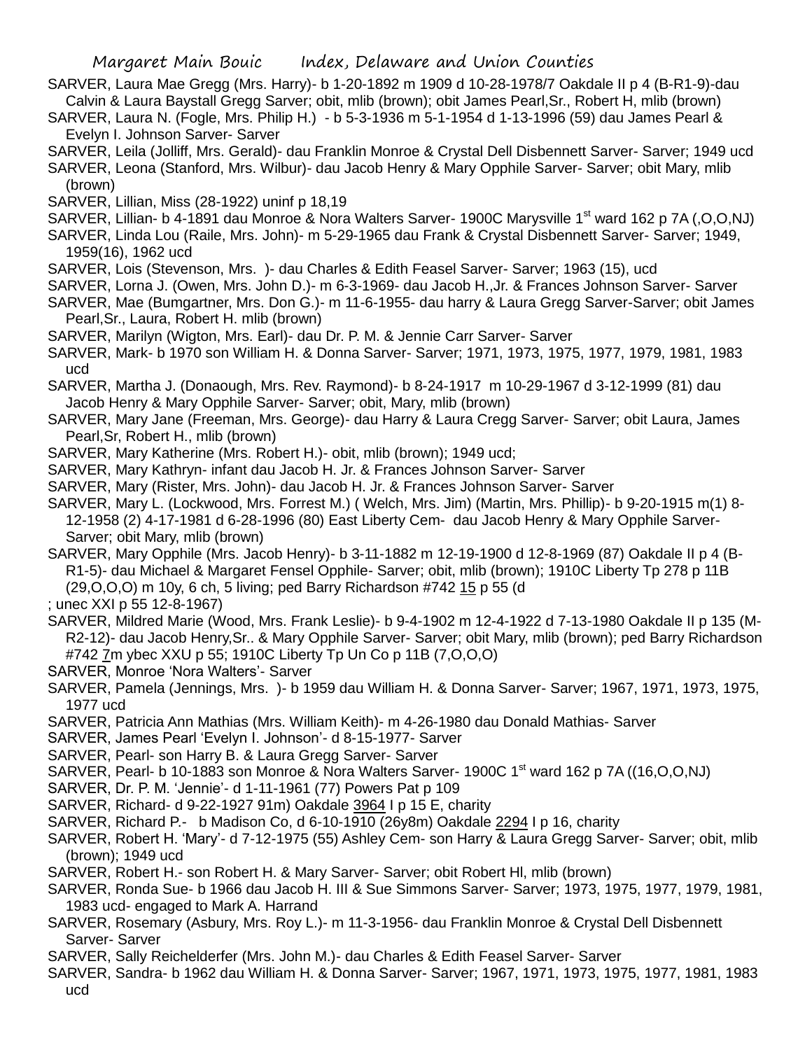SARVER, Laura Mae Gregg (Mrs. Harry)- b 1-20-1892 m 1909 d 10-28-1978/7 Oakdale II p 4 (B-R1-9)-dau Calvin & Laura Baystall Gregg Sarver; obit, mlib (brown); obit James Pearl,Sr., Robert H, mlib (brown)

SARVER, Laura N. (Fogle, Mrs. Philip H.) - b 5-3-1936 m 5-1-1954 d 1-13-1996 (59) dau James Pearl & Evelyn I. Johnson Sarver- Sarver

SARVER, Leila (Jolliff, Mrs. Gerald)- dau Franklin Monroe & Crystal Dell Disbennett Sarver- Sarver; 1949 ucd

SARVER, Leona (Stanford, Mrs. Wilbur)- dau Jacob Henry & Mary Opphile Sarver- Sarver; obit Mary, mlib (brown)

SARVER, Lillian, Miss (28-1922) uninf p 18,19

SARVER, Lillian- b 4-1891 dau Monroe & Nora Walters Sarver- 1900C Marysville 1st ward 162 p 7A (,O,O,NJ)

SARVER, Linda Lou (Raile, Mrs. John)- m 5-29-1965 dau Frank & Crystal Disbennett Sarver- Sarver; 1949, 1959(16), 1962 ucd

SARVER, Lois (Stevenson, Mrs. )- dau Charles & Edith Feasel Sarver- Sarver; 1963 (15), ucd

SARVER, Lorna J. (Owen, Mrs. John D.)- m 6-3-1969- dau Jacob H.,Jr. & Frances Johnson Sarver- Sarver

SARVER, Mae (Bumgartner, Mrs. Don G.)- m 11-6-1955- dau harry & Laura Gregg Sarver-Sarver; obit James Pearl,Sr., Laura, Robert H. mlib (brown)

SARVER, Marilyn (Wigton, Mrs. Earl)- dau Dr. P. M. & Jennie Carr Sarver- Sarver

SARVER, Mark- b 1970 son William H. & Donna Sarver- Sarver; 1971, 1973, 1975, 1977, 1979, 1981, 1983 ucd

SARVER, Martha J. (Donaough, Mrs. Rev. Raymond)- b 8-24-1917 m 10-29-1967 d 3-12-1999 (81) dau Jacob Henry & Mary Opphile Sarver- Sarver; obit, Mary, mlib (brown)

SARVER, Mary Jane (Freeman, Mrs. George)- dau Harry & Laura Cregg Sarver- Sarver; obit Laura, James Pearl,Sr, Robert H., mlib (brown)

SARVER, Mary Katherine (Mrs. Robert H.)- obit, mlib (brown); 1949 ucd;

SARVER, Mary Kathryn- infant dau Jacob H. Jr. & Frances Johnson Sarver- Sarver

SARVER, Mary (Rister, Mrs. John)- dau Jacob H. Jr. & Frances Johnson Sarver- Sarver

SARVER, Mary L. (Lockwood, Mrs. Forrest M.) ( Welch, Mrs. Jim) (Martin, Mrs. Phillip)- b 9-20-1915 m(1) 8-12-1958 (2) 4-17-1981 d 6-28-1996 (80) East Liberty Cem- dau Jacob Henry & Mary Opphile Sarver- Sarver; obit Mary, mlib (brown)

SARVER, Mary Opphile (Mrs. Jacob Henry)- b 3-11-1882 m 12-19-1900 d 12-8-1969 (87) Oakdale II p 4 (B-R1-5)- dau Michael & Margaret Fensel Opphile- Sarver; obit, mlib (brown); 1910C Liberty Tp 278 p 11B (29,O,O,O) m 10y, 6 ch, 5 living; ped Barry Richardson #742 15 p 55 (d
; unec XXI p 55 12-8-1967)

SARVER, Mildred Marie (Wood, Mrs. Frank Leslie)- b 9-4-1902 m 12-4-1922 d 7-13-1980 Oakdale II p 135 (M-R2-12)- dau Jacob Henry,Sr.. & Mary Opphile Sarver- Sarver; obit Mary, mlib (brown); ped Barry Richardson #742 7m ybec XXU p 55; 1910C Liberty Tp Un Co p 11B (7,O,O,O)

SARVER, Monroe 'Nora Walters'- Sarver

SARVER, Pamela (Jennings, Mrs. )- b 1959 dau William H. & Donna Sarver- Sarver; 1967, 1971, 1973, 1975, 1977 ucd

SARVER, Patricia Ann Mathias (Mrs. William Keith)- m 4-26-1980 dau Donald Mathias- Sarver

SARVER, James Pearl 'Evelyn I. Johnson'- d 8-15-1977- Sarver

SARVER, Pearl- son Harry B. & Laura Gregg Sarver- Sarver

SARVER, Pearl- b 10-1883 son Monroe & Nora Walters Sarver- 1900C 1st ward 162 p 7A ((16,O,O,NJ)

SARVER, Dr. P. M. 'Jennie'- d 1-11-1961 (77) Powers Pat p 109

SARVER, Richard- d 9-22-1927 91m) Oakdale 3964 I p 15 E, charity

SARVER, Richard P.- b Madison Co, d 6-10-1910 (26y8m) Oakdale 2294 I p 16, charity

SARVER, Robert H. 'Mary'- d 7-12-1975 (55) Ashley Cem- son Harry & Laura Gregg Sarver- Sarver; obit, mlib (brown); 1949 ucd

SARVER, Robert H.- son Robert H. & Mary Sarver- Sarver; obit Robert Hl, mlib (brown)

SARVER, Ronda Sue- b 1966 dau Jacob H. III & Sue Simmons Sarver- Sarver; 1973, 1975, 1977, 1979, 1981, 1983 ucd- engaged to Mark A. Harrand

SARVER, Rosemary (Asbury, Mrs. Roy L.)- m 11-3-1956- dau Franklin Monroe & Crystal Dell Disbennett Sarver- Sarver

SARVER, Sally Reichelderfer (Mrs. John M.)- dau Charles & Edith Feasel Sarver- Sarver

SARVER, Sandra- b 1962 dau William H. & Donna Sarver- Sarver; 1967, 1971, 1973, 1975, 1977, 1981, 1983 ucd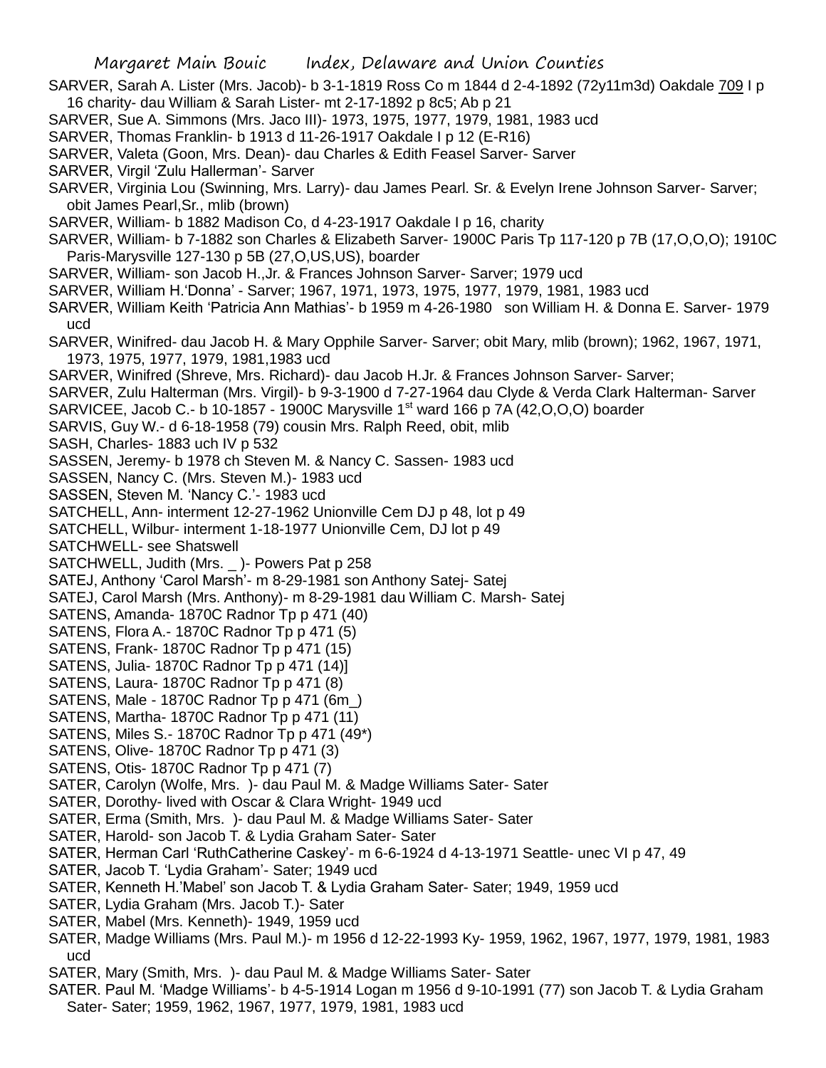SARVER, Sarah A. Lister (Mrs. Jacob)- b 3-1-1819 Ross Co m 1844 d 2-4-1892 (72y11m3d) Oakdale 709 I p 16 charity- dau William & Sarah Lister- mt 2-17-1892 p 8c5; Ab p 21

SARVER, Sue A. Simmons (Mrs. Jaco III)- 1973, 1975, 1977, 1979, 1981, 1983 ucd

SARVER, Thomas Franklin- b 1913 d 11-26-1917 Oakdale I p 12 (E-R16)

SARVER, Valeta (Goon, Mrs. Dean)- dau Charles & Edith Feasel Sarver- Sarver

SARVER, Virgil 'Zulu Hallerman'- Sarver

SARVER, Virginia Lou (Swinning, Mrs. Larry)- dau James Pearl. Sr. & Evelyn Irene Johnson Sarver- Sarver; obit James Pearl,Sr., mlib (brown)

SARVER, William- b 1882 Madison Co, d 4-23-1917 Oakdale I p 16, charity

SARVER, William- b 7-1882 son Charles & Elizabeth Sarver- 1900C Paris Tp 117-120 p 7B (17,O,O,O); 1910C Paris-Marysville 127-130 p 5B (27,O,US,US), boarder

SARVER, William- son Jacob H.,Jr. & Frances Johnson Sarver- Sarver; 1979 ucd

SARVER, William H.'Donna' - Sarver; 1967, 1971, 1973, 1975, 1977, 1979, 1981, 1983 ucd

SARVER, William Keith 'Patricia Ann Mathias'- b 1959 m 4-26-1980 son William H. & Donna E. Sarver- 1979 ucd

SARVER, Winifred- dau Jacob H. & Mary Opphile Sarver- Sarver; obit Mary, mlib (brown); 1962, 1967, 1971, 1973, 1975, 1977, 1979, 1981,1983 ucd

SARVER, Winifred (Shreve, Mrs. Richard)- dau Jacob H.Jr. & Frances Johnson Sarver- Sarver;

SARVER, Zulu Halterman (Mrs. Virgil)- b 9-3-1900 d 7-27-1964 dau Clyde & Verda Clark Halterman- Sarver

SARVICEE, Jacob C.- b 10-1857 - 1900C Marysville 1st ward 166 p 7A (42,O,O,O) boarder

SARVIS, Guy W.- d 6-18-1958 (79) cousin Mrs. Ralph Reed, obit, mlib

SASH, Charles- 1883 uch IV p 532

SASSEN, Jeremy- b 1978 ch Steven M. & Nancy C. Sassen- 1983 ucd

SASSEN, Nancy C. (Mrs. Steven M.)- 1983 ucd

SASSEN, Steven M. 'Nancy C.'- 1983 ucd

SATCHELL, Ann- interment 12-27-1962 Unionville Cem DJ p 48, lot p 49

SATCHELL, Wilbur- interment 1-18-1977 Unionville Cem, DJ lot p 49

SATCHWELL- see Shatswell

SATCHWELL, Judith (Mrs. _ )- Powers Pat p 258

SATEJ, Anthony 'Carol Marsh'- m 8-29-1981 son Anthony Satej- Satej

SATEJ, Carol Marsh (Mrs. Anthony)- m 8-29-1981 dau William C. Marsh- Satej

SATENS, Amanda- 1870C Radnor Tp p 471 (40)

SATENS, Flora A.- 1870C Radnor Tp p 471 (5)

SATENS, Frank- 1870C Radnor Tp p 471 (15)

SATENS, Julia- 1870C Radnor Tp p 471 (14)]

SATENS, Laura- 1870C Radnor Tp p 471 (8)

SATENS, Male - 1870C Radnor Tp p 471 (6m_)

SATENS, Martha- 1870C Radnor Tp p 471 (11)

SATENS, Miles S.- 1870C Radnor Tp p 471 (49*)

SATENS, Olive- 1870C Radnor Tp p 471 (3)

SATENS, Otis- 1870C Radnor Tp p 471 (7)

SATER, Carolyn (Wolfe, Mrs. )- dau Paul M. & Madge Williams Sater- Sater

SATER, Dorothy- lived with Oscar & Clara Wright- 1949 ucd

SATER, Erma (Smith, Mrs. )- dau Paul M. & Madge Williams Sater- Sater

SATER, Harold- son Jacob T. & Lydia Graham Sater- Sater

SATER, Herman Carl 'RuthCatherine Caskey'- m 6-6-1924 d 4-13-1971 Seattle- unec VI p 47, 49

SATER, Jacob T. 'Lydia Graham'- Sater; 1949 ucd

SATER, Kenneth H.'Mabel' son Jacob T. & Lydia Graham Sater- Sater; 1949, 1959 ucd

SATER, Lydia Graham (Mrs. Jacob T.)- Sater

SATER, Mabel (Mrs. Kenneth)- 1949, 1959 ucd

SATER, Madge Williams (Mrs. Paul M.)- m 1956 d 12-22-1993 Ky- 1959, 1962, 1967, 1977, 1979, 1981, 1983 ucd

SATER, Mary (Smith, Mrs. )- dau Paul M. & Madge Williams Sater- Sater

SATER. Paul M. 'Madge Williams'- b 4-5-1914 Logan m 1956 d 9-10-1991 (77) son Jacob T. & Lydia Graham Sater- Sater; 1959, 1962, 1967, 1977, 1979, 1981, 1983 ucd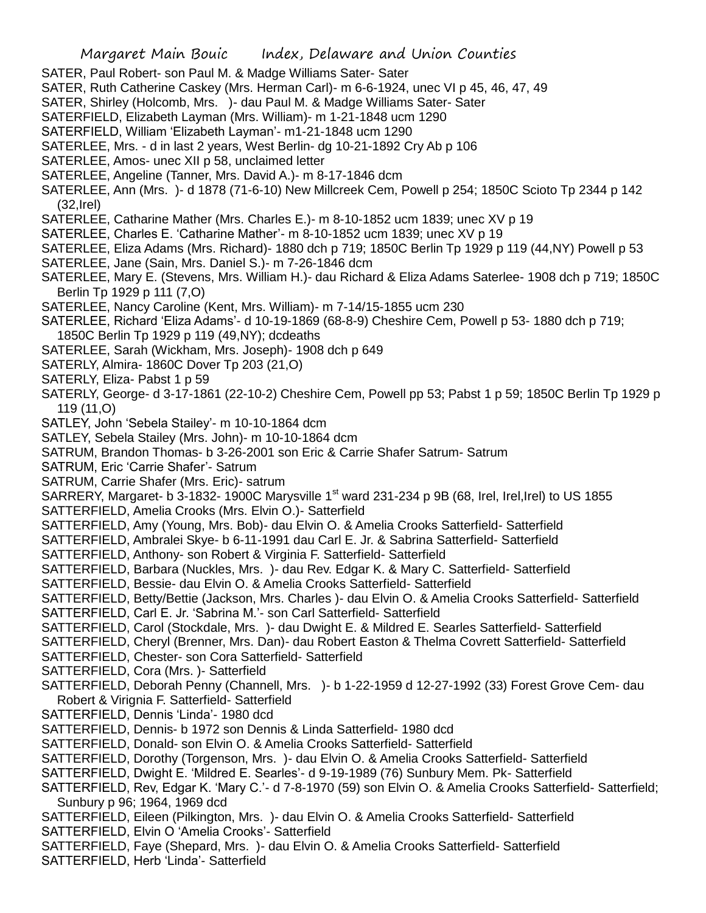SATER, Paul Robert- son Paul M. & Madge Williams Sater- Sater

SATER, Ruth Catherine Caskey (Mrs. Herman Carl)- m 6-6-1924, unec VI p 45, 46, 47, 49

SATER, Shirley (Holcomb, Mrs. )- dau Paul M. & Madge Williams Sater- Sater

SATERFIELD, Elizabeth Layman (Mrs. William)- m 1-21-1848 ucm 1290

SATERFIELD, William 'Elizabeth Layman'- m1-21-1848 ucm 1290

SATERLEE, Mrs. - d in last 2 years, West Berlin- dg 10-21-1892 Cry Ab p 106

SATERLEE, Amos- unec XII p 58, unclaimed letter

SATERLEE, Angeline (Tanner, Mrs. David A.)- m 8-17-1846 dcm

SATERLEE, Ann (Mrs. )- d 1878 (71-6-10) New Millcreek Cem, Powell p 254; 1850C Scioto Tp 2344 p 142 (32,Irel)

SATERLEE, Catharine Mather (Mrs. Charles E.)- m 8-10-1852 ucm 1839; unec XV p 19

SATERLEE, Charles E. 'Catharine Mather'- m 8-10-1852 ucm 1839; unec XV p 19

SATERLEE, Eliza Adams (Mrs. Richard)- 1880 dch p 719; 1850C Berlin Tp 1929 p 119 (44,NY) Powell p 53

SATERLEE, Jane (Sain, Mrs. Daniel S.)- m 7-26-1846 dcm

SATERLEE, Mary E. (Stevens, Mrs. William H.)- dau Richard & Eliza Adams Saterlee- 1908 dch p 719; 1850C Berlin Tp 1929 p 111 (7,O)

SATERLEE, Nancy Caroline (Kent, Mrs. William)- m 7-14/15-1855 ucm 230

SATERLEE, Richard 'Eliza Adams'- d 10-19-1869 (68-8-9) Cheshire Cem, Powell p 53- 1880 dch p 719; 1850C Berlin Tp 1929 p 119 (49,NY); dcdeaths

SATERLEE, Sarah (Wickham, Mrs. Joseph)- 1908 dch p 649

SATERLY, Almira- 1860C Dover Tp 203 (21,O)

SATERLY, Eliza- Pabst 1 p 59

SATERLY, George- d 3-17-1861 (22-10-2) Cheshire Cem, Powell pp 53; Pabst 1 p 59; 1850C Berlin Tp 1929 p 119 (11,O)

SATLEY, John 'Sebela Stailey'- m 10-10-1864 dcm

SATLEY, Sebela Stailey (Mrs. John)- m 10-10-1864 dcm

SATRUM, Brandon Thomas- b 3-26-2001 son Eric & Carrie Shafer Satrum- Satrum

SATRUM, Eric 'Carrie Shafer'- Satrum

SATRUM, Carrie Shafer (Mrs. Eric)- satrum

SARRERY, Margaret- b 3-1832- 1900C Marysville 1st ward 231-234 p 9B (68, Irel, Irel,Irel) to US 1855

SATTERFIELD, Amelia Crooks (Mrs. Elvin O.)- Satterfield

SATTERFIELD, Amy (Young, Mrs. Bob)- dau Elvin O. & Amelia Crooks Satterfield- Satterfield

SATTERFIELD, Ambralei Skye- b 6-11-1991 dau Carl E. Jr. & Sabrina Satterfield- Satterfield

SATTERFIELD, Anthony- son Robert & Virginia F. Satterfield- Satterfield

SATTERFIELD, Barbara (Nuckles, Mrs. )- dau Rev. Edgar K. & Mary C. Satterfield- Satterfield

SATTERFIELD, Bessie- dau Elvin O. & Amelia Crooks Satterfield- Satterfield

SATTERFIELD, Betty/Bettie (Jackson, Mrs. Charles )- dau Elvin O. & Amelia Crooks Satterfield- Satterfield

SATTERFIELD, Carl E. Jr. 'Sabrina M.'- son Carl Satterfield- Satterfield

SATTERFIELD, Carol (Stockdale, Mrs. )- dau Dwight E. & Mildred E. Searles Satterfield- Satterfield

SATTERFIELD, Cheryl (Brenner, Mrs. Dan)- dau Robert Easton & Thelma Covrett Satterfield- Satterfield

SATTERFIELD, Chester- son Cora Satterfield- Satterfield

SATTERFIELD, Cora (Mrs. )- Satterfield

SATTERFIELD, Deborah Penny (Channell, Mrs. )- b 1-22-1959 d 12-27-1992 (33) Forest Grove Cem- dau Robert & Virignia F. Satterfield- Satterfield

SATTERFIELD, Dennis 'Linda'- 1980 dcd

SATTERFIELD, Dennis- b 1972 son Dennis & Linda Satterfield- 1980 dcd

SATTERFIELD, Donald- son Elvin O. & Amelia Crooks Satterfield- Satterfield

SATTERFIELD, Dorothy (Torgenson, Mrs. )- dau Elvin O. & Amelia Crooks Satterfield- Satterfield

SATTERFIELD, Dwight E. 'Mildred E. Searles'- d 9-19-1989 (76) Sunbury Mem. Pk- Satterfield

SATTERFIELD, Rev, Edgar K. 'Mary C.'- d 7-8-1970 (59) son Elvin O. & Amelia Crooks Satterfield- Satterfield; Sunbury p 96; 1964, 1969 dcd

SATTERFIELD, Eileen (Pilkington, Mrs. )- dau Elvin O. & Amelia Crooks Satterfield- Satterfield

SATTERFIELD, Elvin O 'Amelia Crooks'- Satterfield

SATTERFIELD, Faye (Shepard, Mrs. )- dau Elvin O. & Amelia Crooks Satterfield- Satterfield

SATTERFIELD, Herb 'Linda'- Satterfield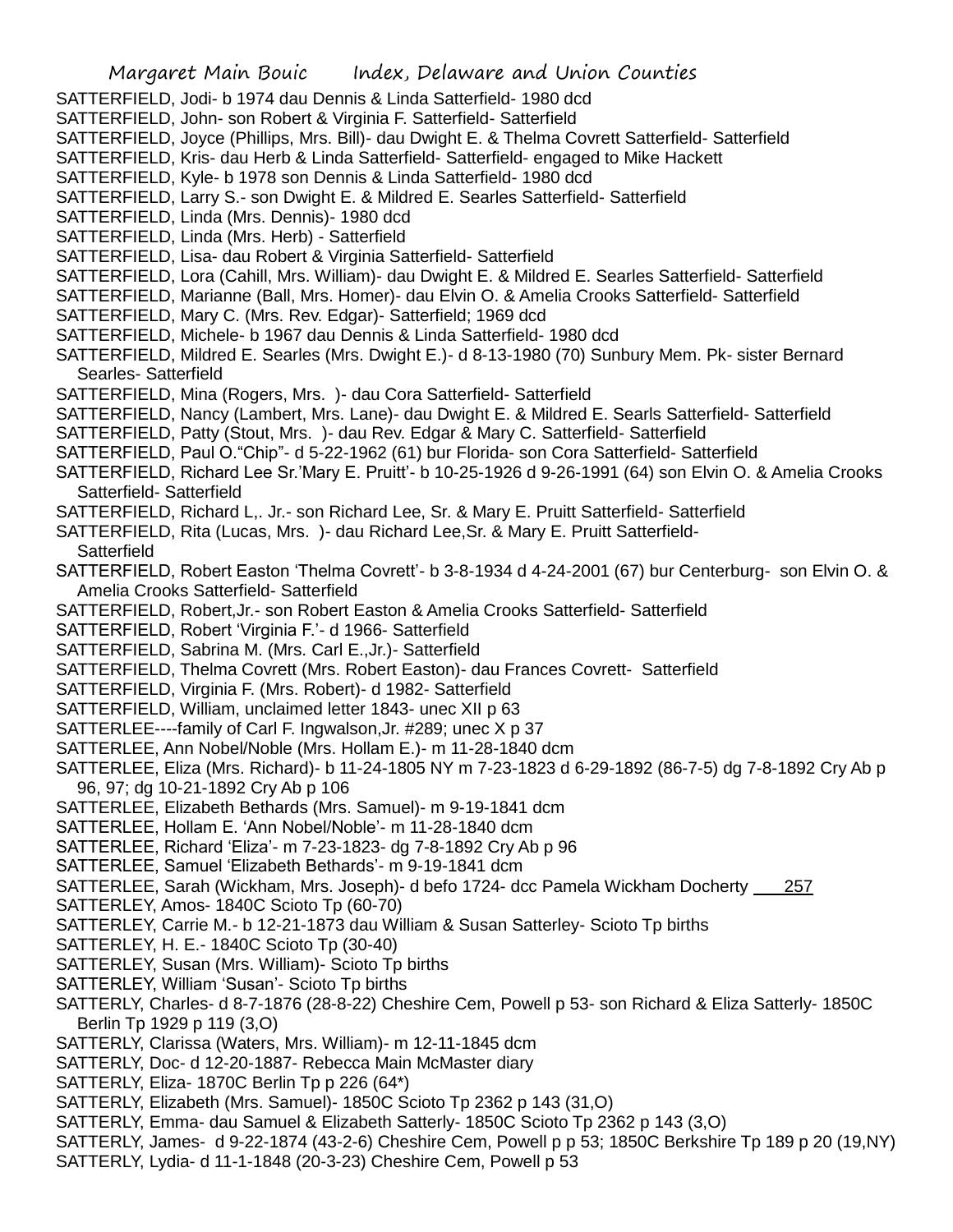SATTERFIELD, Jodi- b 1974 dau Dennis & Linda Satterfield- 1980 dcd
SATTERFIELD, John- son Robert & Virginia F. Satterfield- Satterfield
SATTERFIELD, Joyce (Phillips, Mrs. Bill)- dau Dwight E. & Thelma Covrett Satterfield- Satterfield
SATTERFIELD, Kris- dau Herb & Linda Satterfield- Satterfield- engaged to Mike Hackett
SATTERFIELD, Kyle- b 1978 son Dennis & Linda Satterfield- 1980 dcd
SATTERFIELD, Larry S.- son Dwight E. & Mildred E. Searles Satterfield- Satterfield
SATTERFIELD, Linda (Mrs. Dennis)- 1980 dcd
SATTERFIELD, Linda (Mrs. Herb) - Satterfield
SATTERFIELD, Lisa- dau Robert & Virginia Satterfield- Satterfield
SATTERFIELD, Lora (Cahill, Mrs. William)- dau Dwight E. & Mildred E. Searles Satterfield- Satterfield
SATTERFIELD, Marianne (Ball, Mrs. Homer)- dau Elvin O. & Amelia Crooks Satterfield- Satterfield
SATTERFIELD, Mary C. (Mrs. Rev. Edgar)- Satterfield; 1969 dcd
SATTERFIELD, Michele- b 1967 dau Dennis & Linda Satterfield- 1980 dcd
SATTERFIELD, Mildred E. Searles (Mrs. Dwight E.)- d 8-13-1980 (70) Sunbury Mem. Pk- sister Bernard Searles- Satterfield
SATTERFIELD, Mina (Rogers, Mrs. )- dau Cora Satterfield- Satterfield
SATTERFIELD, Nancy (Lambert, Mrs. Lane)- dau Dwight E. & Mildred E. Searls Satterfield- Satterfield
SATTERFIELD, Patty (Stout, Mrs. )- dau Rev. Edgar & Mary C. Satterfield- Satterfield
SATTERFIELD, Paul O."Chip"- d 5-22-1962 (61) bur Florida- son Cora Satterfield- Satterfield
SATTERFIELD, Richard Lee Sr.'Mary E. Pruitt'- b 10-25-1926 d 9-26-1991 (64) son Elvin O. & Amelia Crooks Satterfield- Satterfield
SATTERFIELD, Richard L,. Jr.- son Richard Lee, Sr. & Mary E. Pruitt Satterfield- Satterfield
SATTERFIELD, Rita (Lucas, Mrs. )- dau Richard Lee,Sr. & Mary E. Pruitt Satterfield- Satterfield
SATTERFIELD, Robert Easton 'Thelma Covrett'- b 3-8-1934 d 4-24-2001 (67) bur Centerburg- son Elvin O. & Amelia Crooks Satterfield- Satterfield
SATTERFIELD, Robert,Jr.- son Robert Easton & Amelia Crooks Satterfield- Satterfield
SATTERFIELD, Robert 'Virginia F.'- d 1966- Satterfield
SATTERFIELD, Sabrina M. (Mrs. Carl E.,Jr.)- Satterfield
SATTERFIELD, Thelma Covrett (Mrs. Robert Easton)- dau Frances Covrett- Satterfield
SATTERFIELD, Virginia F. (Mrs. Robert)- d 1982- Satterfield
SATTERFIELD, William, unclaimed letter 1843- unec XII p 63
SATTERLEE----family of Carl F. Ingwalson,Jr. #289; unec X p 37
SATTERLEE, Ann Nobel/Noble (Mrs. Hollam E.)- m 11-28-1840 dcm
SATTERLEE, Eliza (Mrs. Richard)- b 11-24-1805 NY m 7-23-1823 d 6-29-1892 (86-7-5) dg 7-8-1892 Cry Ab p 96, 97; dg 10-21-1892 Cry Ab p 106
SATTERLEE, Elizabeth Bethards (Mrs. Samuel)- m 9-19-1841 dcm
SATTERLEE, Hollam E. 'Ann Nobel/Noble'- m 11-28-1840 dcm
SATTERLEE, Richard 'Eliza'- m 7-23-1823- dg 7-8-1892 Cry Ab p 96
SATTERLEE, Samuel 'Elizabeth Bethards'- m 9-19-1841 dcm
SATTERLEE, Sarah (Wickham, Mrs. Joseph)- d befo 1724- dcc Pamela Wickham Docherty 257
SATTERLEY, Amos- 1840C Scioto Tp (60-70)
SATTERLEY, Carrie M.- b 12-21-1873 dau William & Susan Satterley- Scioto Tp births
SATTERLEY, H. E.- 1840C Scioto Tp (30-40)
SATTERLEY, Susan (Mrs. William)- Scioto Tp births
SATTERLEY, William 'Susan'- Scioto Tp births
SATTERLY, Charles- d 8-7-1876 (28-8-22) Cheshire Cem, Powell p 53- son Richard & Eliza Satterly- 1850C Berlin Tp 1929 p 119 (3,O)
SATTERLY, Clarissa (Waters, Mrs. William)- m 12-11-1845 dcm
SATTERLY, Doc- d 12-20-1887- Rebecca Main McMaster diary
SATTERLY, Eliza- 1870C Berlin Tp p 226 (64*)
SATTERLY, Elizabeth (Mrs. Samuel)- 1850C Scioto Tp 2362 p 143 (31,O)
SATTERLY, Emma- dau Samuel & Elizabeth Satterly- 1850C Scioto Tp 2362 p 143 (3,O)
SATTERLY, James- d 9-22-1874 (43-2-6) Cheshire Cem, Powell p p 53; 1850C Berkshire Tp 189 p 20 (19,NY)
SATTERLY, Lydia- d 11-1-1848 (20-3-23) Cheshire Cem, Powell p 53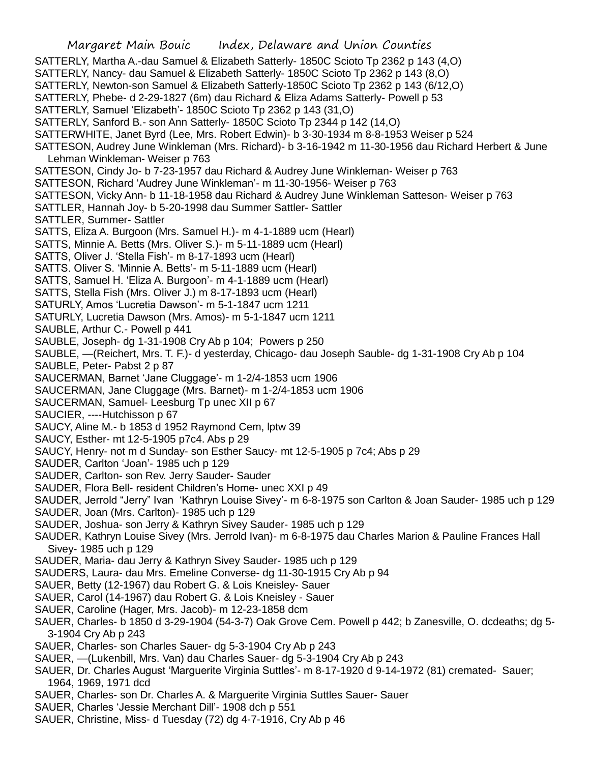SATTERLY, Martha A.-dau Samuel & Elizabeth Satterly- 1850C Scioto Tp 2362 p 143 (4,O)

SATTERLY, Nancy- dau Samuel & Elizabeth Satterly- 1850C Scioto Tp 2362 p 143 (8,O)

SATTERLY, Newton-son Samuel & Elizabeth Satterly-1850C Scioto Tp 2362 p 143 (6/12,O)

SATTERLY, Phebe- d 2-29-1827 (6m) dau Richard & Eliza Adams Satterly- Powell p 53

SATTERLY, Samuel 'Elizabeth'- 1850C Scioto Tp 2362 p 143 (31,O)

SATTERLY, Sanford B.- son Ann Satterly- 1850C Scioto Tp 2344 p 142 (14,O)

SATTERWHITE, Janet Byrd (Lee, Mrs. Robert Edwin)- b 3-30-1934 m 8-8-1953 Weiser p 524

SATTESON, Audrey June Winkleman (Mrs. Richard)- b 3-16-1942 m 11-30-1956 dau Richard Herbert & June Lehman Winkleman- Weiser p 763

SATTESON, Cindy Jo- b 7-23-1957 dau Richard & Audrey June Winkleman- Weiser p 763

SATTESON, Richard 'Audrey June Winkleman'- m 11-30-1956- Weiser p 763

SATTESON, Vicky Ann- b 11-18-1958 dau Richard & Audrey June Winkleman Satteson- Weiser p 763

SATTLER, Hannah Joy- b 5-20-1998 dau Summer Sattler- Sattler

SATTLER, Summer- Sattler

SATTS, Eliza A. Burgoon (Mrs. Samuel H.)- m 4-1-1889 ucm (Hearl)

SATTS, Minnie A. Betts (Mrs. Oliver S.)- m 5-11-1889 ucm (Hearl)

SATTS, Oliver J. 'Stella Fish'- m 8-17-1893 ucm (Hearl)

SATTS. Oliver S. 'Minnie A. Betts'- m 5-11-1889 ucm (Hearl)

SATTS, Samuel H. 'Eliza A. Burgoon'- m 4-1-1889 ucm (Hearl)

SATTS, Stella Fish (Mrs. Oliver J.) m 8-17-1893 ucm (Hearl)

SATURLY, Amos 'Lucretia Dawson'- m 5-1-1847 ucm 1211

SATURLY, Lucretia Dawson (Mrs. Amos)- m 5-1-1847 ucm 1211

SAUBLE, Arthur C.- Powell p 441

SAUBLE, Joseph- dg 1-31-1908 Cry Ab p 104; Powers p 250

SAUBLE, —(Reichert, Mrs. T. F.)- d yesterday, Chicago- dau Joseph Sauble- dg 1-31-1908 Cry Ab p 104

SAUBLE, Peter- Pabst 2 p 87

SAUCERMAN, Barnet 'Jane Cluggage'- m 1-2/4-1853 ucm 1906

SAUCERMAN, Jane Cluggage (Mrs. Barnet)- m 1-2/4-1853 ucm 1906

SAUCERMAN, Samuel- Leesburg Tp unec XII p 67

SAUCIER, ----Hutchisson p 67

SAUCY, Aline M.- b 1853 d 1952 Raymond Cem, lptw 39

SAUCY, Esther- mt 12-5-1905 p7c4. Abs p 29

SAUCY, Henry- not m d Sunday- son Esther Saucy- mt 12-5-1905 p 7c4; Abs p 29

SAUDER, Carlton 'Joan'- 1985 uch p 129

SAUDER, Carlton- son Rev. Jerry Sauder- Sauder

SAUDER, Flora Bell- resident Children's Home- unec XXI p 49

SAUDER, Jerrold "Jerry" Ivan 'Kathryn Louise Sivey'- m 6-8-1975 son Carlton & Joan Sauder- 1985 uch p 129

SAUDER, Joan (Mrs. Carlton)- 1985 uch p 129

SAUDER, Joshua- son Jerry & Kathryn Sivey Sauder- 1985 uch p 129

SAUDER, Kathryn Louise Sivey (Mrs. Jerrold Ivan)- m 6-8-1975 dau Charles Marion & Pauline Frances Hall Sivey- 1985 uch p 129

SAUDER, Maria- dau Jerry & Kathryn Sivey Sauder- 1985 uch p 129

SAUDERS, Laura- dau Mrs. Emeline Converse- dg 11-30-1915 Cry Ab p 94

SAUER, Betty (12-1967) dau Robert G. & Lois Kneisley- Sauer

SAUER, Carol (14-1967) dau Robert G. & Lois Kneisley - Sauer

SAUER, Caroline (Hager, Mrs. Jacob)- m 12-23-1858 dcm

SAUER, Charles- b 1850 d 3-29-1904 (54-3-7) Oak Grove Cem. Powell p 442; b Zanesville, O. dcdeaths; dg 5-3-1904 Cry Ab p 243

SAUER, Charles- son Charles Sauer- dg 5-3-1904 Cry Ab p 243

SAUER, —(Lukenbill, Mrs. Van) dau Charles Sauer- dg 5-3-1904 Cry Ab p 243

SAUER, Dr. Charles August 'Marguerite Virginia Suttles'- m 8-17-1920 d 9-14-1972 (81) cremated- Sauer; 1964, 1969, 1971 dcd

SAUER, Charles- son Dr. Charles A. & Marguerite Virginia Suttles Sauer- Sauer

SAUER, Charles 'Jessie Merchant Dill'- 1908 dch p 551

SAUER, Christine, Miss- d Tuesday (72) dg 4-7-1916, Cry Ab p 46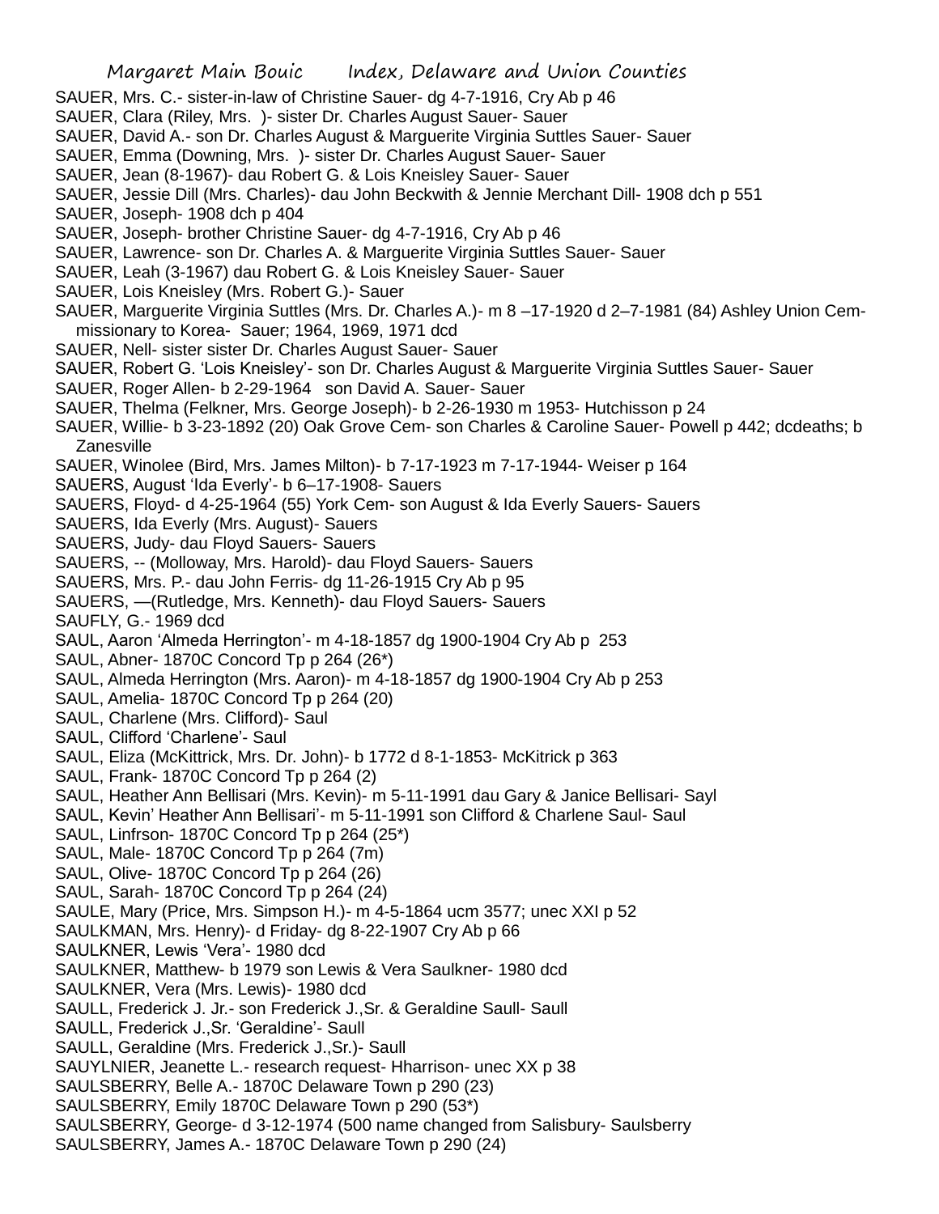SAUER, Mrs. C.- sister-in-law of Christine Sauer- dg 4-7-1916, Cry Ab p 46
SAUER, Clara (Riley, Mrs. )- sister Dr. Charles August Sauer- Sauer
SAUER, David A.- son Dr. Charles August & Marguerite Virginia Suttles Sauer- Sauer
SAUER, Emma (Downing, Mrs. )- sister Dr. Charles August Sauer- Sauer
SAUER, Jean (8-1967)- dau Robert G. & Lois Kneisley Sauer- Sauer
SAUER, Jessie Dill (Mrs. Charles)- dau John Beckwith & Jennie Merchant Dill- 1908 dch p 551
SAUER, Joseph- 1908 dch p 404
SAUER, Joseph- brother Christine Sauer- dg 4-7-1916, Cry Ab p 46
SAUER, Lawrence- son Dr. Charles A. & Marguerite Virginia Suttles Sauer- Sauer
SAUER, Leah (3-1967) dau Robert G. & Lois Kneisley Sauer- Sauer
SAUER, Lois Kneisley (Mrs. Robert G.)- Sauer
SAUER, Marguerite Virginia Suttles (Mrs. Dr. Charles A.)- m 8 –17-1920 d 2–7-1981 (84) Ashley Union Cem- missionary to Korea- Sauer; 1964, 1969, 1971 dcd
SAUER, Nell- sister sister Dr. Charles August Sauer- Sauer
SAUER, Robert G. 'Lois Kneisley'- son Dr. Charles August & Marguerite Virginia Suttles Sauer- Sauer
SAUER, Roger Allen- b 2-29-1964 son David A. Sauer- Sauer
SAUER, Thelma (Felkner, Mrs. George Joseph)- b 2-26-1930 m 1953- Hutchisson p 24
SAUER, Willie- b 3-23-1892 (20) Oak Grove Cem- son Charles & Caroline Sauer- Powell p 442; dcdeaths; b Zanesville
SAUER, Winolee (Bird, Mrs. James Milton)- b 7-17-1923 m 7-17-1944- Weiser p 164
SAUERS, August 'Ida Everly'- b 6–17-1908- Sauers
SAUERS, Floyd- d 4-25-1964 (55) York Cem- son August & Ida Everly Sauers- Sauers
SAUERS, Ida Everly (Mrs. August)- Sauers
SAUERS, Judy- dau Floyd Sauers- Sauers
SAUERS, -- (Molloway, Mrs. Harold)- dau Floyd Sauers- Sauers
SAUERS, Mrs. P.- dau John Ferris- dg 11-26-1915 Cry Ab p 95
SAUERS, —(Rutledge, Mrs. Kenneth)- dau Floyd Sauers- Sauers
SAUFLY, G.- 1969 dcd
SAUL, Aaron 'Almeda Herrington'- m 4-18-1857 dg 1900-1904 Cry Ab p 253
SAUL, Abner- 1870C Concord Tp p 264 (26*)
SAUL, Almeda Herrington (Mrs. Aaron)- m 4-18-1857 dg 1900-1904 Cry Ab p 253
SAUL, Amelia- 1870C Concord Tp p 264 (20)
SAUL, Charlene (Mrs. Clifford)- Saul
SAUL, Clifford 'Charlene'- Saul
SAUL, Eliza (McKittrick, Mrs. Dr. John)- b 1772 d 8-1-1853- McKitrick p 363
SAUL, Frank- 1870C Concord Tp p 264 (2)
SAUL, Heather Ann Bellisari (Mrs. Kevin)- m 5-11-1991 dau Gary & Janice Bellisari- Sayl
SAUL, Kevin' Heather Ann Bellisari'- m 5-11-1991 son Clifford & Charlene Saul- Saul
SAUL, Linfrson- 1870C Concord Tp p 264 (25*)
SAUL, Male- 1870C Concord Tp p 264 (7m)
SAUL, Olive- 1870C Concord Tp p 264 (26)
SAUL, Sarah- 1870C Concord Tp p 264 (24)
SAULE, Mary (Price, Mrs. Simpson H.)- m 4-5-1864 ucm 3577; unec XXI p 52
SAULKMAN, Mrs. Henry)- d Friday- dg 8-22-1907 Cry Ab p 66
SAULKNER, Lewis 'Vera'- 1980 dcd
SAULKNER, Matthew- b 1979 son Lewis & Vera Saulkner- 1980 dcd
SAULKNER, Vera (Mrs. Lewis)- 1980 dcd
SAULL, Frederick J. Jr.- son Frederick J.,Sr. & Geraldine Saull- Saull
SAULL, Frederick J.,Sr. 'Geraldine'- Saull
SAULL, Geraldine (Mrs. Frederick J.,Sr.)- Saull
SAUYLNIER, Jeanette L.- research request- Hharrison- unec XX p 38
SAULSBERRY, Belle A.- 1870C Delaware Town p 290 (23)
SAULSBERRY, Emily 1870C Delaware Town p 290 (53*)
SAULSBERRY, George- d 3-12-1974 (500 name changed from Salisbury- Saulsberry
SAULSBERRY, James A.- 1870C Delaware Town p 290 (24)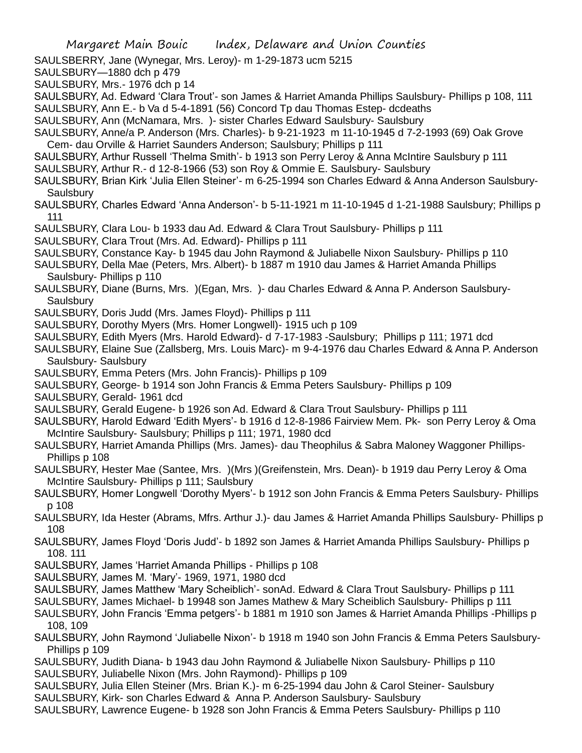SAULSBERRY, Jane (Wynegar, Mrs. Leroy)- m 1-29-1873 ucm 5215

SAULSBURY—1880 dch p 479

SAULSBURY, Mrs.- 1976 dch p 14

SAULSBURY, Ad. Edward 'Clara Trout'- son James & Harriet Amanda Phillips Saulsbury- Phillips p 108, 111

SAULSBURY, Ann E.- b Va d 5-4-1891 (56) Concord Tp dau Thomas Estep- dcdeaths

SAULSBURY, Ann (McNamara, Mrs. )- sister Charles Edward Saulsbury- Saulsbury

SAULSBURY, Anne/a P. Anderson (Mrs. Charles)- b 9-21-1923 m 11-10-1945 d 7-2-1993 (69) Oak Grove Cem- dau Orville & Harriet Saunders Anderson; Saulsbury; Phillips p 111

SAULSBURY, Arthur Russell 'Thelma Smith'- b 1913 son Perry Leroy & Anna McIntire Saulsbury p 111

SAULSBURY, Arthur R.- d 12-8-1966 (53) son Roy & Ommie E. Saulsbury- Saulsbury

SAULSBURY, Brian Kirk 'Julia Ellen Steiner'- m 6-25-1994 son Charles Edward & Anna Anderson Saulsbury- Saulsbury

SAULSBURY, Charles Edward 'Anna Anderson'- b 5-11-1921 m 11-10-1945 d 1-21-1988 Saulsbury; Phillips p 111

SAULSBURY, Clara Lou- b 1933 dau Ad. Edward & Clara Trout Saulsbury- Phillips p 111

SAULSBURY, Clara Trout (Mrs. Ad. Edward)- Phillips p 111

SAULSBURY, Constance Kay- b 1945 dau John Raymond & Juliabelle Nixon Saulsbury- Phillips p 110

SAULSBURY, Della Mae (Peters, Mrs. Albert)- b 1887 m 1910 dau James & Harriet Amanda Phillips Saulsbury- Phillips p 110

SAULSBURY, Diane (Burns, Mrs. )(Egan, Mrs. )- dau Charles Edward & Anna P. Anderson Saulsbury- Saulsbury

SAULSBURY, Doris Judd (Mrs. James Floyd)- Phillips p 111

SAULSBURY, Dorothy Myers (Mrs. Homer Longwell)- 1915 uch p 109

SAULSBURY, Edith Myers (Mrs. Harold Edward)- d 7-17-1983 -Saulsbury; Phillips p 111; 1971 dcd

SAULSBURY, Elaine Sue (Zallsberg, Mrs. Louis Marc)- m 9-4-1976 dau Charles Edward & Anna P. Anderson Saulsbury- Saulsbury

SAULSBURY, Emma Peters (Mrs. John Francis)- Phillips p 109

SAULSBURY, George- b 1914 son John Francis & Emma Peters Saulsbury- Phillips p 109

SAULSBURY, Gerald- 1961 dcd

SAULSBURY, Gerald Eugene- b 1926 son Ad. Edward & Clara Trout Saulsbury- Phillips p 111

SAULSBURY, Harold Edward 'Edith Myers'- b 1916 d 12-8-1986 Fairview Mem. Pk- son Perry Leroy & Oma McIntire Saulsbury- Saulsbury; Phillips p 111; 1971, 1980 dcd

SAULSBURY, Harriet Amanda Phillips (Mrs. James)- dau Theophilus & Sabra Maloney Waggoner Phillips- Phillips p 108

SAULSBURY, Hester Mae (Santee, Mrs. )(Mrs )(Greifenstein, Mrs. Dean)- b 1919 dau Perry Leroy & Oma McIntire Saulsbury- Phillips p 111; Saulsbury

SAULSBURY, Homer Longwell 'Dorothy Myers'- b 1912 son John Francis & Emma Peters Saulsbury- Phillips p 108

SAULSBURY, Ida Hester (Abrams, Mfrs. Arthur J.)- dau James & Harriet Amanda Phillips Saulsbury- Phillips p 108

SAULSBURY, James Floyd 'Doris Judd'- b 1892 son James & Harriet Amanda Phillips Saulsbury- Phillips p 108. 111

SAULSBURY, James 'Harriet Amanda Phillips - Phillips p 108

SAULSBURY, James M. 'Mary'- 1969, 1971, 1980 dcd

SAULSBURY, James Matthew 'Mary Scheiblich'- sonAd. Edward & Clara Trout Saulsbury- Phillips p 111

SAULSBURY, James Michael- b 19948 son James Mathew & Mary Scheiblich Saulsbury- Phillips p 111

SAULSBURY, John Francis 'Emma petgers'- b 1881 m 1910 son James & Harriet Amanda Phillips -Phillips p 108, 109

SAULSBURY, John Raymond 'Juliabelle Nixon'- b 1918 m 1940 son John Francis & Emma Peters Saulsbury- Phillips p 109

SAULSBURY, Judith Diana- b 1943 dau John Raymond & Juliabelle Nixon Saulsbury- Phillips p 110

SAULSBURY, Juliabelle Nixon (Mrs. John Raymond)- Phillips p 109

SAULSBURY, Julia Ellen Steiner (Mrs. Brian K.)- m 6-25-1994 dau John & Carol Steiner- Saulsbury

SAULSBURY, Kirk- son Charles Edward & Anna P. Anderson Saulsbury- Saulsbury

SAULSBURY, Lawrence Eugene- b 1928 son John Francis & Emma Peters Saulsbury- Phillips p 110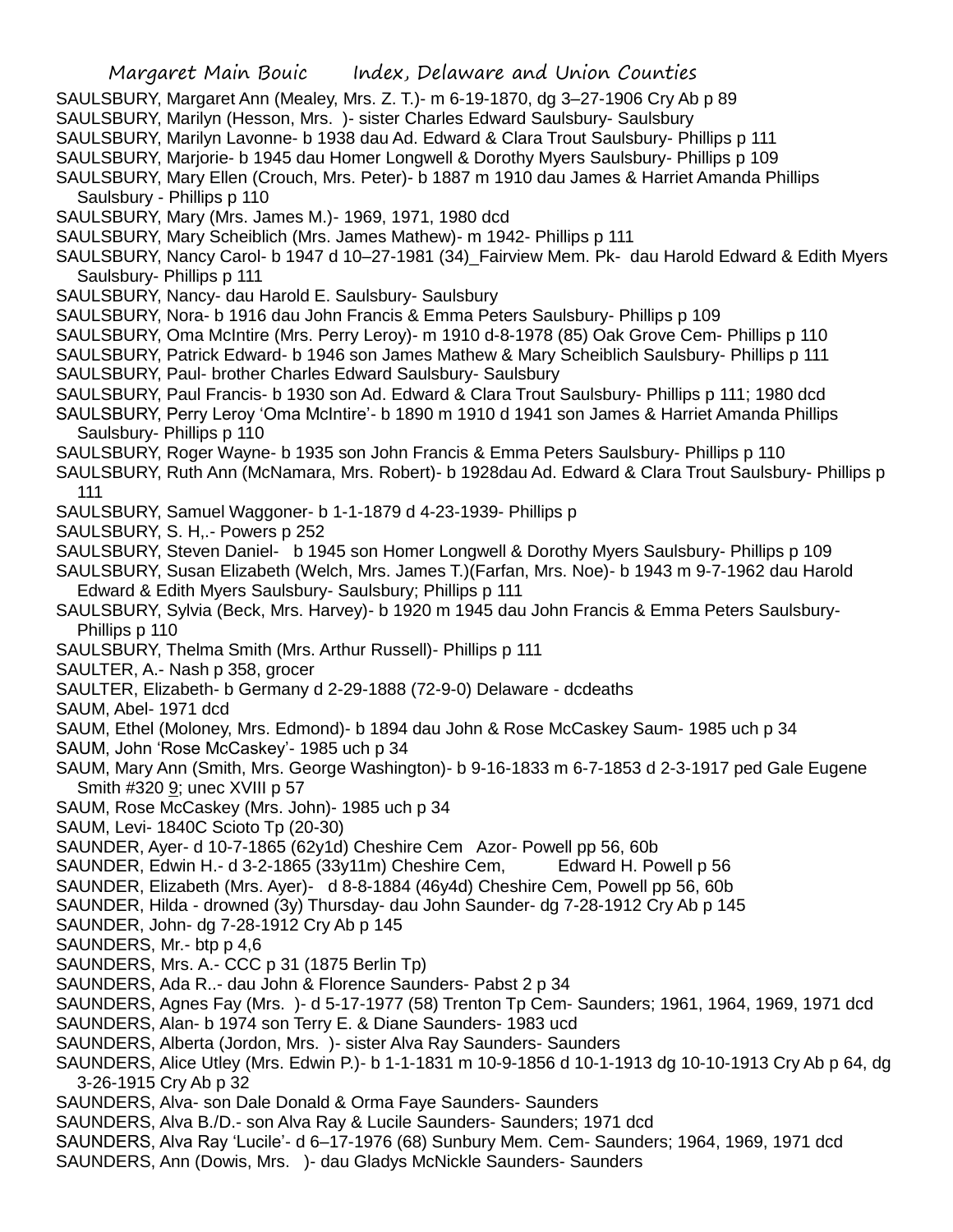SAULSBURY, Margaret Ann (Mealey, Mrs. Z. T.)- m 6-19-1870, dg 3–27-1906 Cry Ab p 89
SAULSBURY, Marilyn (Hesson, Mrs. )- sister Charles Edward Saulsbury- Saulsbury
SAULSBURY, Marilyn Lavonne- b 1938 dau Ad. Edward & Clara Trout Saulsbury- Phillips p 111
SAULSBURY, Marjorie- b 1945 dau Homer Longwell & Dorothy Myers Saulsbury- Phillips p 109
SAULSBURY, Mary Ellen (Crouch, Mrs. Peter)- b 1887 m 1910 dau James & Harriet Amanda Phillips Saulsbury - Phillips p 110
SAULSBURY, Mary (Mrs. James M.)- 1969, 1971, 1980 dcd
SAULSBURY, Mary Scheiblich (Mrs. James Mathew)- m 1942- Phillips p 111
SAULSBURY, Nancy Carol- b 1947 d 10–27-1981 (34)_Fairview Mem. Pk- dau Harold Edward & Edith Myers Saulsbury- Phillips p 111
SAULSBURY, Nancy- dau Harold E. Saulsbury- Saulsbury
SAULSBURY, Nora- b 1916 dau John Francis & Emma Peters Saulsbury- Phillips p 109
SAULSBURY, Oma McIntire (Mrs. Perry Leroy)- m 1910 d-8-1978 (85) Oak Grove Cem- Phillips p 110
SAULSBURY, Patrick Edward- b 1946 son James Mathew & Mary Scheiblich Saulsbury- Phillips p 111
SAULSBURY, Paul- brother Charles Edward Saulsbury- Saulsbury
SAULSBURY, Paul Francis- b 1930 son Ad. Edward & Clara Trout Saulsbury- Phillips p 111; 1980 dcd
SAULSBURY, Perry Leroy 'Oma McIntire'- b 1890 m 1910 d 1941 son James & Harriet Amanda Phillips Saulsbury- Phillips p 110
SAULSBURY, Roger Wayne- b 1935 son John Francis & Emma Peters Saulsbury- Phillips p 110
SAULSBURY, Ruth Ann (McNamara, Mrs. Robert)- b 1928dau Ad. Edward & Clara Trout Saulsbury- Phillips p 111
SAULSBURY, Samuel Waggoner- b 1-1-1879 d 4-23-1939- Phillips p
SAULSBURY, S. H,.- Powers p 252
SAULSBURY, Steven Daniel- b 1945 son Homer Longwell & Dorothy Myers Saulsbury- Phillips p 109
SAULSBURY, Susan Elizabeth (Welch, Mrs. James T.)(Farfan, Mrs. Noe)- b 1943 m 9-7-1962 dau Harold Edward & Edith Myers Saulsbury- Saulsbury; Phillips p 111
SAULSBURY, Sylvia (Beck, Mrs. Harvey)- b 1920 m 1945 dau John Francis & Emma Peters Saulsbury- Phillips p 110
SAULSBURY, Thelma Smith (Mrs. Arthur Russell)- Phillips p 111
SAULTER, A.- Nash p 358, grocer
SAULTER, Elizabeth- b Germany d 2-29-1888 (72-9-0) Delaware - dcdeaths
SAUM, Abel- 1971 dcd
SAUM, Ethel (Moloney, Mrs. Edmond)- b 1894 dau John & Rose McCaskey Saum- 1985 uch p 34
SAUM, John 'Rose McCaskey'- 1985 uch p 34
SAUM, Mary Ann (Smith, Mrs. George Washington)- b 9-16-1833 m 6-7-1853 d 2-3-1917 ped Gale Eugene Smith #320 9; unec XVIII p 57
SAUM, Rose McCaskey (Mrs. John)- 1985 uch p 34
SAUM, Levi- 1840C Scioto Tp (20-30)
SAUNDER, Ayer- d 10-7-1865 (62y1d) Cheshire Cem Azor- Powell pp 56, 60b
SAUNDER, Edwin H.- d 3-2-1865 (33y11m) Cheshire Cem, Edward H. Powell p 56
SAUNDER, Elizabeth (Mrs. Ayer)- d 8-8-1884 (46y4d) Cheshire Cem, Powell pp 56, 60b
SAUNDER, Hilda - drowned (3y) Thursday- dau John Saunder- dg 7-28-1912 Cry Ab p 145
SAUNDER, John- dg 7-28-1912 Cry Ab p 145
SAUNDERS, Mr.- btp p 4,6
SAUNDERS, Mrs. A.- CCC p 31 (1875 Berlin Tp)
SAUNDERS, Ada R..- dau John & Florence Saunders- Pabst 2 p 34
SAUNDERS, Agnes Fay (Mrs. )- d 5-17-1977 (58) Trenton Tp Cem- Saunders; 1961, 1964, 1969, 1971 dcd
SAUNDERS, Alan- b 1974 son Terry E. & Diane Saunders- 1983 ucd
SAUNDERS, Alberta (Jordon, Mrs. )- sister Alva Ray Saunders- Saunders
SAUNDERS, Alice Utley (Mrs. Edwin P.)- b 1-1-1831 m 10-9-1856 d 10-1-1913 dg 10-10-1913 Cry Ab p 64, dg 3-26-1915 Cry Ab p 32
SAUNDERS, Alva- son Dale Donald & Orma Faye Saunders- Saunders
SAUNDERS, Alva B./D.- son Alva Ray & Lucile Saunders- Saunders; 1971 dcd
SAUNDERS, Alva Ray 'Lucile'- d 6–17-1976 (68) Sunbury Mem. Cem- Saunders; 1964, 1969, 1971 dcd
SAUNDERS, Ann (Dowis, Mrs. )- dau Gladys McNickle Saunders- Saunders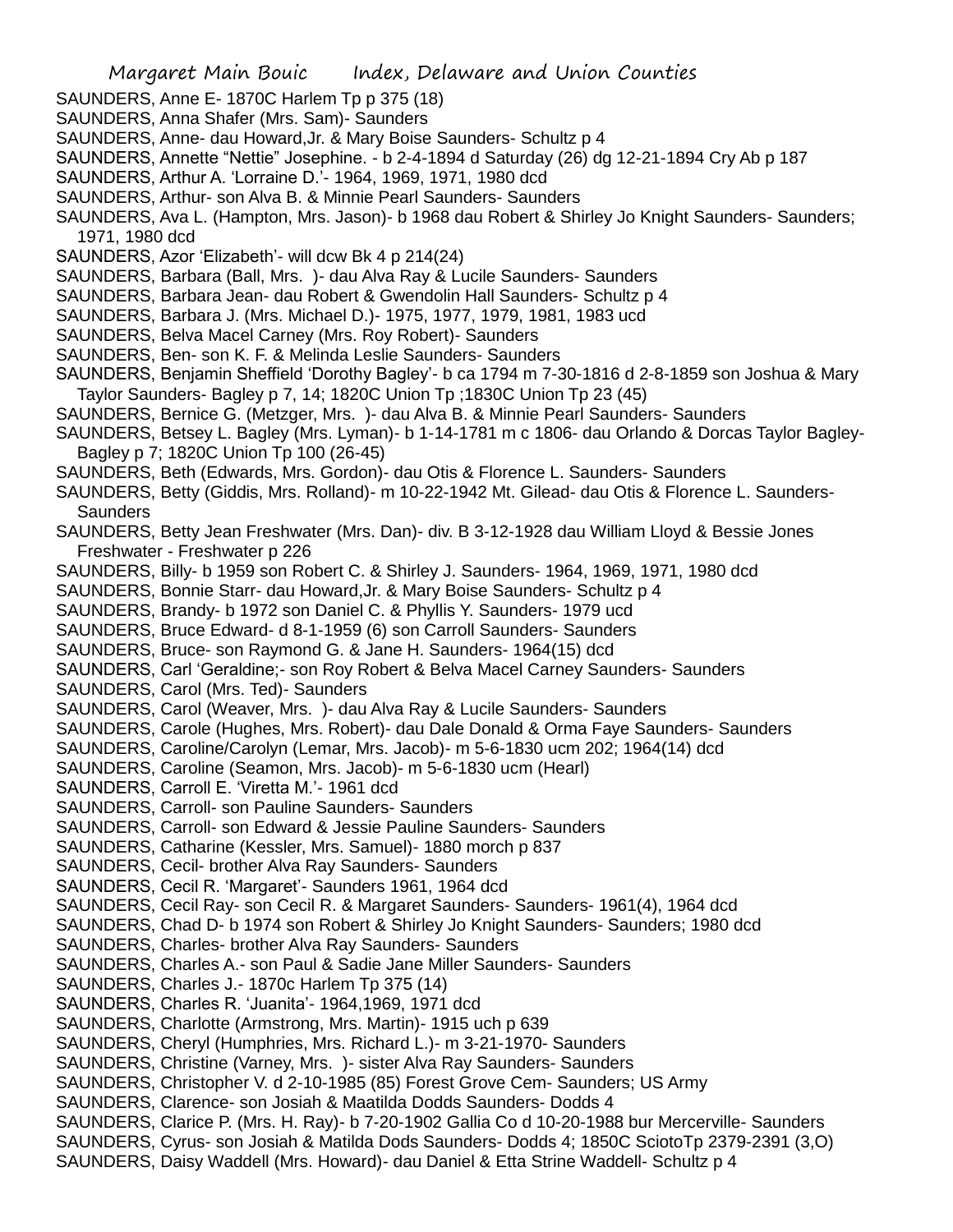SAUNDERS, Anne E- 1870C Harlem Tp p 375 (18)
SAUNDERS, Anna Shafer (Mrs. Sam)- Saunders
SAUNDERS, Anne- dau Howard,Jr. & Mary Boise Saunders- Schultz p 4
SAUNDERS, Annette "Nettie" Josephine. - b 2-4-1894 d Saturday (26) dg 12-21-1894 Cry Ab p 187
SAUNDERS, Arthur A. 'Lorraine D.'- 1964, 1969, 1971, 1980 dcd
SAUNDERS, Arthur- son Alva B. & Minnie Pearl Saunders- Saunders
SAUNDERS, Ava L. (Hampton, Mrs. Jason)- b 1968 dau Robert & Shirley Jo Knight Saunders- Saunders; 1971, 1980 dcd
SAUNDERS, Azor 'Elizabeth'- will dcw Bk 4 p 214(24)
SAUNDERS, Barbara (Ball, Mrs. )- dau Alva Ray & Lucile Saunders- Saunders
SAUNDERS, Barbara Jean- dau Robert & Gwendolin Hall Saunders- Schultz p 4
SAUNDERS, Barbara J. (Mrs. Michael D.)- 1975, 1977, 1979, 1981, 1983 ucd
SAUNDERS, Belva Macel Carney (Mrs. Roy Robert)- Saunders
SAUNDERS, Ben- son K. F. & Melinda Leslie Saunders- Saunders
SAUNDERS, Benjamin Sheffield 'Dorothy Bagley'- b ca 1794 m 7-30-1816 d 2-8-1859 son Joshua & Mary Taylor Saunders- Bagley p 7, 14; 1820C Union Tp ;1830C Union Tp 23 (45)
SAUNDERS, Bernice G. (Metzger, Mrs. )- dau Alva B. & Minnie Pearl Saunders- Saunders
SAUNDERS, Betsey L. Bagley (Mrs. Lyman)- b 1-14-1781 m c 1806- dau Orlando & Dorcas Taylor Bagley- Bagley p 7; 1820C Union Tp 100 (26-45)
SAUNDERS, Beth (Edwards, Mrs. Gordon)- dau Otis & Florence L. Saunders- Saunders
SAUNDERS, Betty (Giddis, Mrs. Rolland)- m 10-22-1942 Mt. Gilead- dau Otis & Florence L. Saunders- Saunders
SAUNDERS, Betty Jean Freshwater (Mrs. Dan)- div. B 3-12-1928 dau William Lloyd & Bessie Jones Freshwater - Freshwater p 226
SAUNDERS, Billy- b 1959 son Robert C. & Shirley J. Saunders- 1964, 1969, 1971, 1980 dcd
SAUNDERS, Bonnie Starr- dau Howard,Jr. & Mary Boise Saunders- Schultz p 4
SAUNDERS, Brandy- b 1972 son Daniel C. & Phyllis Y. Saunders- 1979 ucd
SAUNDERS, Bruce Edward- d 8-1-1959 (6) son Carroll Saunders- Saunders
SAUNDERS, Bruce- son Raymond G. & Jane H. Saunders- 1964(15) dcd
SAUNDERS, Carl 'Geraldine;- son Roy Robert & Belva Macel Carney Saunders- Saunders
SAUNDERS, Carol (Mrs. Ted)- Saunders
SAUNDERS, Carol (Weaver, Mrs. )- dau Alva Ray & Lucile Saunders- Saunders
SAUNDERS, Carole (Hughes, Mrs. Robert)- dau Dale Donald & Orma Faye Saunders- Saunders
SAUNDERS, Caroline/Carolyn (Lemar, Mrs. Jacob)- m 5-6-1830 ucm 202; 1964(14) dcd
SAUNDERS, Caroline (Seamon, Mrs. Jacob)- m 5-6-1830 ucm (Hearl)
SAUNDERS, Carroll E. 'Viretta M.'- 1961 dcd
SAUNDERS, Carroll- son Pauline Saunders- Saunders
SAUNDERS, Carroll- son Edward & Jessie Pauline Saunders- Saunders
SAUNDERS, Catharine (Kessler, Mrs. Samuel)- 1880 morch p 837
SAUNDERS, Cecil- brother Alva Ray Saunders- Saunders
SAUNDERS, Cecil R. 'Margaret'- Saunders 1961, 1964 dcd
SAUNDERS, Cecil Ray- son Cecil R. & Margaret Saunders- Saunders- 1961(4), 1964 dcd
SAUNDERS, Chad D- b 1974 son Robert & Shirley Jo Knight Saunders- Saunders; 1980 dcd
SAUNDERS, Charles- brother Alva Ray Saunders- Saunders
SAUNDERS, Charles A.- son Paul & Sadie Jane Miller Saunders- Saunders
SAUNDERS, Charles J.- 1870c Harlem Tp 375 (14)
SAUNDERS, Charles R. 'Juanita'- 1964,1969, 1971 dcd
SAUNDERS, Charlotte (Armstrong, Mrs. Martin)- 1915 uch p 639
SAUNDERS, Cheryl (Humphries, Mrs. Richard L.)- m 3-21-1970- Saunders
SAUNDERS, Christine (Varney, Mrs. )- sister Alva Ray Saunders- Saunders
SAUNDERS, Christopher V. d 2-10-1985 (85) Forest Grove Cem- Saunders; US Army
SAUNDERS, Clarence- son Josiah & Maatilda Dodds Saunders- Dodds 4
SAUNDERS, Clarice P. (Mrs. H. Ray)- b 7-20-1902 Gallia Co d 10-20-1988 bur Mercerville- Saunders
SAUNDERS, Cyrus- son Josiah & Matilda Dods Saunders- Dodds 4; 1850C SciotoTp 2379-2391 (3,O)
SAUNDERS, Daisy Waddell (Mrs. Howard)- dau Daniel & Etta Strine Waddell- Schultz p 4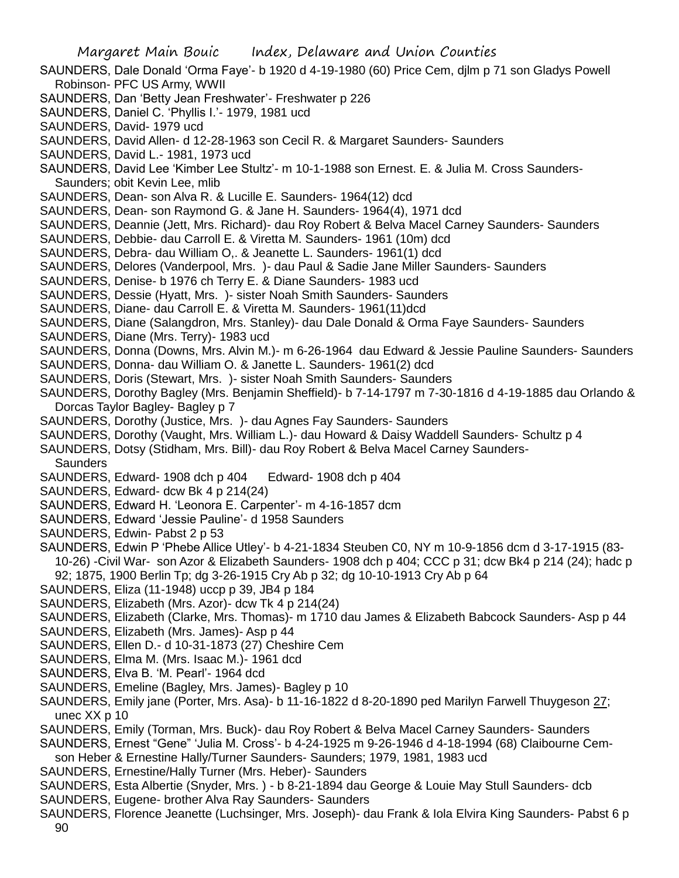SAUNDERS, Dale Donald 'Orma Faye'- b 1920 d 4-19-1980 (60) Price Cem, djlm p 71 son Gladys Powell Robinson- PFC US Army, WWII
SAUNDERS, Dan 'Betty Jean Freshwater'- Freshwater p 226
SAUNDERS, Daniel C. 'Phyllis I.'- 1979, 1981 ucd
SAUNDERS, David- 1979 ucd
SAUNDERS, David Allen- d 12-28-1963 son Cecil R. & Margaret Saunders- Saunders
SAUNDERS, David L.- 1981, 1973 ucd
SAUNDERS, David Lee 'Kimber Lee Stultz'- m 10-1-1988 son Ernest. E. & Julia M. Cross Saunders- Saunders; obit Kevin Lee, mlib
SAUNDERS, Dean- son Alva R. & Lucille E. Saunders- 1964(12) dcd
SAUNDERS, Dean- son Raymond G. & Jane H. Saunders- 1964(4), 1971 dcd
SAUNDERS, Deannie (Jett, Mrs. Richard)- dau Roy Robert & Belva Macel Carney Saunders- Saunders
SAUNDERS, Debbie- dau Carroll E. & Viretta M. Saunders- 1961 (10m) dcd
SAUNDERS, Debra- dau William O,. & Jeanette L. Saunders- 1961(1) dcd
SAUNDERS, Delores (Vanderpool, Mrs. )- dau Paul & Sadie Jane Miller Saunders- Saunders
SAUNDERS, Denise- b 1976 ch Terry E. & Diane Saunders- 1983 ucd
SAUNDERS, Dessie (Hyatt, Mrs. )- sister Noah Smith Saunders- Saunders
SAUNDERS, Diane- dau Carroll E. & Viretta M. Saunders- 1961(11)dcd
SAUNDERS, Diane (Salangdron, Mrs. Stanley)- dau Dale Donald & Orma Faye Saunders- Saunders
SAUNDERS, Diane (Mrs. Terry)- 1983 ucd
SAUNDERS, Donna (Downs, Mrs. Alvin M.)- m 6-26-1964 dau Edward & Jessie Pauline Saunders- Saunders
SAUNDERS, Donna- dau William O. & Janette L. Saunders- 1961(2) dcd
SAUNDERS, Doris (Stewart, Mrs. )- sister Noah Smith Saunders- Saunders
SAUNDERS, Dorothy Bagley (Mrs. Benjamin Sheffield)- b 7-14-1797 m 7-30-1816 d 4-19-1885 dau Orlando & Dorcas Taylor Bagley- Bagley p 7
SAUNDERS, Dorothy (Justice, Mrs. )- dau Agnes Fay Saunders- Saunders
SAUNDERS, Dorothy (Vaught, Mrs. William L.)- dau Howard & Daisy Waddell Saunders- Schultz p 4
SAUNDERS, Dotsy (Stidham, Mrs. Bill)- dau Roy Robert & Belva Macel Carney Saunders- Saunders
SAUNDERS, Edward- 1908 dch p 404 Edward- 1908 dch p 404
SAUNDERS, Edward- dcw Bk 4 p 214(24)
SAUNDERS, Edward H. 'Leonora E. Carpenter'- m 4-16-1857 dcm
SAUNDERS, Edward 'Jessie Pauline'- d 1958 Saunders
SAUNDERS, Edwin- Pabst 2 p 53
SAUNDERS, Edwin P 'Phebe Allice Utley'- b 4-21-1834 Steuben C0, NY m 10-9-1856 dcm d 3-17-1915 (83-10-26) -Civil War- son Azor & Elizabeth Saunders- 1908 dch p 404; CCC p 31; dcw Bk4 p 214 (24); hadc p 92; 1875, 1900 Berlin Tp; dg 3-26-1915 Cry Ab p 32; dg 10-10-1913 Cry Ab p 64
SAUNDERS, Eliza (11-1948) uccp p 39, JB4 p 184
SAUNDERS, Elizabeth (Mrs. Azor)- dcw Tk 4 p 214(24)
SAUNDERS, Elizabeth (Clarke, Mrs. Thomas)- m 1710 dau James & Elizabeth Babcock Saunders- Asp p 44
SAUNDERS, Elizabeth (Mrs. James)- Asp p 44
SAUNDERS, Ellen D.- d 10-31-1873 (27) Cheshire Cem
SAUNDERS, Elma M. (Mrs. Isaac M.)- 1961 dcd
SAUNDERS, Elva B. 'M. Pearl'- 1964 dcd
SAUNDERS, Emeline (Bagley, Mrs. James)- Bagley p 10
SAUNDERS, Emily jane (Porter, Mrs. Asa)- b 11-16-1822 d 8-20-1890 ped Marilyn Farwell Thuygeson 27; unec XX p 10
SAUNDERS, Emily (Torman, Mrs. Buck)- dau Roy Robert & Belva Macel Carney Saunders- Saunders
SAUNDERS, Ernest "Gene" 'Julia M. Cross'- b 4-24-1925 m 9-26-1946 d 4-18-1994 (68) Claibourne Cem- son Heber & Ernestine Hally/Turner Saunders- Saunders; 1979, 1981, 1983 ucd
SAUNDERS, Ernestine/Hally Turner (Mrs. Heber)- Saunders
SAUNDERS, Esta Albertie (Snyder, Mrs. ) - b 8-21-1894 dau George & Louie May Stull Saunders- dcb
SAUNDERS, Eugene- brother Alva Ray Saunders- Saunders
SAUNDERS, Florence Jeanette (Luchsinger, Mrs. Joseph)- dau Frank & Iola Elvira King Saunders- Pabst 6 p 90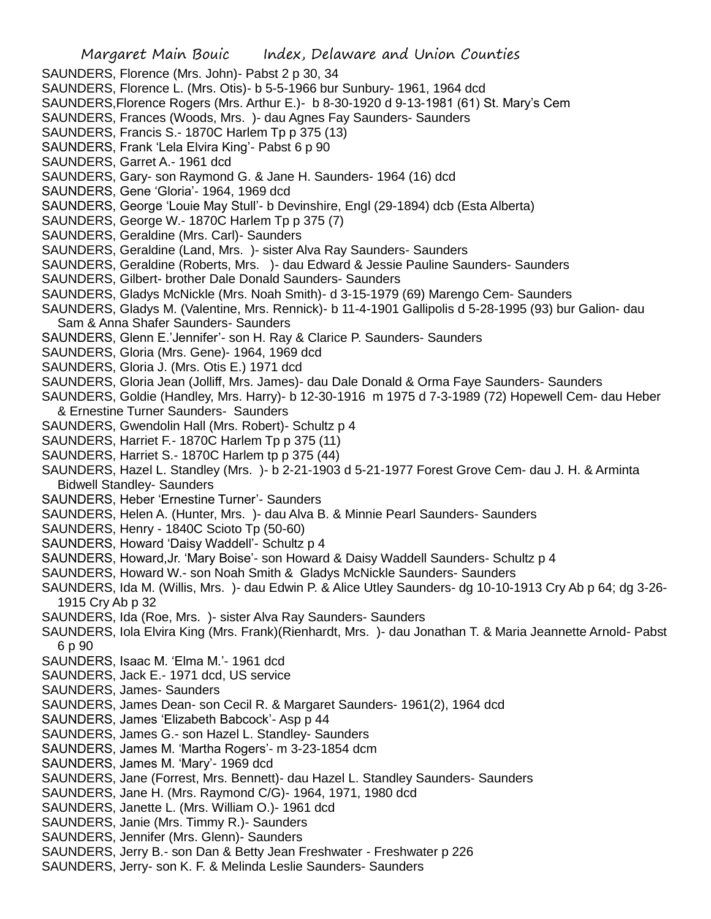SAUNDERS, Florence (Mrs. John)- Pabst 2 p 30, 34

SAUNDERS, Florence L. (Mrs. Otis)- b 5-5-1966 bur Sunbury- 1961, 1964 dcd

SAUNDERS,Florence Rogers (Mrs. Arthur E.)- b 8-30-1920 d 9-13-1981 (61) St. Mary's Cem

SAUNDERS, Frances (Woods, Mrs. )- dau Agnes Fay Saunders- Saunders

SAUNDERS, Francis S.- 1870C Harlem Tp p 375 (13)

SAUNDERS, Frank 'Lela Elvira King'- Pabst 6 p 90

SAUNDERS, Garret A.- 1961 dcd

SAUNDERS, Gary- son Raymond G. & Jane H. Saunders- 1964 (16) dcd

SAUNDERS, Gene 'Gloria'- 1964, 1969 dcd

SAUNDERS, George 'Louie May Stull'- b Devinshire, Engl (29-1894) dcb (Esta Alberta)

SAUNDERS, George W.- 1870C Harlem Tp p 375 (7)

SAUNDERS, Geraldine (Mrs. Carl)- Saunders

SAUNDERS, Geraldine (Land, Mrs. )- sister Alva Ray Saunders- Saunders

SAUNDERS, Geraldine (Roberts, Mrs. )- dau Edward & Jessie Pauline Saunders- Saunders

SAUNDERS, Gilbert- brother Dale Donald Saunders- Saunders

SAUNDERS, Gladys McNickle (Mrs. Noah Smith)- d 3-15-1979 (69) Marengo Cem- Saunders

SAUNDERS, Gladys M. (Valentine, Mrs. Rennick)- b 11-4-1901 Gallipolis d 5-28-1995 (93) bur Galion- dau Sam & Anna Shafer Saunders- Saunders

SAUNDERS, Glenn E.'Jennifer'- son H. Ray & Clarice P. Saunders- Saunders

SAUNDERS, Gloria (Mrs. Gene)- 1964, 1969 dcd

SAUNDERS, Gloria J. (Mrs. Otis E.) 1971 dcd

SAUNDERS, Gloria Jean (Jolliff, Mrs. James)- dau Dale Donald & Orma Faye Saunders- Saunders

SAUNDERS, Goldie (Handley, Mrs. Harry)- b 12-30-1916 m 1975 d 7-3-1989 (72) Hopewell Cem- dau Heber & Ernestine Turner Saunders- Saunders

SAUNDERS, Gwendolin Hall (Mrs. Robert)- Schultz p 4

SAUNDERS, Harriet F.- 1870C Harlem Tp p 375 (11)

SAUNDERS, Harriet S.- 1870C Harlem tp p 375 (44)

SAUNDERS, Hazel L. Standley (Mrs. )- b 2-21-1903 d 5-21-1977 Forest Grove Cem- dau J. H. & Arminta Bidwell Standley- Saunders

SAUNDERS, Heber 'Ernestine Turner'- Saunders

SAUNDERS, Helen A. (Hunter, Mrs. )- dau Alva B. & Minnie Pearl Saunders- Saunders

SAUNDERS, Henry - 1840C Scioto Tp (50-60)

SAUNDERS, Howard 'Daisy Waddell'- Schultz p 4

SAUNDERS, Howard,Jr. 'Mary Boise'- son Howard & Daisy Waddell Saunders- Schultz p 4

SAUNDERS, Howard W.- son Noah Smith & Gladys McNickle Saunders- Saunders

SAUNDERS, Ida M. (Willis, Mrs. )- dau Edwin P. & Alice Utley Saunders- dg 10-10-1913 Cry Ab p 64; dg 3-26-1915 Cry Ab p 32

SAUNDERS, Ida (Roe, Mrs. )- sister Alva Ray Saunders- Saunders

SAUNDERS, Iola Elvira King (Mrs. Frank)(Rienhardt, Mrs. )- dau Jonathan T. & Maria Jeannette Arnold- Pabst 6 p 90

SAUNDERS, Isaac M. 'Elma M.'- 1961 dcd

SAUNDERS, Jack E.- 1971 dcd, US service

SAUNDERS, James- Saunders

SAUNDERS, James Dean- son Cecil R. & Margaret Saunders- 1961(2), 1964 dcd

SAUNDERS, James 'Elizabeth Babcock'- Asp p 44

SAUNDERS, James G.- son Hazel L. Standley- Saunders

SAUNDERS, James M. 'Martha Rogers'- m 3-23-1854 dcm

SAUNDERS, James M. 'Mary'- 1969 dcd

SAUNDERS, Jane (Forrest, Mrs. Bennett)- dau Hazel L. Standley Saunders- Saunders

SAUNDERS, Jane H. (Mrs. Raymond C/G)- 1964, 1971, 1980 dcd

SAUNDERS, Janette L. (Mrs. William O.)- 1961 dcd

SAUNDERS, Janie (Mrs. Timmy R.)- Saunders

SAUNDERS, Jennifer (Mrs. Glenn)- Saunders

SAUNDERS, Jerry B.- son Dan & Betty Jean Freshwater - Freshwater p 226

SAUNDERS, Jerry- son K. F. & Melinda Leslie Saunders- Saunders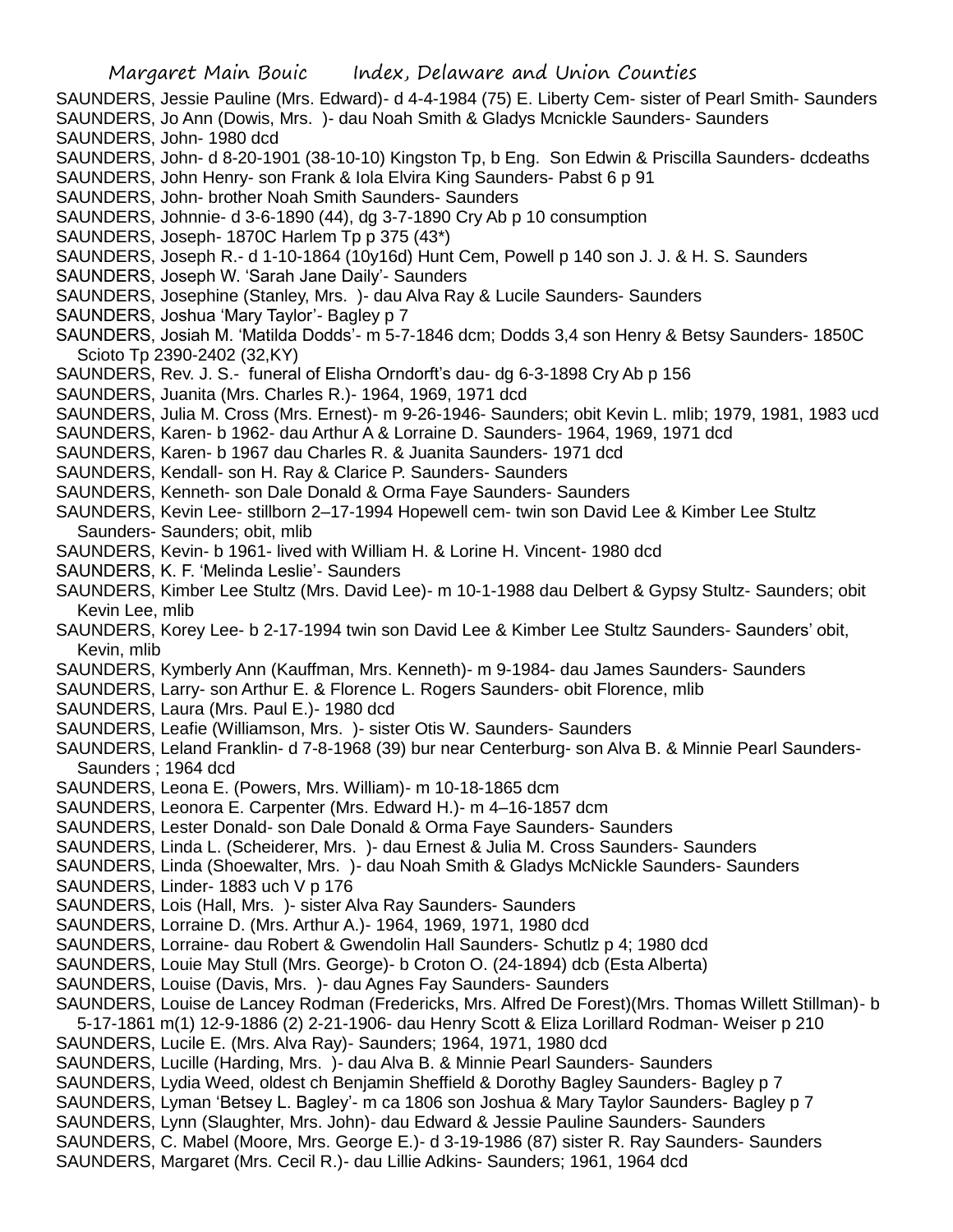SAUNDERS, Jessie Pauline (Mrs. Edward)- d 4-4-1984 (75) E. Liberty Cem- sister of Pearl Smith- Saunders
SAUNDERS, Jo Ann (Dowis, Mrs. )- dau Noah Smith & Gladys Mcnickle Saunders- Saunders
SAUNDERS, John- 1980 dcd
SAUNDERS, John- d 8-20-1901 (38-10-10) Kingston Tp, b Eng. Son Edwin & Priscilla Saunders- dcdeaths
SAUNDERS, John Henry- son Frank & Iola Elvira King Saunders- Pabst 6 p 91
SAUNDERS, John- brother Noah Smith Saunders- Saunders
SAUNDERS, Johnnie- d 3-6-1890 (44), dg 3-7-1890 Cry Ab p 10 consumption
SAUNDERS, Joseph- 1870C Harlem Tp p 375 (43*)
SAUNDERS, Joseph R.- d 1-10-1864 (10y16d) Hunt Cem, Powell p 140 son J. J. & H. S. Saunders
SAUNDERS, Joseph W. 'Sarah Jane Daily'- Saunders
SAUNDERS, Josephine (Stanley, Mrs. )- dau Alva Ray & Lucile Saunders- Saunders
SAUNDERS, Joshua 'Mary Taylor'- Bagley p 7
SAUNDERS, Josiah M. 'Matilda Dodds'- m 5-7-1846 dcm; Dodds 3,4 son Henry & Betsy Saunders- 1850C Scioto Tp 2390-2402 (32,KY)
SAUNDERS, Rev. J. S.- funeral of Elisha Orndorft's dau- dg 6-3-1898 Cry Ab p 156
SAUNDERS, Juanita (Mrs. Charles R.)- 1964, 1969, 1971 dcd
SAUNDERS, Julia M. Cross (Mrs. Ernest)- m 9-26-1946- Saunders; obit Kevin L. mlib; 1979, 1981, 1983 ucd
SAUNDERS, Karen- b 1962- dau Arthur A & Lorraine D. Saunders- 1964, 1969, 1971 dcd
SAUNDERS, Karen- b 1967 dau Charles R. & Juanita Saunders- 1971 dcd
SAUNDERS, Kendall- son H. Ray & Clarice P. Saunders- Saunders
SAUNDERS, Kenneth- son Dale Donald & Orma Faye Saunders- Saunders
SAUNDERS, Kevin Lee- stillborn 2–17-1994 Hopewell cem- twin son David Lee & Kimber Lee Stultz Saunders- Saunders; obit, mlib
SAUNDERS, Kevin- b 1961- lived with William H. & Lorine H. Vincent- 1980 dcd
SAUNDERS, K. F. 'Melinda Leslie'- Saunders
SAUNDERS, Kimber Lee Stultz (Mrs. David Lee)- m 10-1-1988 dau Delbert & Gypsy Stultz- Saunders; obit Kevin Lee, mlib
SAUNDERS, Korey Lee- b 2-17-1994 twin son David Lee & Kimber Lee Stultz Saunders- Saunders' obit, Kevin, mlib
SAUNDERS, Kymberly Ann (Kauffman, Mrs. Kenneth)- m 9-1984- dau James Saunders- Saunders
SAUNDERS, Larry- son Arthur E. & Florence L. Rogers Saunders- obit Florence, mlib
SAUNDERS, Laura (Mrs. Paul E.)- 1980 dcd
SAUNDERS, Leafie (Williamson, Mrs. )- sister Otis W. Saunders- Saunders
SAUNDERS, Leland Franklin- d 7-8-1968 (39) bur near Centerburg- son Alva B. & Minnie Pearl Saunders- Saunders ; 1964 dcd
SAUNDERS, Leona E. (Powers, Mrs. William)- m 10-18-1865 dcm
SAUNDERS, Leonora E. Carpenter (Mrs. Edward H.)- m 4–16-1857 dcm
SAUNDERS, Lester Donald- son Dale Donald & Orma Faye Saunders- Saunders
SAUNDERS, Linda L. (Scheiderer, Mrs. )- dau Ernest & Julia M. Cross Saunders- Saunders
SAUNDERS, Linda (Shoewalter, Mrs. )- dau Noah Smith & Gladys McNickle Saunders- Saunders
SAUNDERS, Linder- 1883 uch V p 176
SAUNDERS, Lois (Hall, Mrs. )- sister Alva Ray Saunders- Saunders
SAUNDERS, Lorraine D. (Mrs. Arthur A.)- 1964, 1969, 1971, 1980 dcd
SAUNDERS, Lorraine- dau Robert & Gwendolin Hall Saunders- Schutlz p 4; 1980 dcd
SAUNDERS, Louie May Stull (Mrs. George)- b Croton O. (24-1894) dcb (Esta Alberta)
SAUNDERS, Louise (Davis, Mrs. )- dau Agnes Fay Saunders- Saunders
SAUNDERS, Louise de Lancey Rodman (Fredericks, Mrs. Alfred De Forest)(Mrs. Thomas Willett Stillman)- b 5-17-1861 m(1) 12-9-1886 (2) 2-21-1906- dau Henry Scott & Eliza Lorillard Rodman- Weiser p 210
SAUNDERS, Lucile E. (Mrs. Alva Ray)- Saunders; 1964, 1971, 1980 dcd
SAUNDERS, Lucille (Harding, Mrs. )- dau Alva B. & Minnie Pearl Saunders- Saunders
SAUNDERS, Lydia Weed, oldest ch Benjamin Sheffield & Dorothy Bagley Saunders- Bagley p 7
SAUNDERS, Lyman 'Betsey L. Bagley'- m ca 1806 son Joshua & Mary Taylor Saunders- Bagley p 7
SAUNDERS, Lynn (Slaughter, Mrs. John)- dau Edward & Jessie Pauline Saunders- Saunders
SAUNDERS, C. Mabel (Moore, Mrs. George E.)- d 3-19-1986 (87) sister R. Ray Saunders- Saunders
SAUNDERS, Margaret (Mrs. Cecil R.)- dau Lillie Adkins- Saunders; 1961, 1964 dcd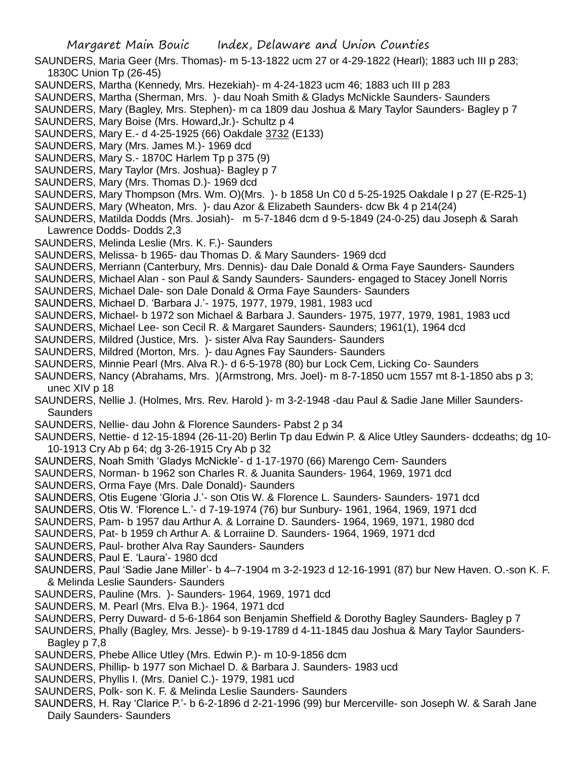SAUNDERS, Maria Geer (Mrs. Thomas)- m 5-13-1822 ucm 27 or 4-29-1822 (Hearl); 1883 uch III p 283; 1830C Union Tp (26-45)

SAUNDERS, Martha (Kennedy, Mrs. Hezekiah)- m 4-24-1823 ucm 46; 1883 uch III p 283

SAUNDERS, Martha (Sherman, Mrs. )- dau Noah Smith & Gladys McNickle Saunders- Saunders

SAUNDERS, Mary (Bagley, Mrs. Stephen)- m ca 1809 dau Joshua & Mary Taylor Saunders- Bagley p 7

SAUNDERS, Mary Boise (Mrs. Howard,Jr.)- Schultz p 4

SAUNDERS, Mary E.- d 4-25-1925 (66) Oakdale 3732 (E133)

SAUNDERS, Mary (Mrs. James M.)- 1969 dcd

SAUNDERS, Mary S.- 1870C Harlem Tp p 375 (9)

SAUNDERS, Mary Taylor (Mrs. Joshua)- Bagley p 7

SAUNDERS, Mary (Mrs. Thomas D.)- 1969 dcd

SAUNDERS, Mary Thompson (Mrs. Wm. O)(Mrs. )- b 1858 Un C0 d 5-25-1925 Oakdale I p 27 (E-R25-1)

SAUNDERS, Mary (Wheaton, Mrs. )- dau Azor & Elizabeth Saunders- dcw Bk 4 p 214(24)

SAUNDERS, Matilda Dodds (Mrs. Josiah)- m 5-7-1846 dcm d 9-5-1849 (24-0-25) dau Joseph & Sarah Lawrence Dodds- Dodds 2,3

SAUNDERS, Melinda Leslie (Mrs. K. F.)- Saunders

SAUNDERS, Melissa- b 1965- dau Thomas D. & Mary Saunders- 1969 dcd

SAUNDERS, Merriann (Canterbury, Mrs. Dennis)- dau Dale Donald & Orma Faye Saunders- Saunders

SAUNDERS, Michael Alan - son Paul & Sandy Saunders- Saunders- engaged to Stacey Jonell Norris

SAUNDERS, Michael Dale- son Dale Donald & Orma Faye Saunders- Saunders

SAUNDERS, Michael D. 'Barbara J.'- 1975, 1977, 1979, 1981, 1983 ucd

SAUNDERS, Michael- b 1972 son Michael & Barbara J. Saunders- 1975, 1977, 1979, 1981, 1983 ucd

SAUNDERS, Michael Lee- son Cecil R. & Margaret Saunders- Saunders; 1961(1), 1964 dcd

SAUNDERS, Mildred (Justice, Mrs. )- sister Alva Ray Saunders- Saunders

SAUNDERS, Mildred (Morton, Mrs. )- dau Agnes Fay Saunders- Saunders

SAUNDERS, Minnie Pearl (Mrs. Alva R.)- d 6-5-1978 (80) bur Lock Cem, Licking Co- Saunders

SAUNDERS, Nancy (Abrahams, Mrs. )(Armstrong, Mrs. Joel)- m 8-7-1850 ucm 1557 mt 8-1-1850 abs p 3; unec XIV p 18

SAUNDERS, Nellie J. (Holmes, Mrs. Rev. Harold )- m 3-2-1948 -dau Paul & Sadie Jane Miller Saunders- Saunders

SAUNDERS, Nellie- dau John & Florence Saunders- Pabst 2 p 34

SAUNDERS, Nettie- d 12-15-1894 (26-11-20) Berlin Tp dau Edwin P. & Alice Utley Saunders- dcdeaths; dg 10-10-1913 Cry Ab p 64; dg 3-26-1915 Cry Ab p 32

SAUNDERS, Noah Smith 'Gladys McNickle'- d 1-17-1970 (66) Marengo Cem- Saunders

SAUNDERS, Norman- b 1962 son Charles R. & Juanita Saunders- 1964, 1969, 1971 dcd

SAUNDERS, Orma Faye (Mrs. Dale Donald)- Saunders

SAUNDERS, Otis Eugene 'Gloria J.'- son Otis W. & Florence L. Saunders- Saunders- 1971 dcd

SAUNDERS, Otis W. 'Florence L.'- d 7-19-1974 (76) bur Sunbury- 1961, 1964, 1969, 1971 dcd

SAUNDERS, Pam- b 1957 dau Arthur A. & Lorraine D. Saunders- 1964, 1969, 1971, 1980 dcd

SAUNDERS, Pat- b 1959 ch Arthur A. & Lorraiine D. Saunders- 1964, 1969, 1971 dcd

SAUNDERS, Paul- brother Alva Ray Saunders- Saunders

SAUNDERS, Paul E. 'Laura'- 1980 dcd

SAUNDERS, Paul 'Sadie Jane Miller'- b 4–7-1904 m 3-2-1923 d 12-16-1991 (87) bur New Haven. O.-son K. F. & Melinda Leslie Saunders- Saunders

SAUNDERS, Pauline (Mrs. )- Saunders- 1964, 1969, 1971 dcd

SAUNDERS, M. Pearl (Mrs. Elva B.)- 1964, 1971 dcd

SAUNDERS, Perry Duward- d 5-6-1864 son Benjamin Sheffield & Dorothy Bagley Saunders- Bagley p 7

SAUNDERS, Phally (Bagley, Mrs. Jesse)- b 9-19-1789 d 4-11-1845 dau Joshua & Mary Taylor Saunders- Bagley p 7,8

SAUNDERS, Phebe Allice Utley (Mrs. Edwin P.)- m 10-9-1856 dcm

SAUNDERS, Phillip- b 1977 son Michael D. & Barbara J. Saunders- 1983 ucd

SAUNDERS, Phyllis I. (Mrs. Daniel C.)- 1979, 1981 ucd

SAUNDERS, Polk- son K. F. & Melinda Leslie Saunders- Saunders

SAUNDERS, H. Ray 'Clarice P.'- b 6-2-1896 d 2-21-1996 (99) bur Mercerville- son Joseph W. & Sarah Jane Daily Saunders- Saunders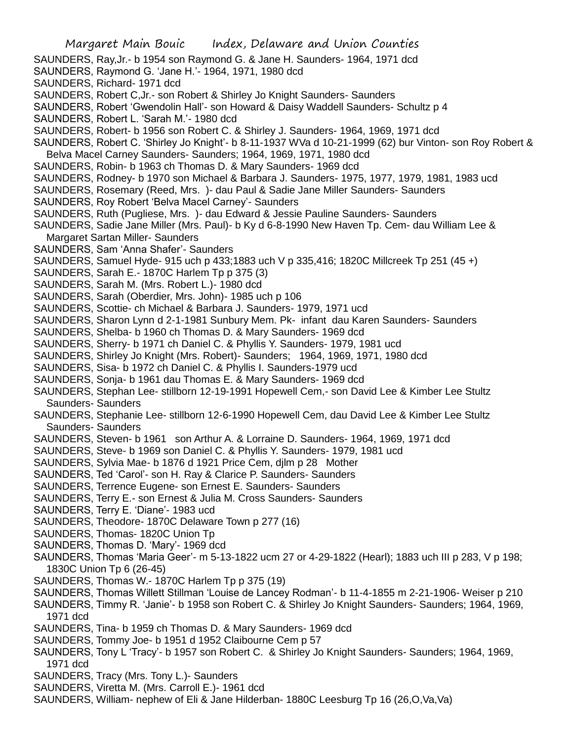SAUNDERS, Ray,Jr.- b 1954 son Raymond G. & Jane H. Saunders- 1964, 1971 dcd
SAUNDERS, Raymond G. 'Jane H.'- 1964, 1971, 1980 dcd
SAUNDERS, Richard- 1971 dcd
SAUNDERS, Robert C,Jr.- son Robert & Shirley Jo Knight Saunders- Saunders
SAUNDERS, Robert 'Gwendolin Hall'- son Howard & Daisy Waddell Saunders- Schultz p 4
SAUNDERS, Robert L. 'Sarah M.'- 1980 dcd
SAUNDERS, Robert- b 1956 son Robert C. & Shirley J. Saunders- 1964, 1969, 1971 dcd
SAUNDERS, Robert C. 'Shirley Jo Knight'- b 8-11-1937 WVa d 10-21-1999 (62) bur Vinton- son Roy Robert & Belva Macel Carney Saunders- Saunders; 1964, 1969, 1971, 1980 dcd
SAUNDERS, Robin- b 1963 ch Thomas D. & Mary Saunders- 1969 dcd
SAUNDERS, Rodney- b 1970 son Michael & Barbara J. Saunders- 1975, 1977, 1979, 1981, 1983 ucd
SAUNDERS, Rosemary (Reed, Mrs. )- dau Paul & Sadie Jane Miller Saunders- Saunders
SAUNDERS, Roy Robert 'Belva Macel Carney'- Saunders
SAUNDERS, Ruth (Pugliese, Mrs. )- dau Edward & Jessie Pauline Saunders- Saunders
SAUNDERS, Sadie Jane Miller (Mrs. Paul)- b Ky d 6-8-1990 New Haven Tp. Cem- dau William Lee & Margaret Sartan Miller- Saunders
SAUNDERS, Sam 'Anna Shafer'- Saunders
SAUNDERS, Samuel Hyde- 915 uch p 433;1883 uch V p 335,416; 1820C Millcreek Tp 251 (45 +)
SAUNDERS, Sarah E.- 1870C Harlem Tp p 375 (3)
SAUNDERS, Sarah M. (Mrs. Robert L.)- 1980 dcd
SAUNDERS, Sarah (Oberdier, Mrs. John)- 1985 uch p 106
SAUNDERS, Scottie- ch Michael & Barbara J. Saunders- 1979, 1971 ucd
SAUNDERS, Sharon Lynn d 2-1-1981 Sunbury Mem. Pk- infant dau Karen Saunders- Saunders
SAUNDERS, Shelba- b 1960 ch Thomas D. & Mary Saunders- 1969 dcd
SAUNDERS, Sherry- b 1971 ch Daniel C. & Phyllis Y. Saunders- 1979, 1981 ucd
SAUNDERS, Shirley Jo Knight (Mrs. Robert)- Saunders; 1964, 1969, 1971, 1980 dcd
SAUNDERS, Sisa- b 1972 ch Daniel C. & Phyllis I. Saunders-1979 ucd
SAUNDERS, Sonja- b 1961 dau Thomas E. & Mary Saunders- 1969 dcd
SAUNDERS, Stephan Lee- stillborn 12-19-1991 Hopewell Cem,- son David Lee & Kimber Lee Stultz Saunders- Saunders
SAUNDERS, Stephanie Lee- stillborn 12-6-1990 Hopewell Cem, dau David Lee & Kimber Lee Stultz Saunders- Saunders
SAUNDERS, Steven- b 1961 son Arthur A. & Lorraine D. Saunders- 1964, 1969, 1971 dcd
SAUNDERS, Steve- b 1969 son Daniel C. & Phyllis Y. Saunders- 1979, 1981 ucd
SAUNDERS, Sylvia Mae- b 1876 d 1921 Price Cem, djlm p 28 Mother
SAUNDERS, Ted 'Carol'- son H. Ray & Clarice P. Saunders- Saunders
SAUNDERS, Terrence Eugene- son Ernest E. Saunders- Saunders
SAUNDERS, Terry E.- son Ernest & Julia M. Cross Saunders- Saunders
SAUNDERS, Terry E. 'Diane'- 1983 ucd
SAUNDERS, Theodore- 1870C Delaware Town p 277 (16)
SAUNDERS, Thomas- 1820C Union Tp
SAUNDERS, Thomas D. 'Mary'- 1969 dcd
SAUNDERS, Thomas 'Maria Geer'- m 5-13-1822 ucm 27 or 4-29-1822 (Hearl); 1883 uch III p 283, V p 198; 1830C Union Tp 6 (26-45)
SAUNDERS, Thomas W.- 1870C Harlem Tp p 375 (19)
SAUNDERS, Thomas Willett Stillman 'Louise de Lancey Rodman'- b 11-4-1855 m 2-21-1906- Weiser p 210
SAUNDERS, Timmy R. 'Janie'- b 1958 son Robert C. & Shirley Jo Knight Saunders- Saunders; 1964, 1969, 1971 dcd
SAUNDERS, Tina- b 1959 ch Thomas D. & Mary Saunders- 1969 dcd
SAUNDERS, Tommy Joe- b 1951 d 1952 Claibourne Cem p 57
SAUNDERS, Tony L 'Tracy'- b 1957 son Robert C. & Shirley Jo Knight Saunders- Saunders; 1964, 1969, 1971 dcd
SAUNDERS, Tracy (Mrs. Tony L.)- Saunders
SAUNDERS, Viretta M. (Mrs. Carroll E.)- 1961 dcd
SAUNDERS, William- nephew of Eli & Jane Hilderban- 1880C Leesburg Tp 16 (26,O,Va,Va)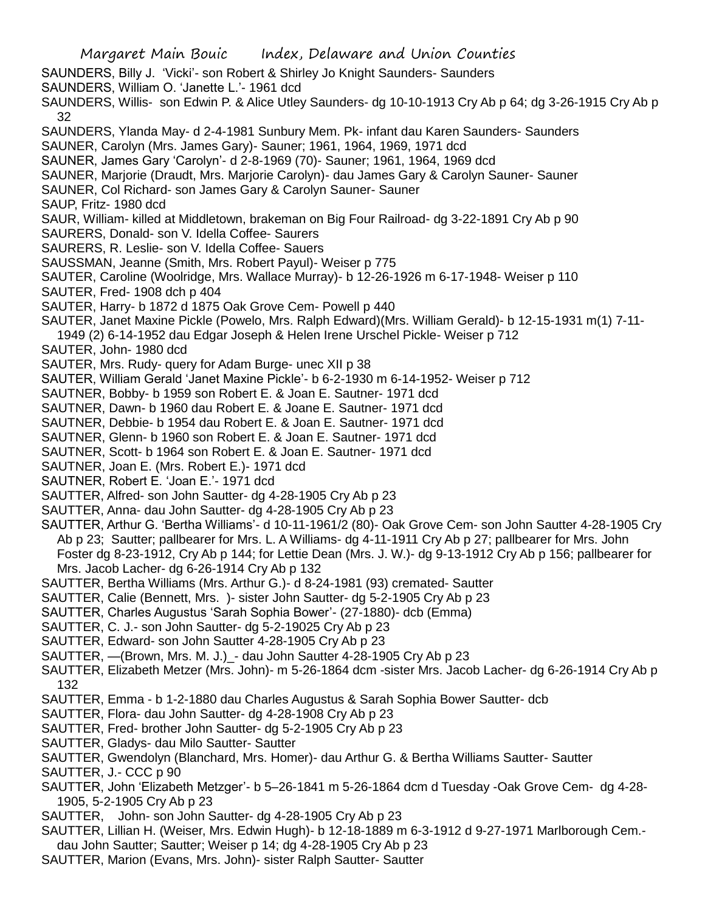SAUNDERS, Billy J. 'Vicki'- son Robert & Shirley Jo Knight Saunders- Saunders
SAUNDERS, William O. 'Janette L.'- 1961 dcd
SAUNDERS, Willis- son Edwin P. & Alice Utley Saunders- dg 10-10-1913 Cry Ab p 64; dg 3-26-1915 Cry Ab p 32
SAUNDERS, Ylanda May- d 2-4-1981 Sunbury Mem. Pk- infant dau Karen Saunders- Saunders
SAUNER, Carolyn (Mrs. James Gary)- Sauner; 1961, 1964, 1969, 1971 dcd
SAUNER, James Gary 'Carolyn'- d 2-8-1969 (70)- Sauner; 1961, 1964, 1969 dcd
SAUNER, Marjorie (Draudt, Mrs. Marjorie Carolyn)- dau James Gary & Carolyn Sauner- Sauner
SAUNER, Col Richard- son James Gary & Carolyn Sauner- Sauner
SAUP, Fritz- 1980 dcd
SAUR, William- killed at Middletown, brakeman on Big Four Railroad- dg 3-22-1891 Cry Ab p 90
SAURERS, Donald- son V. Idella Coffee- Saurers
SAURERS, R. Leslie- son V. Idella Coffee- Sauers
SAUSSMAN, Jeanne (Smith, Mrs. Robert Payul)- Weiser p 775
SAUTER, Caroline (Woolridge, Mrs. Wallace Murray)- b 12-26-1926 m 6-17-1948- Weiser p 110
SAUTER, Fred- 1908 dch p 404
SAUTER, Harry- b 1872 d 1875 Oak Grove Cem- Powell p 440
SAUTER, Janet Maxine Pickle (Powelo, Mrs. Ralph Edward)(Mrs. William Gerald)- b 12-15-1931 m(1) 7-11-1949 (2) 6-14-1952 dau Edgar Joseph & Helen Irene Urschel Pickle- Weiser p 712
SAUTER, John- 1980 dcd
SAUTER, Mrs. Rudy- query for Adam Burge- unec XII p 38
SAUTER, William Gerald 'Janet Maxine Pickle'- b 6-2-1930 m 6-14-1952- Weiser p 712
SAUTNER, Bobby- b 1959 son Robert E. & Joan E. Sautner- 1971 dcd
SAUTNER, Dawn- b 1960 dau Robert E. & Joane E. Sautner- 1971 dcd
SAUTNER, Debbie- b 1954 dau Robert E. & Joan E. Sautner- 1971 dcd
SAUTNER, Glenn- b 1960 son Robert E. & Joan E. Sautner- 1971 dcd
SAUTNER, Scott- b 1964 son Robert E. & Joan E. Sautner- 1971 dcd
SAUTNER, Joan E. (Mrs. Robert E.)- 1971 dcd
SAUTNER, Robert E. 'Joan E.'- 1971 dcd
SAUTTER, Alfred- son John Sautter- dg 4-28-1905 Cry Ab p 23
SAUTTER, Anna- dau John Sautter- dg 4-28-1905 Cry Ab p 23
SAUTTER, Arthur G. 'Bertha Williams'- d 10-11-1961/2 (80)- Oak Grove Cem- son John Sautter 4-28-1905 Cry Ab p 23; Sautter; pallbearer for Mrs. L. A Williams- dg 4-11-1911 Cry Ab p 27; pallbearer for Mrs. John Foster dg 8-23-1912, Cry Ab p 144; for Lettie Dean (Mrs. J. W.)- dg 9-13-1912 Cry Ab p 156; pallbearer for Mrs. Jacob Lacher- dg 6-26-1914 Cry Ab p 132
SAUTTER, Bertha Williams (Mrs. Arthur G.)- d 8-24-1981 (93) cremated- Sautter
SAUTTER, Calie (Bennett, Mrs. )- sister John Sautter- dg 5-2-1905 Cry Ab p 23
SAUTTER, Charles Augustus 'Sarah Sophia Bower'- (27-1880)- dcb (Emma)
SAUTTER, C. J.- son John Sautter- dg 5-2-19025 Cry Ab p 23
SAUTTER, Edward- son John Sautter 4-28-1905 Cry Ab p 23
SAUTTER, —(Brown, Mrs. M. J.)_- dau John Sautter 4-28-1905 Cry Ab p 23
SAUTTER, Elizabeth Metzer (Mrs. John)- m 5-26-1864 dcm -sister Mrs. Jacob Lacher- dg 6-26-1914 Cry Ab p 132
SAUTTER, Emma - b 1-2-1880 dau Charles Augustus & Sarah Sophia Bower Sautter- dcb
SAUTTER, Flora- dau John Sautter- dg 4-28-1908 Cry Ab p 23
SAUTTER, Fred- brother John Sautter- dg 5-2-1905 Cry Ab p 23
SAUTTER, Gladys- dau Milo Sautter- Sautter
SAUTTER, Gwendolyn (Blanchard, Mrs. Homer)- dau Arthur G. & Bertha Williams Sautter- Sautter
SAUTTER, J.- CCC p 90
SAUTTER, John 'Elizabeth Metzger'- b 5–26-1841 m 5-26-1864 dcm d Tuesday -Oak Grove Cem- dg 4-28-1905, 5-2-1905 Cry Ab p 23
SAUTTER, John- son John Sautter- dg 4-28-1905 Cry Ab p 23
SAUTTER, Lillian H. (Weiser, Mrs. Edwin Hugh)- b 12-18-1889 m 6-3-1912 d 9-27-1971 Marlborough Cem.- dau John Sautter; Sautter; Weiser p 14; dg 4-28-1905 Cry Ab p 23
SAUTTER, Marion (Evans, Mrs. John)- sister Ralph Sautter- Sautter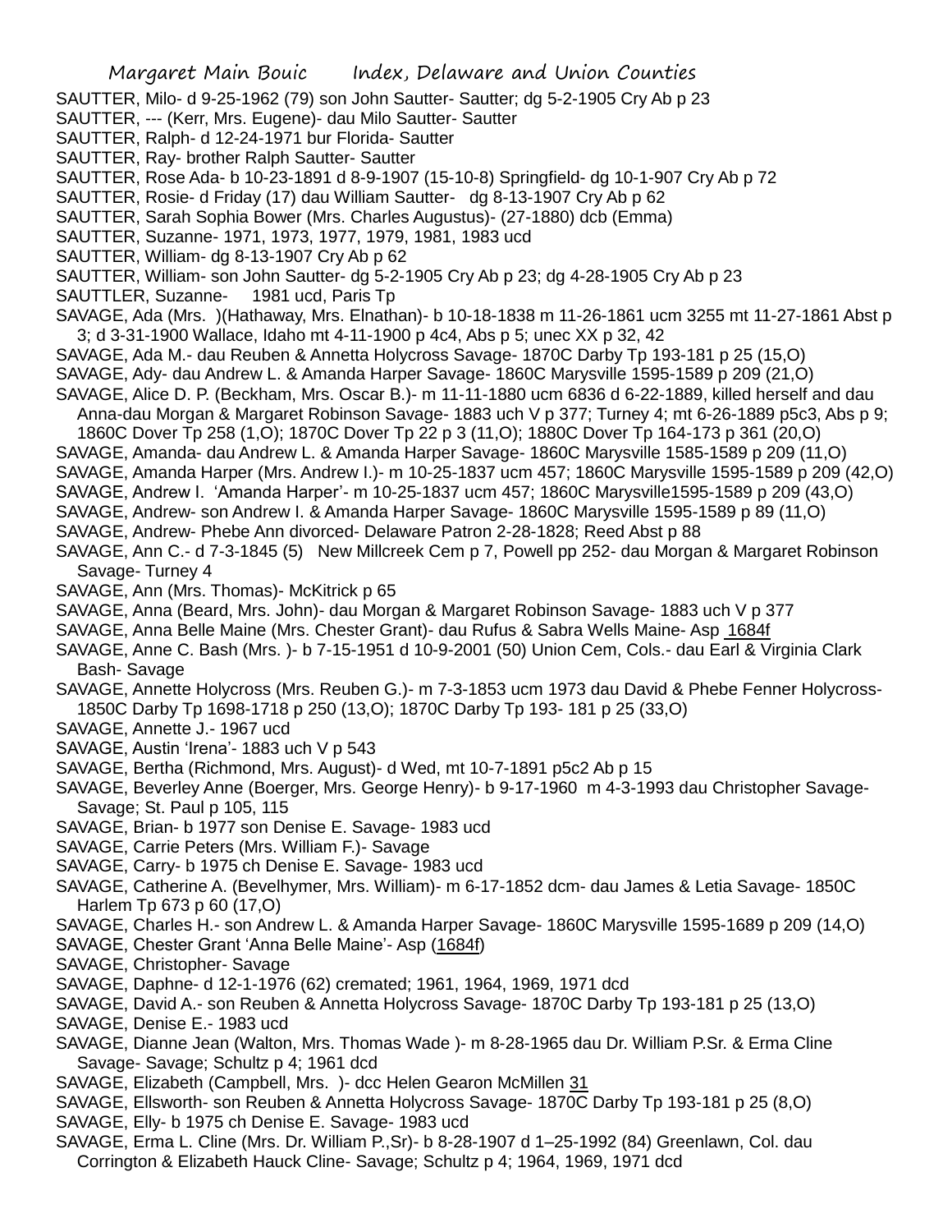SAUTTER, Milo- d 9-25-1962 (79) son John Sautter- Sautter; dg 5-2-1905 Cry Ab p 23

SAUTTER, --- (Kerr, Mrs. Eugene)- dau Milo Sautter- Sautter

SAUTTER, Ralph- d 12-24-1971 bur Florida- Sautter

SAUTTER, Ray- brother Ralph Sautter- Sautter

SAUTTER, Rose Ada- b 10-23-1891 d 8-9-1907 (15-10-8) Springfield- dg 10-1-907 Cry Ab p 72

SAUTTER, Rosie- d Friday (17) dau William Sautter- dg 8-13-1907 Cry Ab p 62

SAUTTER, Sarah Sophia Bower (Mrs. Charles Augustus)- (27-1880) dcb (Emma)

SAUTTER, Suzanne- 1971, 1973, 1977, 1979, 1981, 1983 ucd

SAUTTER, William- dg 8-13-1907 Cry Ab p 62

SAUTTER, William- son John Sautter- dg 5-2-1905 Cry Ab p 23; dg 4-28-1905 Cry Ab p 23

SAUTTLER, Suzanne- 1981 ucd, Paris Tp

SAVAGE, Ada (Mrs. )(Hathaway, Mrs. Elnathan)- b 10-18-1838 m 11-26-1861 ucm 3255 mt 11-27-1861 Abst p 3; d 3-31-1900 Wallace, Idaho mt 4-11-1900 p 4c4, Abs p 5; unec XX p 32, 42

SAVAGE, Ada M.- dau Reuben & Annetta Holycross Savage- 1870C Darby Tp 193-181 p 25 (15,O)

SAVAGE, Ady- dau Andrew L. & Amanda Harper Savage- 1860C Marysville 1595-1589 p 209 (21,O)

SAVAGE, Alice D. P. (Beckham, Mrs. Oscar B.)- m 11-11-1880 ucm 6836 d 6-22-1889, killed herself and dau Anna-dau Morgan & Margaret Robinson Savage- 1883 uch V p 377; Turney 4; mt 6-26-1889 p5c3, Abs p 9; 1860C Dover Tp 258 (1,O); 1870C Dover Tp 22 p 3 (11,O); 1880C Dover Tp 164-173 p 361 (20,O)

SAVAGE, Amanda- dau Andrew L. & Amanda Harper Savage- 1860C Marysville 1585-1589 p 209 (11,O)

SAVAGE, Amanda Harper (Mrs. Andrew I.)- m 10-25-1837 ucm 457; 1860C Marysville 1595-1589 p 209 (42,O)

SAVAGE, Andrew I. 'Amanda Harper'- m 10-25-1837 ucm 457; 1860C Marysville1595-1589 p 209 (43,O)

SAVAGE, Andrew- son Andrew I. & Amanda Harper Savage- 1860C Marysville 1595-1589 p 89 (11,O)

SAVAGE, Andrew- Phebe Ann divorced- Delaware Patron 2-28-1828; Reed Abst p 88

SAVAGE, Ann C.- d 7-3-1845 (5) New Millcreek Cem p 7, Powell pp 252- dau Morgan & Margaret Robinson Savage- Turney 4

SAVAGE, Ann (Mrs. Thomas)- McKitrick p 65

SAVAGE, Anna (Beard, Mrs. John)- dau Morgan & Margaret Robinson Savage- 1883 uch V p 377

SAVAGE, Anna Belle Maine (Mrs. Chester Grant)- dau Rufus & Sabra Wells Maine- Asp 1684f

SAVAGE, Anne C. Bash (Mrs. )- b 7-15-1951 d 10-9-2001 (50) Union Cem, Cols.- dau Earl & Virginia Clark Bash- Savage

SAVAGE, Annette Holycross (Mrs. Reuben G.)- m 7-3-1853 ucm 1973 dau David & Phebe Fenner Holycross- 1850C Darby Tp 1698-1718 p 250 (13,O); 1870C Darby Tp 193- 181 p 25 (33,O)

SAVAGE, Annette J.- 1967 ucd

SAVAGE, Austin 'Irena'- 1883 uch V p 543

SAVAGE, Bertha (Richmond, Mrs. August)- d Wed, mt 10-7-1891 p5c2 Ab p 15

SAVAGE, Beverley Anne (Boerger, Mrs. George Henry)- b 9-17-1960 m 4-3-1993 dau Christopher Savage- Savage; St. Paul p 105, 115

SAVAGE, Brian- b 1977 son Denise E. Savage- 1983 ucd

SAVAGE, Carrie Peters (Mrs. William F.)- Savage

SAVAGE, Carry- b 1975 ch Denise E. Savage- 1983 ucd

SAVAGE, Catherine A. (Bevelhymer, Mrs. William)- m 6-17-1852 dcm- dau James & Letia Savage- 1850C Harlem Tp 673 p 60 (17,O)

SAVAGE, Charles H.- son Andrew L. & Amanda Harper Savage- 1860C Marysville 1595-1689 p 209 (14,O)

SAVAGE, Chester Grant 'Anna Belle Maine'- Asp (1684f)

SAVAGE, Christopher- Savage

SAVAGE, Daphne- d 12-1-1976 (62) cremated; 1961, 1964, 1969, 1971 dcd

SAVAGE, David A.- son Reuben & Annetta Holycross Savage- 1870C Darby Tp 193-181 p 25 (13,O)

SAVAGE, Denise E.- 1983 ucd

SAVAGE, Dianne Jean (Walton, Mrs. Thomas Wade )- m 8-28-1965 dau Dr. William P.Sr. & Erma Cline Savage- Savage; Schultz p 4; 1961 dcd

SAVAGE, Elizabeth (Campbell, Mrs. )- dcc Helen Gearon McMillen 31

SAVAGE, Ellsworth- son Reuben & Annetta Holycross Savage- 1870C Darby Tp 193-181 p 25 (8,O)

SAVAGE, Elly- b 1975 ch Denise E. Savage- 1983 ucd

SAVAGE, Erma L. Cline (Mrs. Dr. William P.,Sr)- b 8-28-1907 d 1–25-1992 (84) Greenlawn, Col. dau Corrington & Elizabeth Hauck Cline- Savage; Schultz p 4; 1964, 1969, 1971 dcd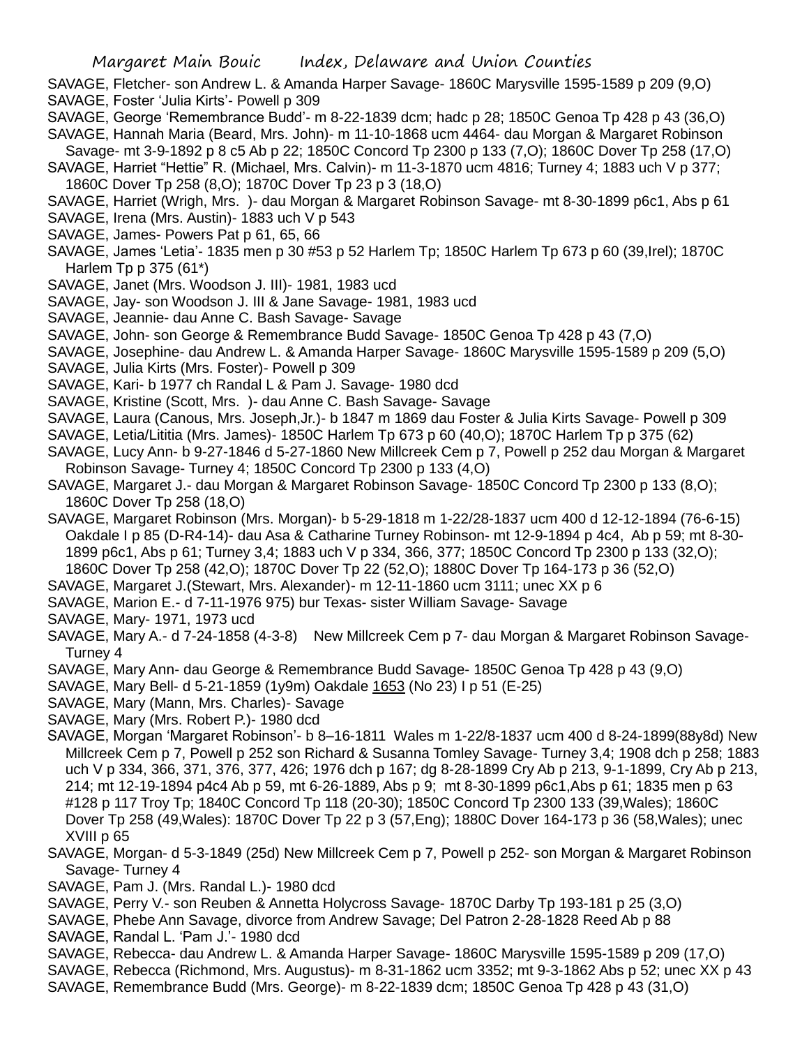SAVAGE, Fletcher- son Andrew L. & Amanda Harper Savage- 1860C Marysville 1595-1589 p 209 (9,O)

SAVAGE, Foster 'Julia Kirts'- Powell p 309

SAVAGE, George 'Remembrance Budd'- m 8-22-1839 dcm; hadc p 28; 1850C Genoa Tp 428 p 43 (36,O)

SAVAGE, Hannah Maria (Beard, Mrs. John)- m 11-10-1868 ucm 4464- dau Morgan & Margaret Robinson Savage- mt 3-9-1892 p 8 c5 Ab p 22; 1850C Concord Tp 2300 p 133 (7,O); 1860C Dover Tp 258 (17,O)

SAVAGE, Harriet "Hettie" R. (Michael, Mrs. Calvin)- m 11-3-1870 ucm 4816; Turney 4; 1883 uch V p 377; 1860C Dover Tp 258 (8,O); 1870C Dover Tp 23 p 3 (18,O)

SAVAGE, Harriet (Wrigh, Mrs. )- dau Morgan & Margaret Robinson Savage- mt 8-30-1899 p6c1, Abs p 61

SAVAGE, Irena (Mrs. Austin)- 1883 uch V p 543

SAVAGE, James- Powers Pat p 61, 65, 66

SAVAGE, James 'Letia'- 1835 men p 30 #53 p 52 Harlem Tp; 1850C Harlem Tp 673 p 60 (39,Irel); 1870C Harlem Tp p 375 (61*)

SAVAGE, Janet (Mrs. Woodson J. III)- 1981, 1983 ucd

SAVAGE, Jay- son Woodson J. III & Jane Savage- 1981, 1983 ucd

SAVAGE, Jeannie- dau Anne C. Bash Savage- Savage

SAVAGE, John- son George & Remembrance Budd Savage- 1850C Genoa Tp 428 p 43 (7,O)

SAVAGE, Josephine- dau Andrew L. & Amanda Harper Savage- 1860C Marysville 1595-1589 p 209 (5,O)

SAVAGE, Julia Kirts (Mrs. Foster)- Powell p 309

SAVAGE, Kari- b 1977 ch Randal L & Pam J. Savage- 1980 dcd

SAVAGE, Kristine (Scott, Mrs. )- dau Anne C. Bash Savage- Savage

SAVAGE, Laura (Canous, Mrs. Joseph,Jr.)- b 1847 m 1869 dau Foster & Julia Kirts Savage- Powell p 309

SAVAGE, Letia/Lititia (Mrs. James)- 1850C Harlem Tp 673 p 60 (40,O); 1870C Harlem Tp p 375 (62)

SAVAGE, Lucy Ann- b 9-27-1846 d 5-27-1860 New Millcreek Cem p 7, Powell p 252 dau Morgan & Margaret Robinson Savage- Turney 4; 1850C Concord Tp 2300 p 133 (4,O)

SAVAGE, Margaret J.- dau Morgan & Margaret Robinson Savage- 1850C Concord Tp 2300 p 133 (8,O); 1860C Dover Tp 258 (18,O)

SAVAGE, Margaret Robinson (Mrs. Morgan)- b 5-29-1818 m 1-22/28-1837 ucm 400 d 12-12-1894 (76-6-15) Oakdale I p 85 (D-R4-14)- dau Asa & Catharine Turney Robinson- mt 12-9-1894 p 4c4, Ab p 59; mt 8-30-1899 p6c1, Abs p 61; Turney 3,4; 1883 uch V p 334, 366, 377; 1850C Concord Tp 2300 p 133 (32,O); 1860C Dover Tp 258 (42,O); 1870C Dover Tp 22 (52,O); 1880C Dover Tp 164-173 p 36 (52,O)

SAVAGE, Margaret J.(Stewart, Mrs. Alexander)- m 12-11-1860 ucm 3111; unec XX p 6

SAVAGE, Marion E.- d 7-11-1976 975) bur Texas- sister William Savage- Savage

SAVAGE, Mary- 1971, 1973 ucd

SAVAGE, Mary A.- d 7-24-1858 (4-3-8) New Millcreek Cem p 7- dau Morgan & Margaret Robinson Savage- Turney 4

SAVAGE, Mary Ann- dau George & Remembrance Budd Savage- 1850C Genoa Tp 428 p 43 (9,O)

SAVAGE, Mary Bell- d 5-21-1859 (1y9m) Oakdale 1653 (No 23) I p 51 (E-25)

SAVAGE, Mary (Mann, Mrs. Charles)- Savage

SAVAGE, Mary (Mrs. Robert P.)- 1980 dcd

SAVAGE, Morgan 'Margaret Robinson'- b 8–16-1811 Wales m 1-22/8-1837 ucm 400 d 8-24-1899(88y8d) New Millcreek Cem p 7, Powell p 252 son Richard & Susanna Tomley Savage- Turney 3,4; 1908 dch p 258; 1883 uch V p 334, 366, 371, 376, 377, 426; 1976 dch p 167; dg 8-28-1899 Cry Ab p 213, 9-1-1899, Cry Ab p 213, 214; mt 12-19-1894 p4c4 Ab p 59, mt 6-26-1889, Abs p 9; mt 8-30-1899 p6c1,Abs p 61; 1835 men p 63 #128 p 117 Troy Tp; 1840C Concord Tp 118 (20-30); 1850C Concord Tp 2300 133 (39,Wales); 1860C Dover Tp 258 (49,Wales): 1870C Dover Tp 22 p 3 (57,Eng); 1880C Dover 164-173 p 36 (58,Wales); unec XVIII p 65

SAVAGE, Morgan- d 5-3-1849 (25d) New Millcreek Cem p 7, Powell p 252- son Morgan & Margaret Robinson Savage- Turney 4

SAVAGE, Pam J. (Mrs. Randal L.)- 1980 dcd

SAVAGE, Perry V.- son Reuben & Annetta Holycross Savage- 1870C Darby Tp 193-181 p 25 (3,O)

SAVAGE, Phebe Ann Savage, divorce from Andrew Savage; Del Patron 2-28-1828 Reed Ab p 88

SAVAGE, Randal L. 'Pam J.'- 1980 dcd

SAVAGE, Rebecca- dau Andrew L. & Amanda Harper Savage- 1860C Marysville 1595-1589 p 209 (17,O)

SAVAGE, Rebecca (Richmond, Mrs. Augustus)- m 8-31-1862 ucm 3352; mt 9-3-1862 Abs p 52; unec XX p 43

SAVAGE, Remembrance Budd (Mrs. George)- m 8-22-1839 dcm; 1850C Genoa Tp 428 p 43 (31,O)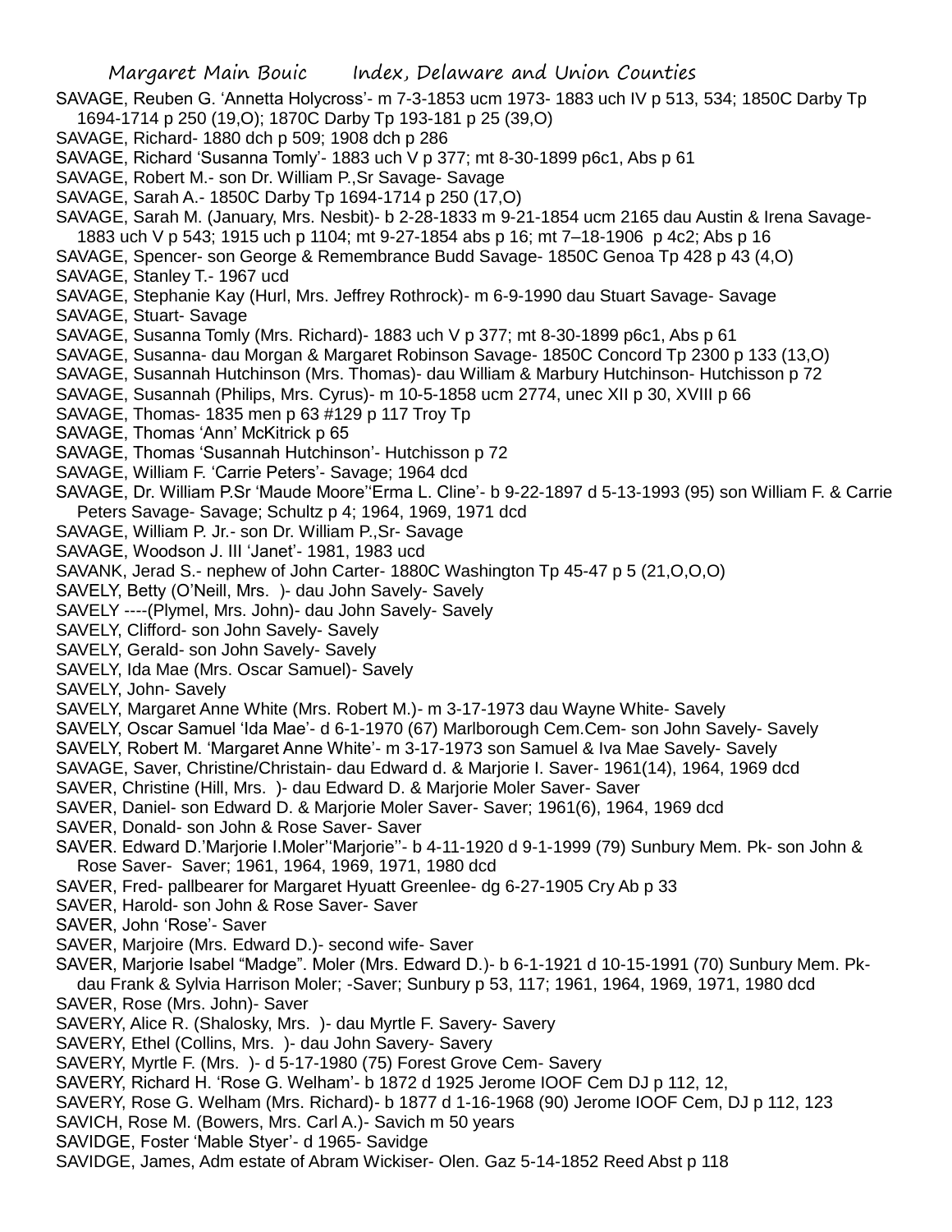SAVAGE, Reuben G. 'Annetta Holycross'- m 7-3-1853 ucm 1973- 1883 uch IV p 513, 534; 1850C Darby Tp 1694-1714 p 250 (19,O); 1870C Darby Tp 193-181 p 25 (39,O)

SAVAGE, Richard- 1880 dch p 509; 1908 dch p 286

SAVAGE, Richard 'Susanna Tomly'- 1883 uch V p 377; mt 8-30-1899 p6c1, Abs p 61

SAVAGE, Robert M.- son Dr. William P.,Sr Savage- Savage

SAVAGE, Sarah A.- 1850C Darby Tp 1694-1714 p 250 (17,O)

SAVAGE, Sarah M. (January, Mrs. Nesbit)- b 2-28-1833 m 9-21-1854 ucm 2165 dau Austin & Irena Savage- 1883 uch V p 543; 1915 uch p 1104; mt 9-27-1854 abs p 16; mt 7–18-1906 p 4c2; Abs p 16

SAVAGE, Spencer- son George & Remembrance Budd Savage- 1850C Genoa Tp 428 p 43 (4,O)

SAVAGE, Stanley T.- 1967 ucd

SAVAGE, Stephanie Kay (Hurl, Mrs. Jeffrey Rothrock)- m 6-9-1990 dau Stuart Savage- Savage

SAVAGE, Stuart- Savage

SAVAGE, Susanna Tomly (Mrs. Richard)- 1883 uch V p 377; mt 8-30-1899 p6c1, Abs p 61

SAVAGE, Susanna- dau Morgan & Margaret Robinson Savage- 1850C Concord Tp 2300 p 133 (13,O)

SAVAGE, Susannah Hutchinson (Mrs. Thomas)- dau William & Marbury Hutchinson- Hutchisson p 72

SAVAGE, Susannah (Philips, Mrs. Cyrus)- m 10-5-1858 ucm 2774, unec XII p 30, XVIII p 66

SAVAGE, Thomas- 1835 men p 63 #129 p 117 Troy Tp

SAVAGE, Thomas 'Ann' McKitrick p 65

SAVAGE, Thomas 'Susannah Hutchinson'- Hutchisson p 72

SAVAGE, William F. 'Carrie Peters'- Savage; 1964 dcd

SAVAGE, Dr. William P.Sr 'Maude Moore''Erma L. Cline'- b 9-22-1897 d 5-13-1993 (95) son William F. & Carrie Peters Savage- Savage; Schultz p 4; 1964, 1969, 1971 dcd

SAVAGE, William P. Jr.- son Dr. William P.,Sr- Savage

SAVAGE, Woodson J. III 'Janet'- 1981, 1983 ucd

SAVANK, Jerad S.- nephew of John Carter- 1880C Washington Tp 45-47 p 5 (21,O,O,O)

SAVELY, Betty (O'Neill, Mrs. )- dau John Savely- Savely

SAVELY ----(Plymel, Mrs. John)- dau John Savely- Savely

SAVELY, Clifford- son John Savely- Savely

SAVELY, Gerald- son John Savely- Savely

SAVELY, Ida Mae (Mrs. Oscar Samuel)- Savely

SAVELY, John- Savely

SAVELY, Margaret Anne White (Mrs. Robert M.)- m 3-17-1973 dau Wayne White- Savely

SAVELY, Oscar Samuel 'Ida Mae'- d 6-1-1970 (67) Marlborough Cem.Cem- son John Savely- Savely

SAVELY, Robert M. 'Margaret Anne White'- m 3-17-1973 son Samuel & Iva Mae Savely- Savely

SAVAGE, Saver, Christine/Christain- dau Edward d. & Marjorie I. Saver- 1961(14), 1964, 1969 dcd

SAVER, Christine (Hill, Mrs. )- dau Edward D. & Marjorie Moler Saver- Saver

SAVER, Daniel- son Edward D. & Marjorie Moler Saver- Saver; 1961(6), 1964, 1969 dcd

SAVER, Donald- son John & Rose Saver- Saver

SAVER. Edward D.'Marjorie I.Moler''Marjorie''- b 4-11-1920 d 9-1-1999 (79) Sunbury Mem. Pk- son John & Rose Saver- Saver; 1961, 1964, 1969, 1971, 1980 dcd

SAVER, Fred- pallbearer for Margaret Hyuatt Greenlee- dg 6-27-1905 Cry Ab p 33

SAVER, Harold- son John & Rose Saver- Saver

SAVER, John 'Rose'- Saver

SAVER, Marjoire (Mrs. Edward D.)- second wife- Saver

SAVER, Marjorie Isabel "Madge". Moler (Mrs. Edward D.)- b 6-1-1921 d 10-15-1991 (70) Sunbury Mem. Pk- dau Frank & Sylvia Harrison Moler; -Saver; Sunbury p 53, 117; 1961, 1964, 1969, 1971, 1980 dcd

SAVER, Rose (Mrs. John)- Saver

SAVERY, Alice R. (Shalosky, Mrs. )- dau Myrtle F. Savery- Savery

SAVERY, Ethel (Collins, Mrs. )- dau John Savery- Savery

SAVERY, Myrtle F. (Mrs. )- d 5-17-1980 (75) Forest Grove Cem- Savery

SAVERY, Richard H. 'Rose G. Welham'- b 1872 d 1925 Jerome IOOF Cem DJ p 112, 12,

SAVERY, Rose G. Welham (Mrs. Richard)- b 1877 d 1-16-1968 (90) Jerome IOOF Cem, DJ p 112, 123

SAVICH, Rose M. (Bowers, Mrs. Carl A.)- Savich m 50 years

SAVIDGE, Foster 'Mable Styer'- d 1965- Savidge

SAVIDGE, James, Adm estate of Abram Wickiser- Olen. Gaz 5-14-1852 Reed Abst p 118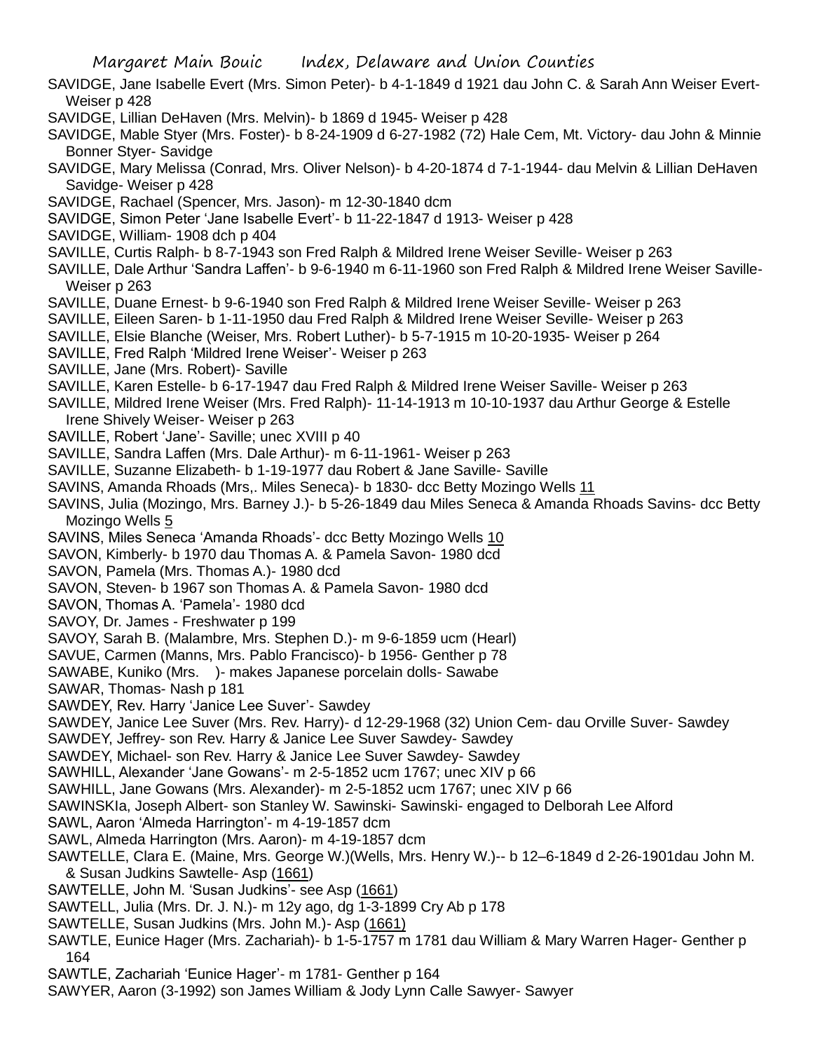SAVIDGE, Jane Isabelle Evert (Mrs. Simon Peter)- b 4-1-1849 d 1921 dau John C. & Sarah Ann Weiser Evert-Weiser p 428

SAVIDGE, Lillian DeHaven (Mrs. Melvin)- b 1869 d 1945- Weiser p 428

SAVIDGE, Mable Styer (Mrs. Foster)- b 8-24-1909 d 6-27-1982 (72) Hale Cem, Mt. Victory- dau John & Minnie Bonner Styer- Savidge

SAVIDGE, Mary Melissa (Conrad, Mrs. Oliver Nelson)- b 4-20-1874 d 7-1-1944- dau Melvin & Lillian DeHaven Savidge- Weiser p 428

SAVIDGE, Rachael (Spencer, Mrs. Jason)- m 12-30-1840 dcm

SAVIDGE, Simon Peter 'Jane Isabelle Evert'- b 11-22-1847 d 1913- Weiser p 428

SAVIDGE, William- 1908 dch p 404

SAVILLE, Curtis Ralph- b 8-7-1943 son Fred Ralph & Mildred Irene Weiser Seville- Weiser p 263

SAVILLE, Dale Arthur 'Sandra Laffen'- b 9-6-1940 m 6-11-1960 son Fred Ralph & Mildred Irene Weiser Saville- Weiser p 263

SAVILLE, Duane Ernest- b 9-6-1940 son Fred Ralph & Mildred Irene Weiser Seville- Weiser p 263

SAVILLE, Eileen Saren- b 1-11-1950 dau Fred Ralph & Mildred Irene Weiser Seville- Weiser p 263

SAVILLE, Elsie Blanche (Weiser, Mrs. Robert Luther)- b 5-7-1915 m 10-20-1935- Weiser p 264

SAVILLE, Fred Ralph 'Mildred Irene Weiser'- Weiser p 263

SAVILLE, Jane (Mrs. Robert)- Saville

SAVILLE, Karen Estelle- b 6-17-1947 dau Fred Ralph & Mildred Irene Weiser Saville- Weiser p 263

SAVILLE, Mildred Irene Weiser (Mrs. Fred Ralph)- 11-14-1913 m 10-10-1937 dau Arthur George & Estelle Irene Shively Weiser- Weiser p 263

SAVILLE, Robert 'Jane'- Saville; unec XVIII p 40

SAVILLE, Sandra Laffen (Mrs. Dale Arthur)- m 6-11-1961- Weiser p 263

SAVILLE, Suzanne Elizabeth- b 1-19-1977 dau Robert & Jane Saville- Saville

SAVINS, Amanda Rhoads (Mrs,. Miles Seneca)- b 1830- dcc Betty Mozingo Wells 11

SAVINS, Julia (Mozingo, Mrs. Barney J.)- b 5-26-1849 dau Miles Seneca & Amanda Rhoads Savins- dcc Betty Mozingo Wells 5

SAVINS, Miles Seneca 'Amanda Rhoads'- dcc Betty Mozingo Wells 10

SAVON, Kimberly- b 1970 dau Thomas A. & Pamela Savon- 1980 dcd

SAVON, Pamela (Mrs. Thomas A.)- 1980 dcd

SAVON, Steven- b 1967 son Thomas A. & Pamela Savon- 1980 dcd

SAVON, Thomas A. 'Pamela'- 1980 dcd

SAVOY, Dr. James - Freshwater p 199

SAVOY, Sarah B. (Malambre, Mrs. Stephen D.)- m 9-6-1859 ucm (Hearl)

SAVUE, Carmen (Manns, Mrs. Pablo Francisco)- b 1956- Genther p 78

SAWABE, Kuniko (Mrs. )- makes Japanese porcelain dolls- Sawabe

SAWAR, Thomas- Nash p 181

SAWDEY, Rev. Harry 'Janice Lee Suver'- Sawdey

SAWDEY, Janice Lee Suver (Mrs. Rev. Harry)- d 12-29-1968 (32) Union Cem- dau Orville Suver- Sawdey

SAWDEY, Jeffrey- son Rev. Harry & Janice Lee Suver Sawdey- Sawdey

SAWDEY, Michael- son Rev. Harry & Janice Lee Suver Sawdey- Sawdey

SAWHILL, Alexander 'Jane Gowans'- m 2-5-1852 ucm 1767; unec XIV p 66

SAWHILL, Jane Gowans (Mrs. Alexander)- m 2-5-1852 ucm 1767; unec XIV p 66

SAWINSKIa, Joseph Albert- son Stanley W. Sawinski- Sawinski- engaged to Delborah Lee Alford

SAWL, Aaron 'Almeda Harrington'- m 4-19-1857 dcm

SAWL, Almeda Harrington (Mrs. Aaron)- m 4-19-1857 dcm

SAWTELLE, Clara E. (Maine, Mrs. George W.)(Wells, Mrs. Henry W.)-- b 12–6-1849 d 2-26-1901dau John M. & Susan Judkins Sawtelle- Asp (1661)

SAWTELLE, John M. 'Susan Judkins'- see Asp (1661)

SAWTELL, Julia (Mrs. Dr. J. N.)- m 12y ago, dg 1-3-1899 Cry Ab p 178

SAWTELLE, Susan Judkins (Mrs. John M.)- Asp (1661)

SAWTLE, Eunice Hager (Mrs. Zachariah)- b 1-5-1757 m 1781 dau William & Mary Warren Hager- Genther p 164

SAWTLE, Zachariah 'Eunice Hager'- m 1781- Genther p 164

SAWYER, Aaron (3-1992) son James William & Jody Lynn Calle Sawyer- Sawyer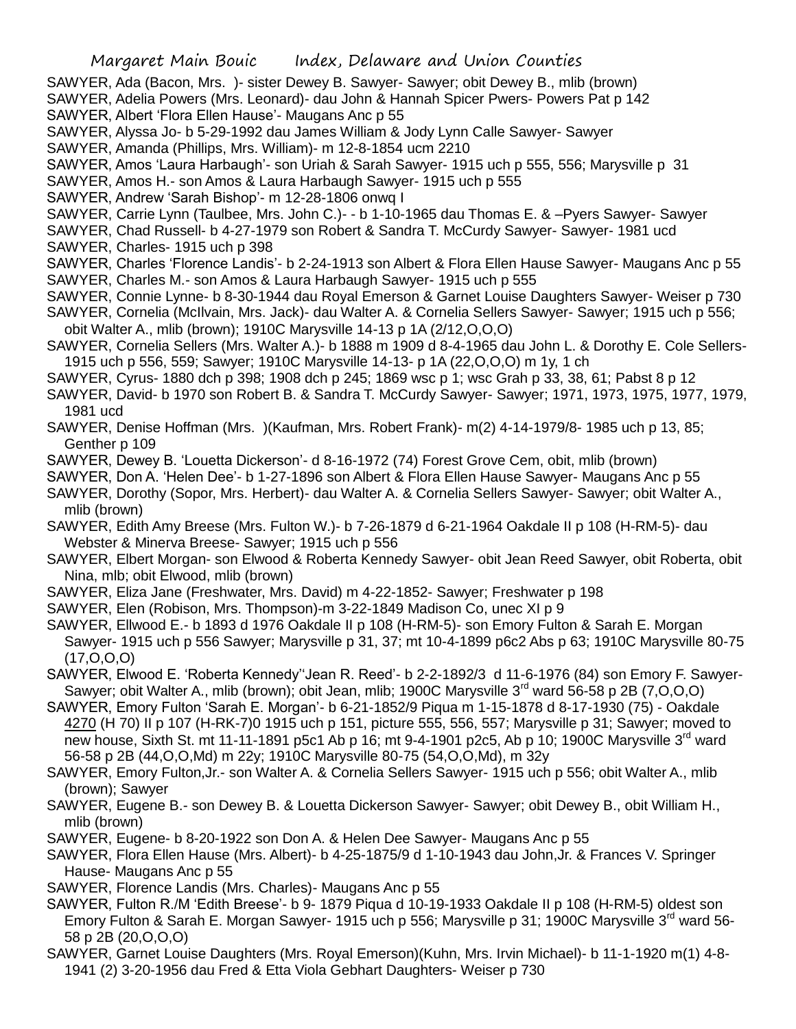SAWYER, Ada (Bacon, Mrs. )- sister Dewey B. Sawyer- Sawyer; obit Dewey B., mlib (brown)

SAWYER, Adelia Powers (Mrs. Leonard)- dau John & Hannah Spicer Pwers- Powers Pat p 142

SAWYER, Albert 'Flora Ellen Hause'- Maugans Anc p 55

SAWYER, Alyssa Jo- b 5-29-1992 dau James William & Jody Lynn Calle Sawyer- Sawyer

SAWYER, Amanda (Phillips, Mrs. William)- m 12-8-1854 ucm 2210

SAWYER, Amos 'Laura Harbaugh'- son Uriah & Sarah Sawyer- 1915 uch p 555, 556; Marysville p 31

SAWYER, Amos H.- son Amos & Laura Harbaugh Sawyer- 1915 uch p 555

SAWYER, Andrew 'Sarah Bishop'- m 12-28-1806 onwq I

SAWYER, Carrie Lynn (Taulbee, Mrs. John C.)- - b 1-10-1965 dau Thomas E. & –Pyers Sawyer- Sawyer

SAWYER, Chad Russell- b 4-27-1979 son Robert & Sandra T. McCurdy Sawyer- Sawyer- 1981 ucd

SAWYER, Charles- 1915 uch p 398

SAWYER, Charles 'Florence Landis'- b 2-24-1913 son Albert & Flora Ellen Hause Sawyer- Maugans Anc p 55

SAWYER, Charles M.- son Amos & Laura Harbaugh Sawyer- 1915 uch p 555

SAWYER, Connie Lynne- b 8-30-1944 dau Royal Emerson & Garnet Louise Daughters Sawyer- Weiser p 730

SAWYER, Cornelia (McIlvain, Mrs. Jack)- dau Walter A. & Cornelia Sellers Sawyer- Sawyer; 1915 uch p 556; obit Walter A., mlib (brown); 1910C Marysville 14-13 p 1A (2/12,O,O,O)

SAWYER, Cornelia Sellers (Mrs. Walter A.)- b 1888 m 1909 d 8-4-1965 dau John L. & Dorothy E. Cole Sellers- 1915 uch p 556, 559; Sawyer; 1910C Marysville 14-13- p 1A (22,O,O,O) m 1y, 1 ch

SAWYER, Cyrus- 1880 dch p 398; 1908 dch p 245; 1869 wsc p 1; wsc Grah p 33, 38, 61; Pabst 8 p 12

SAWYER, David- b 1970 son Robert B. & Sandra T. McCurdy Sawyer- Sawyer; 1971, 1973, 1975, 1977, 1979, 1981 ucd

SAWYER, Denise Hoffman (Mrs. )(Kaufman, Mrs. Robert Frank)- m(2) 4-14-1979/8- 1985 uch p 13, 85; Genther p 109

SAWYER, Dewey B. 'Louetta Dickerson'- d 8-16-1972 (74) Forest Grove Cem, obit, mlib (brown)

SAWYER, Don A. 'Helen Dee'- b 1-27-1896 son Albert & Flora Ellen Hause Sawyer- Maugans Anc p 55

SAWYER, Dorothy (Sopor, Mrs. Herbert)- dau Walter A. & Cornelia Sellers Sawyer- Sawyer; obit Walter A., mlib (brown)

SAWYER, Edith Amy Breese (Mrs. Fulton W.)- b 7-26-1879 d 6-21-1964 Oakdale II p 108 (H-RM-5)- dau Webster & Minerva Breese- Sawyer; 1915 uch p 556

SAWYER, Elbert Morgan- son Elwood & Roberta Kennedy Sawyer- obit Jean Reed Sawyer, obit Roberta, obit Nina, mlb; obit Elwood, mlib (brown)

SAWYER, Eliza Jane (Freshwater, Mrs. David) m 4-22-1852- Sawyer; Freshwater p 198

SAWYER, Elen (Robison, Mrs. Thompson)-m 3-22-1849 Madison Co, unec XI p 9

SAWYER, Ellwood E.- b 1893 d 1976 Oakdale II p 108 (H-RM-5)- son Emory Fulton & Sarah E. Morgan Sawyer- 1915 uch p 556 Sawyer; Marysville p 31, 37; mt 10-4-1899 p6c2 Abs p 63; 1910C Marysville 80-75 (17,O,O,O)

SAWYER, Elwood E. 'Roberta Kennedy''Jean R. Reed'- b 2-2-1892/3 d 11-6-1976 (84) son Emory F. Sawyer- Sawyer; obit Walter A., mlib (brown); obit Jean, mlib; 1900C Marysville 3rd ward 56-58 p 2B (7,O,O,O)

SAWYER, Emory Fulton 'Sarah E. Morgan'- b 6-21-1852/9 Piqua m 1-15-1878 d 8-17-1930 (75) - Oakdale 4270 (H 70) II p 107 (H-RK-7)0 1915 uch p 151, picture 555, 556, 557; Marysville p 31; Sawyer; moved to new house, Sixth St. mt 11-11-1891 p5c1 Ab p 16; mt 9-4-1901 p2c5, Ab p 10; 1900C Marysville 3rd ward 56-58 p 2B (44,O,O,Md) m 22y; 1910C Marysville 80-75 (54,O,O,Md), m 32y

SAWYER, Emory Fulton,Jr.- son Walter A. & Cornelia Sellers Sawyer- 1915 uch p 556; obit Walter A., mlib (brown); Sawyer

SAWYER, Eugene B.- son Dewey B. & Louetta Dickerson Sawyer- Sawyer; obit Dewey B., obit William H., mlib (brown)

SAWYER, Eugene- b 8-20-1922 son Don A. & Helen Dee Sawyer- Maugans Anc p 55

SAWYER, Flora Ellen Hause (Mrs. Albert)- b 4-25-1875/9 d 1-10-1943 dau John,Jr. & Frances V. Springer Hause- Maugans Anc p 55

SAWYER, Florence Landis (Mrs. Charles)- Maugans Anc p 55

SAWYER, Fulton R./M 'Edith Breese'- b 9- 1879 Piqua d 10-19-1933 Oakdale II p 108 (H-RM-5) oldest son Emory Fulton & Sarah E. Morgan Sawyer- 1915 uch p 556; Marysville p 31; 1900C Marysville 3rd ward 56-58 p 2B (20,O,O,O)

SAWYER, Garnet Louise Daughters (Mrs. Royal Emerson)(Kuhn, Mrs. Irvin Michael)- b 11-1-1920 m(1) 4-8-1941 (2) 3-20-1956 dau Fred & Etta Viola Gebhart Daughters- Weiser p 730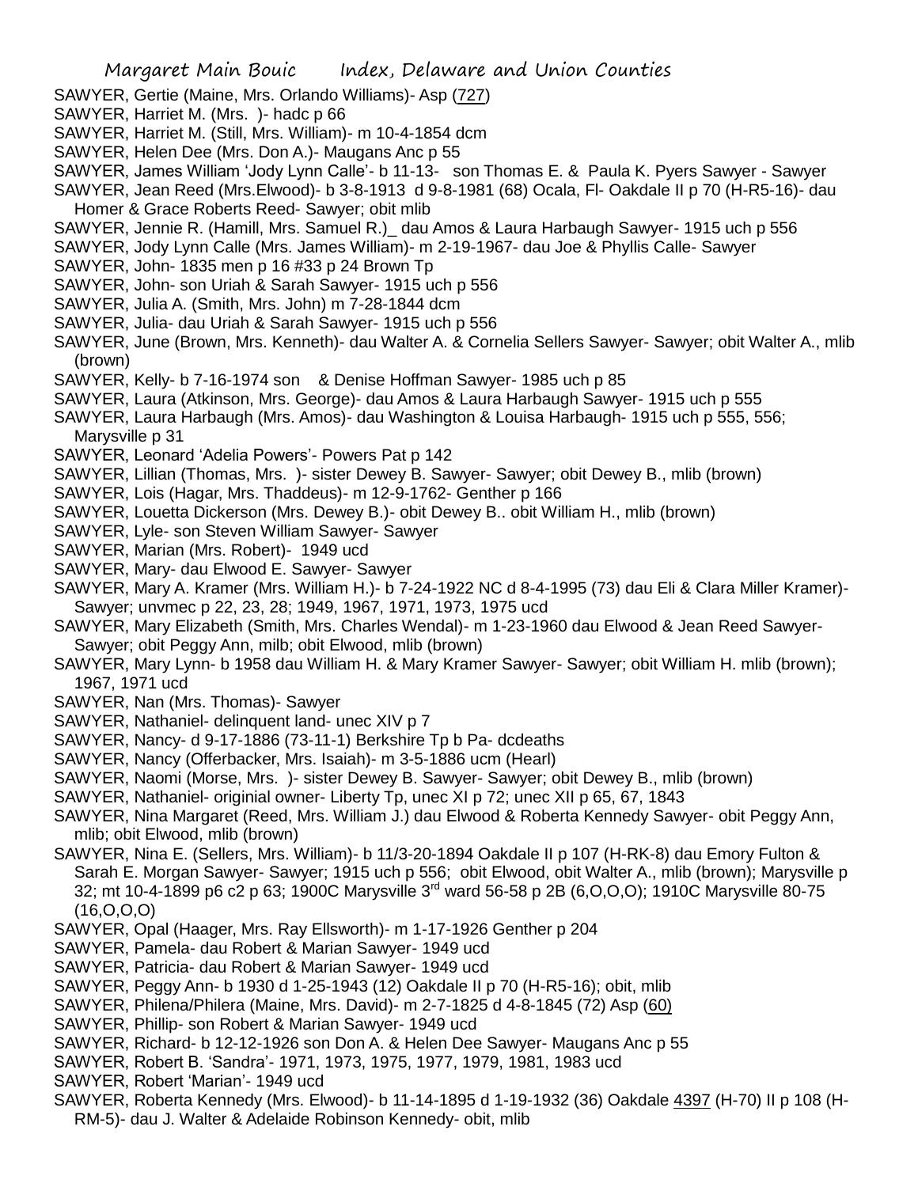SAWYER, Gertie (Maine, Mrs. Orlando Williams)- Asp (727)
SAWYER, Harriet M. (Mrs. )- hadc p 66
SAWYER, Harriet M. (Still, Mrs. William)- m 10-4-1854 dcm
SAWYER, Helen Dee (Mrs. Don A.)- Maugans Anc p 55
SAWYER, James William 'Jody Lynn Calle'- b 11-13- son Thomas E. & Paula K. Pyers Sawyer - Sawyer
SAWYER, Jean Reed (Mrs.Elwood)- b 3-8-1913 d 9-8-1981 (68) Ocala, Fl- Oakdale II p 70 (H-R5-16)- dau Homer & Grace Roberts Reed- Sawyer; obit mlib
SAWYER, Jennie R. (Hamill, Mrs. Samuel R.)_ dau Amos & Laura Harbaugh Sawyer- 1915 uch p 556
SAWYER, Jody Lynn Calle (Mrs. James William)- m 2-19-1967- dau Joe & Phyllis Calle- Sawyer
SAWYER, John- 1835 men p 16 #33 p 24 Brown Tp
SAWYER, John- son Uriah & Sarah Sawyer- 1915 uch p 556
SAWYER, Julia A. (Smith, Mrs. John) m 7-28-1844 dcm
SAWYER, Julia- dau Uriah & Sarah Sawyer- 1915 uch p 556
SAWYER, June (Brown, Mrs. Kenneth)- dau Walter A. & Cornelia Sellers Sawyer- Sawyer; obit Walter A., mlib (brown)
SAWYER, Kelly- b 7-16-1974 son & Denise Hoffman Sawyer- 1985 uch p 85
SAWYER, Laura (Atkinson, Mrs. George)- dau Amos & Laura Harbaugh Sawyer- 1915 uch p 555
SAWYER, Laura Harbaugh (Mrs. Amos)- dau Washington & Louisa Harbaugh- 1915 uch p 555, 556; Marysville p 31
SAWYER, Leonard 'Adelia Powers'- Powers Pat p 142
SAWYER, Lillian (Thomas, Mrs. )- sister Dewey B. Sawyer- Sawyer; obit Dewey B., mlib (brown)
SAWYER, Lois (Hagar, Mrs. Thaddeus)- m 12-9-1762- Genther p 166
SAWYER, Louetta Dickerson (Mrs. Dewey B.)- obit Dewey B.. obit William H., mlib (brown)
SAWYER, Lyle- son Steven William Sawyer- Sawyer
SAWYER, Marian (Mrs. Robert)- 1949 ucd
SAWYER, Mary- dau Elwood E. Sawyer- Sawyer
SAWYER, Mary A. Kramer (Mrs. William H.)- b 7-24-1922 NC d 8-4-1995 (73) dau Eli & Clara Miller Kramer)- Sawyer; unvmec p 22, 23, 28; 1949, 1967, 1971, 1973, 1975 ucd
SAWYER, Mary Elizabeth (Smith, Mrs. Charles Wendal)- m 1-23-1960 dau Elwood & Jean Reed Sawyer- Sawyer; obit Peggy Ann, milb; obit Elwood, mlib (brown)
SAWYER, Mary Lynn- b 1958 dau William H. & Mary Kramer Sawyer- Sawyer; obit William H. mlib (brown); 1967, 1971 ucd
SAWYER, Nan (Mrs. Thomas)- Sawyer
SAWYER, Nathaniel- delinquent land- unec XIV p 7
SAWYER, Nancy- d 9-17-1886 (73-11-1) Berkshire Tp b Pa- dcdeaths
SAWYER, Nancy (Offerbacker, Mrs. Isaiah)- m 3-5-1886 ucm (Hearl)
SAWYER, Naomi (Morse, Mrs. )- sister Dewey B. Sawyer- Sawyer; obit Dewey B., mlib (brown)
SAWYER, Nathaniel- originial owner- Liberty Tp, unec XI p 72; unec XII p 65, 67, 1843
SAWYER, Nina Margaret (Reed, Mrs. William J.) dau Elwood & Roberta Kennedy Sawyer- obit Peggy Ann, mlib; obit Elwood, mlib (brown)
SAWYER, Nina E. (Sellers, Mrs. William)- b 11/3-20-1894 Oakdale II p 107 (H-RK-8) dau Emory Fulton & Sarah E. Morgan Sawyer- Sawyer; 1915 uch p 556; obit Elwood, obit Walter A., mlib (brown); Marysville p 32; mt 10-4-1899 p6 c2 p 63; 1900C Marysville 3rd ward 56-58 p 2B (6,O,O,O); 1910C Marysville 80-75 (16,O,O,O)
SAWYER, Opal (Haager, Mrs. Ray Ellsworth)- m 1-17-1926 Genther p 204
SAWYER, Pamela- dau Robert & Marian Sawyer- 1949 ucd
SAWYER, Patricia- dau Robert & Marian Sawyer- 1949 ucd
SAWYER, Peggy Ann- b 1930 d 1-25-1943 (12) Oakdale II p 70 (H-R5-16); obit, mlib
SAWYER, Philena/Philera (Maine, Mrs. David)- m 2-7-1825 d 4-8-1845 (72) Asp (60)
SAWYER, Phillip- son Robert & Marian Sawyer- 1949 ucd
SAWYER, Richard- b 12-12-1926 son Don A. & Helen Dee Sawyer- Maugans Anc p 55
SAWYER, Robert B. 'Sandra'- 1971, 1973, 1975, 1977, 1979, 1981, 1983 ucd
SAWYER, Robert 'Marian'- 1949 ucd
SAWYER, Roberta Kennedy (Mrs. Elwood)- b 11-14-1895 d 1-19-1932 (36) Oakdale 4397 (H-70) II p 108 (H-RM-5)- dau J. Walter & Adelaide Robinson Kennedy- obit, mlib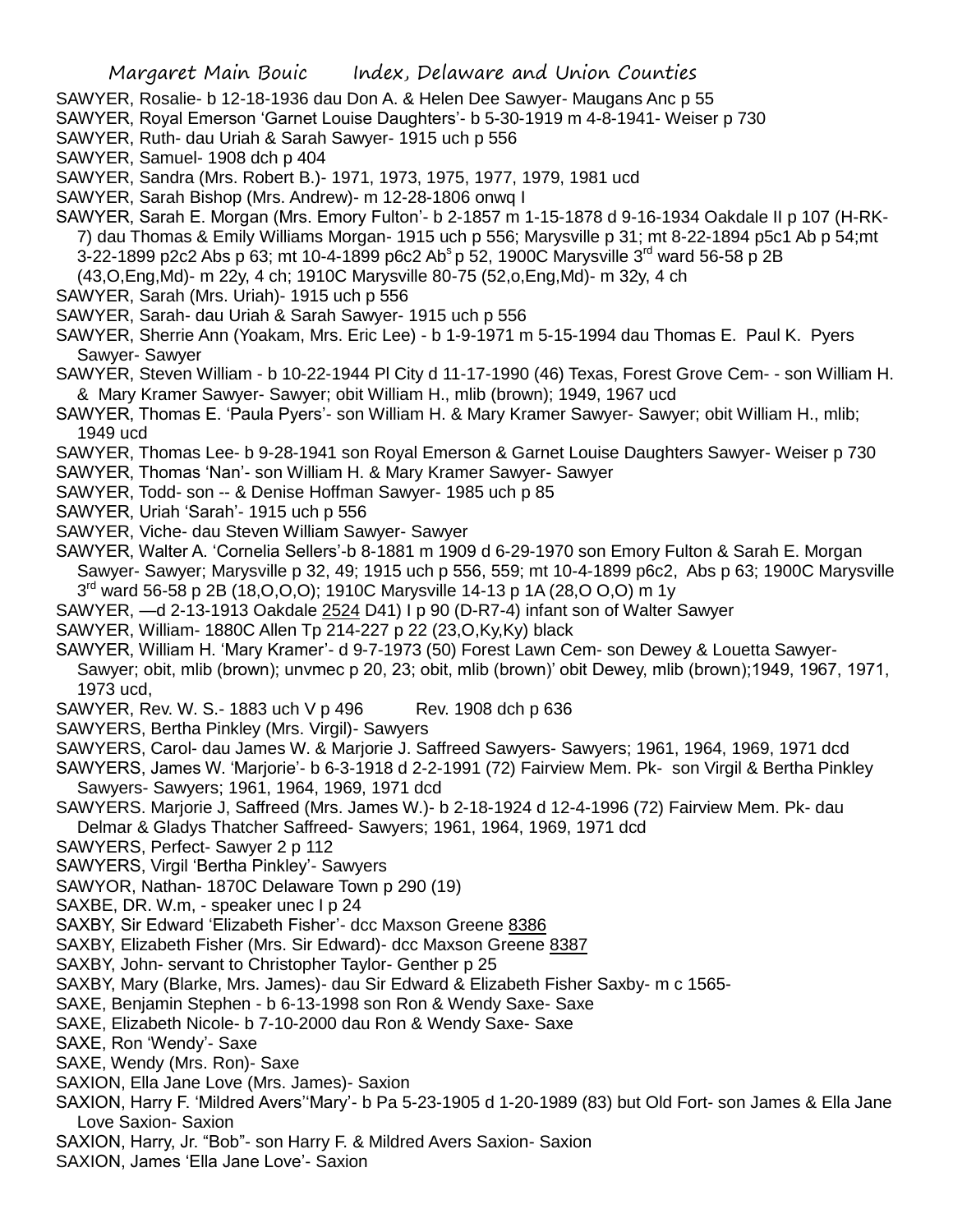SAWYER, Rosalie- b 12-18-1936 dau Don A. & Helen Dee Sawyer- Maugans Anc p 55

SAWYER, Royal Emerson 'Garnet Louise Daughters'- b 5-30-1919 m 4-8-1941- Weiser p 730

SAWYER, Ruth- dau Uriah & Sarah Sawyer- 1915 uch p 556

SAWYER, Samuel- 1908 dch p 404

SAWYER, Sandra (Mrs. Robert B.)- 1971, 1973, 1975, 1977, 1979, 1981 ucd

SAWYER, Sarah Bishop (Mrs. Andrew)- m 12-28-1806 onwq I

SAWYER, Sarah E. Morgan (Mrs. Emory Fulton'- b 2-1857 m 1-15-1878 d 9-16-1934 Oakdale II p 107 (H-RK-7) dau Thomas & Emily Williams Morgan- 1915 uch p 556; Marysville p 31; mt 8-22-1894 p5c1 Ab p 54;mt 3-22-1899 p2c2 Abs p 63; mt 10-4-1899 p6c2 Ab^s p 52, 1900C Marysville 3^rd ward 56-58 p 2B (43,O,Eng,Md)- m 22y, 4 ch; 1910C Marysville 80-75 (52,o,Eng,Md)- m 32y, 4 ch

SAWYER, Sarah (Mrs. Uriah)- 1915 uch p 556

SAWYER, Sarah- dau Uriah & Sarah Sawyer- 1915 uch p 556

SAWYER, Sherrie Ann (Yoakam, Mrs. Eric Lee) - b 1-9-1971 m 5-15-1994 dau Thomas E. Paul K. Pyers Sawyer- Sawyer

SAWYER, Steven William - b 10-22-1944 Pl City d 11-17-1990 (46) Texas, Forest Grove Cem- - son William H. & Mary Kramer Sawyer- Sawyer; obit William H., mlib (brown); 1949, 1967 ucd

SAWYER, Thomas E. 'Paula Pyers'- son William H. & Mary Kramer Sawyer- Sawyer; obit William H., mlib; 1949 ucd

SAWYER, Thomas Lee- b 9-28-1941 son Royal Emerson & Garnet Louise Daughters Sawyer- Weiser p 730

SAWYER, Thomas 'Nan'- son William H. & Mary Kramer Sawyer- Sawyer

SAWYER, Todd- son -- & Denise Hoffman Sawyer- 1985 uch p 85

SAWYER, Uriah 'Sarah'- 1915 uch p 556

SAWYER, Viche- dau Steven William Sawyer- Sawyer

SAWYER, Walter A. 'Cornelia Sellers'-b 8-1881 m 1909 d 6-29-1970 son Emory Fulton & Sarah E. Morgan Sawyer- Sawyer; Marysville p 32, 49; 1915 uch p 556, 559; mt 10-4-1899 p6c2, Abs p 63; 1900C Marysville 3^rd ward 56-58 p 2B (18,O,O,O); 1910C Marysville 14-13 p 1A (28,O O,O) m 1y

SAWYER, —d 2-13-1913 Oakdale 2524 D41) I p 90 (D-R7-4) infant son of Walter Sawyer

SAWYER, William- 1880C Allen Tp 214-227 p 22 (23,O,Ky,Ky) black

SAWYER, William H. 'Mary Kramer'- d 9-7-1973 (50) Forest Lawn Cem- son Dewey & Louetta Sawyer- Sawyer; obit, mlib (brown); unvmec p 20, 23; obit, mlib (brown)' obit Dewey, mlib (brown);1949, 1967, 1971, 1973 ucd,

SAWYER, Rev. W. S.- 1883 uch V p 496 Rev. 1908 dch p 636

SAWYERS, Bertha Pinkley (Mrs. Virgil)- Sawyers

SAWYERS, Carol- dau James W. & Marjorie J. Saffreed Sawyers- Sawyers; 1961, 1964, 1969, 1971 dcd

SAWYERS, James W. 'Marjorie'- b 6-3-1918 d 2-2-1991 (72) Fairview Mem. Pk- son Virgil & Bertha Pinkley Sawyers- Sawyers; 1961, 1964, 1969, 1971 dcd

SAWYERS. Marjorie J, Saffreed (Mrs. James W.)- b 2-18-1924 d 12-4-1996 (72) Fairview Mem. Pk- dau Delmar & Gladys Thatcher Saffreed- Sawyers; 1961, 1964, 1969, 1971 dcd

SAWYERS, Perfect- Sawyer 2 p 112

SAWYERS, Virgil 'Bertha Pinkley'- Sawyers

SAWYOR, Nathan- 1870C Delaware Town p 290 (19)

SAXBE, DR. W.m, - speaker unec I p 24

SAXBY, Sir Edward 'Elizabeth Fisher'- dcc Maxson Greene 8386

SAXBY, Elizabeth Fisher (Mrs. Sir Edward)- dcc Maxson Greene 8387

SAXBY, John- servant to Christopher Taylor- Genther p 25

SAXBY, Mary (Blarke, Mrs. James)- dau Sir Edward & Elizabeth Fisher Saxby- m c 1565-

SAXE, Benjamin Stephen - b 6-13-1998 son Ron & Wendy Saxe- Saxe

SAXE, Elizabeth Nicole- b 7-10-2000 dau Ron & Wendy Saxe- Saxe

SAXE, Ron 'Wendy'- Saxe

SAXE, Wendy (Mrs. Ron)- Saxe

SAXION, Ella Jane Love (Mrs. James)- Saxion

SAXION, Harry F. 'Mildred Avers''Mary'- b Pa 5-23-1905 d 1-20-1989 (83) but Old Fort- son James & Ella Jane Love Saxion- Saxion

SAXION, Harry, Jr. "Bob"- son Harry F. & Mildred Avers Saxion- Saxion

SAXION, James 'Ella Jane Love'- Saxion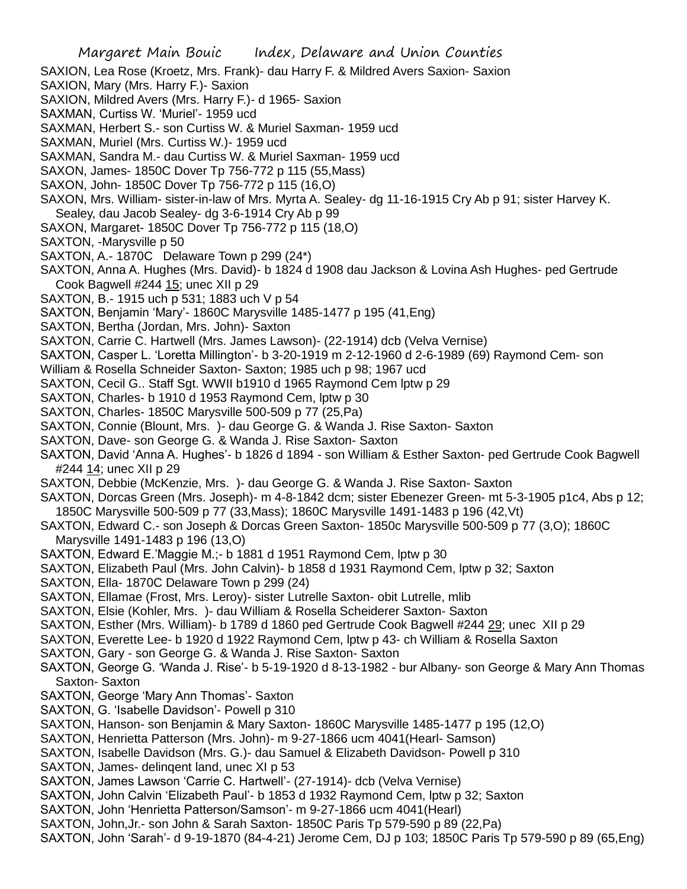SAXION, Lea Rose (Kroetz, Mrs. Frank)- dau Harry F. & Mildred Avers Saxion- Saxion
SAXION, Mary (Mrs. Harry F.)- Saxion
SAXION, Mildred Avers (Mrs. Harry F.)- d 1965- Saxion
SAXMAN, Curtiss W. 'Muriel'- 1959 ucd
SAXMAN, Herbert S.- son Curtiss W. & Muriel Saxman- 1959 ucd
SAXMAN, Muriel (Mrs. Curtiss W.)- 1959 ucd
SAXMAN, Sandra M.- dau Curtiss W. & Muriel Saxman- 1959 ucd
SAXON, James- 1850C Dover Tp 756-772 p 115 (55,Mass)
SAXON, John- 1850C Dover Tp 756-772 p 115 (16,O)
SAXON, Mrs. William- sister-in-law of Mrs. Myrta A. Sealey- dg 11-16-1915 Cry Ab p 91; sister Harvey K. Sealey, dau Jacob Sealey- dg 3-6-1914 Cry Ab p 99
SAXON, Margaret- 1850C Dover Tp 756-772 p 115 (18,O)
SAXTON, -Marysville p 50
SAXTON, A.- 1870C Delaware Town p 299 (24*)
SAXTON, Anna A. Hughes (Mrs. David)- b 1824 d 1908 dau Jackson & Lovina Ash Hughes- ped Gertrude Cook Bagwell #244 15; unec XII p 29
SAXTON, B.- 1915 uch p 531; 1883 uch V p 54
SAXTON, Benjamin 'Mary'- 1860C Marysville 1485-1477 p 195 (41,Eng)
SAXTON, Bertha (Jordan, Mrs. John)- Saxton
SAXTON, Carrie C. Hartwell (Mrs. James Lawson)- (22-1914) dcb (Velva Vernise)
SAXTON, Casper L. 'Loretta Millington'- b 3-20-1919 m 2-12-1960 d 2-6-1989 (69) Raymond Cem- son William & Rosella Schneider Saxton- Saxton; 1985 uch p 98; 1967 ucd
SAXTON, Cecil G.. Staff Sgt. WWII b1910 d 1965 Raymond Cem lptw p 29
SAXTON, Charles- b 1910 d 1953 Raymond Cem, lptw p 30
SAXTON, Charles- 1850C Marysville 500-509 p 77 (25,Pa)
SAXTON, Connie (Blount, Mrs. )- dau George G. & Wanda J. Rise Saxton- Saxton
SAXTON, Dave- son George G. & Wanda J. Rise Saxton- Saxton
SAXTON, David 'Anna A. Hughes'- b 1826 d 1894 - son William & Esther Saxton- ped Gertrude Cook Bagwell #244 14; unec XII p 29
SAXTON, Debbie (McKenzie, Mrs. )- dau George G. & Wanda J. Rise Saxton- Saxton
SAXTON, Dorcas Green (Mrs. Joseph)- m 4-8-1842 dcm; sister Ebenezer Green- mt 5-3-1905 p1c4, Abs p 12; 1850C Marysville 500-509 p 77 (33,Mass); 1860C Marysville 1491-1483 p 196 (42,Vt)
SAXTON, Edward C.- son Joseph & Dorcas Green Saxton- 1850c Marysville 500-509 p 77 (3,O); 1860C Marysville 1491-1483 p 196 (13,O)
SAXTON, Edward E.'Maggie M.;- b 1881 d 1951 Raymond Cem, lptw p 30
SAXTON, Elizabeth Paul (Mrs. John Calvin)- b 1858 d 1931 Raymond Cem, lptw p 32; Saxton
SAXTON, Ella- 1870C Delaware Town p 299 (24)
SAXTON, Ellamae (Frost, Mrs. Leroy)- sister Lutrelle Saxton- obit Lutrelle, mlib
SAXTON, Elsie (Kohler, Mrs. )- dau William & Rosella Scheiderer Saxton- Saxton
SAXTON, Esther (Mrs. William)- b 1789 d 1860 ped Gertrude Cook Bagwell #244 29; unec XII p 29
SAXTON, Everette Lee- b 1920 d 1922 Raymond Cem, lptw p 43- ch William & Rosella Saxton
SAXTON, Gary - son George G. & Wanda J. Rise Saxton- Saxton
SAXTON, George G. 'Wanda J. Rise'- b 5-19-1920 d 8-13-1982 - bur Albany- son George & Mary Ann Thomas Saxton- Saxton
SAXTON, George 'Mary Ann Thomas'- Saxton
SAXTON, G. 'Isabelle Davidson'- Powell p 310
SAXTON, Hanson- son Benjamin & Mary Saxton- 1860C Marysville 1485-1477 p 195 (12,O)
SAXTON, Henrietta Patterson (Mrs. John)- m 9-27-1866 ucm 4041(Hearl- Samson)
SAXTON, Isabelle Davidson (Mrs. G.)- dau Samuel & Elizabeth Davidson- Powell p 310
SAXTON, James- delinqent land, unec XI p 53
SAXTON, James Lawson 'Carrie C. Hartwell'- (27-1914)- dcb (Velva Vernise)
SAXTON, John Calvin 'Elizabeth Paul'- b 1853 d 1932 Raymond Cem, lptw p 32; Saxton
SAXTON, John 'Henrietta Patterson/Samson'- m 9-27-1866 ucm 4041(Hearl)
SAXTON, John,Jr.- son John & Sarah Saxton- 1850C Paris Tp 579-590 p 89 (22,Pa)
SAXTON, John 'Sarah'- d 9-19-1870 (84-4-21) Jerome Cem, DJ p 103; 1850C Paris Tp 579-590 p 89 (65,Eng)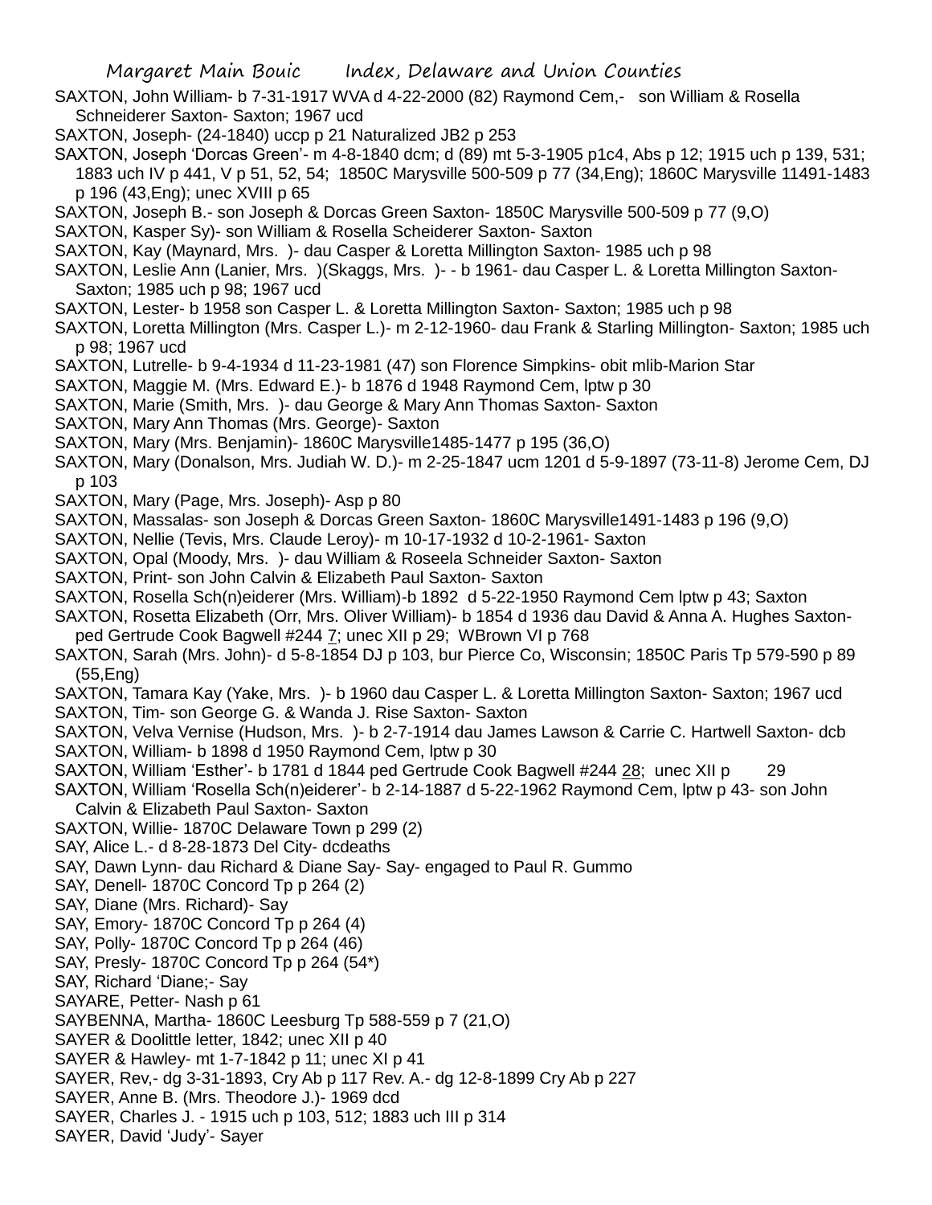SAXTON, John William- b 7-31-1917 WVA d 4-22-2000 (82) Raymond Cem,- son William & Rosella Schneiderer Saxton- Saxton; 1967 ucd

SAXTON, Joseph- (24-1840) uccp p 21 Naturalized JB2 p 253

SAXTON, Joseph 'Dorcas Green'- m 4-8-1840 dcm; d (89) mt 5-3-1905 p1c4, Abs p 12; 1915 uch p 139, 531; 1883 uch IV p 441, V p 51, 52, 54; 1850C Marysville 500-509 p 77 (34,Eng); 1860C Marysville 11491-1483 p 196 (43,Eng); unec XVIII p 65

SAXTON, Joseph B.- son Joseph & Dorcas Green Saxton- 1850C Marysville 500-509 p 77 (9,O)

SAXTON, Kasper Sy)- son William & Rosella Scheiderer Saxton- Saxton

SAXTON, Kay (Maynard, Mrs. )- dau Casper & Loretta Millington Saxton- 1985 uch p 98

SAXTON, Leslie Ann (Lanier, Mrs. )(Skaggs, Mrs. )- - b 1961- dau Casper L. & Loretta Millington Saxton- Saxton; 1985 uch p 98; 1967 ucd

SAXTON, Lester- b 1958 son Casper L. & Loretta Millington Saxton- Saxton; 1985 uch p 98

SAXTON, Loretta Millington (Mrs. Casper L.)- m 2-12-1960- dau Frank & Starling Millington- Saxton; 1985 uch p 98; 1967 ucd

SAXTON, Lutrelle- b 9-4-1934 d 11-23-1981 (47) son Florence Simpkins- obit mlib-Marion Star

SAXTON, Maggie M. (Mrs. Edward E.)- b 1876 d 1948 Raymond Cem, lptw p 30

SAXTON, Marie (Smith, Mrs. )- dau George & Mary Ann Thomas Saxton- Saxton

SAXTON, Mary Ann Thomas (Mrs. George)- Saxton

SAXTON, Mary (Mrs. Benjamin)- 1860C Marysville1485-1477 p 195 (36,O)

SAXTON, Mary (Donalson, Mrs. Judiah W. D.)- m 2-25-1847 ucm 1201 d 5-9-1897 (73-11-8) Jerome Cem, DJ p 103

SAXTON, Mary (Page, Mrs. Joseph)- Asp p 80

SAXTON, Massalas- son Joseph & Dorcas Green Saxton- 1860C Marysville1491-1483 p 196 (9,O)

SAXTON, Nellie (Tevis, Mrs. Claude Leroy)- m 10-17-1932 d 10-2-1961- Saxton

SAXTON, Opal (Moody, Mrs. )- dau William & Roseela Schneider Saxton- Saxton

SAXTON, Print- son John Calvin & Elizabeth Paul Saxton- Saxton

SAXTON, Rosella Sch(n)eiderer (Mrs. William)-b 1892 d 5-22-1950 Raymond Cem lptw p 43; Saxton

SAXTON, Rosetta Elizabeth (Orr, Mrs. Oliver William)- b 1854 d 1936 dau David & Anna A. Hughes Saxton- ped Gertrude Cook Bagwell #244 7; unec XII p 29; WBrown VI p 768

SAXTON, Sarah (Mrs. John)- d 5-8-1854 DJ p 103, bur Pierce Co, Wisconsin; 1850C Paris Tp 579-590 p 89 (55,Eng)

SAXTON, Tamara Kay (Yake, Mrs. )- b 1960 dau Casper L. & Loretta Millington Saxton- Saxton; 1967 ucd

SAXTON, Tim- son George G. & Wanda J. Rise Saxton- Saxton

SAXTON, Velva Vernise (Hudson, Mrs. )- b 2-7-1914 dau James Lawson & Carrie C. Hartwell Saxton- dcb

SAXTON, William- b 1898 d 1950 Raymond Cem, lptw p 30

SAXTON, William 'Esther'- b 1781 d 1844 ped Gertrude Cook Bagwell #244 28; unec XII p 29

SAXTON, William 'Rosella Sch(n)eiderer'- b 2-14-1887 d 5-22-1962 Raymond Cem, lptw p 43- son John Calvin & Elizabeth Paul Saxton- Saxton

SAXTON, Willie- 1870C Delaware Town p 299 (2)

SAY, Alice L.- d 8-28-1873 Del City- dcdeaths

SAY, Dawn Lynn- dau Richard & Diane Say- Say- engaged to Paul R. Gummo

SAY, Denell- 1870C Concord Tp p 264 (2)

SAY, Diane (Mrs. Richard)- Say

SAY, Emory- 1870C Concord Tp p 264 (4)

SAY, Polly- 1870C Concord Tp p 264 (46)

SAY, Presly- 1870C Concord Tp p 264 (54*)

SAY, Richard 'Diane;- Say

SAYARE, Petter- Nash p 61

SAYBENNA, Martha- 1860C Leesburg Tp 588-559 p 7 (21,O)

SAYER & Doolittle letter, 1842; unec XII p 40

SAYER & Hawley- mt 1-7-1842 p 11; unec XI p 41

SAYER, Rev,- dg 3-31-1893, Cry Ab p 117 Rev. A.- dg 12-8-1899 Cry Ab p 227

SAYER, Anne B. (Mrs. Theodore J.)- 1969 dcd

SAYER, Charles J. - 1915 uch p 103, 512; 1883 uch III p 314

SAYER, David 'Judy'- Sayer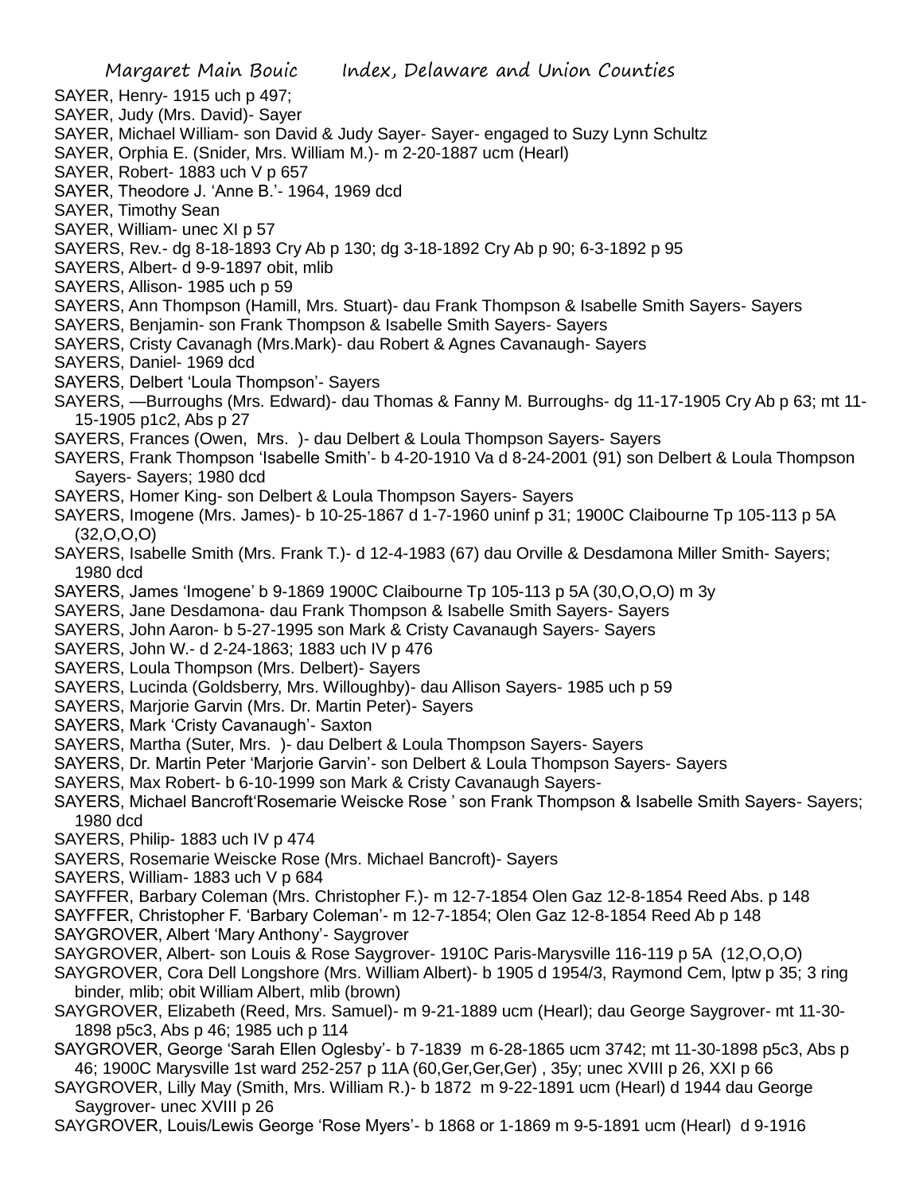SAYER, Henry- 1915 uch p 497;

SAYER, Judy (Mrs. David)- Sayer

SAYER, Michael William- son David & Judy Sayer- Sayer- engaged to Suzy Lynn Schultz

SAYER, Orphia E. (Snider, Mrs. William M.)- m 2-20-1887 ucm (Hearl)

SAYER, Robert- 1883 uch V p 657

SAYER, Theodore J. 'Anne B.'- 1964, 1969 dcd

SAYER, Timothy Sean

SAYER, William- unec XI p 57

SAYERS, Rev.- dg 8-18-1893 Cry Ab p 130; dg 3-18-1892 Cry Ab p 90; 6-3-1892 p 95

SAYERS, Albert- d 9-9-1897 obit, mlib

SAYERS, Allison- 1985 uch p 59

SAYERS, Ann Thompson (Hamill, Mrs. Stuart)- dau Frank Thompson & Isabelle Smith Sayers- Sayers

SAYERS, Benjamin- son Frank Thompson & Isabelle Smith Sayers- Sayers

SAYERS, Cristy Cavanagh (Mrs.Mark)- dau Robert & Agnes Cavanaugh- Sayers

SAYERS, Daniel- 1969 dcd

SAYERS, Delbert 'Loula Thompson'- Sayers

SAYERS, —Burroughs (Mrs. Edward)- dau Thomas & Fanny M. Burroughs- dg 11-17-1905 Cry Ab p 63; mt 11-15-1905 p1c2, Abs p 27

SAYERS, Frances (Owen, Mrs. )- dau Delbert & Loula Thompson Sayers- Sayers

SAYERS, Frank Thompson 'Isabelle Smith'- b 4-20-1910 Va d 8-24-2001 (91) son Delbert & Loula Thompson Sayers- Sayers; 1980 dcd

SAYERS, Homer King- son Delbert & Loula Thompson Sayers- Sayers

SAYERS, Imogene (Mrs. James)- b 10-25-1867 d 1-7-1960 uninf p 31; 1900C Claibourne Tp 105-113 p 5A (32,O,O,O)

SAYERS, Isabelle Smith (Mrs. Frank T.)- d 12-4-1983 (67) dau Orville & Desdamona Miller Smith- Sayers; 1980 dcd

SAYERS, James 'Imogene' b 9-1869 1900C Claibourne Tp 105-113 p 5A (30,O,O,O) m 3y

SAYERS, Jane Desdamona- dau Frank Thompson & Isabelle Smith Sayers- Sayers

SAYERS, John Aaron- b 5-27-1995 son Mark & Cristy Cavanaugh Sayers- Sayers

SAYERS, John W.- d 2-24-1863; 1883 uch IV p 476

SAYERS, Loula Thompson (Mrs. Delbert)- Sayers

SAYERS, Lucinda (Goldsberry, Mrs. Willoughby)- dau Allison Sayers- 1985 uch p 59

SAYERS, Marjorie Garvin (Mrs. Dr. Martin Peter)- Sayers

SAYERS, Mark 'Cristy Cavanaugh'- Saxton

SAYERS, Martha (Suter, Mrs. )- dau Delbert & Loula Thompson Sayers- Sayers

SAYERS, Dr. Martin Peter 'Marjorie Garvin'- son Delbert & Loula Thompson Sayers- Sayers

SAYERS, Max Robert- b 6-10-1999 son Mark & Cristy Cavanaugh Sayers-

SAYERS, Michael Bancroft'Rosemarie Weiscke Rose ' son Frank Thompson & Isabelle Smith Sayers- Sayers; 1980 dcd

SAYERS, Philip- 1883 uch IV p 474

SAYERS, Rosemarie Weiscke Rose (Mrs. Michael Bancroft)- Sayers

SAYERS, William- 1883 uch V p 684

SAYFFER, Barbary Coleman (Mrs. Christopher F.)- m 12-7-1854 Olen Gaz 12-8-1854 Reed Abs. p 148

SAYFFER, Christopher F. 'Barbary Coleman'- m 12-7-1854; Olen Gaz 12-8-1854 Reed Ab p 148

SAYGROVER, Albert 'Mary Anthony'- Saygrover

SAYGROVER, Albert- son Louis & Rose Saygrover- 1910C Paris-Marysville 116-119 p 5A (12,O,O,O)

SAYGROVER, Cora Dell Longshore (Mrs. William Albert)- b 1905 d 1954/3, Raymond Cem, lptw p 35; 3 ring binder, mlib; obit William Albert, mlib (brown)

SAYGROVER, Elizabeth (Reed, Mrs. Samuel)- m 9-21-1889 ucm (Hearl); dau George Saygrover- mt 11-30-1898 p5c3, Abs p 46; 1985 uch p 114

SAYGROVER, George 'Sarah Ellen Oglesby'- b 7-1839 m 6-28-1865 ucm 3742; mt 11-30-1898 p5c3, Abs p 46; 1900C Marysville 1st ward 252-257 p 11A (60,Ger,Ger,Ger) , 35y; unec XVIII p 26, XXI p 66

SAYGROVER, Lilly May (Smith, Mrs. William R.)- b 1872 m 9-22-1891 ucm (Hearl) d 1944 dau George Saygrover- unec XVIII p 26

SAYGROVER, Louis/Lewis George 'Rose Myers'- b 1868 or 1-1869 m 9-5-1891 ucm (Hearl) d 9-1916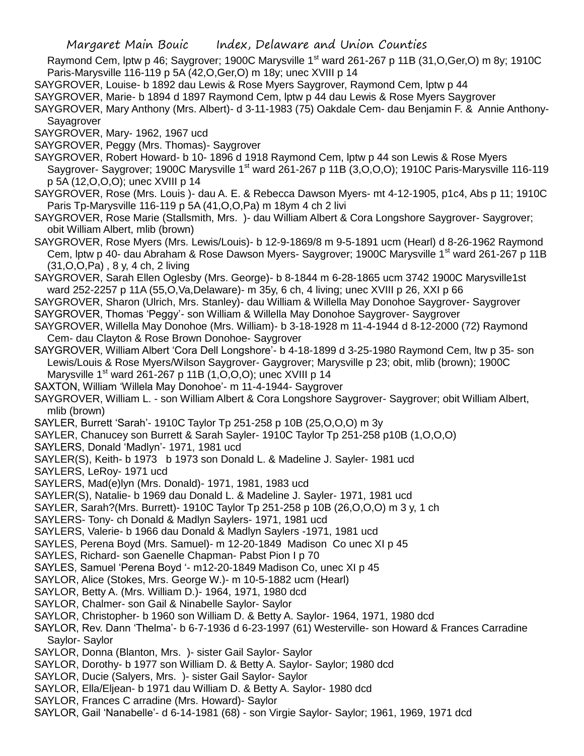Raymond Cem, lptw p 46; Saygrover; 1900C Marysville 1st ward 261-267 p 11B (31,O,Ger,O) m 8y; 1910C Paris-Marysville 116-119 p 5A (42,O,Ger,O) m 18y; unec XVIII p 14

SAYGROVER, Louise- b 1892 dau Lewis & Rose Myers Saygrover, Raymond Cem, lptw p 44

SAYGROVER, Marie- b 1894 d 1897 Raymond Cem, lptw p 44 dau Lewis & Rose Myers Saygrover

SAYGROVER, Mary Anthony (Mrs. Albert)- d 3-11-1983 (75) Oakdale Cem- dau Benjamin F. & Annie Anthony- Sayagrover

SAYGROVER, Mary- 1962, 1967 ucd

SAYGROVER, Peggy (Mrs. Thomas)- Saygrover

SAYGROVER, Robert Howard- b 10- 1896 d 1918 Raymond Cem, lptw p 44 son Lewis & Rose Myers Saygrover- Saygrover; 1900C Marysville 1st ward 261-267 p 11B (3,O,O,O); 1910C Paris-Marysville 116-119 p 5A (12,O,O,O); unec XVIII p 14

SAYGROVER, Rose (Mrs. Louis )- dau A. E. & Rebecca Dawson Myers- mt 4-12-1905, p1c4, Abs p 11; 1910C Paris Tp-Marysville 116-119 p 5A (41,O,O,Pa) m 18ym 4 ch 2 livi

SAYGROVER, Rose Marie (Stallsmith, Mrs. )- dau William Albert & Cora Longshore Saygrover- Saygrover; obit William Albert, mlib (brown)

SAYGROVER, Rose Myers (Mrs. Lewis/Louis)- b 12-9-1869/8 m 9-5-1891 ucm (Hearl) d 8-26-1962 Raymond Cem, lptw p 40- dau Abraham & Rose Dawson Myers- Saygrover; 1900C Marysville 1st ward 261-267 p 11B (31,O,O,Pa) , 8 y, 4 ch, 2 living

SAYGROVER, Sarah Ellen Oglesby (Mrs. George)- b 8-1844 m 6-28-1865 ucm 3742 1900C Marysville1st ward 252-2257 p 11A (55,O,Va,Delaware)- m 35y, 6 ch, 4 living; unec XVIII p 26, XXI p 66

SAYGROVER, Sharon (Ulrich, Mrs. Stanley)- dau William & Willella May Donohoe Saygrover- Saygrover

SAYGROVER, Thomas 'Peggy'- son William & Willella May Donohoe Saygrover- Saygrover

SAYGROVER, Willella May Donohoe (Mrs. William)- b 3-18-1928 m 11-4-1944 d 8-12-2000 (72) Raymond Cem- dau Clayton & Rose Brown Donohoe- Saygrover

SAYGROVER, William Albert 'Cora Dell Longshore'- b 4-18-1899 d 3-25-1980 Raymond Cem, ltw p 35- son Lewis/Louis & Rose Myers/Wilson Saygrover- Gaygrover; Marysville p 23; obit, mlib (brown); 1900C Marysville 1st ward 261-267 p 11B (1,O,O,O); unec XVIII p 14

SAXTON, William 'Willela May Donohoe'- m 11-4-1944- Saygrover

SAYGROVER, William L. - son William Albert & Cora Longshore Saygrover- Saygrover; obit William Albert, mlib (brown)

SAYLER, Burrett 'Sarah'- 1910C Taylor Tp 251-258 p 10B (25,O,O,O) m 3y

SAYLER, Chanucey son Burrett & Sarah Sayler- 1910C Taylor Tp 251-258 p10B (1,O,O,O)

SAYLERS, Donald 'Madlyn'- 1971, 1981 ucd

SAYLER(S), Keith- b 1973 b 1973 son Donald L. & Madeline J. Sayler- 1981 ucd

SAYLERS, LeRoy- 1971 ucd

SAYLERS, Mad(e)lyn (Mrs. Donald)- 1971, 1981, 1983 ucd

SAYLER(S), Natalie- b 1969 dau Donald L. & Madeline J. Sayler- 1971, 1981 ucd

SAYLER, Sarah?(Mrs. Burrett)- 1910C Taylor Tp 251-258 p 10B (26,O,O,O) m 3 y, 1 ch

SAYLERS- Tony- ch Donald & Madlyn Saylers- 1971, 1981 ucd

SAYLERS, Valerie- b 1966 dau Donald & Madlyn Saylers -1971, 1981 ucd

SAYLES, Perena Boyd (Mrs. Samuel)- m 12-20-1849 Madison Co unec XI p 45

SAYLES, Richard- son Gaenelle Chapman- Pabst Pion I p 70

SAYLES, Samuel 'Perena Boyd '- m12-20-1849 Madison Co, unec XI p 45

SAYLOR, Alice (Stokes, Mrs. George W.)- m 10-5-1882 ucm (Hearl)

SAYLOR, Betty A. (Mrs. William D.)- 1964, 1971, 1980 dcd

SAYLOR, Chalmer- son Gail & Ninabelle Saylor- Saylor

SAYLOR, Christopher- b 1960 son William D. & Betty A. Saylor- 1964, 1971, 1980 dcd

SAYLOR, Rev. Dann 'Thelma'- b 6-7-1936 d 6-23-1997 (61) Westerville- son Howard & Frances Carradine Saylor- Saylor

SAYLOR, Donna (Blanton, Mrs. )- sister Gail Saylor- Saylor

SAYLOR, Dorothy- b 1977 son William D. & Betty A. Saylor- Saylor; 1980 dcd

SAYLOR, Ducie (Salyers, Mrs. )- sister Gail Saylor- Saylor

SAYLOR, Ella/Eljean- b 1971 dau William D. & Betty A. Saylor- 1980 dcd

SAYLOR, Frances C arradine (Mrs. Howard)- Saylor

SAYLOR, Gail 'Nanabelle'- d 6-14-1981 (68) - son Virgie Saylor- Saylor; 1961, 1969, 1971 dcd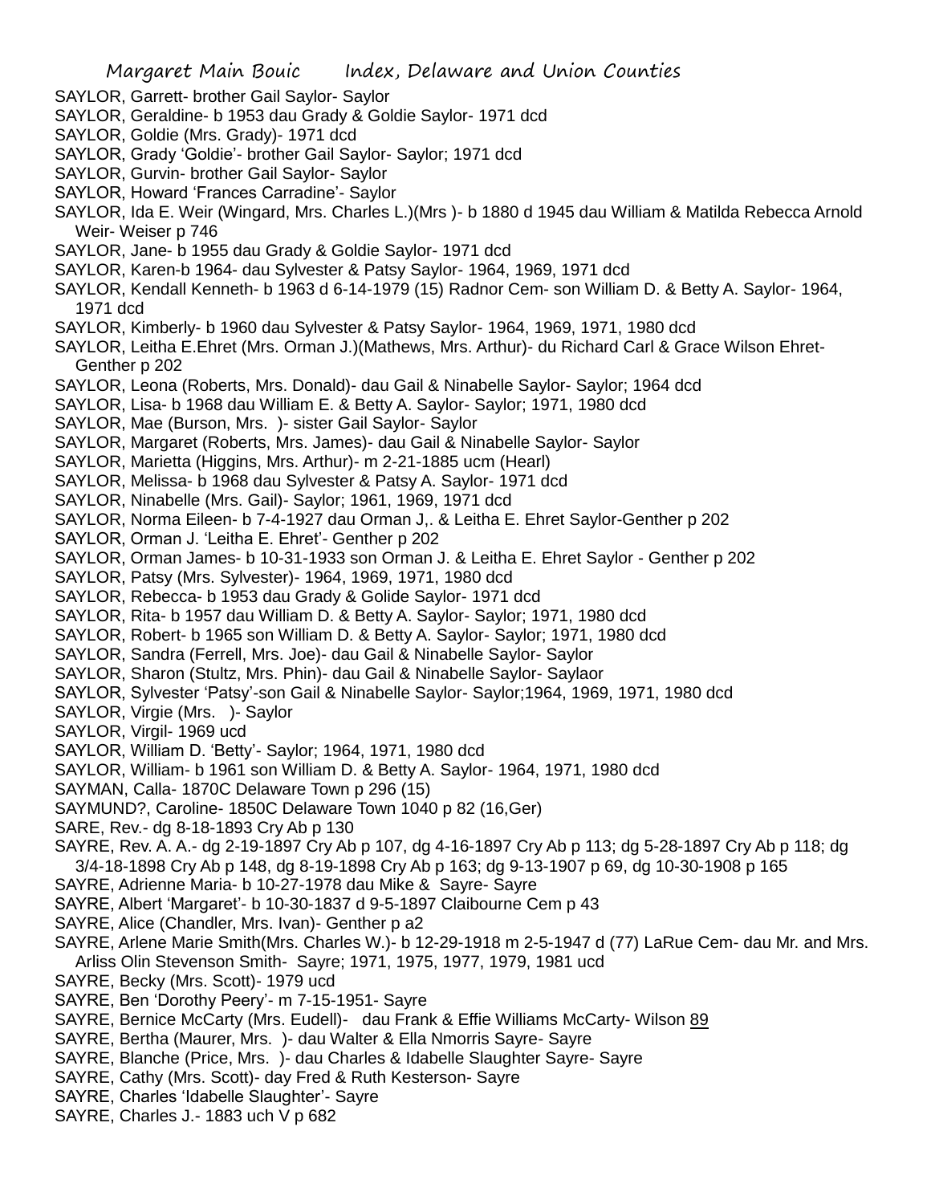SAYLOR, Garrett- brother Gail Saylor- Saylor
SAYLOR, Geraldine- b 1953 dau Grady & Goldie Saylor- 1971 dcd
SAYLOR, Goldie (Mrs. Grady)- 1971 dcd
SAYLOR, Grady 'Goldie'- brother Gail Saylor- Saylor; 1971 dcd
SAYLOR, Gurvin- brother Gail Saylor- Saylor
SAYLOR, Howard 'Frances Carradine'- Saylor
SAYLOR, Ida E. Weir (Wingard, Mrs. Charles L.)(Mrs )- b 1880 d 1945 dau William & Matilda Rebecca Arnold Weir- Weiser p 746
SAYLOR, Jane- b 1955 dau Grady & Goldie Saylor- 1971 dcd
SAYLOR, Karen-b 1964- dau Sylvester & Patsy Saylor- 1964, 1969, 1971 dcd
SAYLOR, Kendall Kenneth- b 1963 d 6-14-1979 (15) Radnor Cem- son William D. & Betty A. Saylor- 1964, 1971 dcd
SAYLOR, Kimberly- b 1960 dau Sylvester & Patsy Saylor- 1964, 1969, 1971, 1980 dcd
SAYLOR, Leitha E.Ehret (Mrs. Orman J.)(Mathews, Mrs. Arthur)- du Richard Carl & Grace Wilson Ehret- Genther p 202
SAYLOR, Leona (Roberts, Mrs. Donald)- dau Gail & Ninabelle Saylor- Saylor; 1964 dcd
SAYLOR, Lisa- b 1968 dau William E. & Betty A. Saylor- Saylor; 1971, 1980 dcd
SAYLOR, Mae (Burson, Mrs. )- sister Gail Saylor- Saylor
SAYLOR, Margaret (Roberts, Mrs. James)- dau Gail & Ninabelle Saylor- Saylor
SAYLOR, Marietta (Higgins, Mrs. Arthur)- m 2-21-1885 ucm (Hearl)
SAYLOR, Melissa- b 1968 dau Sylvester & Patsy A. Saylor- 1971 dcd
SAYLOR, Ninabelle (Mrs. Gail)- Saylor; 1961, 1969, 1971 dcd
SAYLOR, Norma Eileen- b 7-4-1927 dau Orman J,. & Leitha E. Ehret Saylor-Genther p 202
SAYLOR, Orman J. 'Leitha E. Ehret'- Genther p 202
SAYLOR, Orman James- b 10-31-1933 son Orman J. & Leitha E. Ehret Saylor - Genther p 202
SAYLOR, Patsy (Mrs. Sylvester)- 1964, 1969, 1971, 1980 dcd
SAYLOR, Rebecca- b 1953 dau Grady & Golide Saylor- 1971 dcd
SAYLOR, Rita- b 1957 dau William D. & Betty A. Saylor- Saylor; 1971, 1980 dcd
SAYLOR, Robert- b 1965 son William D. & Betty A. Saylor- Saylor; 1971, 1980 dcd
SAYLOR, Sandra (Ferrell, Mrs. Joe)- dau Gail & Ninabelle Saylor- Saylor
SAYLOR, Sharon (Stultz, Mrs. Phin)- dau Gail & Ninabelle Saylor- Saylaor
SAYLOR, Sylvester 'Patsy'-son Gail & Ninabelle Saylor- Saylor;1964, 1969, 1971, 1980 dcd
SAYLOR, Virgie (Mrs. )- Saylor
SAYLOR, Virgil- 1969 ucd
SAYLOR, William D. 'Betty'- Saylor; 1964, 1971, 1980 dcd
SAYLOR, William- b 1961 son William D. & Betty A. Saylor- 1964, 1971, 1980 dcd
SAYMAN, Calla- 1870C Delaware Town p 296 (15)
SAYMUND?, Caroline- 1850C Delaware Town 1040 p 82 (16,Ger)
SARE, Rev.- dg 8-18-1893 Cry Ab p 130
SAYRE, Rev. A. A.- dg 2-19-1897 Cry Ab p 107, dg 4-16-1897 Cry Ab p 113; dg 5-28-1897 Cry Ab p 118; dg 3/4-18-1898 Cry Ab p 148, dg 8-19-1898 Cry Ab p 163; dg 9-13-1907 p 69, dg 10-30-1908 p 165
SAYRE, Adrienne Maria- b 10-27-1978 dau Mike & Sayre- Sayre
SAYRE, Albert 'Margaret'- b 10-30-1837 d 9-5-1897 Claibourne Cem p 43
SAYRE, Alice (Chandler, Mrs. Ivan)- Genther p a2
SAYRE, Arlene Marie Smith(Mrs. Charles W.)- b 12-29-1918 m 2-5-1947 d (77) LaRue Cem- dau Mr. and Mrs. Arliss Olin Stevenson Smith- Sayre; 1971, 1975, 1977, 1979, 1981 ucd
SAYRE, Becky (Mrs. Scott)- 1979 ucd
SAYRE, Ben 'Dorothy Peery'- m 7-15-1951- Sayre
SAYRE, Bernice McCarty (Mrs. Eudell)- dau Frank & Effie Williams McCarty- Wilson 89
SAYRE, Bertha (Maurer, Mrs. )- dau Walter & Ella Nmorris Sayre- Sayre
SAYRE, Blanche (Price, Mrs. )- dau Charles & Idabelle Slaughter Sayre- Sayre
SAYRE, Cathy (Mrs. Scott)- day Fred & Ruth Kesterson- Sayre
SAYRE, Charles 'Idabelle Slaughter'- Sayre
SAYRE, Charles J.- 1883 uch V p 682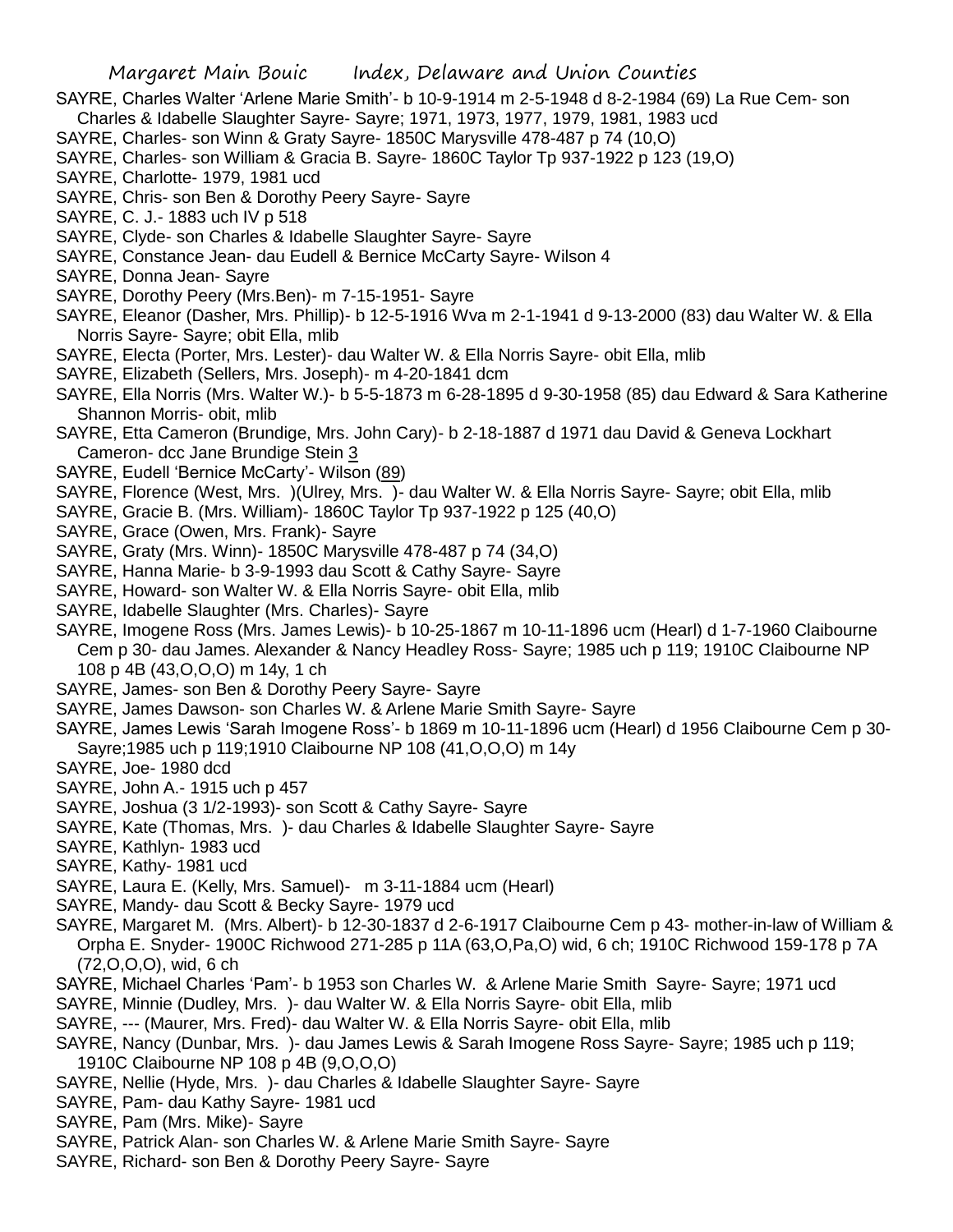SAYRE, Charles Walter 'Arlene Marie Smith'- b 10-9-1914 m 2-5-1948 d 8-2-1984 (69) La Rue Cem- son Charles & Idabelle Slaughter Sayre- Sayre; 1971, 1973, 1977, 1979, 1981, 1983 ucd

SAYRE, Charles- son Winn & Graty Sayre- 1850C Marysville 478-487 p 74 (10,O)

SAYRE, Charles- son William & Gracia B. Sayre- 1860C Taylor Tp 937-1922 p 123 (19,O)

SAYRE, Charlotte- 1979, 1981 ucd

SAYRE, Chris- son Ben & Dorothy Peery Sayre- Sayre

SAYRE, C. J.- 1883 uch IV p 518

SAYRE, Clyde- son Charles & Idabelle Slaughter Sayre- Sayre

SAYRE, Constance Jean- dau Eudell & Bernice McCarty Sayre- Wilson 4

SAYRE, Donna Jean- Sayre

SAYRE, Dorothy Peery (Mrs.Ben)- m 7-15-1951- Sayre

SAYRE, Eleanor (Dasher, Mrs. Phillip)- b 12-5-1916 Wva m 2-1-1941 d 9-13-2000 (83) dau Walter W. & Ella Norris Sayre- Sayre; obit Ella, mlib

SAYRE, Electa (Porter, Mrs. Lester)- dau Walter W. & Ella Norris Sayre- obit Ella, mlib

SAYRE, Elizabeth (Sellers, Mrs. Joseph)- m 4-20-1841 dcm

SAYRE, Ella Norris (Mrs. Walter W.)- b 5-5-1873 m 6-28-1895 d 9-30-1958 (85) dau Edward & Sara Katherine Shannon Morris- obit, mlib

SAYRE, Etta Cameron (Brundige, Mrs. John Cary)- b 2-18-1887 d 1971 dau David & Geneva Lockhart Cameron- dcc Jane Brundige Stein 3

SAYRE, Eudell 'Bernice McCarty'- Wilson (89)

SAYRE, Florence (West, Mrs. )(Ulrey, Mrs. )- dau Walter W. & Ella Norris Sayre- Sayre; obit Ella, mlib

SAYRE, Gracie B. (Mrs. William)- 1860C Taylor Tp 937-1922 p 125 (40,O)

SAYRE, Grace (Owen, Mrs. Frank)- Sayre

SAYRE, Graty (Mrs. Winn)- 1850C Marysville 478-487 p 74 (34,O)

SAYRE, Hanna Marie- b 3-9-1993 dau Scott & Cathy Sayre- Sayre

SAYRE, Howard- son Walter W. & Ella Norris Sayre- obit Ella, mlib

SAYRE, Idabelle Slaughter (Mrs. Charles)- Sayre

SAYRE, Imogene Ross (Mrs. James Lewis)- b 10-25-1867 m 10-11-1896 ucm (Hearl) d 1-7-1960 Claibourne Cem p 30- dau James. Alexander & Nancy Headley Ross- Sayre; 1985 uch p 119; 1910C Claibourne NP 108 p 4B (43,O,O,O) m 14y, 1 ch

SAYRE, James- son Ben & Dorothy Peery Sayre- Sayre

SAYRE, James Dawson- son Charles W. & Arlene Marie Smith Sayre- Sayre

SAYRE, James Lewis 'Sarah Imogene Ross'- b 1869 m 10-11-1896 ucm (Hearl) d 1956 Claibourne Cem p 30- Sayre;1985 uch p 119;1910 Claibourne NP 108 (41,O,O,O) m 14y

SAYRE, Joe- 1980 dcd

SAYRE, John A.- 1915 uch p 457

SAYRE, Joshua (3 1/2-1993)- son Scott & Cathy Sayre- Sayre

SAYRE, Kate (Thomas, Mrs. )- dau Charles & Idabelle Slaughter Sayre- Sayre

SAYRE, Kathlyn- 1983 ucd

SAYRE, Kathy- 1981 ucd

SAYRE, Laura E. (Kelly, Mrs. Samuel)- m 3-11-1884 ucm (Hearl)

SAYRE, Mandy- dau Scott & Becky Sayre- 1979 ucd

SAYRE, Margaret M. (Mrs. Albert)- b 12-30-1837 d 2-6-1917 Claibourne Cem p 43- mother-in-law of William & Orpha E. Snyder- 1900C Richwood 271-285 p 11A (63,O,Pa,O) wid, 6 ch; 1910C Richwood 159-178 p 7A (72,O,O,O), wid, 6 ch

SAYRE, Michael Charles 'Pam'- b 1953 son Charles W. & Arlene Marie Smith Sayre- Sayre; 1971 ucd

SAYRE, Minnie (Dudley, Mrs. )- dau Walter W. & Ella Norris Sayre- obit Ella, mlib

SAYRE, --- (Maurer, Mrs. Fred)- dau Walter W. & Ella Norris Sayre- obit Ella, mlib

SAYRE, Nancy (Dunbar, Mrs. )- dau James Lewis & Sarah Imogene Ross Sayre- Sayre; 1985 uch p 119; 1910C Claibourne NP 108 p 4B (9,O,O,O)

SAYRE, Nellie (Hyde, Mrs. )- dau Charles & Idabelle Slaughter Sayre- Sayre

SAYRE, Pam- dau Kathy Sayre- 1981 ucd

SAYRE, Pam (Mrs. Mike)- Sayre

SAYRE, Patrick Alan- son Charles W. & Arlene Marie Smith Sayre- Sayre

SAYRE, Richard- son Ben & Dorothy Peery Sayre- Sayre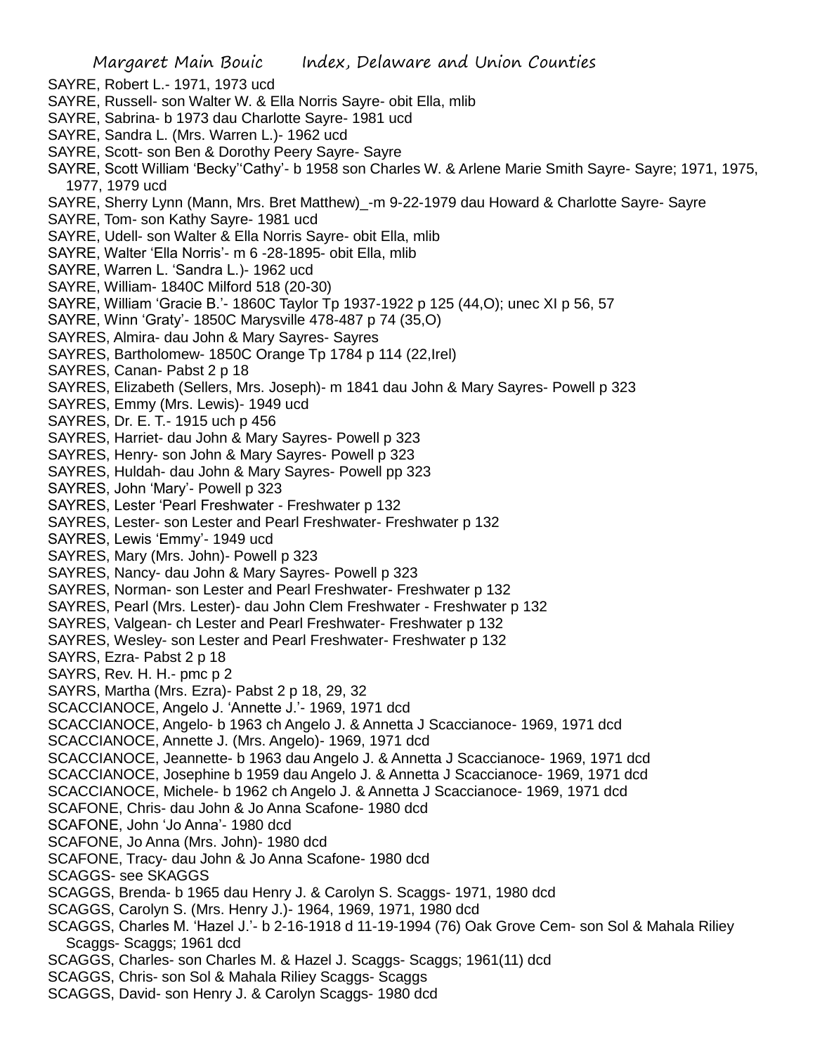SAYRE, Robert L.- 1971, 1973 ucd
SAYRE, Russell- son Walter W. & Ella Norris Sayre- obit Ella, mlib
SAYRE, Sabrina- b 1973 dau Charlotte Sayre- 1981 ucd
SAYRE, Sandra L. (Mrs. Warren L.)- 1962 ucd
SAYRE, Scott- son Ben & Dorothy Peery Sayre- Sayre
SAYRE, Scott William 'Becky''Cathy'- b 1958 son Charles W. & Arlene Marie Smith Sayre- Sayre; 1971, 1975, 1977, 1979 ucd
SAYRE, Sherry Lynn (Mann, Mrs. Bret Matthew)_-m 9-22-1979 dau Howard & Charlotte Sayre- Sayre
SAYRE, Tom- son Kathy Sayre- 1981 ucd
SAYRE, Udell- son Walter & Ella Norris Sayre- obit Ella, mlib
SAYRE, Walter 'Ella Norris'- m 6 -28-1895- obit Ella, mlib
SAYRE, Warren L. 'Sandra L.)- 1962 ucd
SAYRE, William- 1840C Milford 518 (20-30)
SAYRE, William 'Gracie B.'- 1860C Taylor Tp 1937-1922 p 125 (44,O); unec XI p 56, 57
SAYRE, Winn 'Graty'- 1850C Marysville 478-487 p 74 (35,O)
SAYRES, Almira- dau John & Mary Sayres- Sayres
SAYRES, Bartholomew- 1850C Orange Tp 1784 p 114 (22,Irel)
SAYRES, Canan- Pabst 2 p 18
SAYRES, Elizabeth (Sellers, Mrs. Joseph)- m 1841 dau John & Mary Sayres- Powell p 323
SAYRES, Emmy (Mrs. Lewis)- 1949 ucd
SAYRES, Dr. E. T.- 1915 uch p 456
SAYRES, Harriet- dau John & Mary Sayres- Powell p 323
SAYRES, Henry- son John & Mary Sayres- Powell p 323
SAYRES, Huldah- dau John & Mary Sayres- Powell pp 323
SAYRES, John 'Mary'- Powell p 323
SAYRES, Lester 'Pearl Freshwater - Freshwater p 132
SAYRES, Lester- son Lester and Pearl Freshwater- Freshwater p 132
SAYRES, Lewis 'Emmy'- 1949 ucd
SAYRES, Mary (Mrs. John)- Powell p 323
SAYRES, Nancy- dau John & Mary Sayres- Powell p 323
SAYRES, Norman- son Lester and Pearl Freshwater- Freshwater p 132
SAYRES, Pearl (Mrs. Lester)- dau John Clem Freshwater - Freshwater p 132
SAYRES, Valgean- ch Lester and Pearl Freshwater- Freshwater p 132
SAYRES, Wesley- son Lester and Pearl Freshwater- Freshwater p 132
SAYRS, Ezra- Pabst 2 p 18
SAYRS, Rev. H. H.- pmc p 2
SAYRS, Martha (Mrs. Ezra)- Pabst 2 p 18, 29, 32
SCACCIANOCE, Angelo J. 'Annette J.'- 1969, 1971 dcd
SCACCIANOCE, Angelo- b 1963 ch Angelo J. & Annetta J Scaccianoce- 1969, 1971 dcd
SCACCIANOCE, Annette J. (Mrs. Angelo)- 1969, 1971 dcd
SCACCIANOCE, Jeannette- b 1963 dau Angelo J. & Annetta J Scaccianoce- 1969, 1971 dcd
SCACCIANOCE, Josephine b 1959 dau Angelo J. & Annetta J Scaccianoce- 1969, 1971 dcd
SCACCIANOCE, Michele- b 1962 ch Angelo J. & Annetta J Scaccianoce- 1969, 1971 dcd
SCAFONE, Chris- dau John & Jo Anna Scafone- 1980 dcd
SCAFONE, John 'Jo Anna'- 1980 dcd
SCAFONE, Jo Anna (Mrs. John)- 1980 dcd
SCAFONE, Tracy- dau John & Jo Anna Scafone- 1980 dcd
SCAGGS- see SKAGGS
SCAGGS, Brenda- b 1965 dau Henry J. & Carolyn S. Scaggs- 1971, 1980 dcd
SCAGGS, Carolyn S. (Mrs. Henry J.)- 1964, 1969, 1971, 1980 dcd
SCAGGS, Charles M. 'Hazel J.'- b 2-16-1918 d 11-19-1994 (76) Oak Grove Cem- son Sol & Mahala Riliey Scaggs- Scaggs; 1961 dcd
SCAGGS, Charles- son Charles M. & Hazel J. Scaggs- Scaggs; 1961(11) dcd
SCAGGS, Chris- son Sol & Mahala Riliey Scaggs- Scaggs
SCAGGS, David- son Henry J. & Carolyn Scaggs- 1980 dcd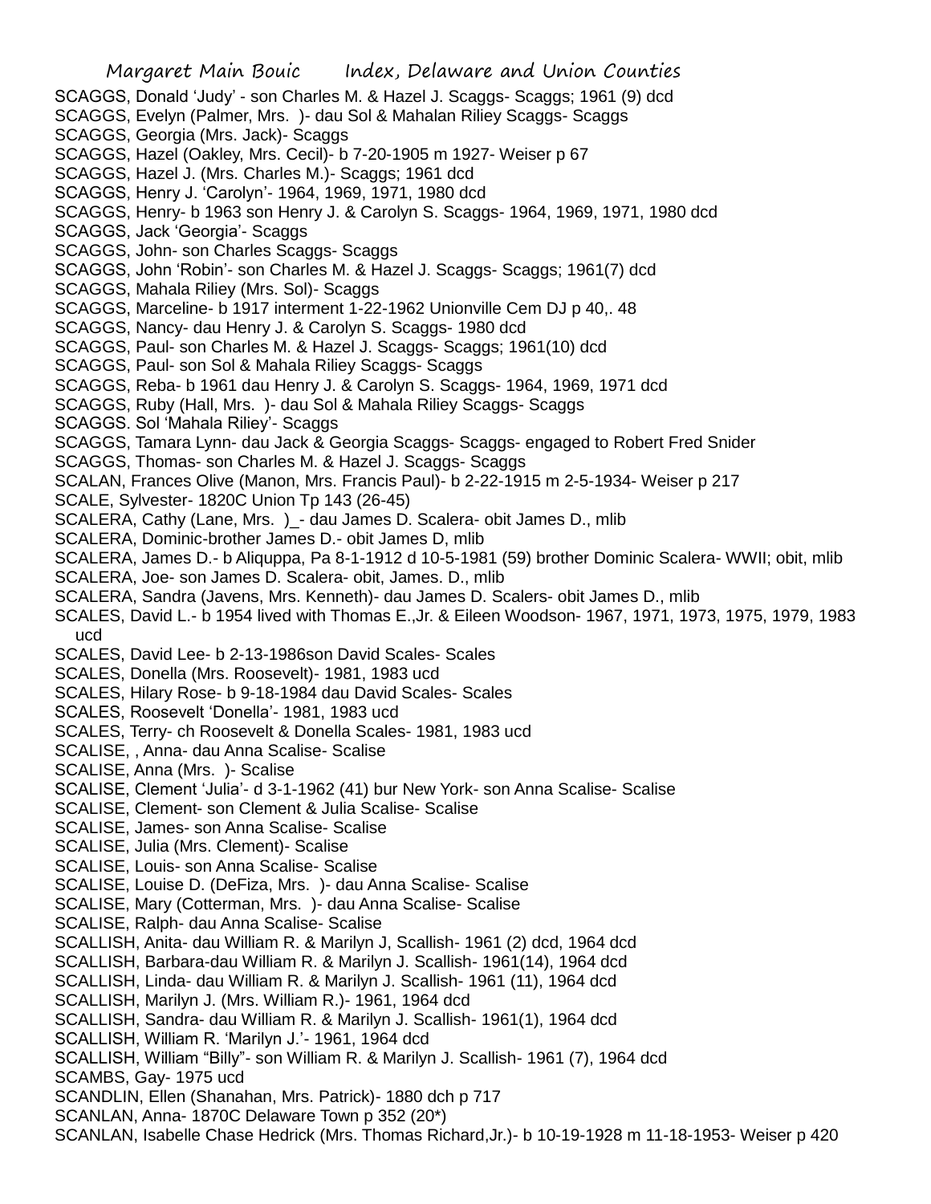SCAGGS, Donald 'Judy' - son Charles M. & Hazel J. Scaggs- Scaggs; 1961 (9) dcd
SCAGGS, Evelyn (Palmer, Mrs. )- dau Sol & Mahalan Riliey Scaggs- Scaggs
SCAGGS, Georgia (Mrs. Jack)- Scaggs
SCAGGS, Hazel (Oakley, Mrs. Cecil)- b 7-20-1905 m 1927- Weiser p 67
SCAGGS, Hazel J. (Mrs. Charles M.)- Scaggs; 1961 dcd
SCAGGS, Henry J. 'Carolyn'- 1964, 1969, 1971, 1980 dcd
SCAGGS, Henry- b 1963 son Henry J. & Carolyn S. Scaggs- 1964, 1969, 1971, 1980 dcd
SCAGGS, Jack 'Georgia'- Scaggs
SCAGGS, John- son Charles Scaggs- Scaggs
SCAGGS, John 'Robin'- son Charles M. & Hazel J. Scaggs- Scaggs; 1961(7) dcd
SCAGGS, Mahala Riliey (Mrs. Sol)- Scaggs
SCAGGS, Marceline- b 1917 interment 1-22-1962 Unionville Cem DJ p 40,. 48
SCAGGS, Nancy- dau Henry J. & Carolyn S. Scaggs- 1980 dcd
SCAGGS, Paul- son Charles M. & Hazel J. Scaggs- Scaggs; 1961(10) dcd
SCAGGS, Paul- son Sol & Mahala Riliey Scaggs- Scaggs
SCAGGS, Reba- b 1961 dau Henry J. & Carolyn S. Scaggs- 1964, 1969, 1971 dcd
SCAGGS, Ruby (Hall, Mrs. )- dau Sol & Mahala Riliey Scaggs- Scaggs
SCAGGS. Sol 'Mahala Riliey'- Scaggs
SCAGGS, Tamara Lynn- dau Jack & Georgia Scaggs- Scaggs- engaged to Robert Fred Snider
SCAGGS, Thomas- son Charles M. & Hazel J. Scaggs- Scaggs
SCALAN, Frances Olive (Manon, Mrs. Francis Paul)- b 2-22-1915 m 2-5-1934- Weiser p 217
SCALE, Sylvester- 1820C Union Tp 143 (26-45)
SCALERA, Cathy (Lane, Mrs. )_- dau James D. Scalera- obit James D., mlib
SCALERA, Dominic-brother James D.- obit James D, mlib
SCALERA, James D.- b Aliquppa, Pa 8-1-1912 d 10-5-1981 (59) brother Dominic Scalera- WWII; obit, mlib
SCALERA, Joe- son James D. Scalera- obit, James. D., mlib
SCALERA, Sandra (Javens, Mrs. Kenneth)- dau James D. Scalers- obit James D., mlib
SCALES, David L.- b 1954 lived with Thomas E.,Jr. & Eileen Woodson- 1967, 1971, 1973, 1975, 1979, 1983 ucd
SCALES, David Lee- b 2-13-1986son David Scales- Scales
SCALES, Donella (Mrs. Roosevelt)- 1981, 1983 ucd
SCALES, Hilary Rose- b 9-18-1984 dau David Scales- Scales
SCALES, Roosevelt 'Donella'- 1981, 1983 ucd
SCALES, Terry- ch Roosevelt & Donella Scales- 1981, 1983 ucd
SCALISE, , Anna- dau Anna Scalise- Scalise
SCALISE, Anna (Mrs. )- Scalise
SCALISE, Clement 'Julia'- d 3-1-1962 (41) bur New York- son Anna Scalise- Scalise
SCALISE, Clement- son Clement & Julia Scalise- Scalise
SCALISE, James- son Anna Scalise- Scalise
SCALISE, Julia (Mrs. Clement)- Scalise
SCALISE, Louis- son Anna Scalise- Scalise
SCALISE, Louise D. (DeFiza, Mrs. )- dau Anna Scalise- Scalise
SCALISE, Mary (Cotterman, Mrs. )- dau Anna Scalise- Scalise
SCALISE, Ralph- dau Anna Scalise- Scalise
SCALLISH, Anita- dau William R. & Marilyn J, Scallish- 1961 (2) dcd, 1964 dcd
SCALLISH, Barbara-dau William R. & Marilyn J. Scallish- 1961(14), 1964 dcd
SCALLISH, Linda- dau William R. & Marilyn J. Scallish- 1961 (11), 1964 dcd
SCALLISH, Marilyn J. (Mrs. William R.)- 1961, 1964 dcd
SCALLISH, Sandra- dau William R. & Marilyn J. Scallish- 1961(1), 1964 dcd
SCALLISH, William R. 'Marilyn J.'- 1961, 1964 dcd
SCALLISH, William "Billy"- son William R. & Marilyn J. Scallish- 1961 (7), 1964 dcd
SCAMBS, Gay- 1975 ucd
SCANDLIN, Ellen (Shanahan, Mrs. Patrick)- 1880 dch p 717
SCANLAN, Anna- 1870C Delaware Town p 352 (20*)
SCANLAN, Isabelle Chase Hedrick (Mrs. Thomas Richard,Jr.)- b 10-19-1928 m 11-18-1953- Weiser p 420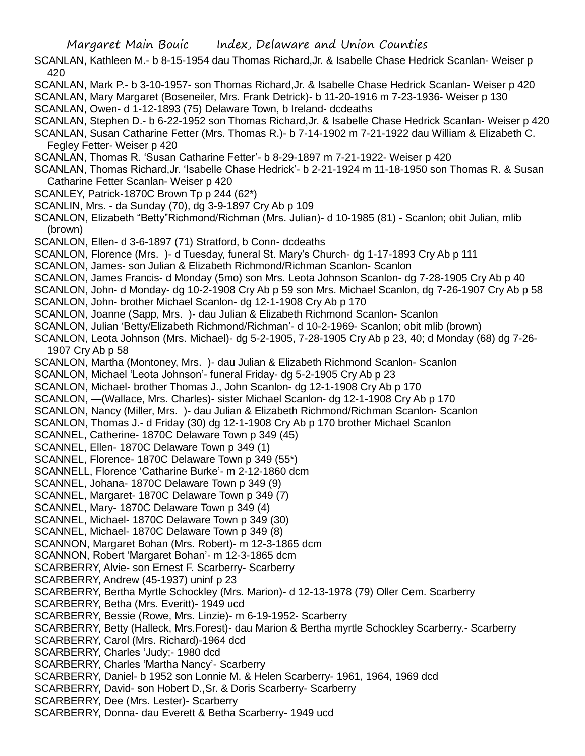SCANLAN, Kathleen M.- b 8-15-1954 dau Thomas Richard,Jr. & Isabelle Chase Hedrick Scanlan- Weiser p 420

SCANLAN, Mark P.- b 3-10-1957- son Thomas Richard,Jr. & Isabelle Chase Hedrick Scanlan- Weiser p 420

SCANLAN, Mary Margaret (Boseneiler, Mrs. Frank Detrick)- b 11-20-1916 m 7-23-1936- Weiser p 130

SCANLAN, Owen- d 1-12-1893 (75) Delaware Town, b Ireland- dcdeaths

SCANLAN, Stephen D.- b 6-22-1952 son Thomas Richard,Jr. & Isabelle Chase Hedrick Scanlan- Weiser p 420

SCANLAN, Susan Catharine Fetter (Mrs. Thomas R.)- b 7-14-1902 m 7-21-1922 dau William & Elizabeth C. Fegley Fetter- Weiser p 420

SCANLAN, Thomas R. 'Susan Catharine Fetter'- b 8-29-1897 m 7-21-1922- Weiser p 420

SCANLAN, Thomas Richard,Jr. 'Isabelle Chase Hedrick'- b 2-21-1924 m 11-18-1950 son Thomas R. & Susan Catharine Fetter Scanlan- Weiser p 420

SCANLEY, Patrick-1870C Brown Tp p 244 (62*)

SCANLIN, Mrs. - da Sunday (70), dg 3-9-1897 Cry Ab p 109

SCANLON, Elizabeth "Betty"Richmond/Richman (Mrs. Julian)- d 10-1985 (81) - Scanlon; obit Julian, mlib (brown)

SCANLON, Ellen- d 3-6-1897 (71) Stratford, b Conn- dcdeaths

SCANLON, Florence (Mrs. )- d Tuesday, funeral St. Mary's Church- dg 1-17-1893 Cry Ab p 111

SCANLON, James- son Julian & Elizabeth Richmond/Richman Scanlon- Scanlon

SCANLON, James Francis- d Monday (5mo) son Mrs. Leota Johnson Scanlon- dg 7-28-1905 Cry Ab p 40

SCANLON, John- d Monday- dg 10-2-1908 Cry Ab p 59 son Mrs. Michael Scanlon, dg 7-26-1907 Cry Ab p 58

SCANLON, John- brother Michael Scanlon- dg 12-1-1908 Cry Ab p 170

SCANLON, Joanne (Sapp, Mrs. )- dau Julian & Elizabeth Richmond Scanlon- Scanlon

SCANLON, Julian 'Betty/Elizabeth Richmond/Richman'- d 10-2-1969- Scanlon; obit mlib (brown)

SCANLON, Leota Johnson (Mrs. Michael)- dg 5-2-1905, 7-28-1905 Cry Ab p 23, 40; d Monday (68) dg 7-26-1907 Cry Ab p 58

SCANLON, Martha (Montoney, Mrs. )- dau Julian & Elizabeth Richmond Scanlon- Scanlon

SCANLON, Michael 'Leota Johnson'- funeral Friday- dg 5-2-1905 Cry Ab p 23

SCANLON, Michael- brother Thomas J., John Scanlon- dg 12-1-1908 Cry Ab p 170

SCANLON, —(Wallace, Mrs. Charles)- sister Michael Scanlon- dg 12-1-1908 Cry Ab p 170

SCANLON, Nancy (Miller, Mrs. )- dau Julian & Elizabeth Richmond/Richman Scanlon- Scanlon

SCANLON, Thomas J.- d Friday (30) dg 12-1-1908 Cry Ab p 170 brother Michael Scanlon

SCANNEL, Catherine- 1870C Delaware Town p 349 (45)

SCANNEL, Ellen- 1870C Delaware Town p 349 (1)

SCANNEL, Florence- 1870C Delaware Town p 349 (55*)

SCANNELL, Florence 'Catharine Burke'- m 2-12-1860 dcm

SCANNEL, Johana- 1870C Delaware Town p 349 (9)

SCANNEL, Margaret- 1870C Delaware Town p 349 (7)

SCANNEL, Mary- 1870C Delaware Town p 349 (4)

SCANNEL, Michael- 1870C Delaware Town p 349 (30)

SCANNEL, Michael- 1870C Delaware Town p 349 (8)

SCANNON, Margaret Bohan (Mrs. Robert)- m 12-3-1865 dcm

SCANNON, Robert 'Margaret Bohan'- m 12-3-1865 dcm

SCARBERRY, Alvie- son Ernest F. Scarberry- Scarberry

SCARBERRY, Andrew (45-1937) uninf p 23

SCARBERRY, Bertha Myrtle Schockley (Mrs. Marion)- d 12-13-1978 (79) Oller Cem. Scarberry

SCARBERRY, Betha (Mrs. Everitt)- 1949 ucd

SCARBERRY, Bessie (Rowe, Mrs. Linzie)- m 6-19-1952- Scarberry

SCARBERRY, Betty (Halleck, Mrs.Forest)- dau Marion & Bertha myrtle Schockley Scarberry.- Scarberry

SCARBERRY, Carol (Mrs. Richard)-1964 dcd

SCARBERRY, Charles 'Judy;- 1980 dcd

SCARBERRY, Charles 'Martha Nancy'- Scarberry

SCARBERRY, Daniel- b 1952 son Lonnie M. & Helen Scarberry- 1961, 1964, 1969 dcd

SCARBERRY, David- son Hobert D.,Sr. & Doris Scarberry- Scarberry

SCARBERRY, Dee (Mrs. Lester)- Scarberry

SCARBERRY, Donna- dau Everett & Betha Scarberry- 1949 ucd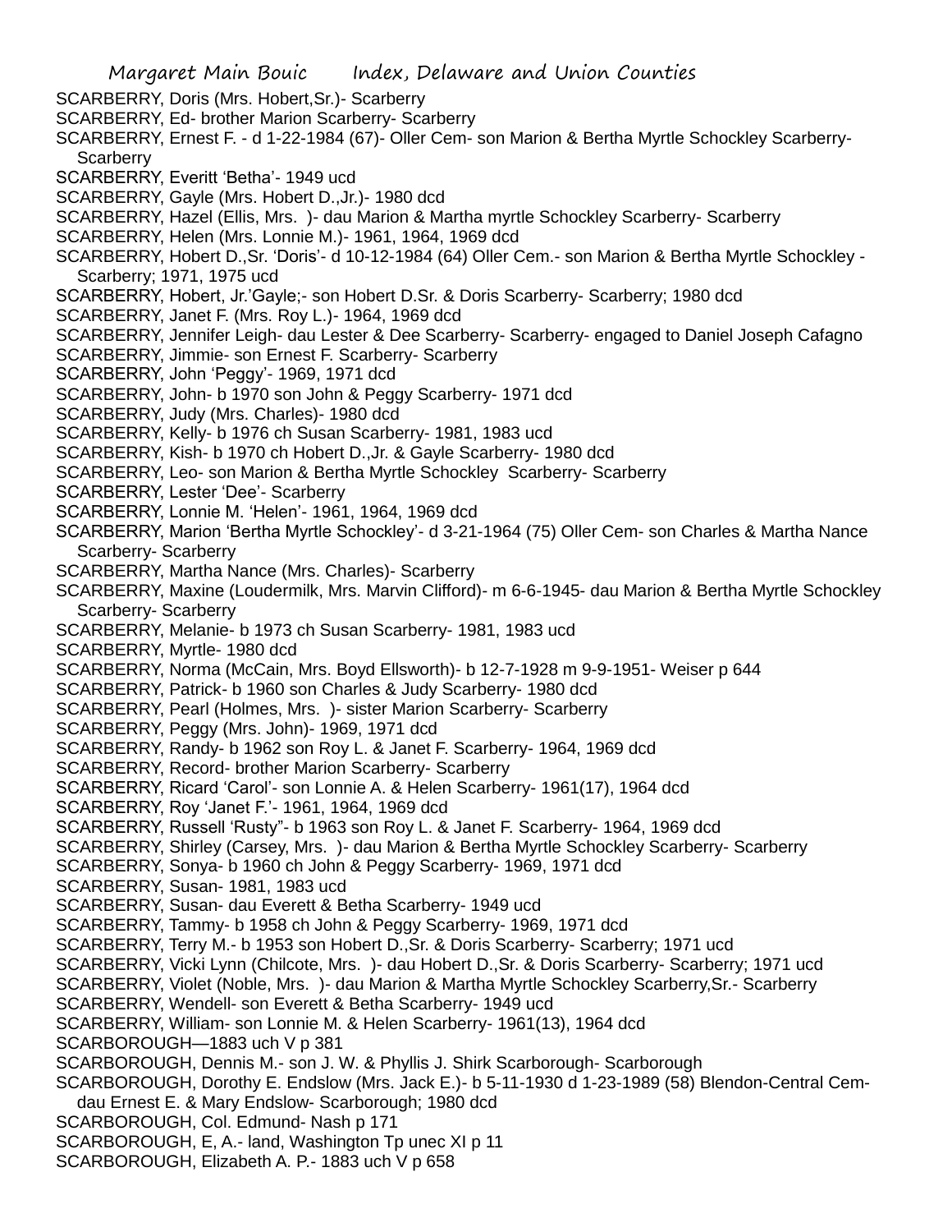SCARBERRY, Doris (Mrs. Hobert,Sr.)- Scarberry
SCARBERRY, Ed- brother Marion Scarberry- Scarberry
SCARBERRY, Ernest F. - d 1-22-1984 (67)- Oller Cem- son Marion & Bertha Myrtle Schockley Scarberry- Scarberry
SCARBERRY, Everitt 'Betha'- 1949 ucd
SCARBERRY, Gayle (Mrs. Hobert D.,Jr.)- 1980 dcd
SCARBERRY, Hazel (Ellis, Mrs. )- dau Marion & Martha myrtle Schockley Scarberry- Scarberry
SCARBERRY, Helen (Mrs. Lonnie M.)- 1961, 1964, 1969 dcd
SCARBERRY, Hobert D.,Sr. 'Doris'- d 10-12-1984 (64) Oller Cem.- son Marion & Bertha Myrtle Schockley - Scarberry; 1971, 1975 ucd
SCARBERRY, Hobert, Jr.'Gayle;- son Hobert D.Sr. & Doris Scarberry- Scarberry; 1980 dcd
SCARBERRY, Janet F. (Mrs. Roy L.)- 1964, 1969 dcd
SCARBERRY, Jennifer Leigh- dau Lester & Dee Scarberry- Scarberry- engaged to Daniel Joseph Cafagno
SCARBERRY, Jimmie- son Ernest F. Scarberry- Scarberry
SCARBERRY, John 'Peggy'- 1969, 1971 dcd
SCARBERRY, John- b 1970 son John & Peggy Scarberry- 1971 dcd
SCARBERRY, Judy (Mrs. Charles)- 1980 dcd
SCARBERRY, Kelly- b 1976 ch Susan Scarberry- 1981, 1983 ucd
SCARBERRY, Kish- b 1970 ch Hobert D.,Jr. & Gayle Scarberry- 1980 dcd
SCARBERRY, Leo- son Marion & Bertha Myrtle Schockley Scarberry- Scarberry
SCARBERRY, Lester 'Dee'- Scarberry
SCARBERRY, Lonnie M. 'Helen'- 1961, 1964, 1969 dcd
SCARBERRY, Marion 'Bertha Myrtle Schockley'- d 3-21-1964 (75) Oller Cem- son Charles & Martha Nance Scarberry- Scarberry
SCARBERRY, Martha Nance (Mrs. Charles)- Scarberry
SCARBERRY, Maxine (Loudermilk, Mrs. Marvin Clifford)- m 6-6-1945- dau Marion & Bertha Myrtle Schockley Scarberry- Scarberry
SCARBERRY, Melanie- b 1973 ch Susan Scarberry- 1981, 1983 ucd
SCARBERRY, Myrtle- 1980 dcd
SCARBERRY, Norma (McCain, Mrs. Boyd Ellsworth)- b 12-7-1928 m 9-9-1951- Weiser p 644
SCARBERRY, Patrick- b 1960 son Charles & Judy Scarberry- 1980 dcd
SCARBERRY, Pearl (Holmes, Mrs. )- sister Marion Scarberry- Scarberry
SCARBERRY, Peggy (Mrs. John)- 1969, 1971 dcd
SCARBERRY, Randy- b 1962 son Roy L. & Janet F. Scarberry- 1964, 1969 dcd
SCARBERRY, Record- brother Marion Scarberry- Scarberry
SCARBERRY, Ricard 'Carol'- son Lonnie A. & Helen Scarberry- 1961(17), 1964 dcd
SCARBERRY, Roy 'Janet F.'- 1961, 1964, 1969 dcd
SCARBERRY, Russell 'Rusty"- b 1963 son Roy L. & Janet F. Scarberry- 1964, 1969 dcd
SCARBERRY, Shirley (Carsey, Mrs. )- dau Marion & Bertha Myrtle Schockley Scarberry- Scarberry
SCARBERRY, Sonya- b 1960 ch John & Peggy Scarberry- 1969, 1971 dcd
SCARBERRY, Susan- 1981, 1983 ucd
SCARBERRY, Susan- dau Everett & Betha Scarberry- 1949 ucd
SCARBERRY, Tammy- b 1958 ch John & Peggy Scarberry- 1969, 1971 dcd
SCARBERRY, Terry M.- b 1953 son Hobert D.,Sr. & Doris Scarberry- Scarberry; 1971 ucd
SCARBERRY, Vicki Lynn (Chilcote, Mrs. )- dau Hobert D.,Sr. & Doris Scarberry- Scarberry; 1971 ucd
SCARBERRY, Violet (Noble, Mrs. )- dau Marion & Martha Myrtle Schockley Scarberry,Sr.- Scarberry
SCARBERRY, Wendell- son Everett & Betha Scarberry- 1949 ucd
SCARBERRY, William- son Lonnie M. & Helen Scarberry- 1961(13), 1964 dcd
SCARBOROUGH—1883 uch V p 381
SCARBOROUGH, Dennis M.- son J. W. & Phyllis J. Shirk Scarborough- Scarborough
SCARBOROUGH, Dorothy E. Endslow (Mrs. Jack E.)- b 5-11-1930 d 1-23-1989 (58) Blendon-Central Cem- dau Ernest E. & Mary Endslow- Scarborough; 1980 dcd
SCARBOROUGH, Col. Edmund- Nash p 171
SCARBOROUGH, E, A.- land, Washington Tp unec XI p 11
SCARBOROUGH, Elizabeth A. P.- 1883 uch V p 658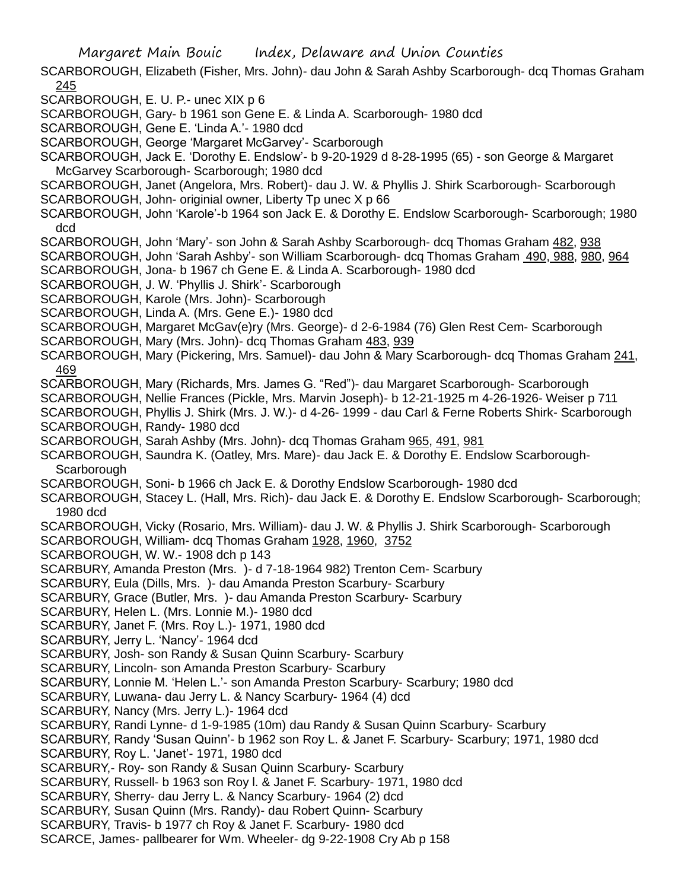SCARBOROUGH, Elizabeth (Fisher, Mrs. John)- dau John & Sarah Ashby Scarborough- dcq Thomas Graham 245

SCARBOROUGH, E. U. P.- unec XIX p 6

SCARBOROUGH, Gary- b 1961 son Gene E. & Linda A. Scarborough- 1980 dcd

SCARBOROUGH, Gene E. 'Linda A.'- 1980 dcd

SCARBOROUGH, George 'Margaret McGarvey'- Scarborough

SCARBOROUGH, Jack E. 'Dorothy E. Endslow'- b 9-20-1929 d 8-28-1995 (65) - son George & Margaret McGarvey Scarborough- Scarborough; 1980 dcd

SCARBOROUGH, Janet (Angelora, Mrs. Robert)- dau J. W. & Phyllis J. Shirk Scarborough- Scarborough

SCARBOROUGH, John- originial owner, Liberty Tp unec X p 66

SCARBOROUGH, John 'Karole'-b 1964 son Jack E. & Dorothy E. Endslow Scarborough- Scarborough; 1980 dcd

SCARBOROUGH, John 'Mary'- son John & Sarah Ashby Scarborough- dcq Thomas Graham 482, 938

SCARBOROUGH, John 'Sarah Ashby'- son William Scarborough- dcq Thomas Graham 490, 988, 980, 964

SCARBOROUGH, Jona- b 1967 ch Gene E. & Linda A. Scarborough- 1980 dcd

SCARBOROUGH, J. W. 'Phyllis J. Shirk'- Scarborough

SCARBOROUGH, Karole (Mrs. John)- Scarborough

SCARBOROUGH, Linda A. (Mrs. Gene E.)- 1980 dcd

SCARBOROUGH, Margaret McGav(e)ry (Mrs. George)- d 2-6-1984 (76) Glen Rest Cem- Scarborough

SCARBOROUGH, Mary (Mrs. John)- dcq Thomas Graham 483, 939

SCARBOROUGH, Mary (Pickering, Mrs. Samuel)- dau John & Mary Scarborough- dcq Thomas Graham 241, 469

SCARBOROUGH, Mary (Richards, Mrs. James G. "Red")- dau Margaret Scarborough- Scarborough

SCARBOROUGH, Nellie Frances (Pickle, Mrs. Marvin Joseph)- b 12-21-1925 m 4-26-1926- Weiser p 711

SCARBOROUGH, Phyllis J. Shirk (Mrs. J. W.)- d 4-26- 1999 - dau Carl & Ferne Roberts Shirk- Scarborough

SCARBOROUGH, Randy- 1980 dcd

SCARBOROUGH, Sarah Ashby (Mrs. John)- dcq Thomas Graham 965, 491, 981

SCARBOROUGH, Saundra K. (Oatley, Mrs. Mare)- dau Jack E. & Dorothy E. Endslow Scarborough- Scarborough

SCARBOROUGH, Soni- b 1966 ch Jack E. & Dorothy Endslow Scarborough- 1980 dcd

SCARBOROUGH, Stacey L. (Hall, Mrs. Rich)- dau Jack E. & Dorothy E. Endslow Scarborough- Scarborough; 1980 dcd

SCARBOROUGH, Vicky (Rosario, Mrs. William)- dau J. W. & Phyllis J. Shirk Scarborough- Scarborough

SCARBOROUGH, William- dcq Thomas Graham 1928, 1960, 3752

SCARBOROUGH, W. W.- 1908 dch p 143

SCARBURY, Amanda Preston (Mrs. )- d 7-18-1964 982) Trenton Cem- Scarbury

SCARBURY, Eula (Dills, Mrs. )- dau Amanda Preston Scarbury- Scarbury

SCARBURY, Grace (Butler, Mrs. )- dau Amanda Preston Scarbury- Scarbury

SCARBURY, Helen L. (Mrs. Lonnie M.)- 1980 dcd

SCARBURY, Janet F. (Mrs. Roy L.)- 1971, 1980 dcd

SCARBURY, Jerry L. 'Nancy'- 1964 dcd

SCARBURY, Josh- son Randy & Susan Quinn Scarbury- Scarbury

SCARBURY, Lincoln- son Amanda Preston Scarbury- Scarbury

SCARBURY, Lonnie M. 'Helen L.'- son Amanda Preston Scarbury- Scarbury; 1980 dcd

SCARBURY, Luwana- dau Jerry L. & Nancy Scarbury- 1964 (4) dcd

SCARBURY, Nancy (Mrs. Jerry L.)- 1964 dcd

SCARBURY, Randi Lynne- d 1-9-1985 (10m) dau Randy & Susan Quinn Scarbury- Scarbury

SCARBURY, Randy 'Susan Quinn'- b 1962 son Roy L. & Janet F. Scarbury- Scarbury; 1971, 1980 dcd

SCARBURY, Roy L. 'Janet'- 1971, 1980 dcd

SCARBURY,- Roy- son Randy & Susan Quinn Scarbury- Scarbury

SCARBURY, Russell- b 1963 son Roy l. & Janet F. Scarbury- 1971, 1980 dcd

SCARBURY, Sherry- dau Jerry L. & Nancy Scarbury- 1964 (2) dcd

SCARBURY, Susan Quinn (Mrs. Randy)- dau Robert Quinn- Scarbury

SCARBURY, Travis- b 1977 ch Roy & Janet F. Scarbury- 1980 dcd

SCARCE, James- pallbearer for Wm. Wheeler- dg 9-22-1908 Cry Ab p 158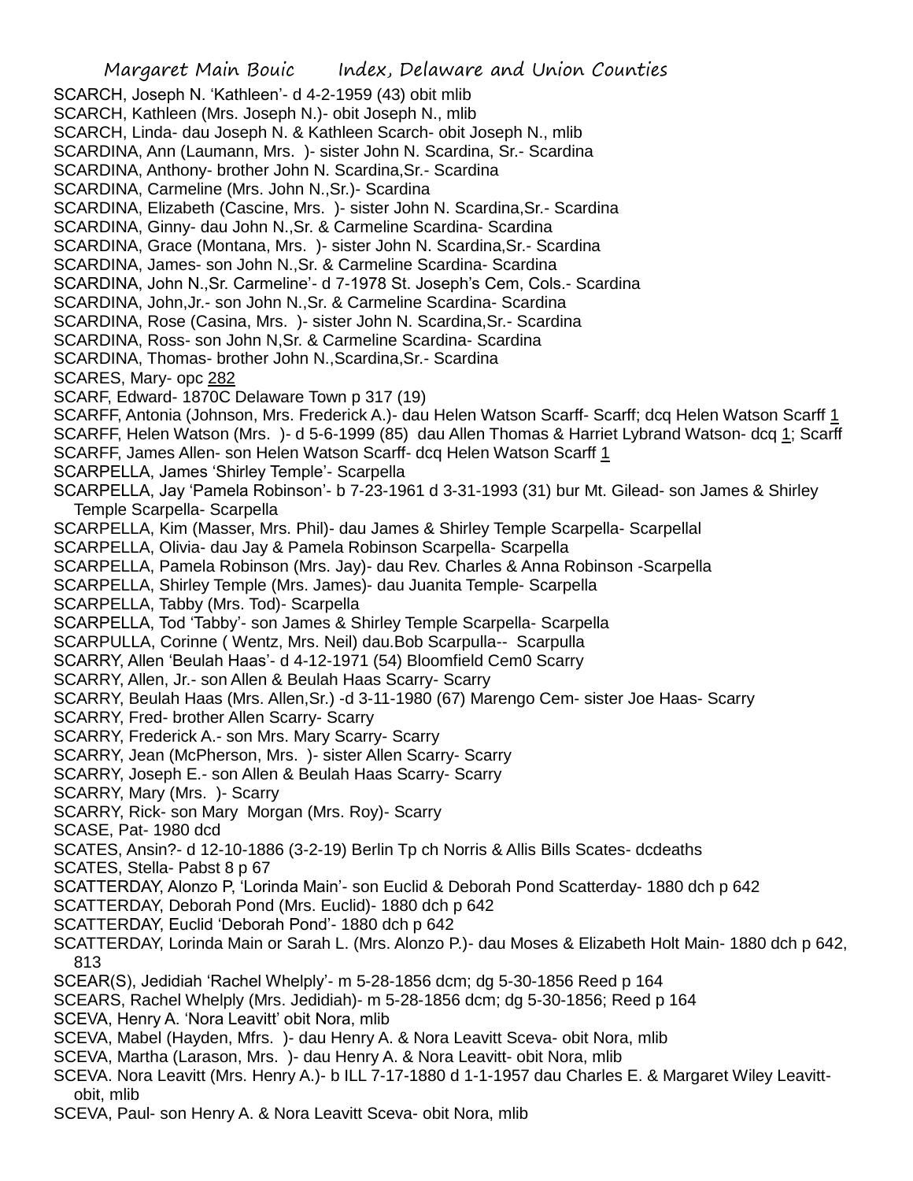SCARCH, Joseph N. 'Kathleen'- d 4-2-1959 (43) obit mlib
SCARCH, Kathleen (Mrs. Joseph N.)- obit Joseph N., mlib
SCARCH, Linda- dau Joseph N. & Kathleen Scarch- obit Joseph N., mlib
SCARDINA, Ann (Laumann, Mrs. )- sister John N. Scardina, Sr.- Scardina
SCARDINA, Anthony- brother John N. Scardina,Sr.- Scardina
SCARDINA, Carmeline (Mrs. John N.,Sr.)- Scardina
SCARDINA, Elizabeth (Cascine, Mrs. )- sister John N. Scardina,Sr.- Scardina
SCARDINA, Ginny- dau John N.,Sr. & Carmeline Scardina- Scardina
SCARDINA, Grace (Montana, Mrs. )- sister John N. Scardina,Sr.- Scardina
SCARDINA, James- son John N.,Sr. & Carmeline Scardina- Scardina
SCARDINA, John N.,Sr. Carmeline'- d 7-1978 St. Joseph's Cem, Cols.- Scardina
SCARDINA, John,Jr.- son John N.,Sr. & Carmeline Scardina- Scardina
SCARDINA, Rose (Casina, Mrs. )- sister John N. Scardina,Sr.- Scardina
SCARDINA, Ross- son John N,Sr. & Carmeline Scardina- Scardina
SCARDINA, Thomas- brother John N.,Scardina,Sr.- Scardina
SCARES, Mary- opc 282
SCARF, Edward- 1870C Delaware Town p 317 (19)
SCARFF, Antonia (Johnson, Mrs. Frederick A.)- dau Helen Watson Scarff- Scarff; dcq Helen Watson Scarff 1
SCARFF, Helen Watson (Mrs. )- d 5-6-1999 (85) dau Allen Thomas & Harriet Lybrand Watson- dcq 1; Scarff
SCARFF, James Allen- son Helen Watson Scarff- dcq Helen Watson Scarff 1
SCARPELLA, James 'Shirley Temple'- Scarpella
SCARPELLA, Jay 'Pamela Robinson'- b 7-23-1961 d 3-31-1993 (31) bur Mt. Gilead- son James & Shirley Temple Scarpella- Scarpella
SCARPELLA, Kim (Masser, Mrs. Phil)- dau James & Shirley Temple Scarpella- Scarpellal
SCARPELLA, Olivia- dau Jay & Pamela Robinson Scarpella- Scarpella
SCARPELLA, Pamela Robinson (Mrs. Jay)- dau Rev. Charles & Anna Robinson -Scarpella
SCARPELLA, Shirley Temple (Mrs. James)- dau Juanita Temple- Scarpella
SCARPELLA, Tabby (Mrs. Tod)- Scarpella
SCARPELLA, Tod 'Tabby'- son James & Shirley Temple Scarpella- Scarpella
SCARPULLA, Corinne ( Wentz, Mrs. Neil) dau.Bob Scarpulla-- Scarpulla
SCARRY, Allen 'Beulah Haas'- d 4-12-1971 (54) Bloomfield Cem0 Scarry
SCARRY, Allen, Jr.- son Allen & Beulah Haas Scarry- Scarry
SCARRY, Beulah Haas (Mrs. Allen,Sr.) -d 3-11-1980 (67) Marengo Cem- sister Joe Haas- Scarry
SCARRY, Fred- brother Allen Scarry- Scarry
SCARRY, Frederick A.- son Mrs. Mary Scarry- Scarry
SCARRY, Jean (McPherson, Mrs. )- sister Allen Scarry- Scarry
SCARRY, Joseph E.- son Allen & Beulah Haas Scarry- Scarry
SCARRY, Mary (Mrs. )- Scarry
SCARRY, Rick- son Mary Morgan (Mrs. Roy)- Scarry
SCASE, Pat- 1980 dcd
SCATES, Ansin?- d 12-10-1886 (3-2-19) Berlin Tp ch Norris & Allis Bills Scates- dcdeaths
SCATES, Stella- Pabst 8 p 67
SCATTERDAY, Alonzo P, 'Lorinda Main'- son Euclid & Deborah Pond Scatterday- 1880 dch p 642
SCATTERDAY, Deborah Pond (Mrs. Euclid)- 1880 dch p 642
SCATTERDAY, Euclid 'Deborah Pond'- 1880 dch p 642
SCATTERDAY, Lorinda Main or Sarah L. (Mrs. Alonzo P.)- dau Moses & Elizabeth Holt Main- 1880 dch p 642, 813
SCEAR(S), Jedidiah 'Rachel Whelply'- m 5-28-1856 dcm; dg 5-30-1856 Reed p 164
SCEARS, Rachel Whelply (Mrs. Jedidiah)- m 5-28-1856 dcm; dg 5-30-1856; Reed p 164
SCEVA, Henry A. 'Nora Leavitt' obit Nora, mlib
SCEVA, Mabel (Hayden, Mfrs. )- dau Henry A. & Nora Leavitt Sceva- obit Nora, mlib
SCEVA, Martha (Larason, Mrs. )- dau Henry A. & Nora Leavitt- obit Nora, mlib
SCEVA. Nora Leavitt (Mrs. Henry A.)- b ILL 7-17-1880 d 1-1-1957 dau Charles E. & Margaret Wiley Leavitt- obit, mlib
SCEVA, Paul- son Henry A. & Nora Leavitt Sceva- obit Nora, mlib